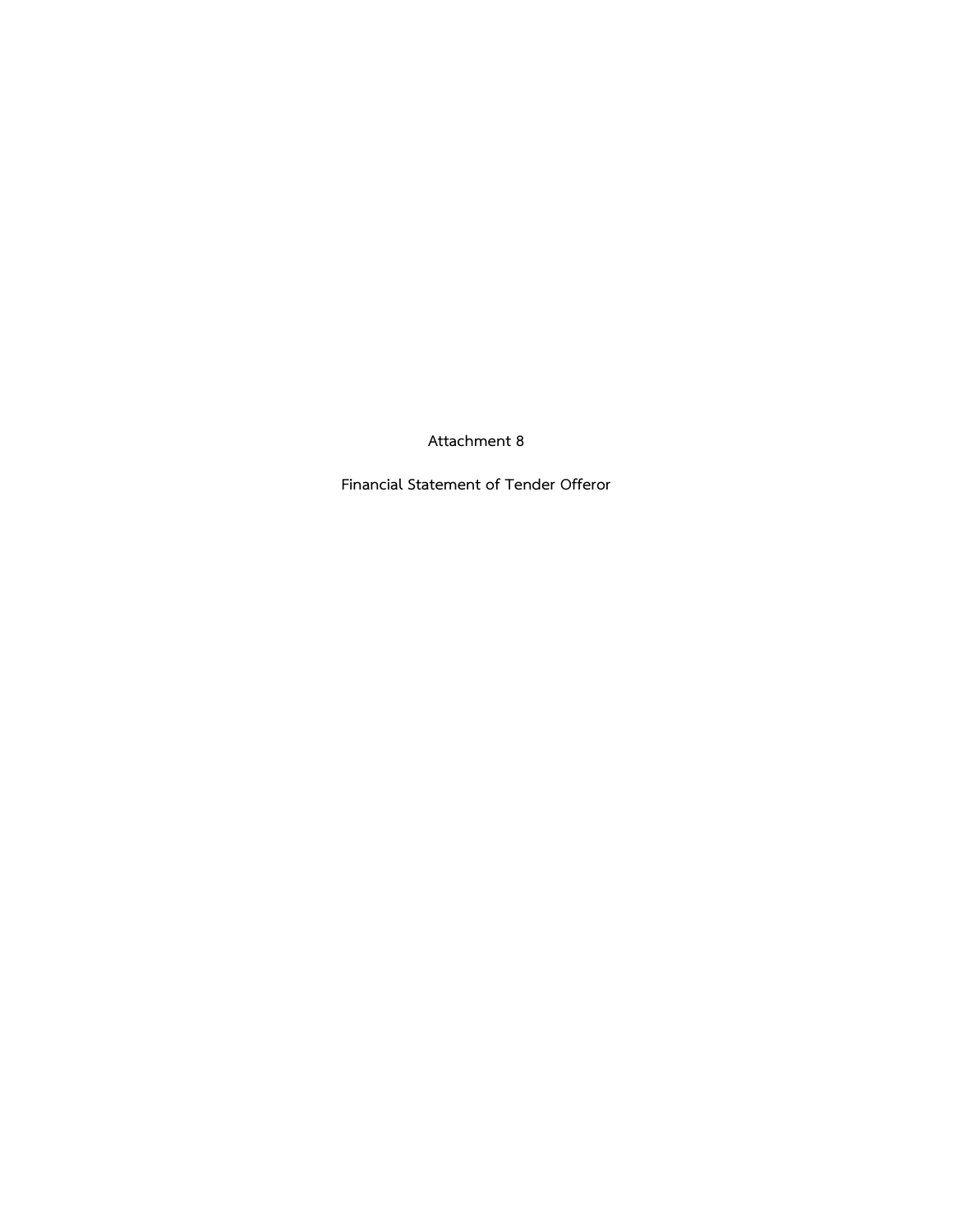# Attachment 8

## Financial Statement of Tender Offeror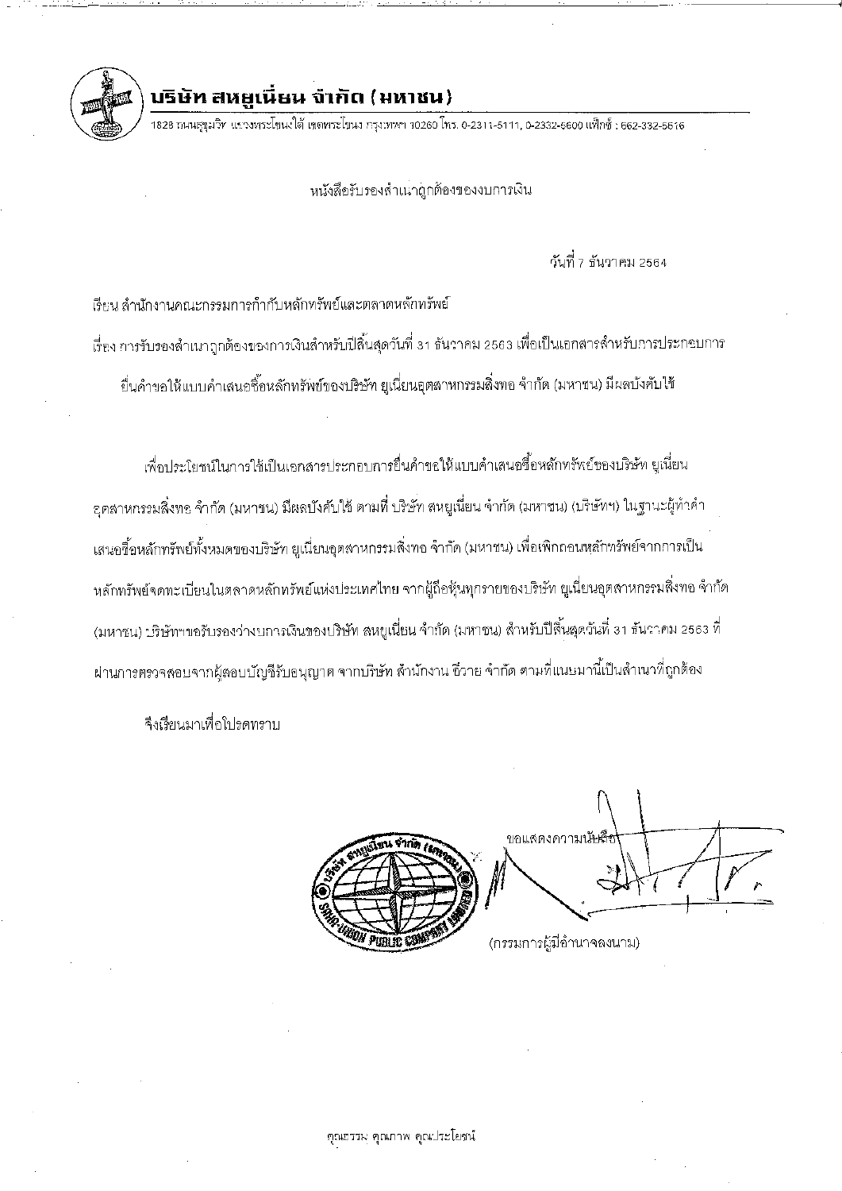# บริษัท สหยูเนี่ยน จำกัด (มหาชน)

1828 ถนนสุขุมวิท แขวงพระโขนงใต้ เขตพระโขนง กรุงเทพฯ 10260 โทร. 0-2311-5111, 0-2332-5600 แฟ็กซ์ : 662-332-5616

หนังสือรับรองสำเนาถูกต้องของงบการเงิน

วันที่ 7 ธันวาคม 2564

เรียน สำนักงานคณะกรรมการกำกับหลักทรัพย์และตลาดหลักทรัพย์

เรื่อง การรับรองสำเนาถูกต้องของการเงินสำหรับปีสิ้นสุดวันที่ 31 ธันวาคม 2563 เพื่อเป็นเอกสารสำหรับการประกอบการยื่นคำขอให้แบบคำเสนอซื้อหลักทรัพย์ของบริษัท ยูเนี่ยนอุตสาหกรรมสิ่งทอ จำกัด (มหาชน) มีผลบังคับใช้

เพื่อประโยชน์ในการใช้เป็นเอกสารประกอบการยื่นคำขอให้แบบคำเสนอซื้อหลักทรัพย์ของบริษัท ยูเนี่ยนอุตสาหกรรมสิ่งทอ จำกัด (มหาชน) มีผลบังคับใช้ ตามที่ บริษัท สหยูเนี่ยน จำกัด (มหาชน) (บริษัทฯ) ในฐานะผู้ทำคำเสนอซื้อหลักทรัพย์ทั้งหมดของบริษัท ยูเนี่ยนอุตสาหกรรมสิ่งทอ จำกัด (มหาชน) เพื่อเพิกถอนหลักทรัพย์จากการเป็นหลักทรัพย์จดทะเบียนในตลาดหลักทรัพย์แห่งประเทศไทย จากผู้ถือหุ้นทุกรายของบริษัท ยูเนี่ยนอุตสาหกรรมสิ่งทอ จำกัด (มหาชน) บริษัทฯขอรับรองว่างบการเงินของบริษัท สหยูเนี่ยน จำกัด (มหาชน) สำหรับปีสิ้นสุดวันที่ 31 ธันวาคม 2563 ที่ผ่านการตรวจสอบจากผู้สอบบัญชีรับอนุญาต จากบริษัท สำนักงาน อีวาย จำกัด ตามที่แนบมานี้เป็นสำเนาที่ถูกต้อง

จึงเรียนมาเพื่อโปรดทราบ

ขอแสดงความนับถือ

(กรรมการผู้มีอำนาจลงนาม)

คุณธรรม คุณภาพ คุณประโยชน์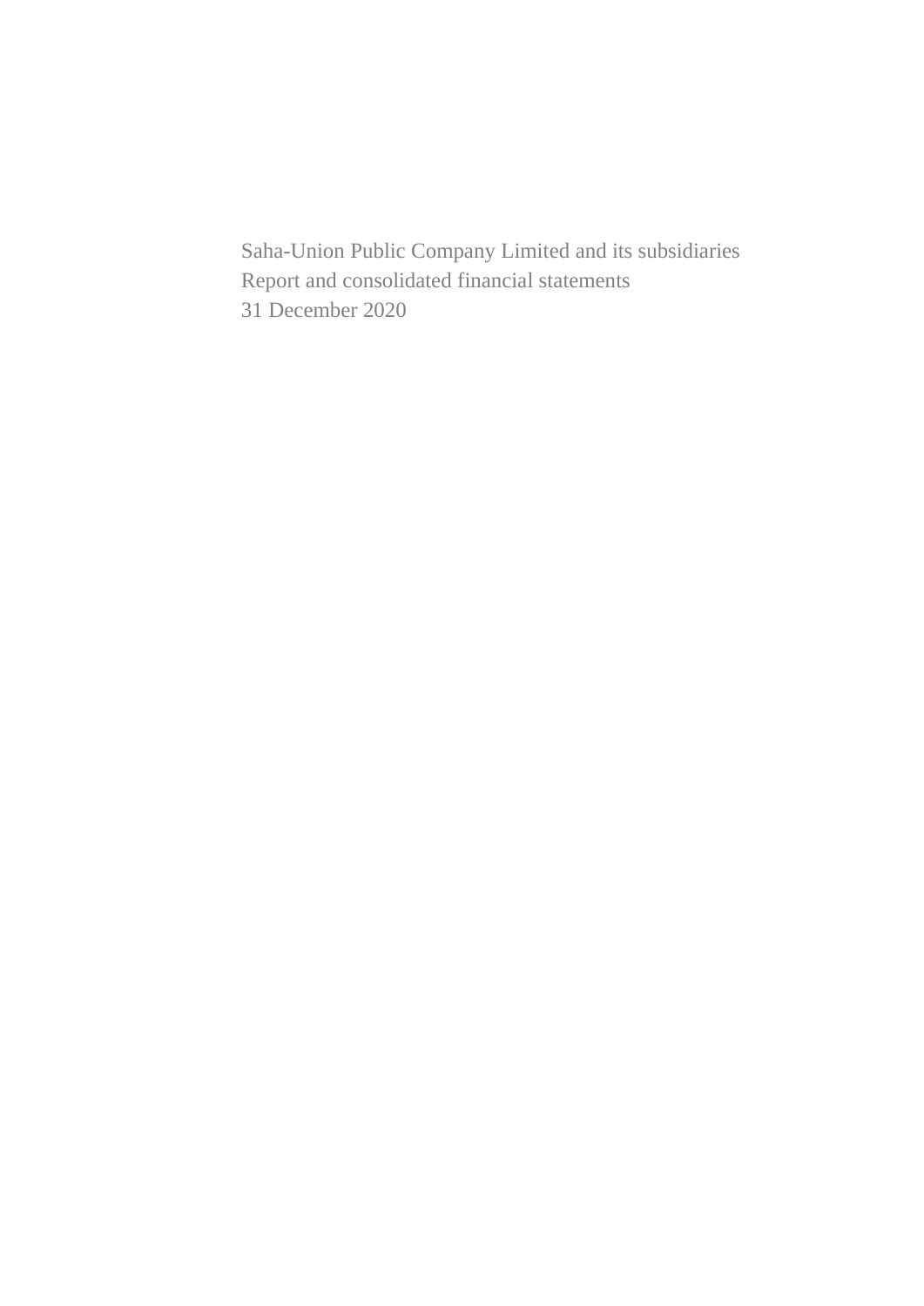Saha-Union Public Company Limited and its subsidiaries

Report and consolidated financial statements

31 December 2020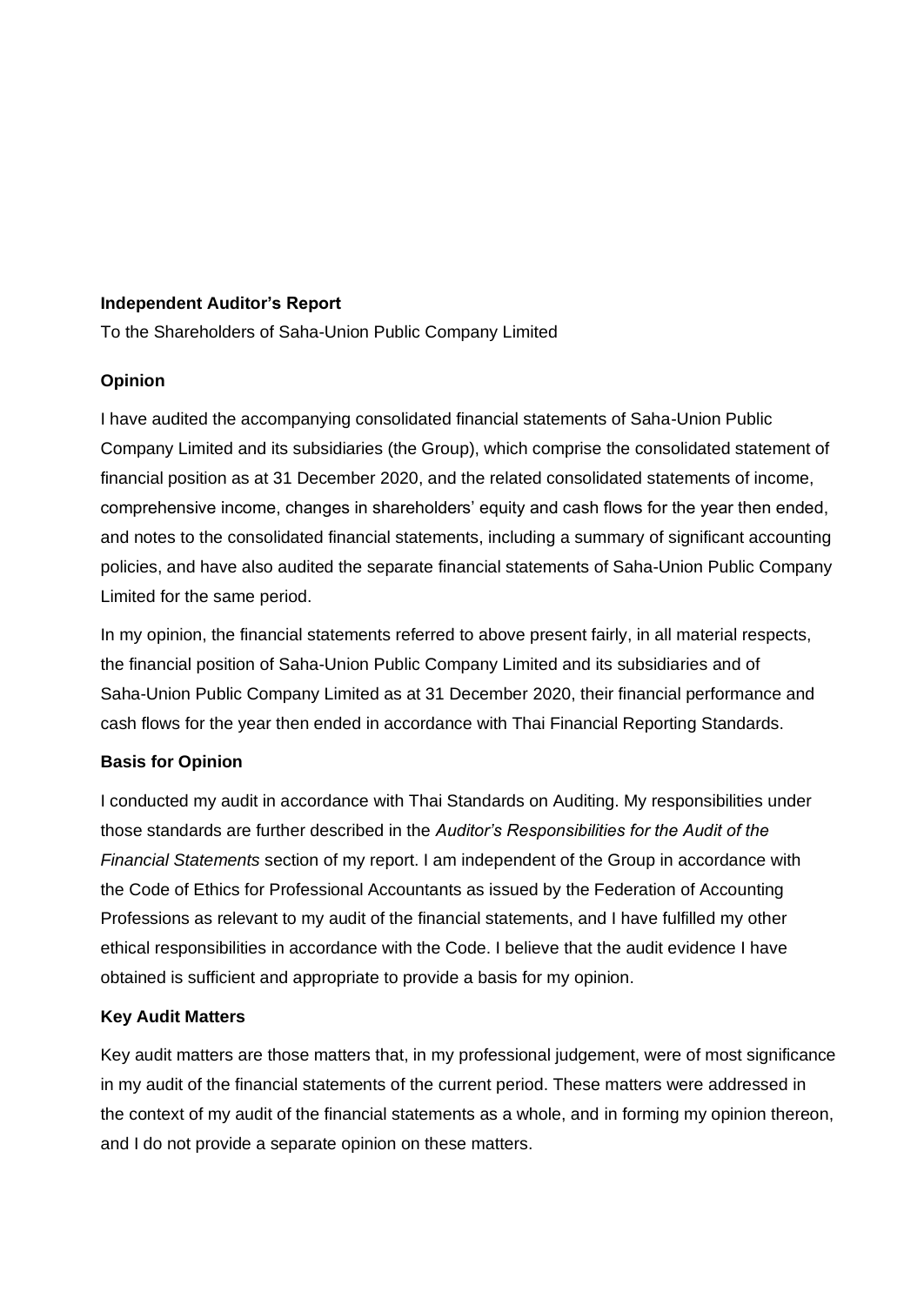**Independent Auditor's Report**

To the Shareholders of Saha-Union Public Company Limited

**Opinion**

I have audited the accompanying consolidated financial statements of Saha-Union Public Company Limited and its subsidiaries (the Group), which comprise the consolidated statement of financial position as at 31 December 2020, and the related consolidated statements of income, comprehensive income, changes in shareholders' equity and cash flows for the year then ended, and notes to the consolidated financial statements, including a summary of significant accounting policies, and have also audited the separate financial statements of Saha-Union Public Company Limited for the same period.

In my opinion, the financial statements referred to above present fairly, in all material respects, the financial position of Saha-Union Public Company Limited and its subsidiaries and of Saha-Union Public Company Limited as at 31 December 2020, their financial performance and cash flows for the year then ended in accordance with Thai Financial Reporting Standards.

**Basis for Opinion**

I conducted my audit in accordance with Thai Standards on Auditing. My responsibilities under those standards are further described in the *Auditor's Responsibilities for the Audit of the Financial Statements* section of my report. I am independent of the Group in accordance with the Code of Ethics for Professional Accountants as issued by the Federation of Accounting Professions as relevant to my audit of the financial statements, and I have fulfilled my other ethical responsibilities in accordance with the Code. I believe that the audit evidence I have obtained is sufficient and appropriate to provide a basis for my opinion.

**Key Audit Matters**

Key audit matters are those matters that, in my professional judgement, were of most significance in my audit of the financial statements of the current period. These matters were addressed in the context of my audit of the financial statements as a whole, and in forming my opinion thereon, and I do not provide a separate opinion on these matters.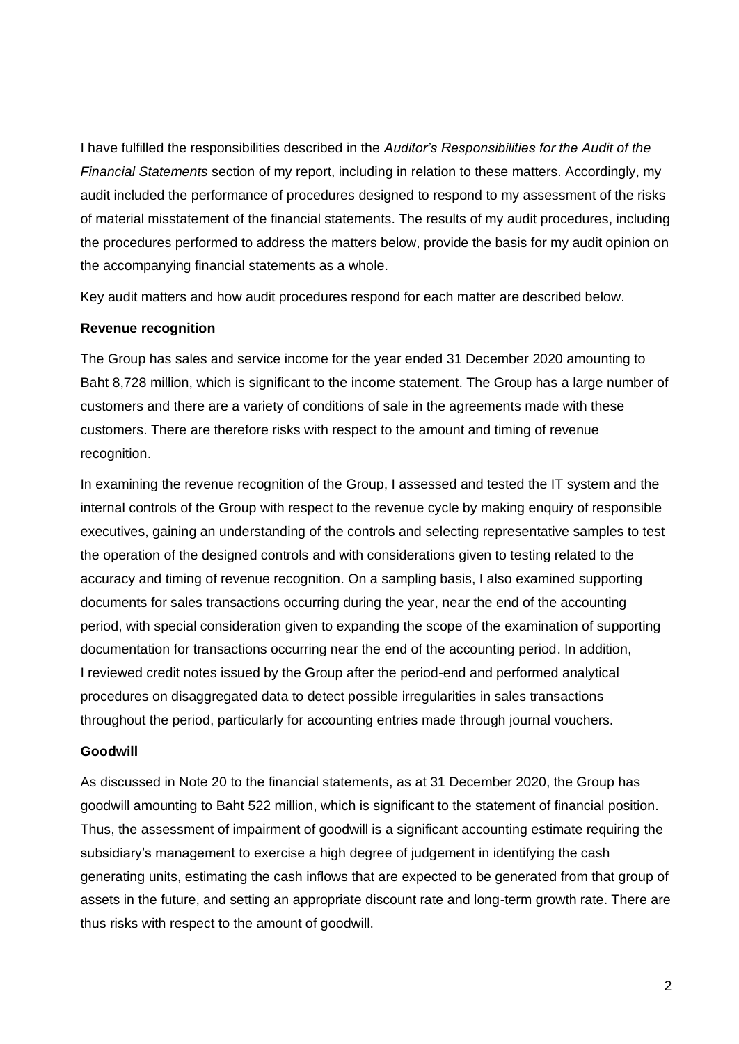I have fulfilled the responsibilities described in the *Auditor's Responsibilities for the Audit of the Financial Statements* section of my report, including in relation to these matters. Accordingly, my audit included the performance of procedures designed to respond to my assessment of the risks of material misstatement of the financial statements. The results of my audit procedures, including the procedures performed to address the matters below, provide the basis for my audit opinion on the accompanying financial statements as a whole.

Key audit matters and how audit procedures respond for each matter are described below.

**Revenue recognition**

The Group has sales and service income for the year ended 31 December 2020 amounting to Baht 8,728 million, which is significant to the income statement. The Group has a large number of customers and there are a variety of conditions of sale in the agreements made with these customers. There are therefore risks with respect to the amount and timing of revenue recognition.

In examining the revenue recognition of the Group, I assessed and tested the IT system and the internal controls of the Group with respect to the revenue cycle by making enquiry of responsible executives, gaining an understanding of the controls and selecting representative samples to test the operation of the designed controls and with considerations given to testing related to the accuracy and timing of revenue recognition. On a sampling basis, I also examined supporting documents for sales transactions occurring during the year, near the end of the accounting period, with special consideration given to expanding the scope of the examination of supporting documentation for transactions occurring near the end of the accounting period. In addition, I reviewed credit notes issued by the Group after the period-end and performed analytical procedures on disaggregated data to detect possible irregularities in sales transactions throughout the period, particularly for accounting entries made through journal vouchers.

**Goodwill**

As discussed in Note 20 to the financial statements, as at 31 December 2020, the Group has goodwill amounting to Baht 522 million, which is significant to the statement of financial position. Thus, the assessment of impairment of goodwill is a significant accounting estimate requiring the subsidiary's management to exercise a high degree of judgement in identifying the cash generating units, estimating the cash inflows that are expected to be generated from that group of assets in the future, and setting an appropriate discount rate and long-term growth rate. There are thus risks with respect to the amount of goodwill.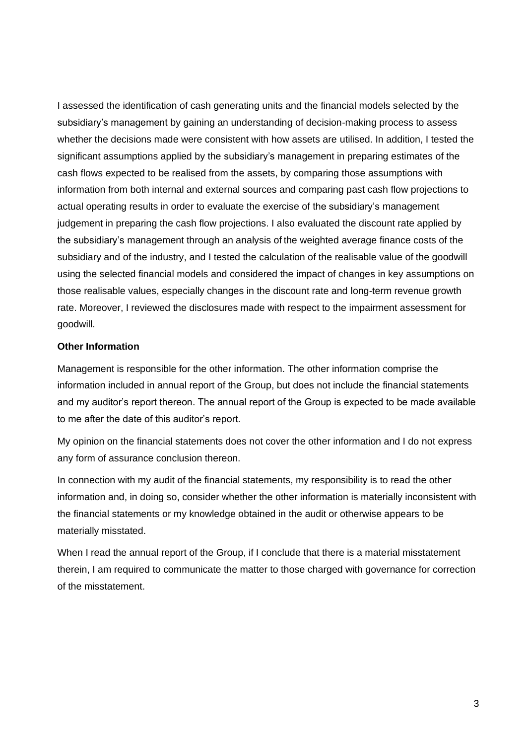I assessed the identification of cash generating units and the financial models selected by the subsidiary's management by gaining an understanding of decision-making process to assess whether the decisions made were consistent with how assets are utilised. In addition, I tested the significant assumptions applied by the subsidiary's management in preparing estimates of the cash flows expected to be realised from the assets, by comparing those assumptions with information from both internal and external sources and comparing past cash flow projections to actual operating results in order to evaluate the exercise of the subsidiary's management judgement in preparing the cash flow projections. I also evaluated the discount rate applied by the subsidiary's management through an analysis of the weighted average finance costs of the subsidiary and of the industry, and I tested the calculation of the realisable value of the goodwill using the selected financial models and considered the impact of changes in key assumptions on those realisable values, especially changes in the discount rate and long-term revenue growth rate. Moreover, I reviewed the disclosures made with respect to the impairment assessment for goodwill.

**Other Information**

Management is responsible for the other information. The other information comprise the information included in annual report of the Group, but does not include the financial statements and my auditor's report thereon. The annual report of the Group is expected to be made available to me after the date of this auditor's report.

My opinion on the financial statements does not cover the other information and I do not express any form of assurance conclusion thereon.

In connection with my audit of the financial statements, my responsibility is to read the other information and, in doing so, consider whether the other information is materially inconsistent with the financial statements or my knowledge obtained in the audit or otherwise appears to be materially misstated.

When I read the annual report of the Group, if I conclude that there is a material misstatement therein, I am required to communicate the matter to those charged with governance for correction of the misstatement.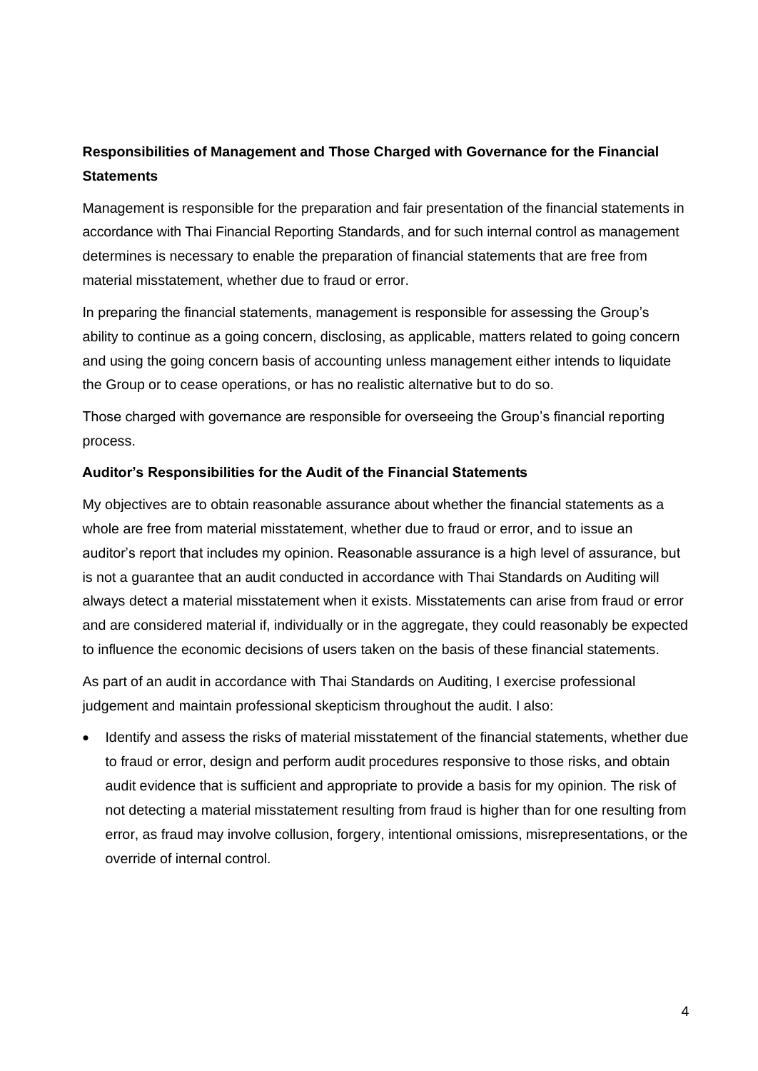## Responsibilities of Management and Those Charged with Governance for the Financial Statements

Management is responsible for the preparation and fair presentation of the financial statements in accordance with Thai Financial Reporting Standards, and for such internal control as management determines is necessary to enable the preparation of financial statements that are free from material misstatement, whether due to fraud or error.

In preparing the financial statements, management is responsible for assessing the Group's ability to continue as a going concern, disclosing, as applicable, matters related to going concern and using the going concern basis of accounting unless management either intends to liquidate the Group or to cease operations, or has no realistic alternative but to do so.

Those charged with governance are responsible for overseeing the Group's financial reporting process.

### Auditor's Responsibilities for the Audit of the Financial Statements

My objectives are to obtain reasonable assurance about whether the financial statements as a whole are free from material misstatement, whether due to fraud or error, and to issue an auditor's report that includes my opinion. Reasonable assurance is a high level of assurance, but is not a guarantee that an audit conducted in accordance with Thai Standards on Auditing will always detect a material misstatement when it exists. Misstatements can arise from fraud or error and are considered material if, individually or in the aggregate, they could reasonably be expected to influence the economic decisions of users taken on the basis of these financial statements.

As part of an audit in accordance with Thai Standards on Auditing, I exercise professional judgement and maintain professional skepticism throughout the audit. I also:

- Identify and assess the risks of material misstatement of the financial statements, whether due to fraud or error, design and perform audit procedures responsive to those risks, and obtain audit evidence that is sufficient and appropriate to provide a basis for my opinion. The risk of not detecting a material misstatement resulting from fraud is higher than for one resulting from error, as fraud may involve collusion, forgery, intentional omissions, misrepresentations, or the override of internal control.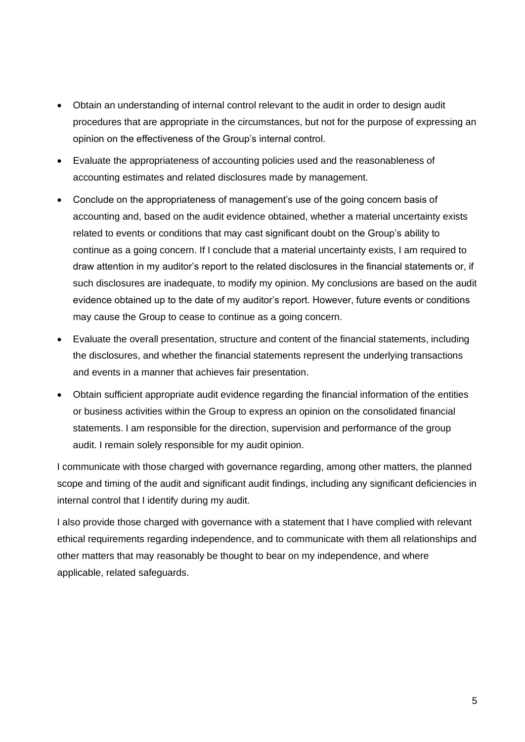- Obtain an understanding of internal control relevant to the audit in order to design audit procedures that are appropriate in the circumstances, but not for the purpose of expressing an opinion on the effectiveness of the Group's internal control.
- Evaluate the appropriateness of accounting policies used and the reasonableness of accounting estimates and related disclosures made by management.
- Conclude on the appropriateness of management's use of the going concern basis of accounting and, based on the audit evidence obtained, whether a material uncertainty exists related to events or conditions that may cast significant doubt on the Group's ability to continue as a going concern. If I conclude that a material uncertainty exists, I am required to draw attention in my auditor's report to the related disclosures in the financial statements or, if such disclosures are inadequate, to modify my opinion. My conclusions are based on the audit evidence obtained up to the date of my auditor's report. However, future events or conditions may cause the Group to cease to continue as a going concern.
- Evaluate the overall presentation, structure and content of the financial statements, including the disclosures, and whether the financial statements represent the underlying transactions and events in a manner that achieves fair presentation.
- Obtain sufficient appropriate audit evidence regarding the financial information of the entities or business activities within the Group to express an opinion on the consolidated financial statements. I am responsible for the direction, supervision and performance of the group audit. I remain solely responsible for my audit opinion.

I communicate with those charged with governance regarding, among other matters, the planned scope and timing of the audit and significant audit findings, including any significant deficiencies in internal control that I identify during my audit.

I also provide those charged with governance with a statement that I have complied with relevant ethical requirements regarding independence, and to communicate with them all relationships and other matters that may reasonably be thought to bear on my independence, and where applicable, related safeguards.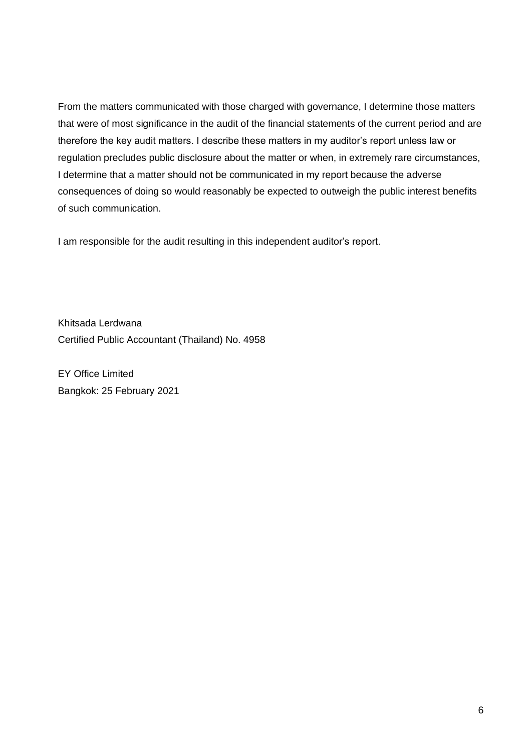From the matters communicated with those charged with governance, I determine those matters that were of most significance in the audit of the financial statements of the current period and are therefore the key audit matters. I describe these matters in my auditor's report unless law or regulation precludes public disclosure about the matter or when, in extremely rare circumstances, I determine that a matter should not be communicated in my report because the adverse consequences of doing so would reasonably be expected to outweigh the public interest benefits of such communication.

I am responsible for the audit resulting in this independent auditor's report.

Khitsada Lerdwana
Certified Public Accountant (Thailand) No. 4958

EY Office Limited
Bangkok: 25 February 2021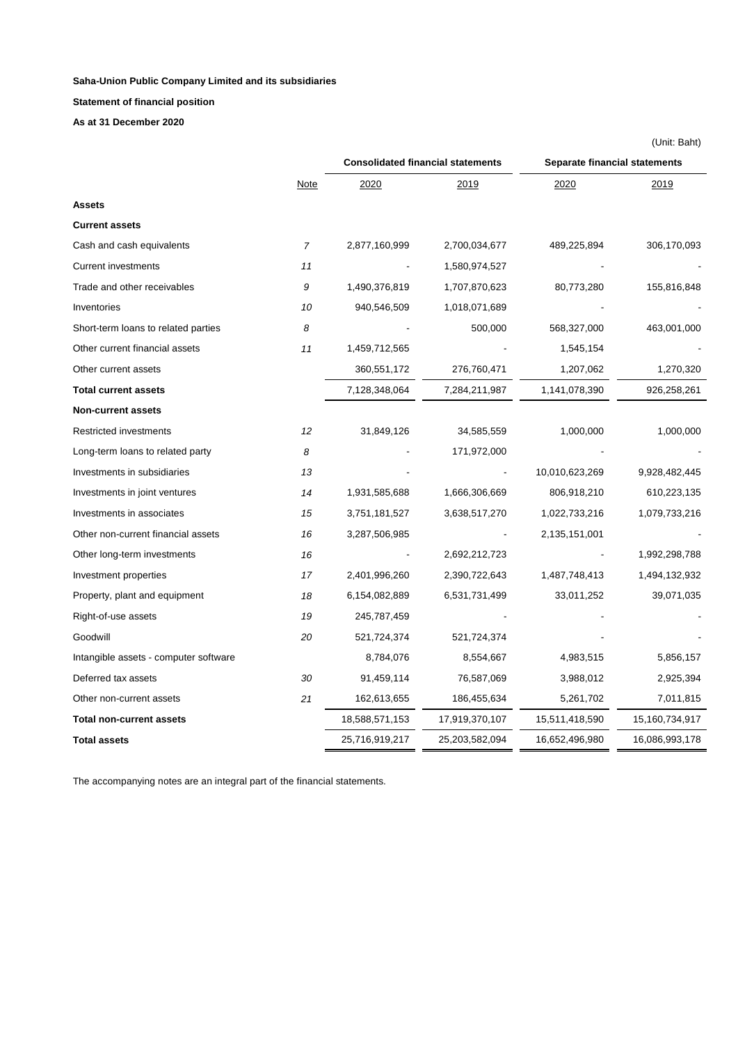**Saha-Union Public Company Limited and its subsidiaries**

**Statement of financial position**

**As at 31 December 2020**

(Unit: Baht)

| | Note | Consolidated financial statements | | Separate financial statements | |
|---|---|---|---|---|---|
| | | 2020 | 2019 | 2020 | 2019 |
| **Assets** | | | | | |
| **Current assets** | | | | | |
| Cash and cash equivalents | 7 | 2,877,160,999 | 2,700,034,677 | 489,225,894 | 306,170,093 |
| Current investments | 11 | - | 1,580,974,527 | - | - |
| Trade and other receivables | 9 | 1,490,376,819 | 1,707,870,623 | 80,773,280 | 155,816,848 |
| Inventories | 10 | 940,546,509 | 1,018,071,689 | - | - |
| Short-term loans to related parties | 8 | - | 500,000 | 568,327,000 | 463,001,000 |
| Other current financial assets | 11 | 1,459,712,565 | - | 1,545,154 | - |
| Other current assets | | 360,551,172 | 276,760,471 | 1,207,062 | 1,270,320 |
| **Total current assets** | | 7,128,348,064 | 7,284,211,987 | 1,141,078,390 | 926,258,261 |
| **Non-current assets** | | | | | |
| Restricted investments | 12 | 31,849,126 | 34,585,559 | 1,000,000 | 1,000,000 |
| Long-term loans to related party | 8 | - | 171,972,000 | - | - |
| Investments in subsidiaries | 13 | - | - | 10,010,623,269 | 9,928,482,445 |
| Investments in joint ventures | 14 | 1,931,585,688 | 1,666,306,669 | 806,918,210 | 610,223,135 |
| Investments in associates | 15 | 3,751,181,527 | 3,638,517,270 | 1,022,733,216 | 1,079,733,216 |
| Other non-current financial assets | 16 | 3,287,506,985 | - | 2,135,151,001 | - |
| Other long-term investments | 16 | - | 2,692,212,723 | - | 1,992,298,788 |
| Investment properties | 17 | 2,401,996,260 | 2,390,722,643 | 1,487,748,413 | 1,494,132,932 |
| Property, plant and equipment | 18 | 6,154,082,889 | 6,531,731,499 | 33,011,252 | 39,071,035 |
| Right-of-use assets | 19 | 245,787,459 | - | - | - |
| Goodwill | 20 | 521,724,374 | 521,724,374 | - | - |
| Intangible assets - computer software | | 8,784,076 | 8,554,667 | 4,983,515 | 5,856,157 |
| Deferred tax assets | 30 | 91,459,114 | 76,587,069 | 3,988,012 | 2,925,394 |
| Other non-current assets | 21 | 162,613,655 | 186,455,634 | 5,261,702 | 7,011,815 |
| **Total non-current assets** | | 18,588,571,153 | 17,919,370,107 | 15,511,418,590 | 15,160,734,917 |
| **Total assets** | | 25,716,919,217 | 25,203,582,094 | 16,652,496,980 | 16,086,993,178 |

The accompanying notes are an integral part of the financial statements.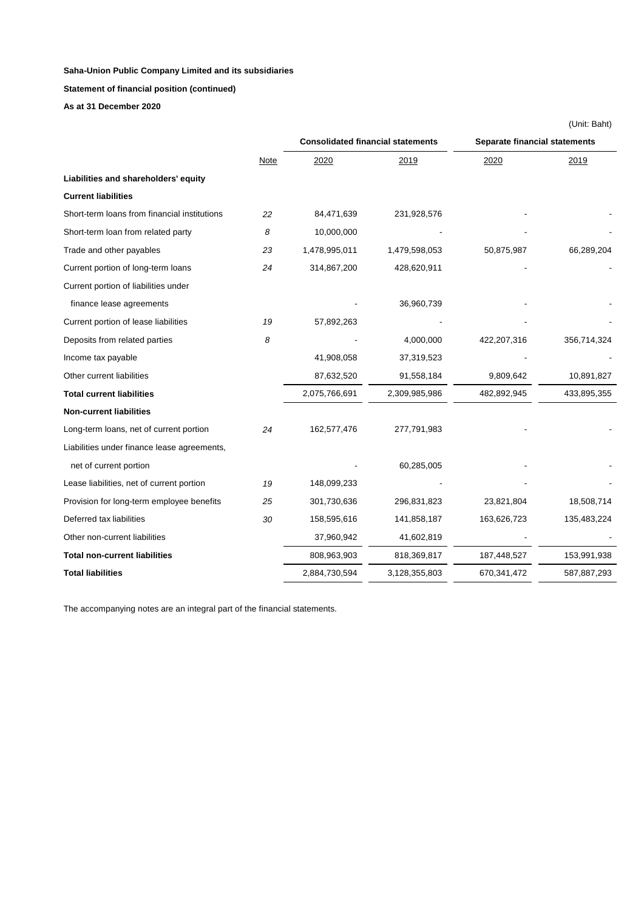**Saha-Union Public Company Limited and its subsidiaries**

**Statement of financial position (continued)**

**As at 31 December 2020**

(Unit: Baht)

| | | Consolidated financial statements | | Separate financial statements | |
|---|---|---|---|---|---|
| | Note | 2020 | 2019 | 2020 | 2019 |
| **Liabilities and shareholders' equity** | | | | | |
| **Current liabilities** | | | | | |
| Short-term loans from financial institutions | 22 | 84,471,639 | 231,928,576 | - | - |
| Short-term loan from related party | 8 | 10,000,000 | - | - | - |
| Trade and other payables | 23 | 1,478,995,011 | 1,479,598,053 | 50,875,987 | 66,289,204 |
| Current portion of long-term loans | 24 | 314,867,200 | 428,620,911 | - | - |
| Current portion of liabilities under finance lease agreements | | - | 36,960,739 | - | - |
| Current portion of lease liabilities | 19 | 57,892,263 | - | - | - |
| Deposits from related parties | 8 | - | 4,000,000 | 422,207,316 | 356,714,324 |
| Income tax payable | | 41,908,058 | 37,319,523 | - | - |
| Other current liabilities | | 87,632,520 | 91,558,184 | 9,809,642 | 10,891,827 |
| **Total current liabilities** | | 2,075,766,691 | 2,309,985,986 | 482,892,945 | 433,895,355 |
| **Non-current liabilities** | | | | | |
| Long-term loans, net of current portion | 24 | 162,577,476 | 277,791,983 | - | - |
| Liabilities under finance lease agreements, net of current portion | | - | 60,285,005 | - | - |
| Lease liabilities, net of current portion | 19 | 148,099,233 | - | - | - |
| Provision for long-term employee benefits | 25 | 301,730,636 | 296,831,823 | 23,821,804 | 18,508,714 |
| Deferred tax liabilities | 30 | 158,595,616 | 141,858,187 | 163,626,723 | 135,483,224 |
| Other non-current liabilities | | 37,960,942 | 41,602,819 | - | - |
| **Total non-current liabilities** | | 808,963,903 | 818,369,817 | 187,448,527 | 153,991,938 |
| **Total liabilities** | | 2,884,730,594 | 3,128,355,803 | 670,341,472 | 587,887,293 |

The accompanying notes are an integral part of the financial statements.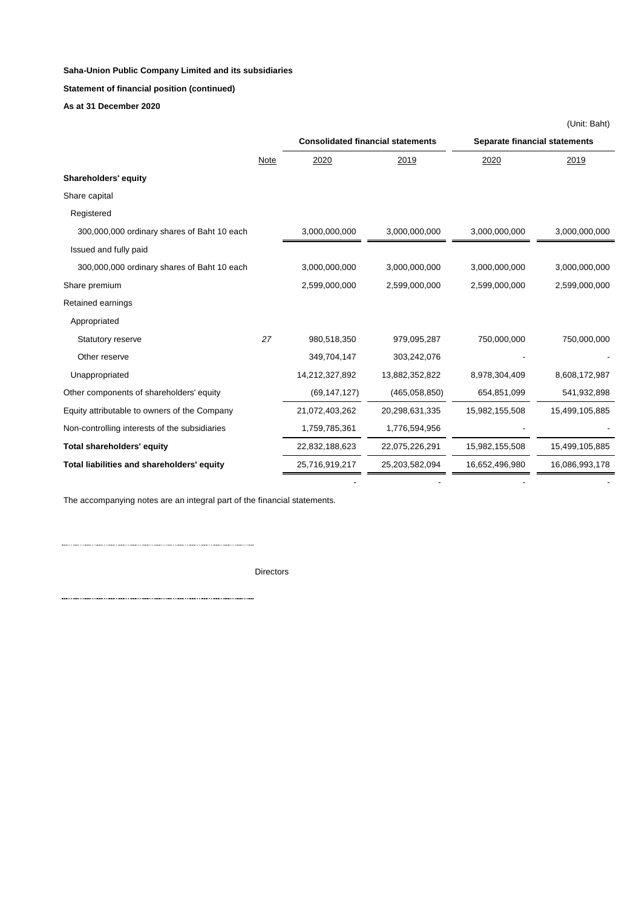**Saha-Union Public Company Limited and its subsidiaries**

**Statement of financial position (continued)**

**As at 31 December 2020**

(Unit: Baht)

| | | Consolidated financial statements | | Separate financial statements | |
|---|---|---|---|---|---|
| | Note | 2020 | 2019 | 2020 | 2019 |
| **Shareholders' equity** | | | | | |
| Share capital | | | | | |
| Registered | | | | | |
| 300,000,000 ordinary shares of Baht 10 each | | 3,000,000,000 | 3,000,000,000 | 3,000,000,000 | 3,000,000,000 |
| Issued and fully paid | | | | | |
| 300,000,000 ordinary shares of Baht 10 each | | 3,000,000,000 | 3,000,000,000 | 3,000,000,000 | 3,000,000,000 |
| Share premium | | 2,599,000,000 | 2,599,000,000 | 2,599,000,000 | 2,599,000,000 |
| Retained earnings | | | | | |
| Appropriated | | | | | |
| Statutory reserve | 27 | 980,518,350 | 979,095,287 | 750,000,000 | 750,000,000 |
| Other reserve | | 349,704,147 | 303,242,076 | - | - |
| Unappropriated | | 14,212,327,892 | 13,882,352,822 | 8,978,304,409 | 8,608,172,987 |
| Other components of shareholders' equity | | (69,147,127) | (465,058,850) | 654,851,099 | 541,932,898 |
| Equity attributable to owners of the Company | | 21,072,403,262 | 20,298,631,335 | 15,982,155,508 | 15,499,105,885 |
| Non-controlling interests of the subsidiaries | | 1,759,785,361 | 1,776,594,956 | - | - |
| **Total shareholders' equity** | | 22,832,188,623 | 22,075,226,291 | 15,982,155,508 | 15,499,105,885 |
| **Total liabilities and shareholders' equity** | | 25,716,919,217 | 25,203,582,094 | 16,652,496,980 | 16,086,993,178 |
| | | - | - | - | - |

The accompanying notes are an integral part of the financial statements.

...............................................................................

Directors

...............................................................................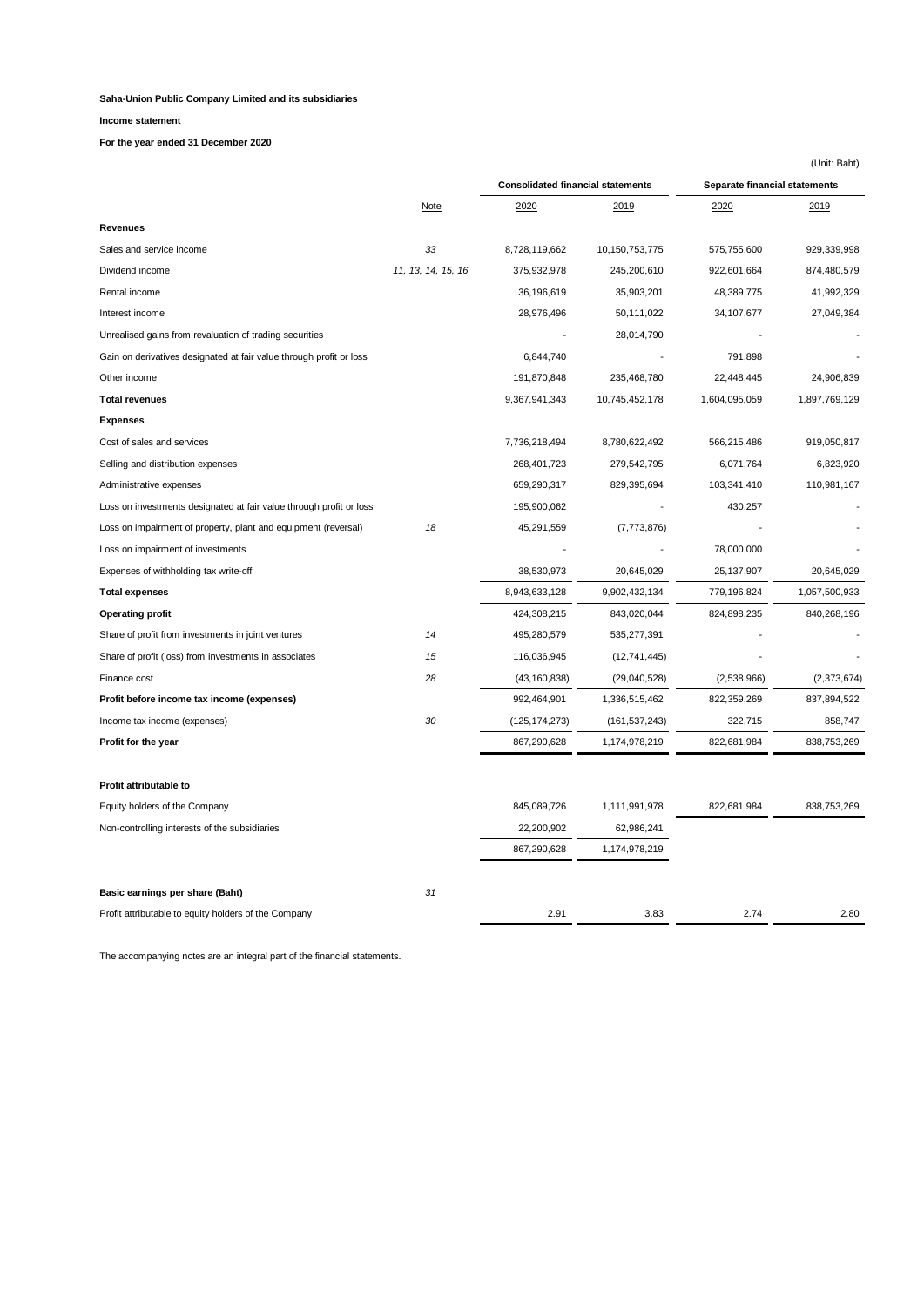**Saha-Union Public Company Limited and its subsidiaries**

**Income statement**

**For the year ended 31 December 2020**

(Unit: Baht)

| | Note | Consolidated financial statements | | Separate financial statements | |
|---|---|---|---|---|---|
| | | 2020 | 2019 | 2020 | 2019 |
| **Revenues** | | | | | |
| Sales and service income | *33* | 8,728,119,662 | 10,150,753,775 | 575,755,600 | 929,339,998 |
| Dividend income | *11, 13, 14, 15, 16* | 375,932,978 | 245,200,610 | 922,601,664 | 874,480,579 |
| Rental income | | 36,196,619 | 35,903,201 | 48,389,775 | 41,992,329 |
| Interest income | | 28,976,496 | 50,111,022 | 34,107,677 | 27,049,384 |
| Unrealised gains from revaluation of trading securities | | - | 28,014,790 | - | - |
| Gain on derivatives designated at fair value through profit or loss | | 6,844,740 | - | 791,898 | - |
| Other income | | 191,870,848 | 235,468,780 | 22,448,445 | 24,906,839 |
| **Total revenues** | | 9,367,941,343 | 10,745,452,178 | 1,604,095,059 | 1,897,769,129 |
| **Expenses** | | | | | |
| Cost of sales and services | | 7,736,218,494 | 8,780,622,492 | 566,215,486 | 919,050,817 |
| Selling and distribution expenses | | 268,401,723 | 279,542,795 | 6,071,764 | 6,823,920 |
| Administrative expenses | | 659,290,317 | 829,395,694 | 103,341,410 | 110,981,167 |
| Loss on investments designated at fair value through profit or loss | | 195,900,062 | - | 430,257 | - |
| Loss on impairment of property, plant and equipment (reversal) | *18* | 45,291,559 | (7,773,876) | - | - |
| Loss on impairment of investments | | - | - | 78,000,000 | - |
| Expenses of withholding tax write-off | | 38,530,973 | 20,645,029 | 25,137,907 | 20,645,029 |
| **Total expenses** | | 8,943,633,128 | 9,902,432,134 | 779,196,824 | 1,057,500,933 |
| **Operating profit** | | 424,308,215 | 843,020,044 | 824,898,235 | 840,268,196 |
| Share of profit from investments in joint ventures | *14* | 495,280,579 | 535,277,391 | - | - |
| Share of profit (loss) from investments in associates | *15* | 116,036,945 | (12,741,445) | - | - |
| Finance cost | *28* | (43,160,838) | (29,040,528) | (2,538,966) | (2,373,674) |
| **Profit before income tax income (expenses)** | | 992,464,901 | 1,336,515,462 | 822,359,269 | 837,894,522 |
| Income tax income (expenses) | *30* | (125,174,273) | (161,537,243) | 322,715 | 858,747 |
| **Profit for the year** | | 867,290,628 | 1,174,978,219 | 822,681,984 | 838,753,269 |
| | | | | | |
| **Profit attributable to** | | | | | |
| Equity holders of the Company | | 845,089,726 | 1,111,991,978 | 822,681,984 | 838,753,269 |
| Non-controlling interests of the subsidiaries | | 22,200,902 | 62,986,241 | | |
| | | 867,290,628 | 1,174,978,219 | | |
| | | | | | |
| **Basic earnings per share (Baht)** | *31* | | | | |
| Profit attributable to equity holders of the Company | | 2.91 | 3.83 | 2.74 | 2.80 |

The accompanying notes are an integral part of the financial statements.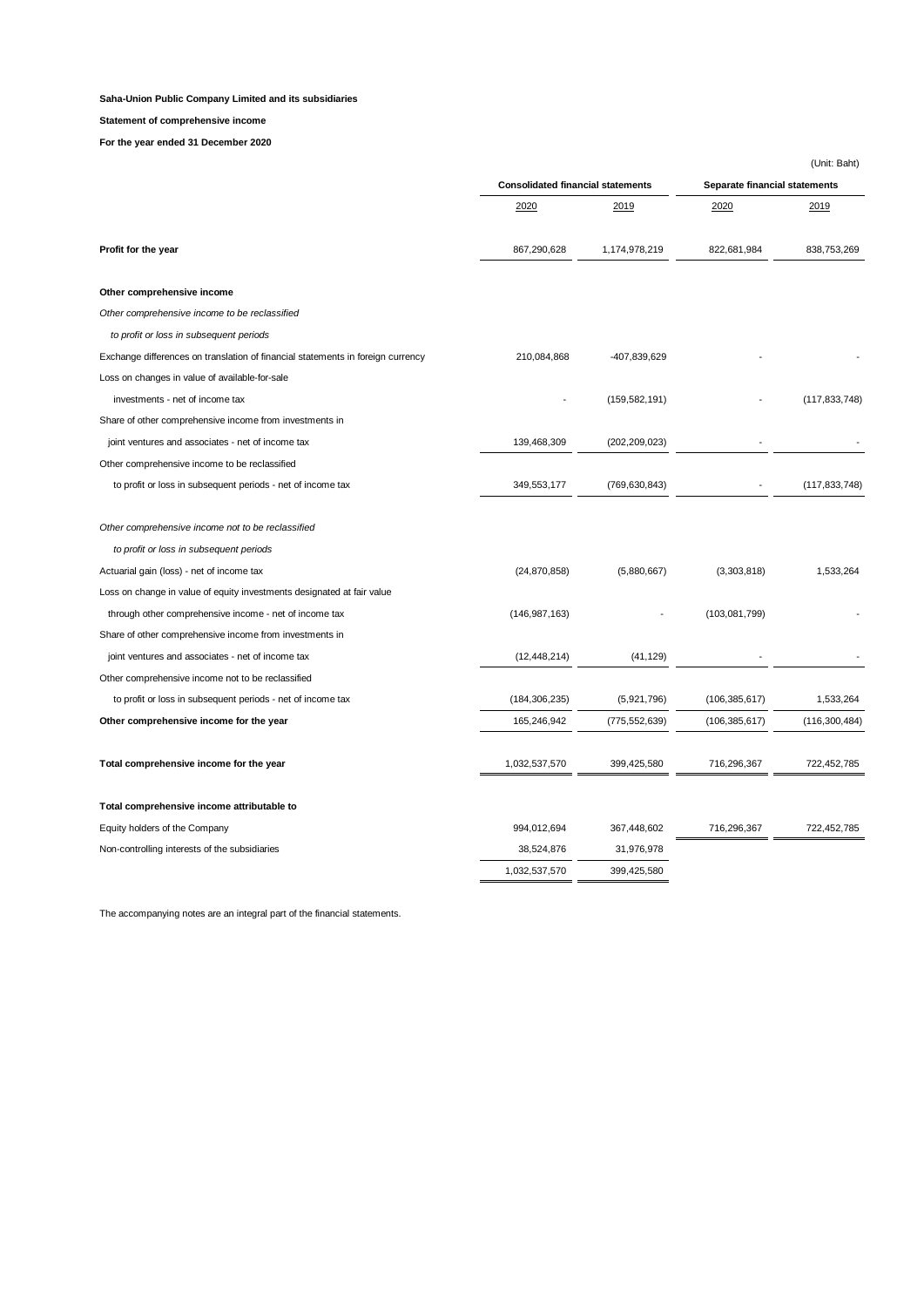**Saha-Union Public Company Limited and its subsidiaries**

**Statement of comprehensive income**

**For the year ended 31 December 2020**

(Unit: Baht)

| | Consolidated financial statements | | Separate financial statements | |
|---|---|---|---|---|
| | 2020 | 2019 | 2020 | 2019 |
| **Profit for the year** | 867,290,628 | 1,174,978,219 | 822,681,984 | 838,753,269 |
| **Other comprehensive income** | | | | |
| *Other comprehensive income to be reclassified* | | | | |
| *to profit or loss in subsequent periods* | | | | |
| Exchange differences on translation of financial statements in foreign currency | 210,084,868 | -407,839,629 | - | - |
| Loss on changes in value of available-for-sale | | | | |
| investments - net of income tax | - | (159,582,191) | - | (117,833,748) |
| Share of other comprehensive income from investments in | | | | |
| joint ventures and associates - net of income tax | 139,468,309 | (202,209,023) | - | - |
| Other comprehensive income to be reclassified | | | | |
| to profit or loss in subsequent periods - net of income tax | 349,553,177 | (769,630,843) | - | (117,833,748) |
| *Other comprehensive income not to be reclassified* | | | | |
| *to profit or loss in subsequent periods* | | | | |
| Actuarial gain (loss) - net of income tax | (24,870,858) | (5,880,667) | (3,303,818) | 1,533,264 |
| Loss on change in value of equity investments designated at fair value | | | | |
| through other comprehensive income - net of income tax | (146,987,163) | - | (103,081,799) | - |
| Share of other comprehensive income from investments in | | | | |
| joint ventures and associates - net of income tax | (12,448,214) | (41,129) | - | - |
| Other comprehensive income not to be reclassified | | | | |
| to profit or loss in subsequent periods - net of income tax | (184,306,235) | (5,921,796) | (106,385,617) | 1,533,264 |
| **Other comprehensive income for the year** | 165,246,942 | (775,552,639) | (106,385,617) | (116,300,484) |
| **Total comprehensive income for the year** | 1,032,537,570 | 399,425,580 | 716,296,367 | 722,452,785 |
| **Total comprehensive income attributable to** | | | | |
| Equity holders of the Company | 994,012,694 | 367,448,602 | 716,296,367 | 722,452,785 |
| Non-controlling interests of the subsidiaries | 38,524,876 | 31,976,978 | | |
| | 1,032,537,570 | 399,425,580 | | |

The accompanying notes are an integral part of the financial statements.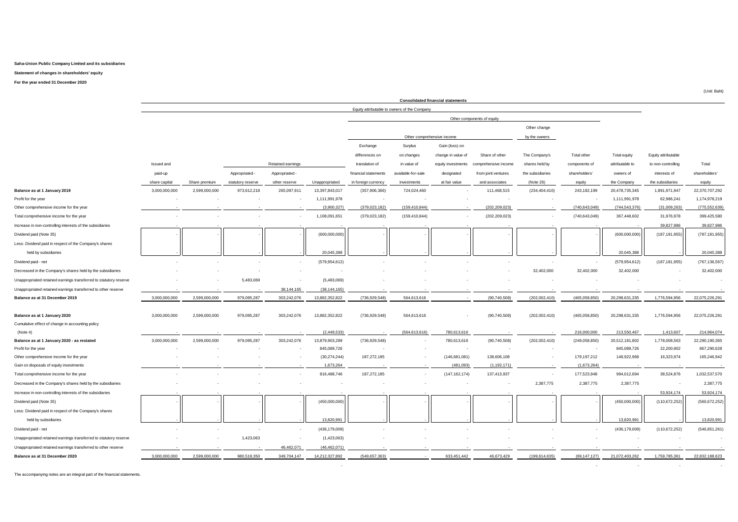**Saha-Union Public Company Limited and its subsidiaries**

**Statement of changes in shareholders' equity**

**For the year ended 31 December 2020**

(Unit: Baht)

| | Consolidated financial statements | | | | | | | | | | | | | |
|---|---|---|---|---|---|---|---|---|---|---|---|---|---|---|
| | Equity attributable to owners of the Company | | | | | | | | | | | | | |
| | | | | | | Other components of equity | | | | | | | | |
| | | | | | | Other comprehensive income | | | | Other change by the owners | | | | |
| | Issued and paid-up share capital | Share premium | Retained earnings - Appropriated - statutory reserve | Retained earnings - Appropriated - other reserve | Retained earnings - Unappropriated | Exchange differences on translation of financial statements in foreign currency | Surplus on changes in value of available-for-sale investments | Gain (loss) on change in value of equity investments designated at fair value | Share of other comprehensive income from joint ventures and associates | The Company's shares held by the subsidiaries (Note 26) | Total other components of shareholders' equity | Total equity attributable to owners of the Company | Equity attributable to non-controlling interests of the subsidiaries | Total shareholders' equity |
| **Balance as at 1 January 2019** | 3,000,000,000 | 2,599,000,000 | 973,612,218 | 265,097,911 | 13,397,843,017 | (357,906,366) | 724,024,460 | - | 111,468,515 | (234,404,410) | 243,182,199 | 20,478,735,345 | 1,891,971,947 | 22,370,707,292 |
| Profit for the year | - | - | - | - | 1,111,991,978 | - | - | - | - | - | - | 1,111,991,978 | 62,986,241 | 1,174,978,219 |
| Other comprehensive income for the year | - | - | - | - | (3,900,327) | (379,023,182) | (159,410,844) | - | (202,209,023) | - | (740,643,049) | (744,543,376) | (31,009,263) | (775,552,639) |
| Total comprehensive income for the year | - | - | - | - | 1,108,091,651 | (379,023,182) | (159,410,844) | - | (202,209,023) | - | (740,643,049) | 367,448,602 | 31,976,978 | 399,425,580 |
| Increase in non-controlling interests of the subsidiaries | - | - | - | - | - | - | - | - | - | - | - | - | 39,827,986 | 39,827,986 |
| Dividend paid (Note 35) | - | - | - | - | (600,000,000) | - | - | - | - | - | - | (600,000,000) | (187,181,955) | (787,181,955) |
| Less: Dividend paid in respect of the Company's shares held by subsidiaries | - | - | - | - | 20,045,388 | - | - | - | - | - | - | 20,045,388 | - | 20,045,388 |
| Dividend paid - net | - | - | - | - | (579,954,612) | - | - | - | - | - | - | (579,954,612) | (187,181,955) | (767,136,567) |
| Decreased in the Company's shares held by the subsidiaries | - | - | - | - | - | - | - | - | - | 32,402,000 | 32,402,000 | 32,402,000 | - | 32,402,000 |
| Unappropriated retained earnings transferred to statutory reserve | - | - | 5,483,069 | - | (5,483,069) | - | - | - | - | - | - | - | - | - |
| Unappropriated retained earnings transferred to other reserve | - | - | - | 38,144,165 | (38,144,165) | - | - | - | - | - | - | - | - | - |
| **Balance as at 31 December 2019** | 3,000,000,000 | 2,599,000,000 | 979,095,287 | 303,242,076 | 13,882,352,822 | (736,929,548) | 564,613,616 | - | (90,740,508) | (202,002,410) | (465,058,850) | 20,298,631,335 | 1,776,594,956 | 22,075,226,291 |
| | | | | | | | | | | | | | | |
| **Balance as at 1 January 2020** | 3,000,000,000 | 2,599,000,000 | 979,095,287 | 303,242,076 | 13,882,352,822 | (736,929,548) | 564,613,616 | - | (90,740,508) | (202,002,410) | (465,058,850) | 20,298,631,335 | 1,776,594,956 | 22,075,226,291 |
| Cumulative effect of change in accounting policy (Note 4) | - | - | - | - | (2,449,533) | - | (564,613,616) | 780,613,616 | - | - | 216,000,000 | 213,550,467 | 1,413,607 | 214,964,074 |
| **Balance as at 1 January 2020 - as restated** | 3,000,000,000 | 2,599,000,000 | 979,095,287 | 303,242,076 | 13,879,903,289 | (736,929,548) | - | 780,613,616 | (90,740,508) | (202,002,410) | (249,058,850) | 20,512,181,802 | 1,778,008,563 | 22,290,190,365 |
| Profit for the year | - | - | - | - | 845,089,726 | - | - | - | - | - | - | 845,089,726 | 22,200,902 | 867,290,628 |
| Other comprehensive income for the year | - | - | - | - | (30,274,244) | 187,272,185 | - | (146,681,081) | 138,606,108 | - | 179,197,212 | 148,922,968 | 16,323,974 | 165,246,942 |
| Gain on disposals of equity investments | - | - | - | - | 1,673,264 | - | - | (481,093) | (1,192,171) | - | (1,673,264) | - | - | - |
| Total comprehensive income for the year | - | - | - | - | 816,488,746 | 187,272,185 | - | (147,162,174) | 137,413,937 | - | 177,523,948 | 994,012,694 | 38,524,876 | 1,032,537,570 |
| Decreased in the Company's shares held by the subsidiaries | - | - | - | - | - | - | - | - | - | 2,387,775 | 2,387,775 | 2,387,775 | - | 2,387,775 |
| Increase in non-controlling interests of the subsidiaries | - | - | - | - | - | - | - | - | - | - | - | - | 53,924,174 | 53,924,174 |
| Dividend paid (Note 35) | - | - | - | - | (450,000,000) | - | - | - | - | - | - | (450,000,000) | (110,672,252) | (560,672,252) |
| Less: Dividend paid in respect of the Company's shares held by subsidiaries | - | - | - | - | 13,820,991 | - | - | - | - | - | - | 13,820,991 | - | 13,820,991 |
| Dividend paid - net | - | - | - | - | (436,179,009) | - | - | - | - | - | - | (436,179,009) | (110,672,252) | (546,851,261) |
| Unappropriated retained earnings transferred to statutory reserve | - | - | 1,423,063 | - | (1,423,063) | - | - | - | - | - | - | - | - | - |
| Unappropriated retained earnings transferred to other reserve | - | - | - | 46,462,071 | (46,462,071) | - | - | - | - | - | - | - | - | - |
| **Balance as at 31 December 2020** | 3,000,000,000 | 2,599,000,000 | 980,518,350 | 349,704,147 | 14,212,327,892 | (549,657,363) | - | 633,451,442 | 46,673,429 | (199,614,635) | (69,147,127) | 21,072,403,262 | 1,759,785,361 | 22,832,188,623 |

The accompanying notes are an integral part of the financial statements.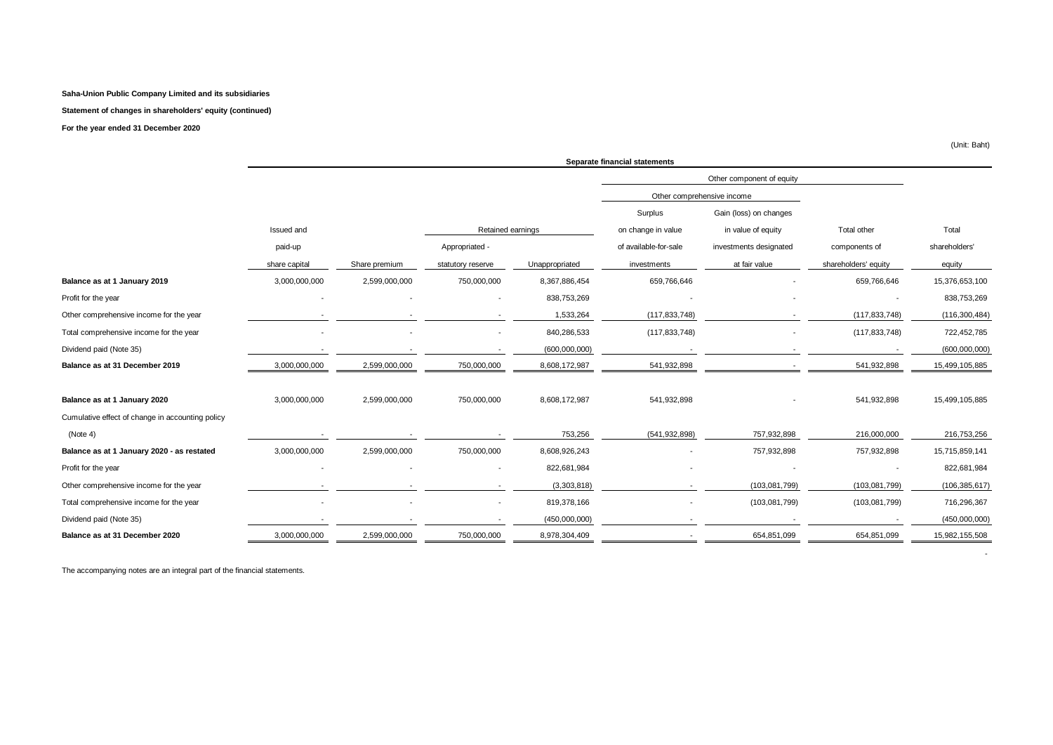**Saha-Union Public Company Limited and its subsidiaries**

**Statement of changes in shareholders' equity (continued)**

**For the year ended 31 December 2020**

(Unit: Baht)

| | Separate financial statements | | | | | | | |
|---|---|---|---|---|---|---|---|---|
| | | | | | Other component of equity | | | |
| | | | | | Other comprehensive income | | | |
| | Issued and paid-up share capital | Share premium | Retained earnings | | Surplus on change in value of available-for-sale investments | Gain (loss) on changes in value of equity investments designated at fair value | Total other components of shareholders' equity | Total shareholders' equity |
| | | | Appropriated - statutory reserve | Unappropriated | | | | |
| **Balance as at 1 January 2019** | 3,000,000,000 | 2,599,000,000 | 750,000,000 | 8,367,886,454 | 659,766,646 | - | 659,766,646 | 15,376,653,100 |
| Profit for the year | - | - | - | 838,753,269 | - | - | - | 838,753,269 |
| Other comprehensive income for the year | - | - | - | 1,533,264 | (117,833,748) | - | (117,833,748) | (116,300,484) |
| Total comprehensive income for the year | - | - | - | 840,286,533 | (117,833,748) | - | (117,833,748) | 722,452,785 |
| Dividend paid (Note 35) | - | - | - | (600,000,000) | - | - | - | (600,000,000) |
| **Balance as at 31 December 2019** | 3,000,000,000 | 2,599,000,000 | 750,000,000 | 8,608,172,987 | 541,932,898 | - | 541,932,898 | 15,499,105,885 |
| | | | | | | | | |
| **Balance as at 1 January 2020** | 3,000,000,000 | 2,599,000,000 | 750,000,000 | 8,608,172,987 | 541,932,898 | - | 541,932,898 | 15,499,105,885 |
| Cumulative effect of change in accounting policy (Note 4) | - | - | - | 753,256 | (541,932,898) | 757,932,898 | 216,000,000 | 216,753,256 |
| **Balance as at 1 January 2020 - as restated** | 3,000,000,000 | 2,599,000,000 | 750,000,000 | 8,608,926,243 | - | 757,932,898 | 757,932,898 | 15,715,859,141 |
| Profit for the year | - | - | - | 822,681,984 | - | - | - | 822,681,984 |
| Other comprehensive income for the year | - | - | - | (3,303,818) | - | (103,081,799) | (103,081,799) | (106,385,617) |
| Total comprehensive income for the year | - | - | - | 819,378,166 | - | (103,081,799) | (103,081,799) | 716,296,367 |
| Dividend paid (Note 35) | - | - | - | (450,000,000) | - | - | - | (450,000,000) |
| **Balance as at 31 December 2020** | 3,000,000,000 | 2,599,000,000 | 750,000,000 | 8,978,304,409 | - | 654,851,099 | 654,851,099 | 15,982,155,508 |

The accompanying notes are an integral part of the financial statements.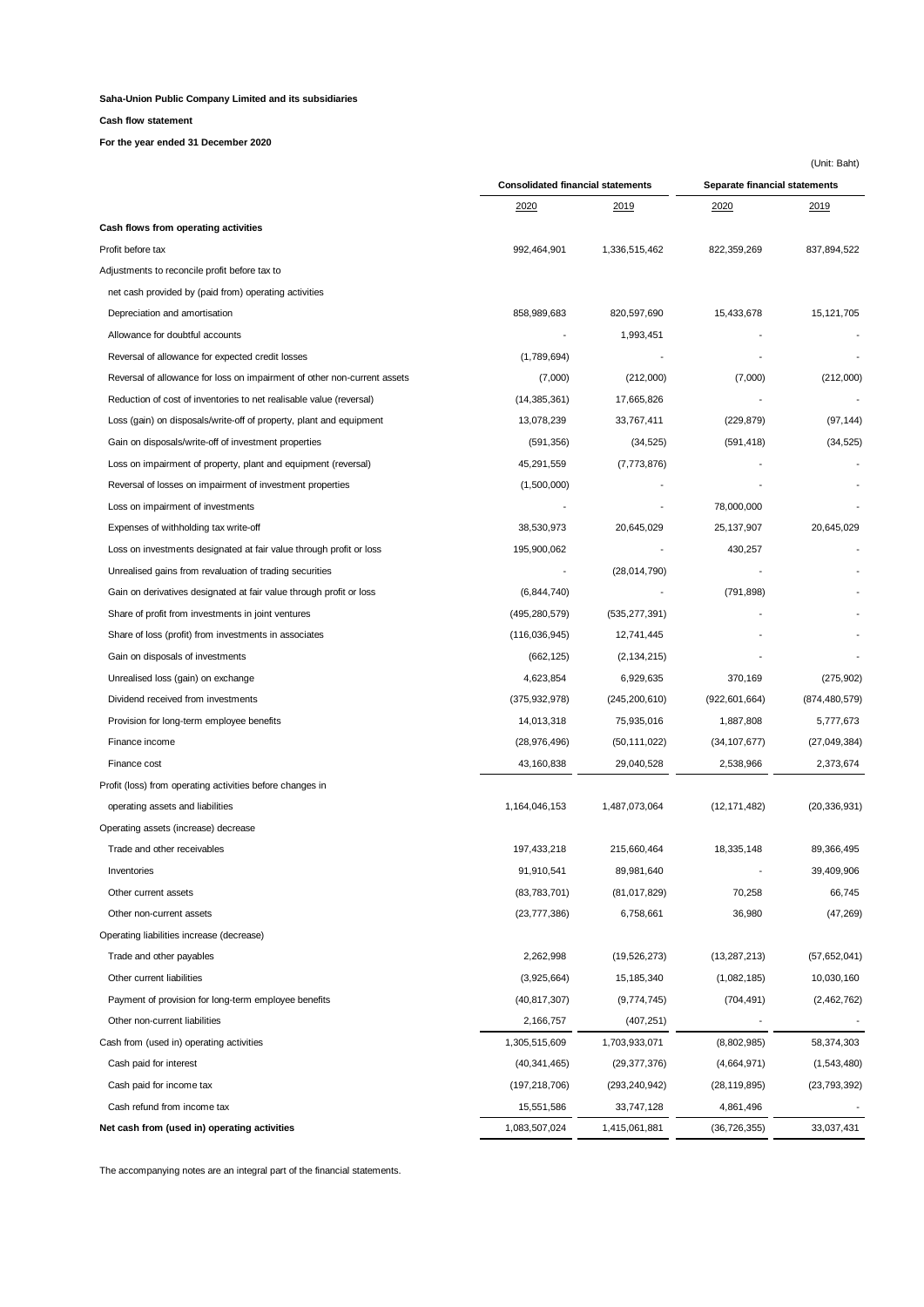**Saha-Union Public Company Limited and its subsidiaries**

**Cash flow statement**

**For the year ended 31 December 2020**

(Unit: Baht)

| | Consolidated financial statements | | Separate financial statements | |
|---|---|---|---|---|
| | 2020 | 2019 | 2020 | 2019 |
| **Cash flows from operating activities** | | | | |
| Profit before tax | 992,464,901 | 1,336,515,462 | 822,359,269 | 837,894,522 |
| Adjustments to reconcile profit before tax to | | | | |
| net cash provided by (paid from) operating activities | | | | |
| Depreciation and amortisation | 858,989,683 | 820,597,690 | 15,433,678 | 15,121,705 |
| Allowance for doubtful accounts | - | 1,993,451 | - | - |
| Reversal of allowance for expected credit losses | (1,789,694) | - | - | - |
| Reversal of allowance for loss on impairment of other non-current assets | (7,000) | (212,000) | (7,000) | (212,000) |
| Reduction of cost of inventories to net realisable value (reversal) | (14,385,361) | 17,665,826 | - | - |
| Loss (gain) on disposals/write-off of property, plant and equipment | 13,078,239 | 33,767,411 | (229,879) | (97,144) |
| Gain on disposals/write-off of investment properties | (591,356) | (34,525) | (591,418) | (34,525) |
| Loss on impairment of property, plant and equipment (reversal) | 45,291,559 | (7,773,876) | - | - |
| Reversal of losses on impairment of investment properties | (1,500,000) | - | - | - |
| Loss on impairment of investments | - | - | 78,000,000 | - |
| Expenses of withholding tax write-off | 38,530,973 | 20,645,029 | 25,137,907 | 20,645,029 |
| Loss on investments designated at fair value through profit or loss | 195,900,062 | - | 430,257 | - |
| Unrealised gains from revaluation of trading securities | - | (28,014,790) | - | - |
| Gain on derivatives designated at fair value through profit or loss | (6,844,740) | - | (791,898) | - |
| Share of profit from investments in joint ventures | (495,280,579) | (535,277,391) | - | - |
| Share of loss (profit) from investments in associates | (116,036,945) | 12,741,445 | - | - |
| Gain on disposals of investments | (662,125) | (2,134,215) | - | - |
| Unrealised loss (gain) on exchange | 4,623,854 | 6,929,635 | 370,169 | (275,902) |
| Dividend received from investments | (375,932,978) | (245,200,610) | (922,601,664) | (874,480,579) |
| Provision for long-term employee benefits | 14,013,318 | 75,935,016 | 1,887,808 | 5,777,673 |
| Finance income | (28,976,496) | (50,111,022) | (34,107,677) | (27,049,384) |
| Finance cost | 43,160,838 | 29,040,528 | 2,538,966 | 2,373,674 |
| Profit (loss) from operating activities before changes in | | | | |
| operating assets and liabilities | 1,164,046,153 | 1,487,073,064 | (12,171,482) | (20,336,931) |
| Operating assets (increase) decrease | | | | |
| Trade and other receivables | 197,433,218 | 215,660,464 | 18,335,148 | 89,366,495 |
| Inventories | 91,910,541 | 89,981,640 | - | 39,409,906 |
| Other current assets | (83,783,701) | (81,017,829) | 70,258 | 66,745 |
| Other non-current assets | (23,777,386) | 6,758,661 | 36,980 | (47,269) |
| Operating liabilities increase (decrease) | | | | |
| Trade and other payables | 2,262,998 | (19,526,273) | (13,287,213) | (57,652,041) |
| Other current liabilities | (3,925,664) | 15,185,340 | (1,082,185) | 10,030,160 |
| Payment of provision for long-term employee benefits | (40,817,307) | (9,774,745) | (704,491) | (2,462,762) |
| Other non-current liabilities | 2,166,757 | (407,251) | - | - |
| Cash from (used in) operating activities | 1,305,515,609 | 1,703,933,071 | (8,802,985) | 58,374,303 |
| Cash paid for interest | (40,341,465) | (29,377,376) | (4,664,971) | (1,543,480) |
| Cash paid for income tax | (197,218,706) | (293,240,942) | (28,119,895) | (23,793,392) |
| Cash refund from income tax | 15,551,586 | 33,747,128 | 4,861,496 | - |
| **Net cash from (used in) operating activities** | 1,083,507,024 | 1,415,061,881 | (36,726,355) | 33,037,431 |

The accompanying notes are an integral part of the financial statements.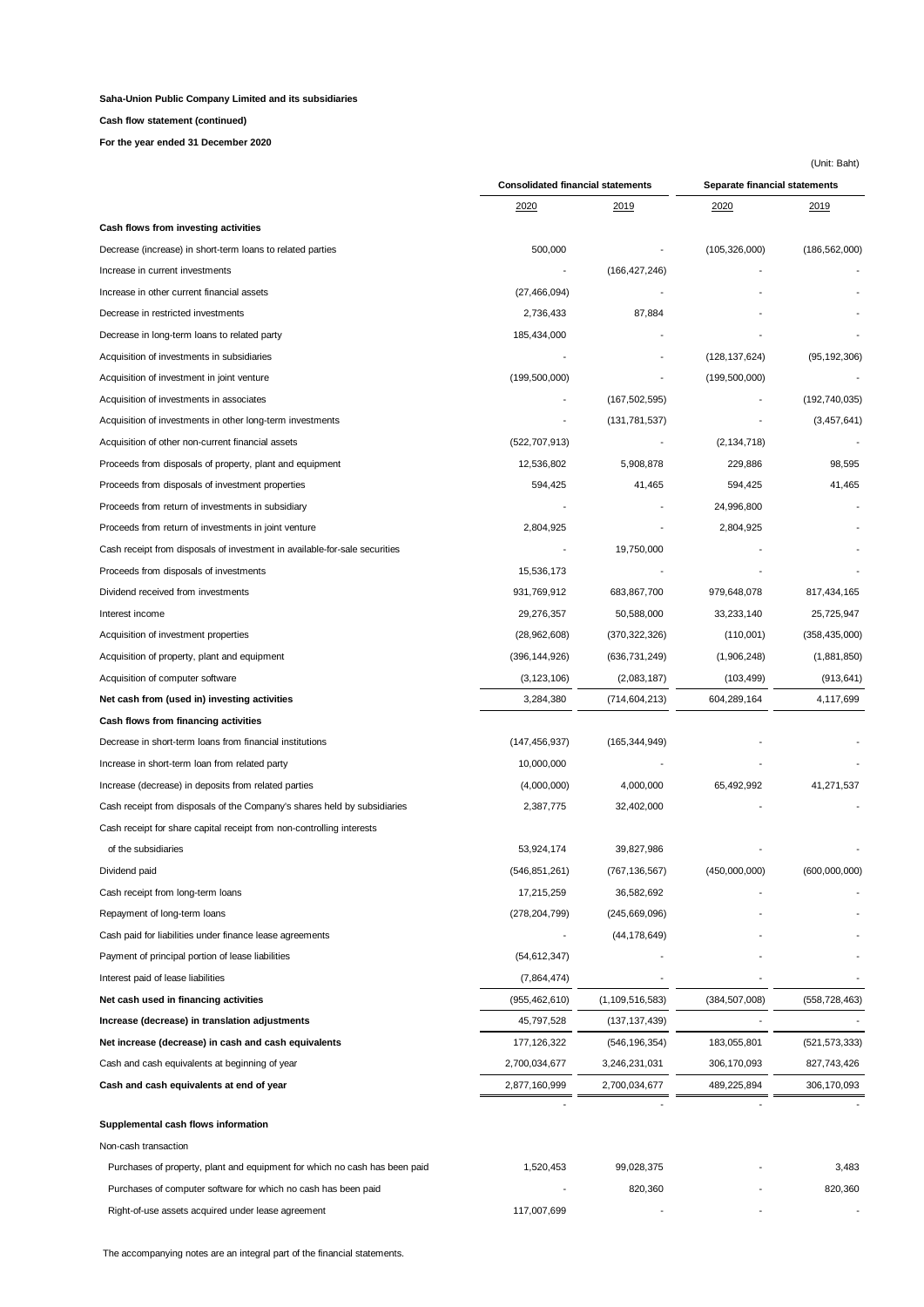**Saha-Union Public Company Limited and its subsidiaries**

**Cash flow statement (continued)**

**For the year ended 31 December 2020**

(Unit: Baht)

| | Consolidated financial statements | | Separate financial statements | |
|---|---|---|---|---|
| | 2020 | 2019 | 2020 | 2019 |
| **Cash flows from investing activities** | | | | |
| Decrease (increase) in short-term loans to related parties | 500,000 | - | (105,326,000) | (186,562,000) |
| Increase in current investments | - | (166,427,246) | - | - |
| Increase in other current financial assets | (27,466,094) | - | - | - |
| Decrease in restricted investments | 2,736,433 | 87,884 | - | - |
| Decrease in long-term loans to related party | 185,434,000 | - | - | - |
| Acquisition of investments in subsidiaries | - | - | (128,137,624) | (95,192,306) |
| Acquisition of investment in joint venture | (199,500,000) | - | (199,500,000) | - |
| Acquisition of investments in associates | - | (167,502,595) | - | (192,740,035) |
| Acquisition of investments in other long-term investments | - | (131,781,537) | - | (3,457,641) |
| Acquisition of other non-current financial assets | (522,707,913) | - | (2,134,718) | - |
| Proceeds from disposals of property, plant and equipment | 12,536,802 | 5,908,878 | 229,886 | 98,595 |
| Proceeds from disposals of investment properties | 594,425 | 41,465 | 594,425 | 41,465 |
| Proceeds from return of investments in subsidiary | - | - | 24,996,800 | - |
| Proceeds from return of investments in joint venture | 2,804,925 | - | 2,804,925 | - |
| Cash receipt from disposals of investment in available-for-sale securities | - | 19,750,000 | - | - |
| Proceeds from disposals of investments | 15,536,173 | - | - | - |
| Dividend received from investments | 931,769,912 | 683,867,700 | 979,648,078 | 817,434,165 |
| Interest income | 29,276,357 | 50,588,000 | 33,233,140 | 25,725,947 |
| Acquisition of investment properties | (28,962,608) | (370,322,326) | (110,001) | (358,435,000) |
| Acquisition of property, plant and equipment | (396,144,926) | (636,731,249) | (1,906,248) | (1,881,850) |
| Acquisition of computer software | (3,123,106) | (2,083,187) | (103,499) | (913,641) |
| **Net cash from (used in) investing activities** | 3,284,380 | (714,604,213) | 604,289,164 | 4,117,699 |
| **Cash flows from financing activities** | | | | |
| Decrease in short-term loans from financial institutions | (147,456,937) | (165,344,949) | - | - |
| Increase in short-term loan from related party | 10,000,000 | - | - | - |
| Increase (decrease) in deposits from related parties | (4,000,000) | 4,000,000 | 65,492,992 | 41,271,537 |
| Cash receipt from disposals of the Company's shares held by subsidiaries | 2,387,775 | 32,402,000 | - | - |
| Cash receipt for share capital receipt from non-controlling interests of the subsidiaries | 53,924,174 | 39,827,986 | - | - |
| Dividend paid | (546,851,261) | (767,136,567) | (450,000,000) | (600,000,000) |
| Cash receipt from long-term loans | 17,215,259 | 36,582,692 | - | - |
| Repayment of long-term loans | (278,204,799) | (245,669,096) | - | - |
| Cash paid for liabilities under finance lease agreements | - | (44,178,649) | - | - |
| Payment of principal portion of lease liabilities | (54,612,347) | - | - | - |
| Interest paid of lease liabilities | (7,864,474) | - | - | - |
| **Net cash used in financing activities** | (955,462,610) | (1,109,516,583) | (384,507,008) | (558,728,463) |
| **Increase (decrease) in translation adjustments** | 45,797,528 | (137,137,439) | - | - |
| **Net increase (decrease) in cash and cash equivalents** | 177,126,322 | (546,196,354) | 183,055,801 | (521,573,333) |
| Cash and cash equivalents at beginning of year | 2,700,034,677 | 3,246,231,031 | 306,170,093 | 827,743,426 |
| **Cash and cash equivalents at end of year** | 2,877,160,999 | 2,700,034,677 | 489,225,894 | 306,170,093 |
| | - | - | - | - |
| **Supplemental cash flows information** | | | | |
| Non-cash transaction | | | | |
| Purchases of property, plant and equipment for which no cash has been paid | 1,520,453 | 99,028,375 | - | 3,483 |
| Purchases of computer software for which no cash has been paid | - | 820,360 | - | 820,360 |
| Right-of-use assets acquired under lease agreement | 117,007,699 | - | - | - |

The accompanying notes are an integral part of the financial statements.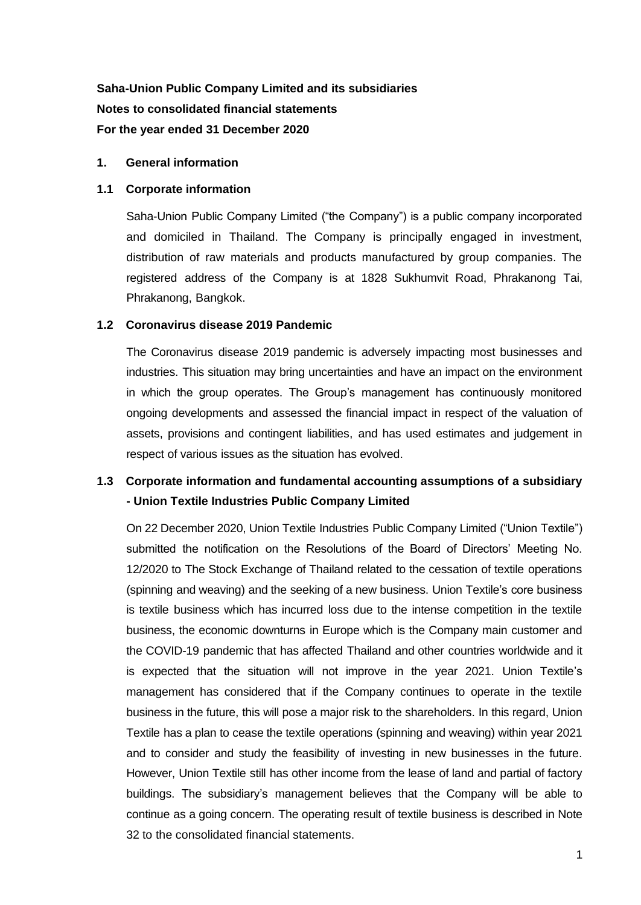**Saha-Union Public Company Limited and its subsidiaries**

**Notes to consolidated financial statements**

**For the year ended 31 December 2020**

## 1. General information

### 1.1 Corporate information

Saha-Union Public Company Limited ("the Company") is a public company incorporated and domiciled in Thailand. The Company is principally engaged in investment, distribution of raw materials and products manufactured by group companies. The registered address of the Company is at 1828 Sukhumvit Road, Phrakanong Tai, Phrakanong, Bangkok.

### 1.2 Coronavirus disease 2019 Pandemic

The Coronavirus disease 2019 pandemic is adversely impacting most businesses and industries. This situation may bring uncertainties and have an impact on the environment in which the group operates. The Group's management has continuously monitored ongoing developments and assessed the financial impact in respect of the valuation of assets, provisions and contingent liabilities, and has used estimates and judgement in respect of various issues as the situation has evolved.

### 1.3 Corporate information and fundamental accounting assumptions of a subsidiary - Union Textile Industries Public Company Limited

On 22 December 2020, Union Textile Industries Public Company Limited ("Union Textile") submitted the notification on the Resolutions of the Board of Directors' Meeting No. 12/2020 to The Stock Exchange of Thailand related to the cessation of textile operations (spinning and weaving) and the seeking of a new business. Union Textile's core business is textile business which has incurred loss due to the intense competition in the textile business, the economic downturns in Europe which is the Company main customer and the COVID-19 pandemic that has affected Thailand and other countries worldwide and it is expected that the situation will not improve in the year 2021. Union Textile's management has considered that if the Company continues to operate in the textile business in the future, this will pose a major risk to the shareholders. In this regard, Union Textile has a plan to cease the textile operations (spinning and weaving) within year 2021 and to consider and study the feasibility of investing in new businesses in the future. However, Union Textile still has other income from the lease of land and partial of factory buildings. The subsidiary's management believes that the Company will be able to continue as a going concern. The operating result of textile business is described in Note 32 to the consolidated financial statements.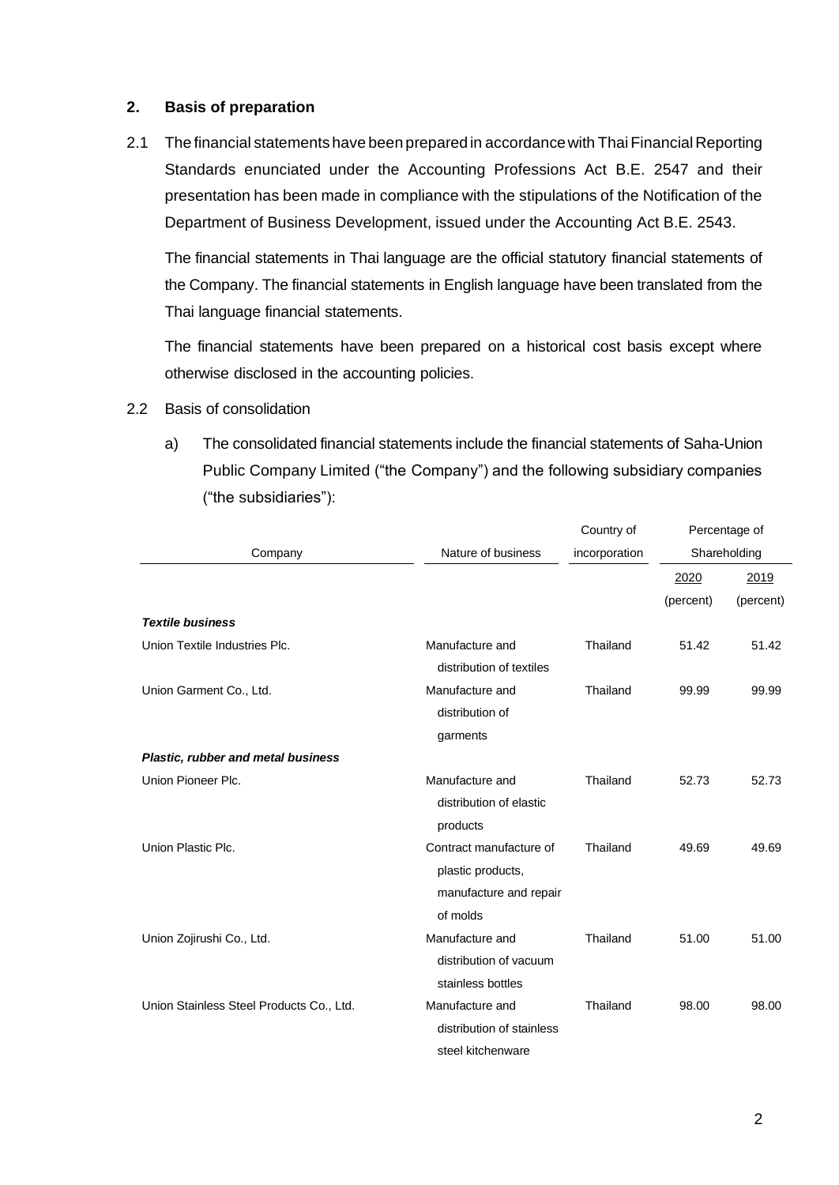## 2. Basis of preparation

2.1 The financial statements have been prepared in accordance with Thai Financial Reporting Standards enunciated under the Accounting Professions Act B.E. 2547 and their presentation has been made in compliance with the stipulations of the Notification of the Department of Business Development, issued under the Accounting Act B.E. 2543.

The financial statements in Thai language are the official statutory financial statements of the Company. The financial statements in English language have been translated from the Thai language financial statements.

The financial statements have been prepared on a historical cost basis except where otherwise disclosed in the accounting policies.

2.2 Basis of consolidation

a) The consolidated financial statements include the financial statements of Saha-Union Public Company Limited ("the Company") and the following subsidiary companies ("the subsidiaries"):

| Company | Nature of business | Country of incorporation | Percentage of Shareholding | |
|---|---|---|---|---|
| | | | 2020 | 2019 |
| | | | (percent) | (percent) |
| ***Textile business*** | | | | |
| Union Textile Industries Plc. | Manufacture and distribution of textiles | Thailand | 51.42 | 51.42 |
| Union Garment Co., Ltd. | Manufacture and distribution of garments | Thailand | 99.99 | 99.99 |
| ***Plastic, rubber and metal business*** | | | | |
| Union Pioneer Plc. | Manufacture and distribution of elastic products | Thailand | 52.73 | 52.73 |
| Union Plastic Plc. | Contract manufacture of plastic products, manufacture and repair of molds | Thailand | 49.69 | 49.69 |
| Union Zojirushi Co., Ltd. | Manufacture and distribution of vacuum stainless bottles | Thailand | 51.00 | 51.00 |
| Union Stainless Steel Products Co., Ltd. | Manufacture and distribution of stainless steel kitchenware | Thailand | 98.00 | 98.00 |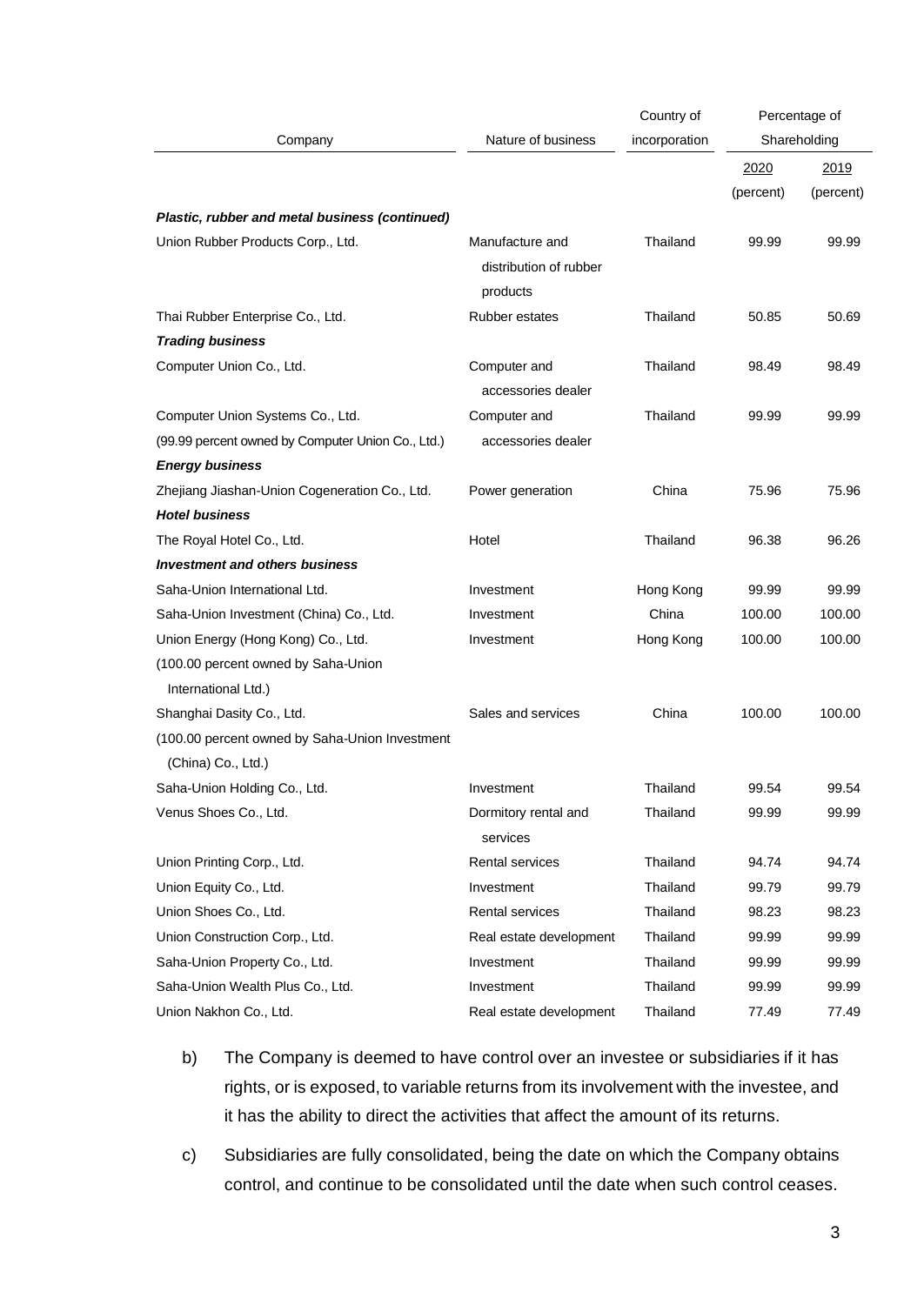| Company | Nature of business | Country of incorporation | Percentage of Shareholding | |
|---|---|---|---|---|
| | | | 2020 | 2019 |
| | | | (percent) | (percent) |
| ***Plastic, rubber and metal business (continued)*** | | | | |
| Union Rubber Products Corp., Ltd. | Manufacture and distribution of rubber products | Thailand | 99.99 | 99.99 |
| Thai Rubber Enterprise Co., Ltd. | Rubber estates | Thailand | 50.85 | 50.69 |
| ***Trading business*** | | | | |
| Computer Union Co., Ltd. | Computer and accessories dealer | Thailand | 98.49 | 98.49 |
| Computer Union Systems Co., Ltd. (99.99 percent owned by Computer Union Co., Ltd.) | Computer and accessories dealer | Thailand | 99.99 | 99.99 |
| ***Energy business*** | | | | |
| Zhejiang Jiashan-Union Cogeneration Co., Ltd. | Power generation | China | 75.96 | 75.96 |
| ***Hotel business*** | | | | |
| The Royal Hotel Co., Ltd. | Hotel | Thailand | 96.38 | 96.26 |
| ***Investment and others business*** | | | | |
| Saha-Union International Ltd. | Investment | Hong Kong | 99.99 | 99.99 |
| Saha-Union Investment (China) Co., Ltd. | Investment | China | 100.00 | 100.00 |
| Union Energy (Hong Kong) Co., Ltd. (100.00 percent owned by Saha-Union International Ltd.) | Investment | Hong Kong | 100.00 | 100.00 |
| Shanghai Dasity Co., Ltd. (100.00 percent owned by Saha-Union Investment (China) Co., Ltd.) | Sales and services | China | 100.00 | 100.00 |
| Saha-Union Holding Co., Ltd. | Investment | Thailand | 99.54 | 99.54 |
| Venus Shoes Co., Ltd. | Dormitory rental and services | Thailand | 99.99 | 99.99 |
| Union Printing Corp., Ltd. | Rental services | Thailand | 94.74 | 94.74 |
| Union Equity Co., Ltd. | Investment | Thailand | 99.79 | 99.79 |
| Union Shoes Co., Ltd. | Rental services | Thailand | 98.23 | 98.23 |
| Union Construction Corp., Ltd. | Real estate development | Thailand | 99.99 | 99.99 |
| Saha-Union Property Co., Ltd. | Investment | Thailand | 99.99 | 99.99 |
| Saha-Union Wealth Plus Co., Ltd. | Investment | Thailand | 99.99 | 99.99 |
| Union Nakhon Co., Ltd. | Real estate development | Thailand | 77.49 | 77.49 |

b) The Company is deemed to have control over an investee or subsidiaries if it has rights, or is exposed, to variable returns from its involvement with the investee, and it has the ability to direct the activities that affect the amount of its returns.

c) Subsidiaries are fully consolidated, being the date on which the Company obtains control, and continue to be consolidated until the date when such control ceases.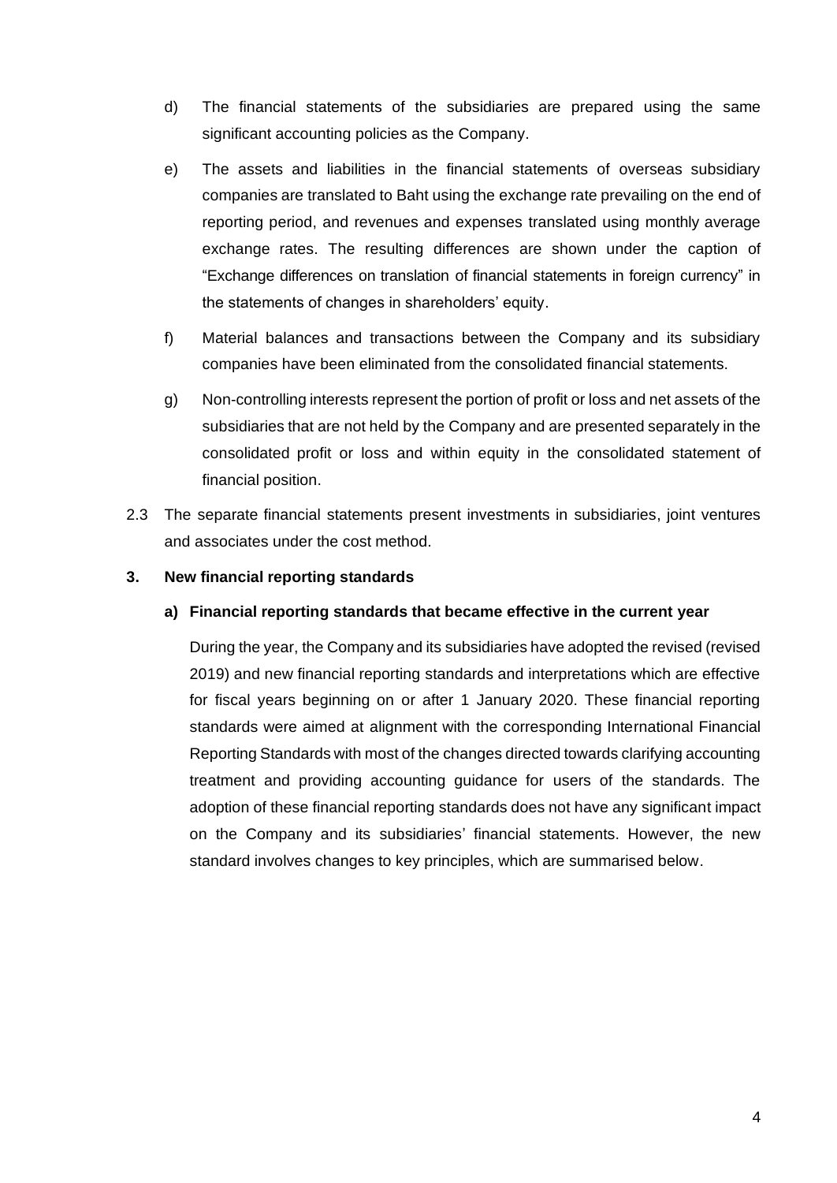d) The financial statements of the subsidiaries are prepared using the same significant accounting policies as the Company.

e) The assets and liabilities in the financial statements of overseas subsidiary companies are translated to Baht using the exchange rate prevailing on the end of reporting period, and revenues and expenses translated using monthly average exchange rates. The resulting differences are shown under the caption of "Exchange differences on translation of financial statements in foreign currency" in the statements of changes in shareholders' equity.

f) Material balances and transactions between the Company and its subsidiary companies have been eliminated from the consolidated financial statements.

g) Non-controlling interests represent the portion of profit or loss and net assets of the subsidiaries that are not held by the Company and are presented separately in the consolidated profit or loss and within equity in the consolidated statement of financial position.

2.3 The separate financial statements present investments in subsidiaries, joint ventures and associates under the cost method.

## 3. New financial reporting standards

### a) Financial reporting standards that became effective in the current year

During the year, the Company and its subsidiaries have adopted the revised (revised 2019) and new financial reporting standards and interpretations which are effective for fiscal years beginning on or after 1 January 2020. These financial reporting standards were aimed at alignment with the corresponding International Financial Reporting Standards with most of the changes directed towards clarifying accounting treatment and providing accounting guidance for users of the standards. The adoption of these financial reporting standards does not have any significant impact on the Company and its subsidiaries' financial statements. However, the new standard involves changes to key principles, which are summarised below.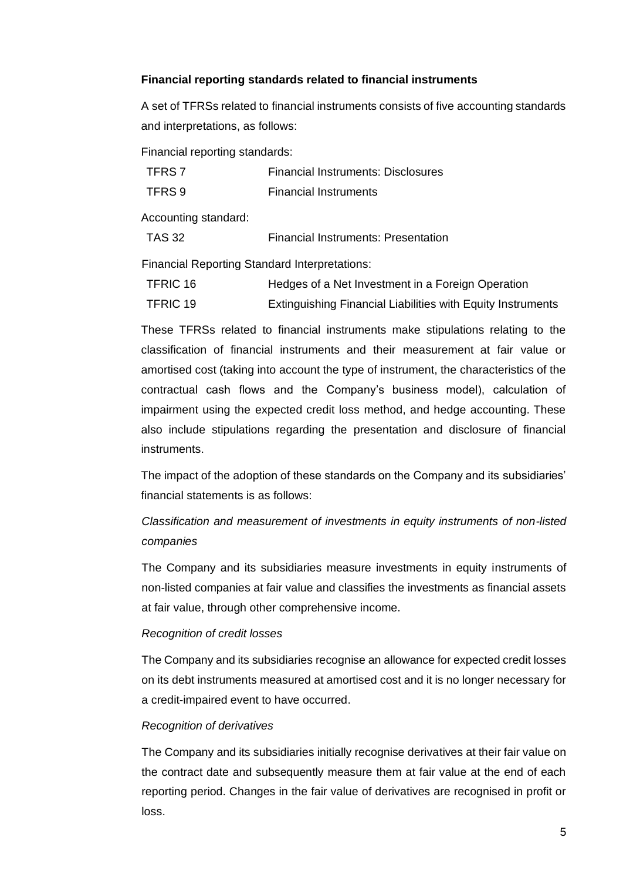**Financial reporting standards related to financial instruments**

A set of TFRSs related to financial instruments consists of five accounting standards and interpretations, as follows:

Financial reporting standards:

| | |
|---|---|
| TFRS 7 | Financial Instruments: Disclosures |
| TFRS 9 | Financial Instruments |

Accounting standard:

| | |
|---|---|
| TAS 32 | Financial Instruments: Presentation |

Financial Reporting Standard Interpretations:

| | |
|---|---|
| TFRIC 16 | Hedges of a Net Investment in a Foreign Operation |
| TFRIC 19 | Extinguishing Financial Liabilities with Equity Instruments |

These TFRSs related to financial instruments make stipulations relating to the classification of financial instruments and their measurement at fair value or amortised cost (taking into account the type of instrument, the characteristics of the contractual cash flows and the Company's business model), calculation of impairment using the expected credit loss method, and hedge accounting. These also include stipulations regarding the presentation and disclosure of financial instruments.

The impact of the adoption of these standards on the Company and its subsidiaries' financial statements is as follows:

*Classification and measurement of investments in equity instruments of non-listed companies*

The Company and its subsidiaries measure investments in equity instruments of non-listed companies at fair value and classifies the investments as financial assets at fair value, through other comprehensive income.

*Recognition of credit losses*

The Company and its subsidiaries recognise an allowance for expected credit losses on its debt instruments measured at amortised cost and it is no longer necessary for a credit-impaired event to have occurred.

*Recognition of derivatives*

The Company and its subsidiaries initially recognise derivatives at their fair value on the contract date and subsequently measure them at fair value at the end of each reporting period. Changes in the fair value of derivatives are recognised in profit or loss.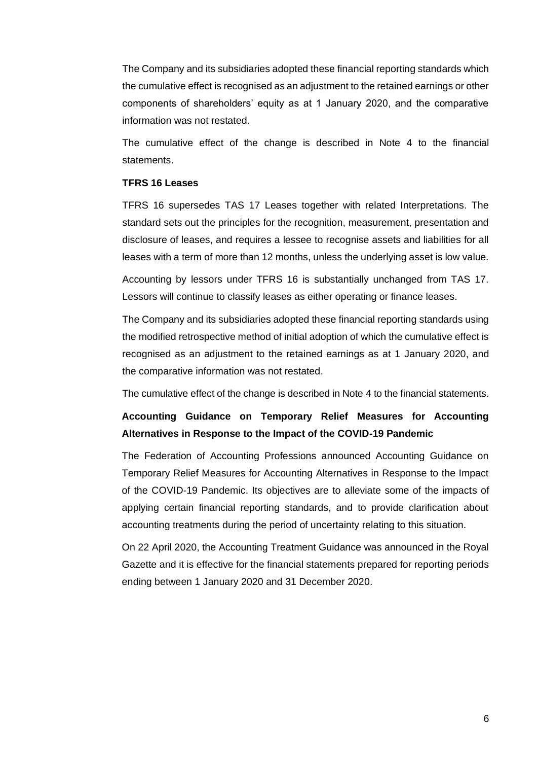The Company and its subsidiaries adopted these financial reporting standards which the cumulative effect is recognised as an adjustment to the retained earnings or other components of shareholders' equity as at 1 January 2020, and the comparative information was not restated.

The cumulative effect of the change is described in Note 4 to the financial statements.

**TFRS 16 Leases**

TFRS 16 supersedes TAS 17 Leases together with related Interpretations. The standard sets out the principles for the recognition, measurement, presentation and disclosure of leases, and requires a lessee to recognise assets and liabilities for all leases with a term of more than 12 months, unless the underlying asset is low value.

Accounting by lessors under TFRS 16 is substantially unchanged from TAS 17. Lessors will continue to classify leases as either operating or finance leases.

The Company and its subsidiaries adopted these financial reporting standards using the modified retrospective method of initial adoption of which the cumulative effect is recognised as an adjustment to the retained earnings as at 1 January 2020, and the comparative information was not restated.

The cumulative effect of the change is described in Note 4 to the financial statements.

**Accounting Guidance on Temporary Relief Measures for Accounting Alternatives in Response to the Impact of the COVID-19 Pandemic**

The Federation of Accounting Professions announced Accounting Guidance on Temporary Relief Measures for Accounting Alternatives in Response to the Impact of the COVID-19 Pandemic. Its objectives are to alleviate some of the impacts of applying certain financial reporting standards, and to provide clarification about accounting treatments during the period of uncertainty relating to this situation.

On 22 April 2020, the Accounting Treatment Guidance was announced in the Royal Gazette and it is effective for the financial statements prepared for reporting periods ending between 1 January 2020 and 31 December 2020.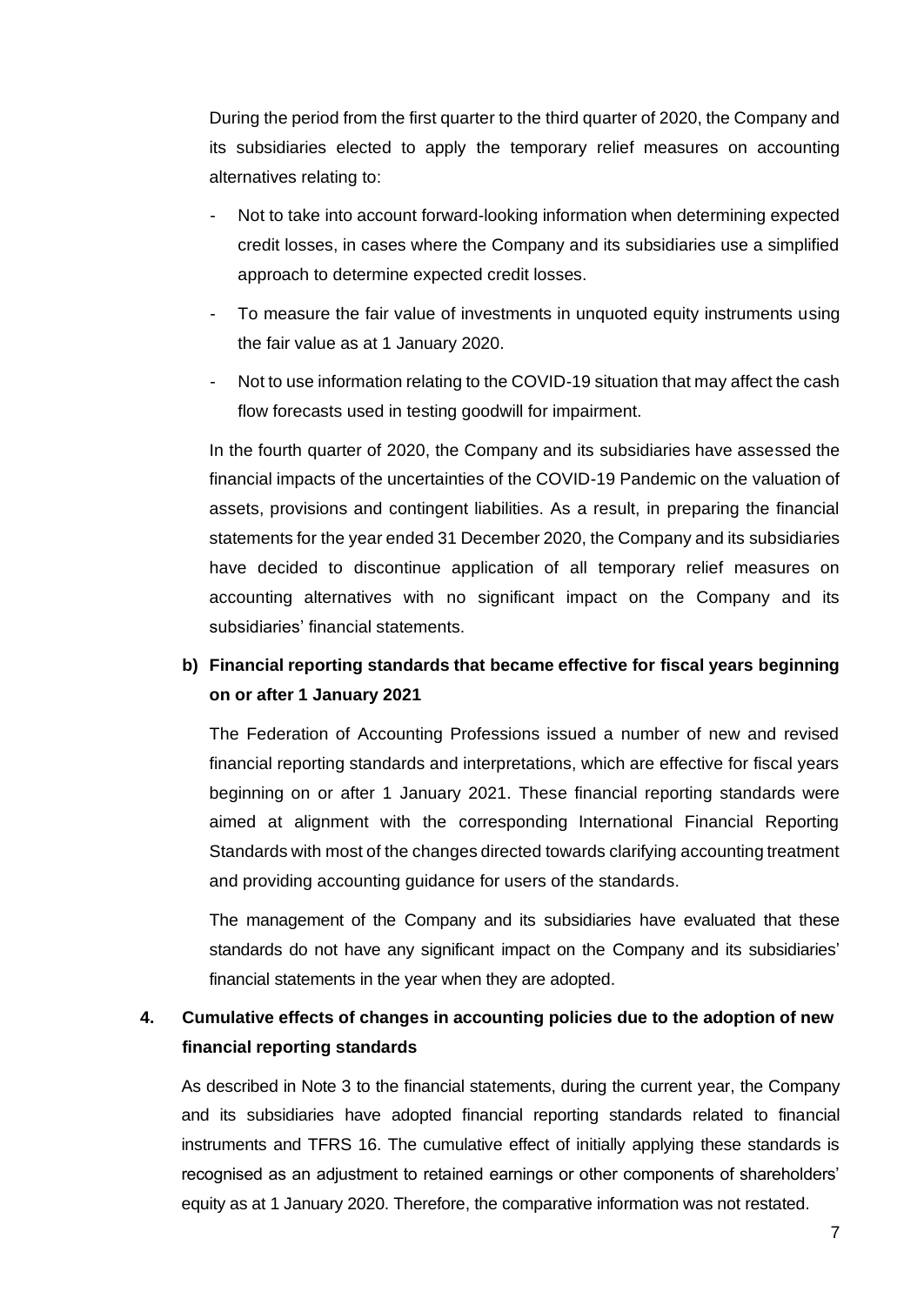During the period from the first quarter to the third quarter of 2020, the Company and its subsidiaries elected to apply the temporary relief measures on accounting alternatives relating to:

- Not to take into account forward-looking information when determining expected credit losses, in cases where the Company and its subsidiaries use a simplified approach to determine expected credit losses.
- To measure the fair value of investments in unquoted equity instruments using the fair value as at 1 January 2020.
- Not to use information relating to the COVID-19 situation that may affect the cash flow forecasts used in testing goodwill for impairment.

In the fourth quarter of 2020, the Company and its subsidiaries have assessed the financial impacts of the uncertainties of the COVID-19 Pandemic on the valuation of assets, provisions and contingent liabilities. As a result, in preparing the financial statements for the year ended 31 December 2020, the Company and its subsidiaries have decided to discontinue application of all temporary relief measures on accounting alternatives with no significant impact on the Company and its subsidiaries' financial statements.

**b) Financial reporting standards that became effective for fiscal years beginning on or after 1 January 2021**

The Federation of Accounting Professions issued a number of new and revised financial reporting standards and interpretations, which are effective for fiscal years beginning on or after 1 January 2021. These financial reporting standards were aimed at alignment with the corresponding International Financial Reporting Standards with most of the changes directed towards clarifying accounting treatment and providing accounting guidance for users of the standards.

The management of the Company and its subsidiaries have evaluated that these standards do not have any significant impact on the Company and its subsidiaries' financial statements in the year when they are adopted.

## 4. Cumulative effects of changes in accounting policies due to the adoption of new financial reporting standards

As described in Note 3 to the financial statements, during the current year, the Company and its subsidiaries have adopted financial reporting standards related to financial instruments and TFRS 16. The cumulative effect of initially applying these standards is recognised as an adjustment to retained earnings or other components of shareholders' equity as at 1 January 2020. Therefore, the comparative information was not restated.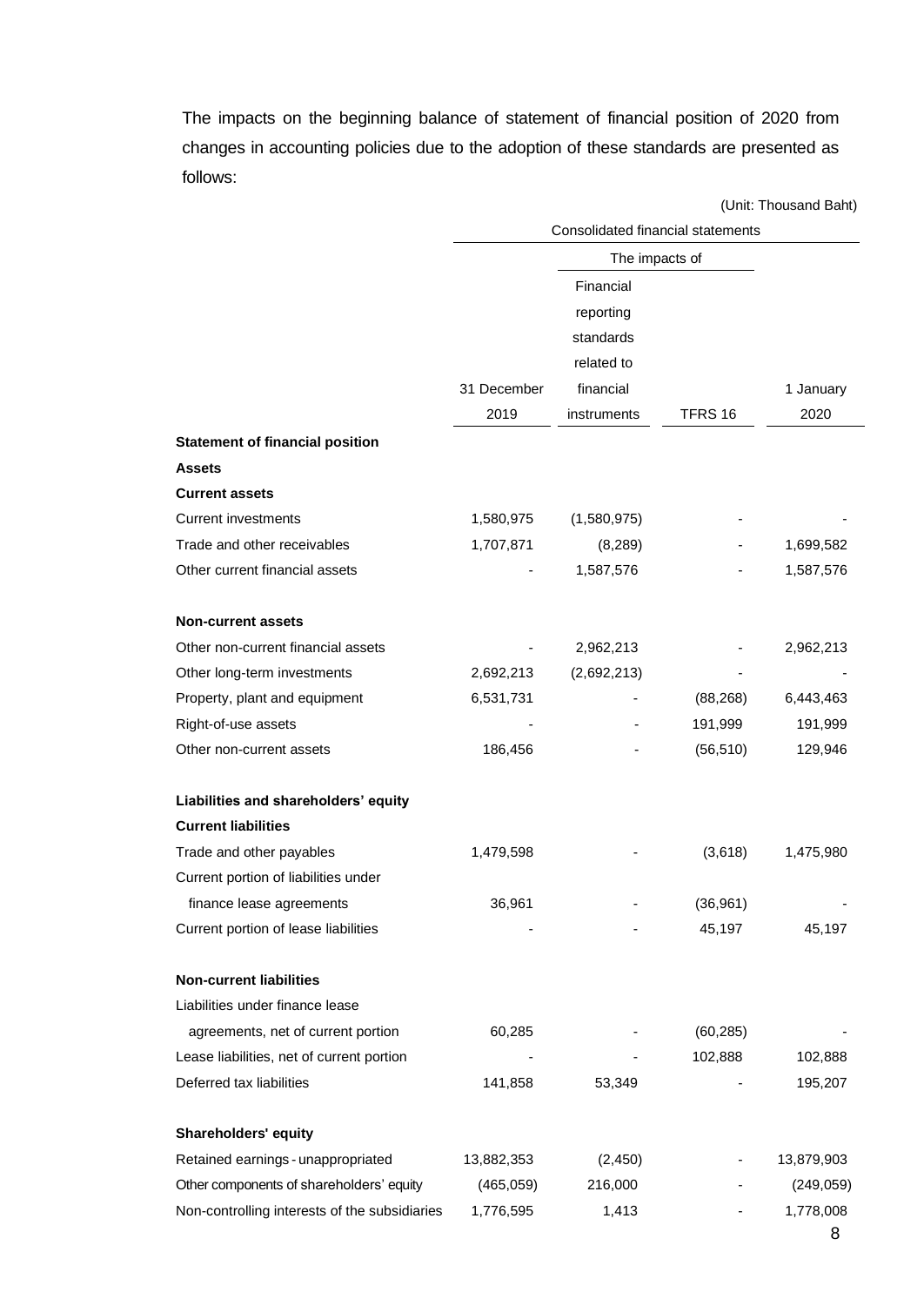The impacts on the beginning balance of statement of financial position of 2020 from changes in accounting policies due to the adoption of these standards are presented as follows:

(Unit: Thousand Baht)

| | Consolidated financial statements | | | |
|---|---|---|---|---|
| | | The impacts of | | |
| | 31 December 2019 | Financial reporting standards related to financial instruments | TFRS 16 | 1 January 2020 |
| **Statement of financial position** | | | | |
| **Assets** | | | | |
| **Current assets** | | | | |
| Current investments | 1,580,975 | (1,580,975) | - | - |
| Trade and other receivables | 1,707,871 | (8,289) | - | 1,699,582 |
| Other current financial assets | - | 1,587,576 | - | 1,587,576 |
| **Non-current assets** | | | | |
| Other non-current financial assets | - | 2,962,213 | - | 2,962,213 |
| Other long-term investments | 2,692,213 | (2,692,213) | - | - |
| Property, plant and equipment | 6,531,731 | - | (88,268) | 6,443,463 |
| Right-of-use assets | - | - | 191,999 | 191,999 |
| Other non-current assets | 186,456 | - | (56,510) | 129,946 |
| **Liabilities and shareholders' equity** | | | | |
| **Current liabilities** | | | | |
| Trade and other payables | 1,479,598 | - | (3,618) | 1,475,980 |
| Current portion of liabilities under finance lease agreements | 36,961 | - | (36,961) | - |
| Current portion of lease liabilities | - | - | 45,197 | 45,197 |
| **Non-current liabilities** | | | | |
| Liabilities under finance lease agreements, net of current portion | 60,285 | - | (60,285) | - |
| Lease liabilities, net of current portion | - | - | 102,888 | 102,888 |
| Deferred tax liabilities | 141,858 | 53,349 | - | 195,207 |
| **Shareholders' equity** | | | | |
| Retained earnings - unappropriated | 13,882,353 | (2,450) | - | 13,879,903 |
| Other components of shareholders' equity | (465,059) | 216,000 | - | (249,059) |
| Non-controlling interests of the subsidiaries | 1,776,595 | 1,413 | - | 1,778,008 |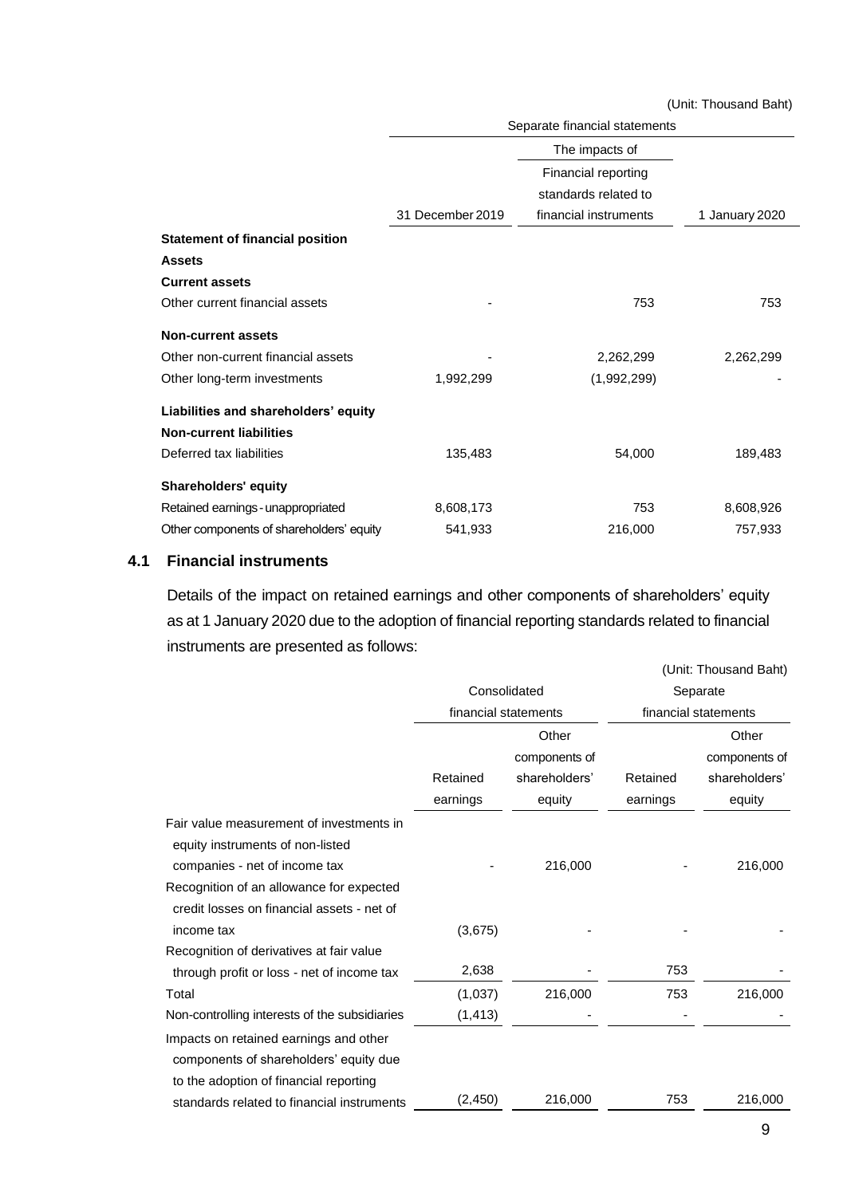(Unit: Thousand Baht)

| | Separate financial statements | | |
|---|---|---|---|
| | 31 December 2019 | The impacts of Financial reporting standards related to financial instruments | 1 January 2020 |
| **Statement of financial position** | | | |
| **Assets** | | | |
| **Current assets** | | | |
| Other current financial assets | - | 753 | 753 |
| **Non-current assets** | | | |
| Other non-current financial assets | - | 2,262,299 | 2,262,299 |
| Other long-term investments | 1,992,299 | (1,992,299) | - |
| **Liabilities and shareholders' equity** | | | |
| **Non-current liabilities** | | | |
| Deferred tax liabilities | 135,483 | 54,000 | 189,483 |
| **Shareholders' equity** | | | |
| Retained earnings - unappropriated | 8,608,173 | 753 | 8,608,926 |
| Other components of shareholders' equity | 541,933 | 216,000 | 757,933 |

## 4.1 Financial instruments

Details of the impact on retained earnings and other components of shareholders' equity as at 1 January 2020 due to the adoption of financial reporting standards related to financial instruments are presented as follows:

(Unit: Thousand Baht)

| | Consolidated financial statements | | Separate financial statements | |
|---|---|---|---|---|
| | Retained earnings | Other components of shareholders' equity | Retained earnings | Other components of shareholders' equity |
| Fair value measurement of investments in equity instruments of non-listed companies - net of income tax | - | 216,000 | - | 216,000 |
| Recognition of an allowance for expected credit losses on financial assets - net of income tax | (3,675) | - | - | - |
| Recognition of derivatives at fair value through profit or loss - net of income tax | 2,638 | - | 753 | - |
| Total | (1,037) | 216,000 | 753 | 216,000 |
| Non-controlling interests of the subsidiaries | (1,413) | - | - | - |
| Impacts on retained earnings and other components of shareholders' equity due to the adoption of financial reporting standards related to financial instruments | (2,450) | 216,000 | 753 | 216,000 |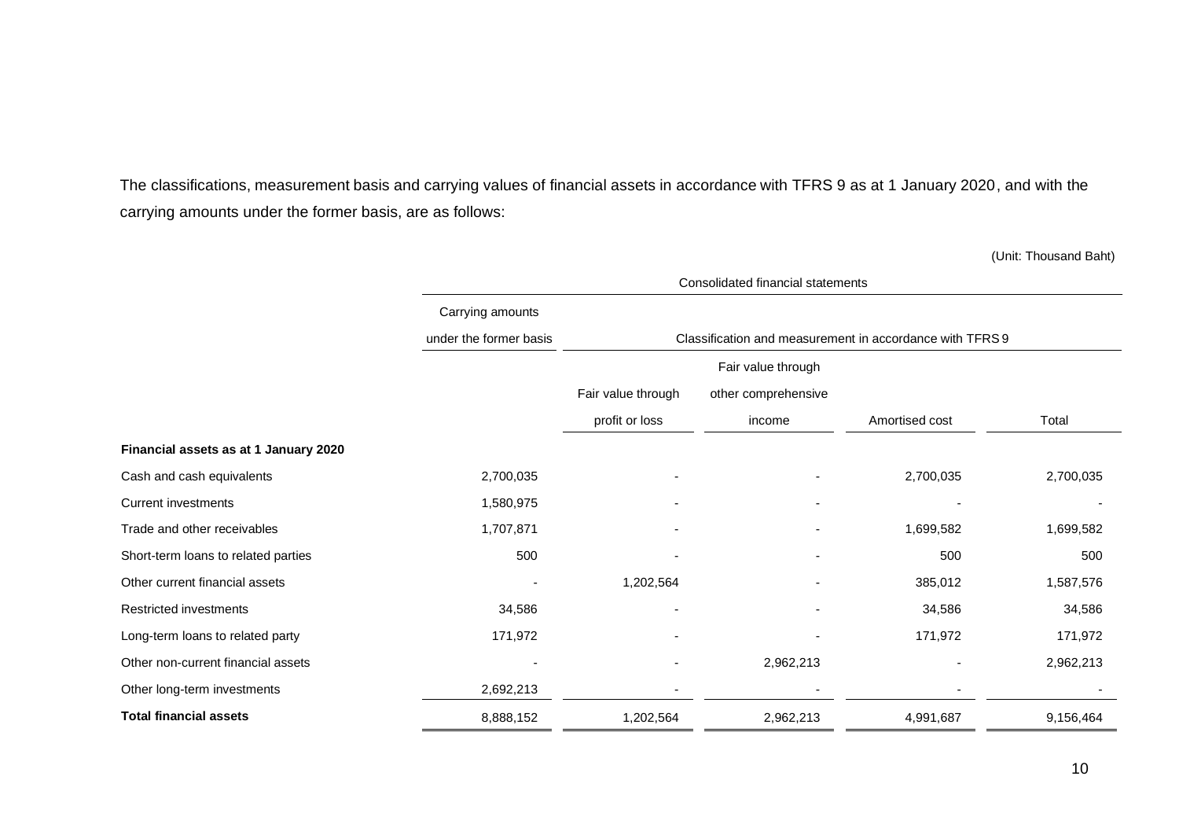The classifications, measurement basis and carrying values of financial assets in accordance with TFRS 9 as at 1 January 2020, and with the carrying amounts under the former basis, are as follows:

(Unit: Thousand Baht)

| | Consolidated financial statements | | | | |
|---|---|---|---|---|---|
| | Carrying amounts under the former basis | Classification and measurement in accordance with TFRS 9 | | | |
| | | Fair value through profit or loss | Fair value through other comprehensive income | Amortised cost | Total |
| **Financial assets as at 1 January 2020** | | | | | |
| Cash and cash equivalents | 2,700,035 | - | - | 2,700,035 | 2,700,035 |
| Current investments | 1,580,975 | - | - | - | - |
| Trade and other receivables | 1,707,871 | - | - | 1,699,582 | 1,699,582 |
| Short-term loans to related parties | 500 | - | - | 500 | 500 |
| Other current financial assets | - | 1,202,564 | - | 385,012 | 1,587,576 |
| Restricted investments | 34,586 | - | - | 34,586 | 34,586 |
| Long-term loans to related party | 171,972 | - | - | 171,972 | 171,972 |
| Other non-current financial assets | - | - | 2,962,213 | - | 2,962,213 |
| Other long-term investments | 2,692,213 | - | - | - | - |
| **Total financial assets** | 8,888,152 | 1,202,564 | 2,962,213 | 4,991,687 | 9,156,464 |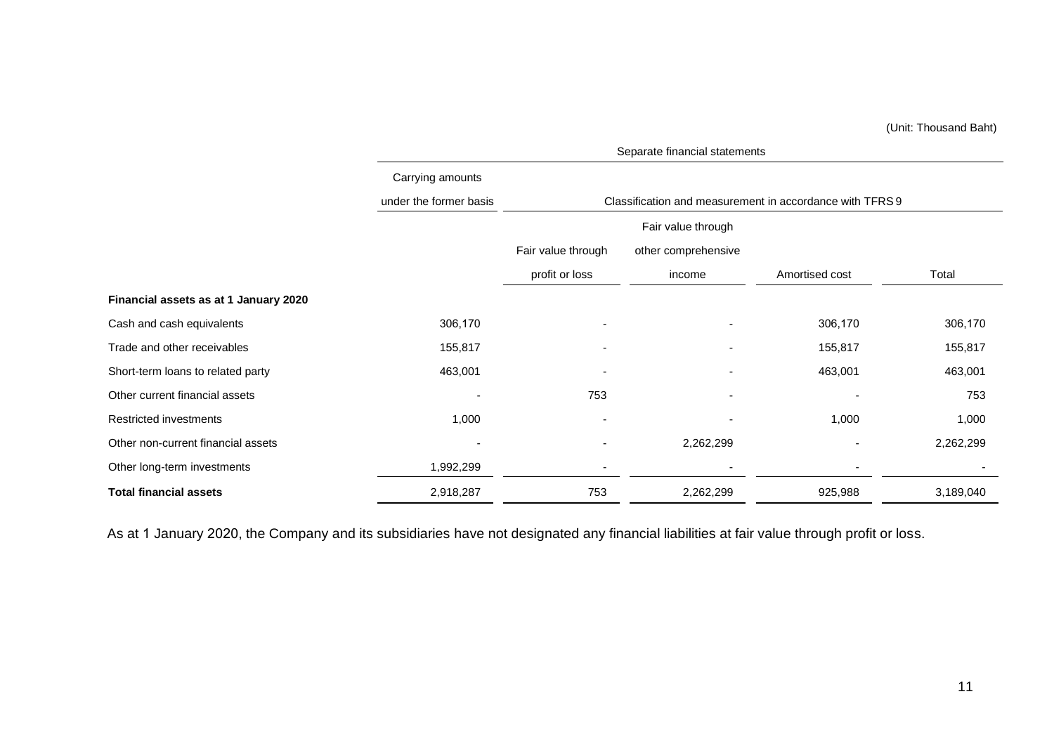(Unit: Thousand Baht)

| | Separate financial statements | | | | |
|---|---|---|---|---|---|
| | Carrying amounts under the former basis | Classification and measurement in accordance with TFRS 9 | | | |
| | | Fair value through profit or loss | Fair value through other comprehensive income | Amortised cost | Total |
| **Financial assets as at 1 January 2020** | | | | | |
| Cash and cash equivalents | 306,170 | - | - | 306,170 | 306,170 |
| Trade and other receivables | 155,817 | - | - | 155,817 | 155,817 |
| Short-term loans to related party | 463,001 | - | - | 463,001 | 463,001 |
| Other current financial assets | - | 753 | - | - | 753 |
| Restricted investments | 1,000 | - | - | 1,000 | 1,000 |
| Other non-current financial assets | - | - | 2,262,299 | - | 2,262,299 |
| Other long-term investments | 1,992,299 | - | - | - | - |
| **Total financial assets** | 2,918,287 | 753 | 2,262,299 | 925,988 | 3,189,040 |

As at 1 January 2020, the Company and its subsidiaries have not designated any financial liabilities at fair value through profit or loss.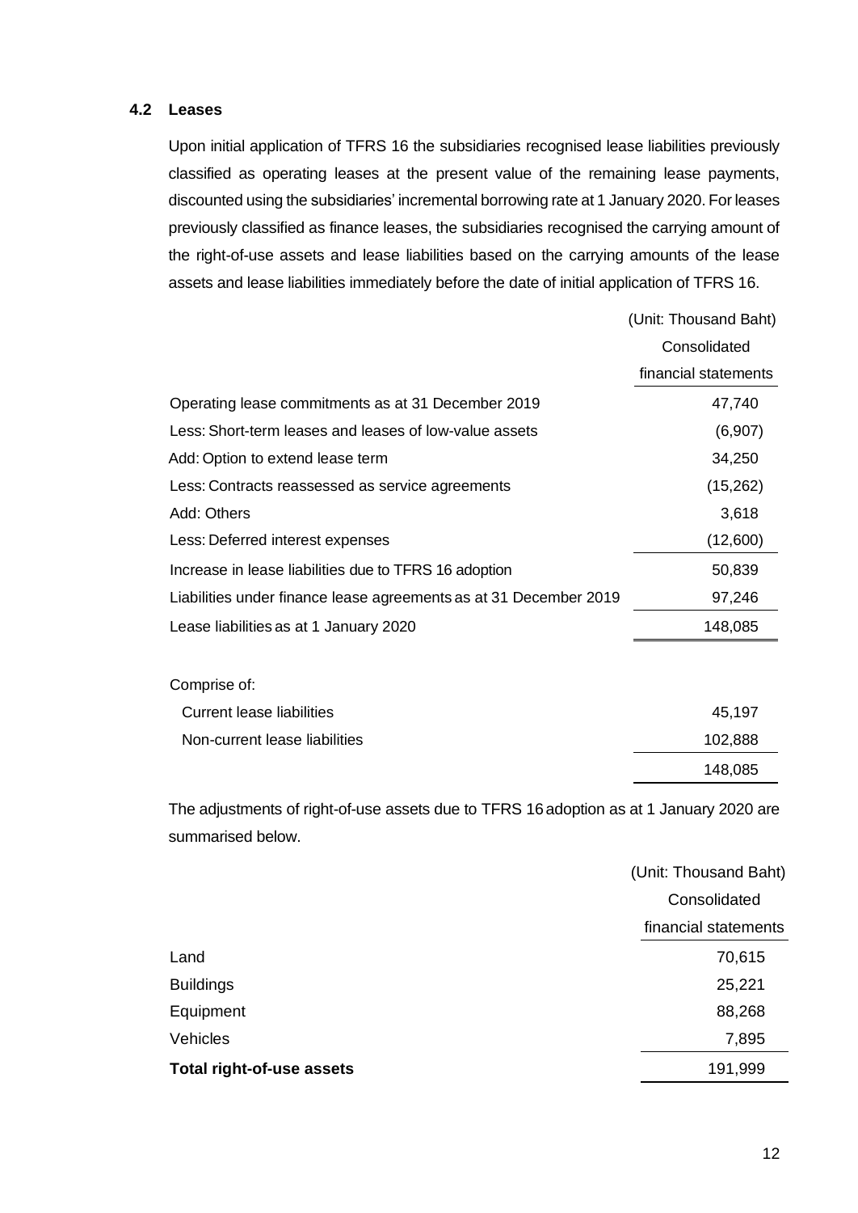### 4.2 Leases

Upon initial application of TFRS 16 the subsidiaries recognised lease liabilities previously classified as operating leases at the present value of the remaining lease payments, discounted using the subsidiaries' incremental borrowing rate at 1 January 2020. For leases previously classified as finance leases, the subsidiaries recognised the carrying amount of the right-of-use assets and lease liabilities based on the carrying amounts of the lease assets and lease liabilities immediately before the date of initial application of TFRS 16.

| | (Unit: Thousand Baht) |
|---|---|
| | Consolidated financial statements |
| Operating lease commitments as at 31 December 2019 | 47,740 |
| Less: Short-term leases and leases of low-value assets | (6,907) |
| Add: Option to extend lease term | 34,250 |
| Less: Contracts reassessed as service agreements | (15,262) |
| Add: Others | 3,618 |
| Less: Deferred interest expenses | (12,600) |
| Increase in lease liabilities due to TFRS 16 adoption | 50,839 |
| Liabilities under finance lease agreements as at 31 December 2019 | 97,246 |
| Lease liabilities as at 1 January 2020 | 148,085 |
| | |
| Comprise of: | |
| Current lease liabilities | 45,197 |
| Non-current lease liabilities | 102,888 |
| | 148,085 |

The adjustments of right-of-use assets due to TFRS 16 adoption as at 1 January 2020 are summarised below.

| | (Unit: Thousand Baht) |
|---|---|
| | Consolidated financial statements |
| Land | 70,615 |
| Buildings | 25,221 |
| Equipment | 88,268 |
| Vehicles | 7,895 |
| **Total right-of-use assets** | 191,999 |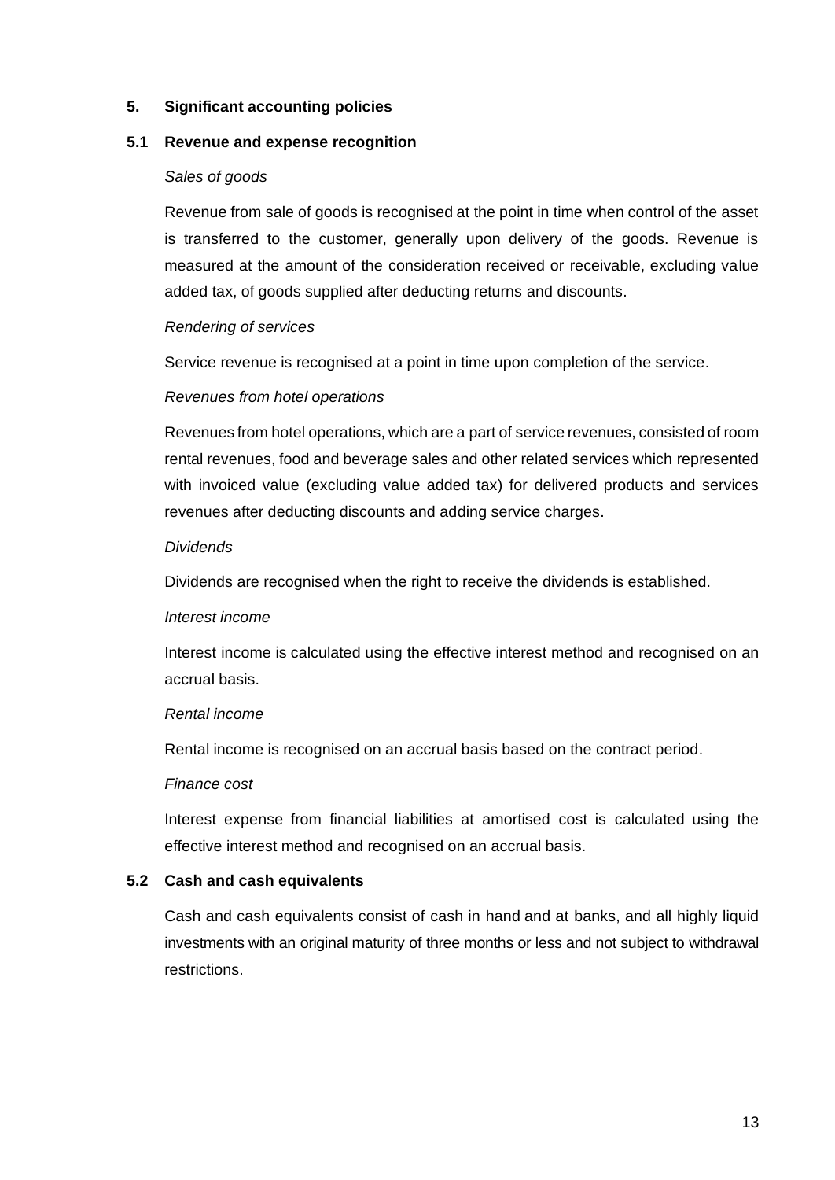## 5. Significant accounting policies

### 5.1 Revenue and expense recognition

*Sales of goods*

Revenue from sale of goods is recognised at the point in time when control of the asset is transferred to the customer, generally upon delivery of the goods. Revenue is measured at the amount of the consideration received or receivable, excluding value added tax, of goods supplied after deducting returns and discounts.

*Rendering of services*

Service revenue is recognised at a point in time upon completion of the service.

*Revenues from hotel operations*

Revenues from hotel operations, which are a part of service revenues, consisted of room rental revenues, food and beverage sales and other related services which represented with invoiced value (excluding value added tax) for delivered products and services revenues after deducting discounts and adding service charges.

*Dividends*

Dividends are recognised when the right to receive the dividends is established.

*Interest income*

Interest income is calculated using the effective interest method and recognised on an accrual basis.

*Rental income*

Rental income is recognised on an accrual basis based on the contract period.

*Finance cost*

Interest expense from financial liabilities at amortised cost is calculated using the effective interest method and recognised on an accrual basis.

### 5.2 Cash and cash equivalents

Cash and cash equivalents consist of cash in hand and at banks, and all highly liquid investments with an original maturity of three months or less and not subject to withdrawal restrictions.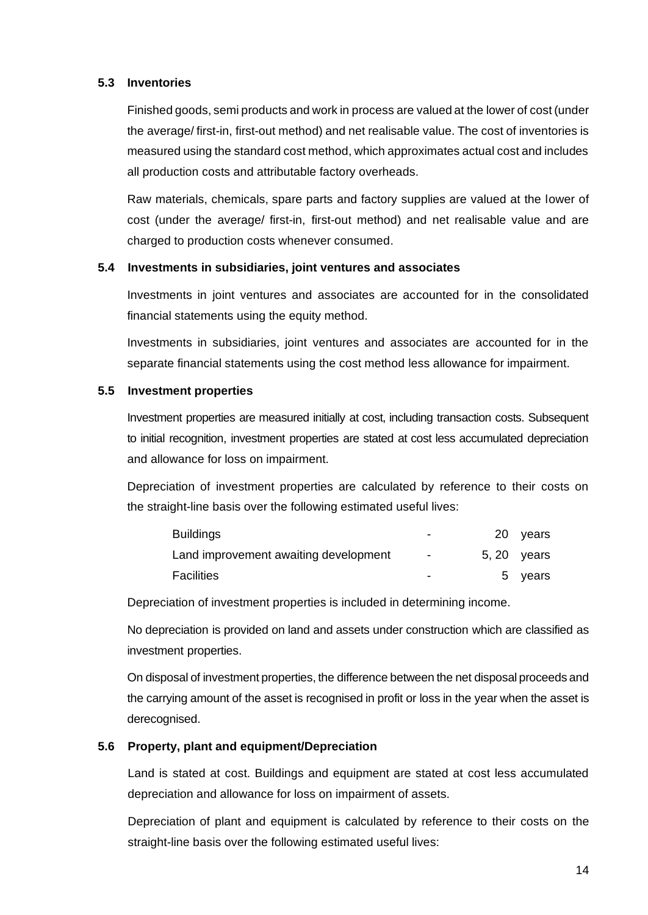### 5.3 Inventories

Finished goods, semi products and work in process are valued at the lower of cost (under the average/ first-in, first-out method) and net realisable value. The cost of inventories is measured using the standard cost method, which approximates actual cost and includes all production costs and attributable factory overheads.

Raw materials, chemicals, spare parts and factory supplies are valued at the lower of cost (under the average/ first-in, first-out method) and net realisable value and are charged to production costs whenever consumed.

### 5.4 Investments in subsidiaries, joint ventures and associates

Investments in joint ventures and associates are accounted for in the consolidated financial statements using the equity method.

Investments in subsidiaries, joint ventures and associates are accounted for in the separate financial statements using the cost method less allowance for impairment.

### 5.5 Investment properties

Investment properties are measured initially at cost, including transaction costs. Subsequent to initial recognition, investment properties are stated at cost less accumulated depreciation and allowance for loss on impairment.

Depreciation of investment properties are calculated by reference to their costs on the straight-line basis over the following estimated useful lives:

| | | |
|---|---|---|
| Buildings | - | 20 years |
| Land improvement awaiting development | - | 5, 20 years |
| Facilities | - | 5 years |

Depreciation of investment properties is included in determining income.

No depreciation is provided on land and assets under construction which are classified as investment properties.

On disposal of investment properties, the difference between the net disposal proceeds and the carrying amount of the asset is recognised in profit or loss in the year when the asset is derecognised.

### 5.6 Property, plant and equipment/Depreciation

Land is stated at cost. Buildings and equipment are stated at cost less accumulated depreciation and allowance for loss on impairment of assets.

Depreciation of plant and equipment is calculated by reference to their costs on the straight-line basis over the following estimated useful lives: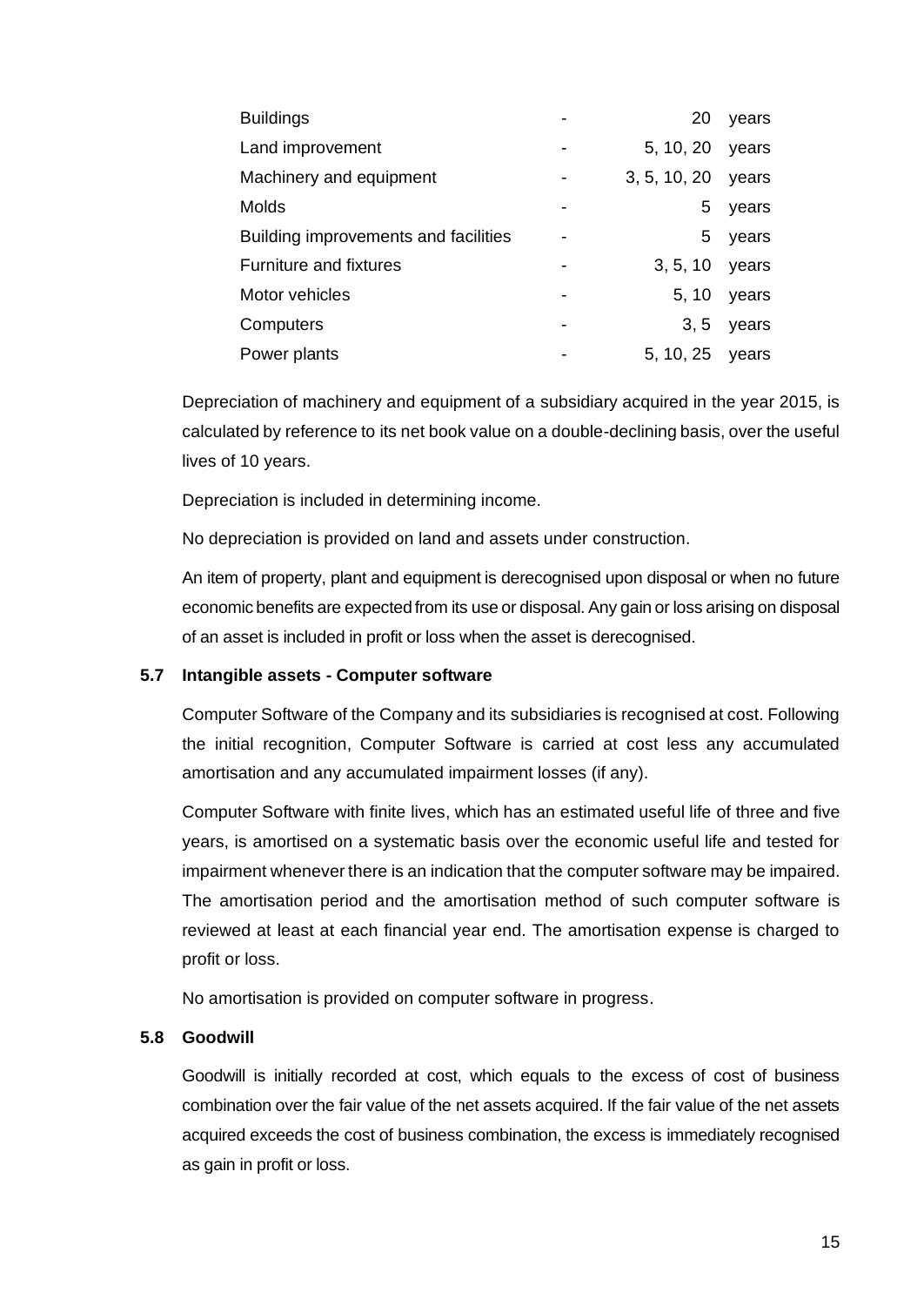| | | | |
|---|---|---|---|
| Buildings | - | 20 | years |
| Land improvement | - | 5, 10, 20 | years |
| Machinery and equipment | - | 3, 5, 10, 20 | years |
| Molds | - | 5 | years |
| Building improvements and facilities | - | 5 | years |
| Furniture and fixtures | - | 3, 5, 10 | years |
| Motor vehicles | - | 5, 10 | years |
| Computers | - | 3, 5 | years |
| Power plants | - | 5, 10, 25 | years |

Depreciation of machinery and equipment of a subsidiary acquired in the year 2015, is calculated by reference to its net book value on a double-declining basis, over the useful lives of 10 years.

Depreciation is included in determining income.

No depreciation is provided on land and assets under construction.

An item of property, plant and equipment is derecognised upon disposal or when no future economic benefits are expected from its use or disposal. Any gain or loss arising on disposal of an asset is included in profit or loss when the asset is derecognised.

### 5.7 Intangible assets - Computer software

Computer Software of the Company and its subsidiaries is recognised at cost. Following the initial recognition, Computer Software is carried at cost less any accumulated amortisation and any accumulated impairment losses (if any).

Computer Software with finite lives, which has an estimated useful life of three and five years, is amortised on a systematic basis over the economic useful life and tested for impairment whenever there is an indication that the computer software may be impaired. The amortisation period and the amortisation method of such computer software is reviewed at least at each financial year end. The amortisation expense is charged to profit or loss.

No amortisation is provided on computer software in progress.

### 5.8 Goodwill

Goodwill is initially recorded at cost, which equals to the excess of cost of business combination over the fair value of the net assets acquired. If the fair value of the net assets acquired exceeds the cost of business combination, the excess is immediately recognised as gain in profit or loss.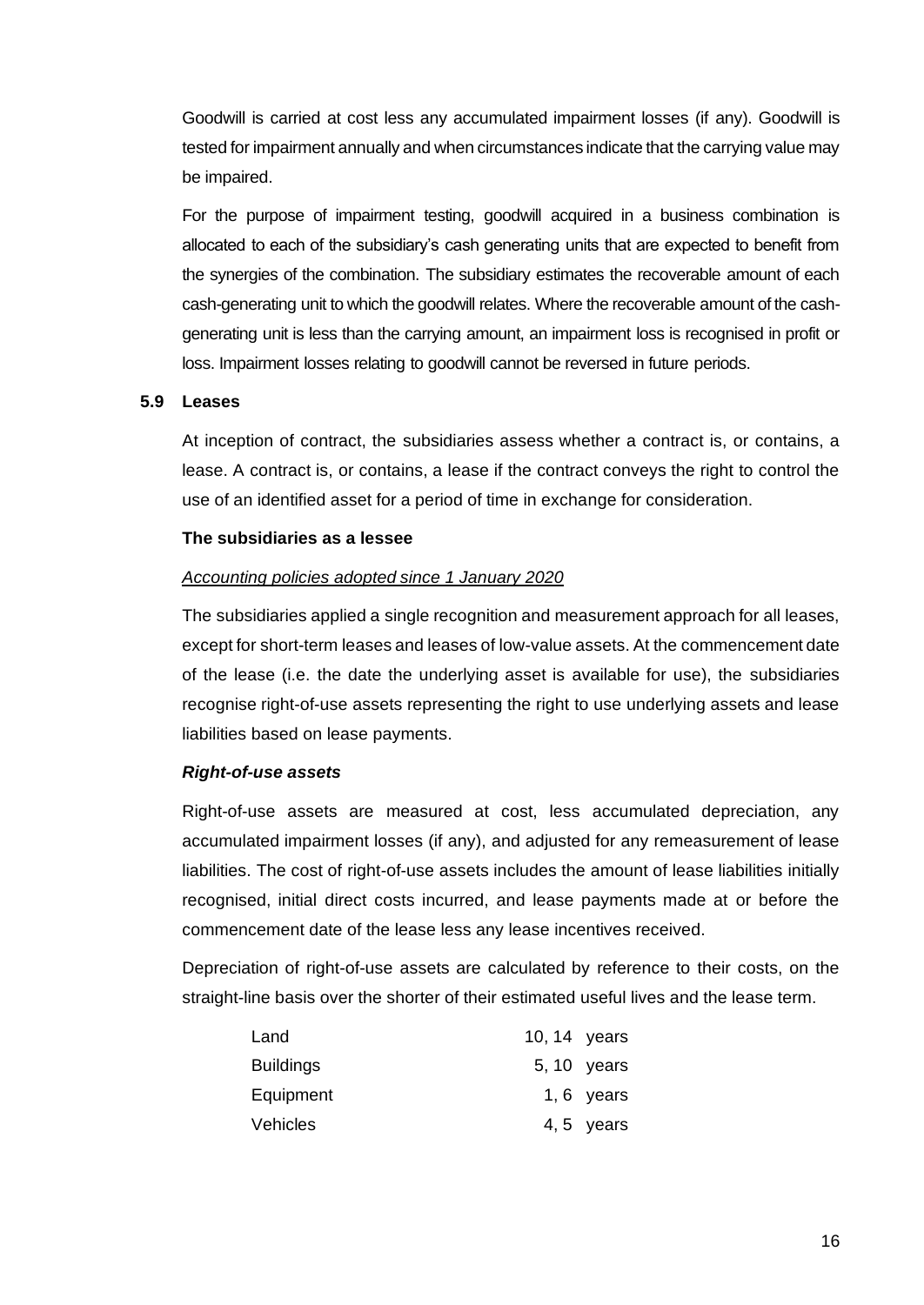Goodwill is carried at cost less any accumulated impairment losses (if any). Goodwill is tested for impairment annually and when circumstances indicate that the carrying value may be impaired.

For the purpose of impairment testing, goodwill acquired in a business combination is allocated to each of the subsidiary's cash generating units that are expected to benefit from the synergies of the combination. The subsidiary estimates the recoverable amount of each cash-generating unit to which the goodwill relates. Where the recoverable amount of the cash-generating unit is less than the carrying amount, an impairment loss is recognised in profit or loss. Impairment losses relating to goodwill cannot be reversed in future periods.

### 5.9 Leases

At inception of contract, the subsidiaries assess whether a contract is, or contains, a lease. A contract is, or contains, a lease if the contract conveys the right to control the use of an identified asset for a period of time in exchange for consideration.

**The subsidiaries as a lessee**

<u>*Accounting policies adopted since 1 January 2020*</u>

The subsidiaries applied a single recognition and measurement approach for all leases, except for short-term leases and leases of low-value assets. At the commencement date of the lease (i.e. the date the underlying asset is available for use), the subsidiaries recognise right-of-use assets representing the right to use underlying assets and lease liabilities based on lease payments.

***Right-of-use assets***

Right-of-use assets are measured at cost, less accumulated depreciation, any accumulated impairment losses (if any), and adjusted for any remeasurement of lease liabilities. The cost of right-of-use assets includes the amount of lease liabilities initially recognised, initial direct costs incurred, and lease payments made at or before the commencement date of the lease less any lease incentives received.

Depreciation of right-of-use assets are calculated by reference to their costs, on the straight-line basis over the shorter of their estimated useful lives and the lease term.

| | |
|---|---|
| Land | 10, 14 years |
| Buildings | 5, 10 years |
| Equipment | 1, 6 years |
| Vehicles | 4, 5 years |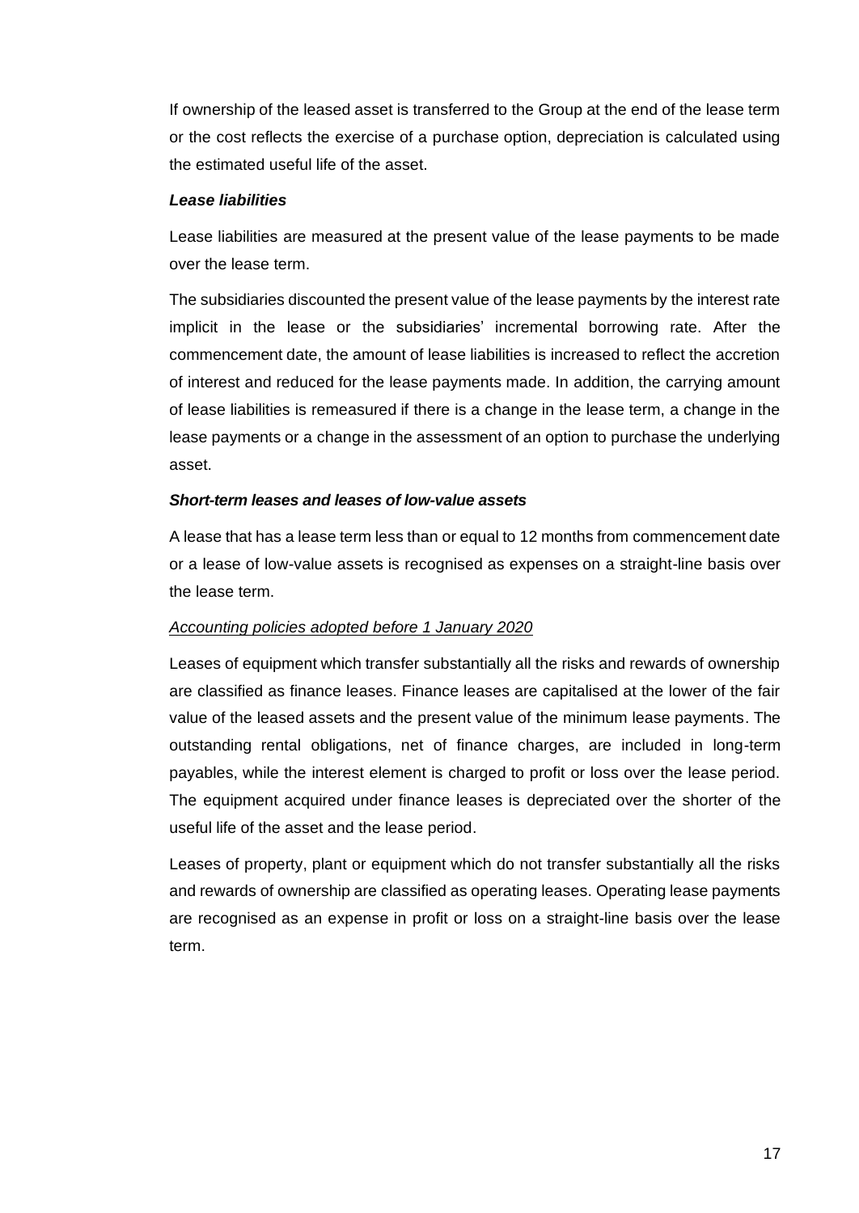If ownership of the leased asset is transferred to the Group at the end of the lease term or the cost reflects the exercise of a purchase option, depreciation is calculated using the estimated useful life of the asset.

***Lease liabilities***

Lease liabilities are measured at the present value of the lease payments to be made over the lease term.

The subsidiaries discounted the present value of the lease payments by the interest rate implicit in the lease or the subsidiaries' incremental borrowing rate. After the commencement date, the amount of lease liabilities is increased to reflect the accretion of interest and reduced for the lease payments made. In addition, the carrying amount of lease liabilities is remeasured if there is a change in the lease term, a change in the lease payments or a change in the assessment of an option to purchase the underlying asset.

***Short-term leases and leases of low-value assets***

A lease that has a lease term less than or equal to 12 months from commencement date or a lease of low-value assets is recognised as expenses on a straight-line basis over the lease term.

*Accounting policies adopted before 1 January 2020*

Leases of equipment which transfer substantially all the risks and rewards of ownership are classified as finance leases. Finance leases are capitalised at the lower of the fair value of the leased assets and the present value of the minimum lease payments. The outstanding rental obligations, net of finance charges, are included in long-term payables, while the interest element is charged to profit or loss over the lease period. The equipment acquired under finance leases is depreciated over the shorter of the useful life of the asset and the lease period.

Leases of property, plant or equipment which do not transfer substantially all the risks and rewards of ownership are classified as operating leases. Operating lease payments are recognised as an expense in profit or loss on a straight-line basis over the lease term.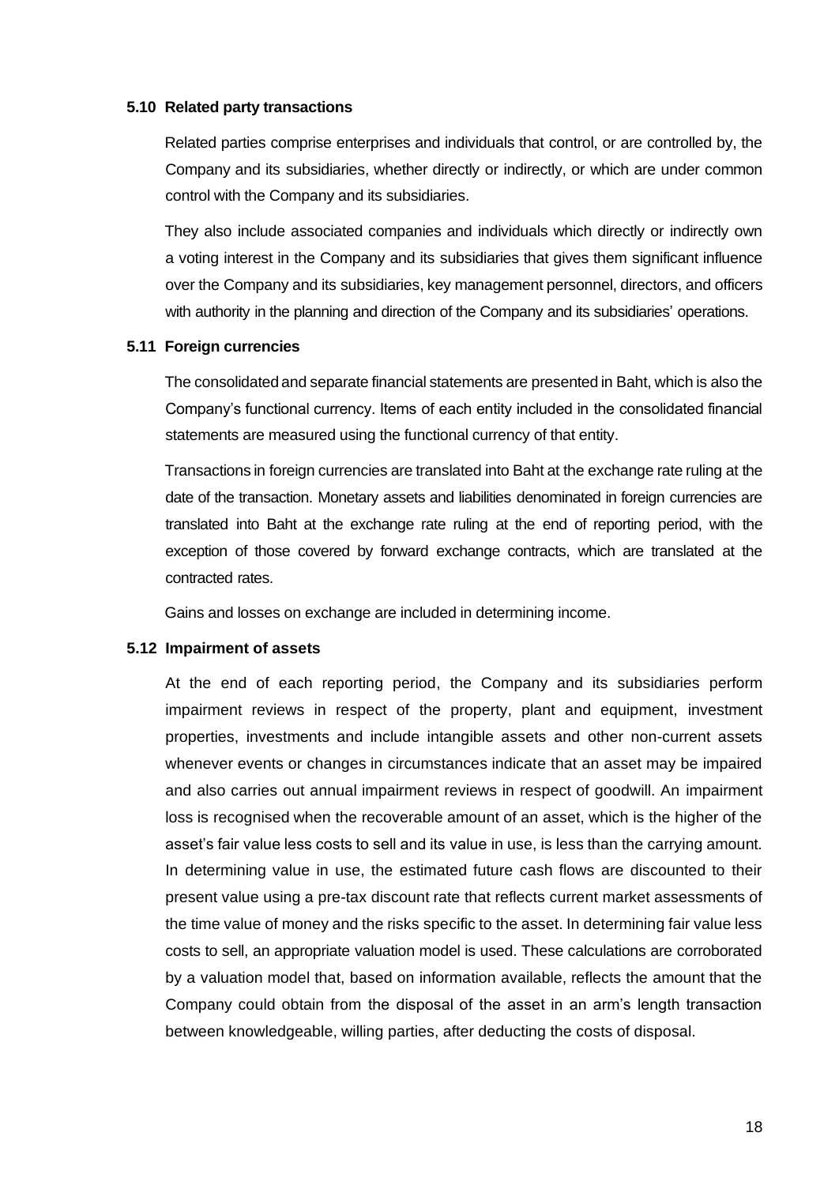### 5.10 Related party transactions

Related parties comprise enterprises and individuals that control, or are controlled by, the Company and its subsidiaries, whether directly or indirectly, or which are under common control with the Company and its subsidiaries.

They also include associated companies and individuals which directly or indirectly own a voting interest in the Company and its subsidiaries that gives them significant influence over the Company and its subsidiaries, key management personnel, directors, and officers with authority in the planning and direction of the Company and its subsidiaries' operations.

### 5.11 Foreign currencies

The consolidated and separate financial statements are presented in Baht, which is also the Company's functional currency. Items of each entity included in the consolidated financial statements are measured using the functional currency of that entity.

Transactions in foreign currencies are translated into Baht at the exchange rate ruling at the date of the transaction. Monetary assets and liabilities denominated in foreign currencies are translated into Baht at the exchange rate ruling at the end of reporting period, with the exception of those covered by forward exchange contracts, which are translated at the contracted rates.

Gains and losses on exchange are included in determining income.

### 5.12 Impairment of assets

At the end of each reporting period, the Company and its subsidiaries perform impairment reviews in respect of the property, plant and equipment, investment properties, investments and include intangible assets and other non-current assets whenever events or changes in circumstances indicate that an asset may be impaired and also carries out annual impairment reviews in respect of goodwill. An impairment loss is recognised when the recoverable amount of an asset, which is the higher of the asset's fair value less costs to sell and its value in use, is less than the carrying amount. In determining value in use, the estimated future cash flows are discounted to their present value using a pre-tax discount rate that reflects current market assessments of the time value of money and the risks specific to the asset. In determining fair value less costs to sell, an appropriate valuation model is used. These calculations are corroborated by a valuation model that, based on information available, reflects the amount that the Company could obtain from the disposal of the asset in an arm's length transaction between knowledgeable, willing parties, after deducting the costs of disposal.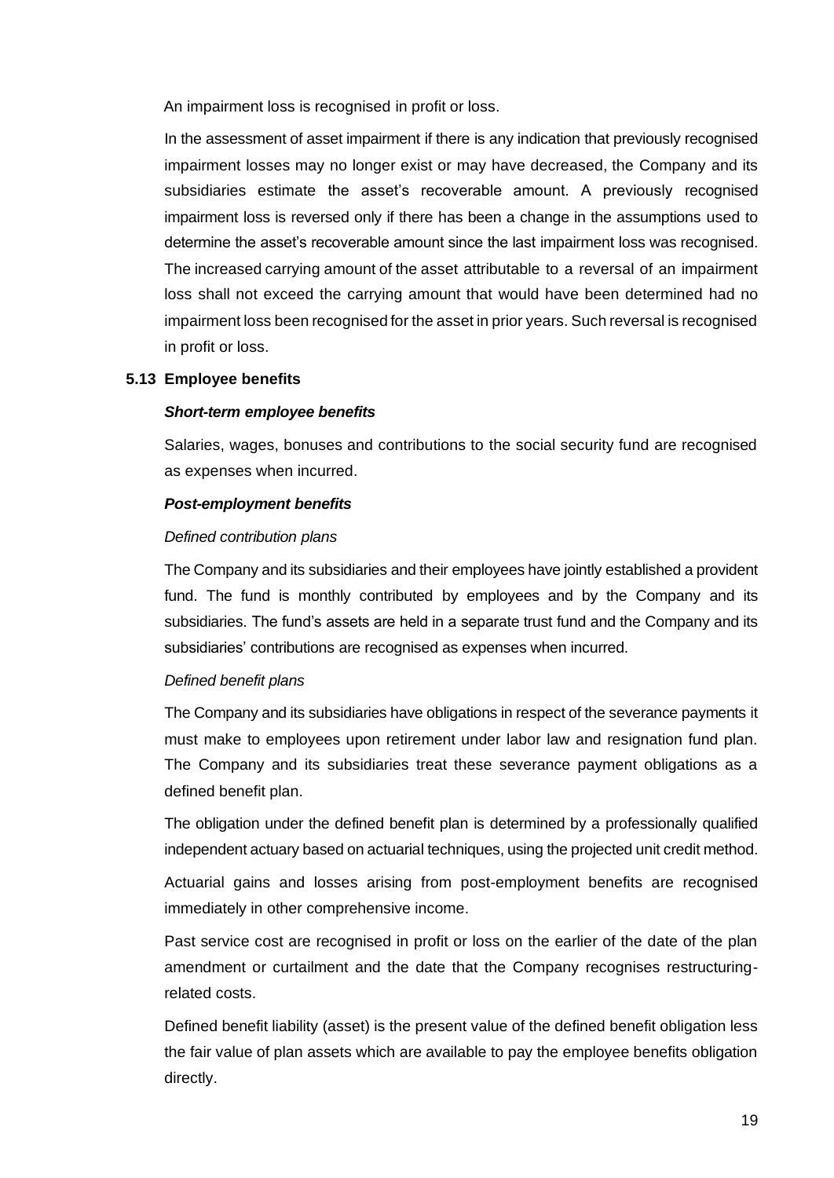An impairment loss is recognised in profit or loss.

In the assessment of asset impairment if there is any indication that previously recognised impairment losses may no longer exist or may have decreased, the Company and its subsidiaries estimate the asset's recoverable amount. A previously recognised impairment loss is reversed only if there has been a change in the assumptions used to determine the asset's recoverable amount since the last impairment loss was recognised. The increased carrying amount of the asset attributable to a reversal of an impairment loss shall not exceed the carrying amount that would have been determined had no impairment loss been recognised for the asset in prior years. Such reversal is recognised in profit or loss.

### 5.13 Employee benefits

***Short-term employee benefits***

Salaries, wages, bonuses and contributions to the social security fund are recognised as expenses when incurred.

***Post-employment benefits***

*Defined contribution plans*

The Company and its subsidiaries and their employees have jointly established a provident fund. The fund is monthly contributed by employees and by the Company and its subsidiaries. The fund's assets are held in a separate trust fund and the Company and its subsidiaries' contributions are recognised as expenses when incurred.

*Defined benefit plans*

The Company and its subsidiaries have obligations in respect of the severance payments it must make to employees upon retirement under labor law and resignation fund plan. The Company and its subsidiaries treat these severance payment obligations as a defined benefit plan.

The obligation under the defined benefit plan is determined by a professionally qualified independent actuary based on actuarial techniques, using the projected unit credit method.

Actuarial gains and losses arising from post-employment benefits are recognised immediately in other comprehensive income.

Past service cost are recognised in profit or loss on the earlier of the date of the plan amendment or curtailment and the date that the Company recognises restructuring-related costs.

Defined benefit liability (asset) is the present value of the defined benefit obligation less the fair value of plan assets which are available to pay the employee benefits obligation directly.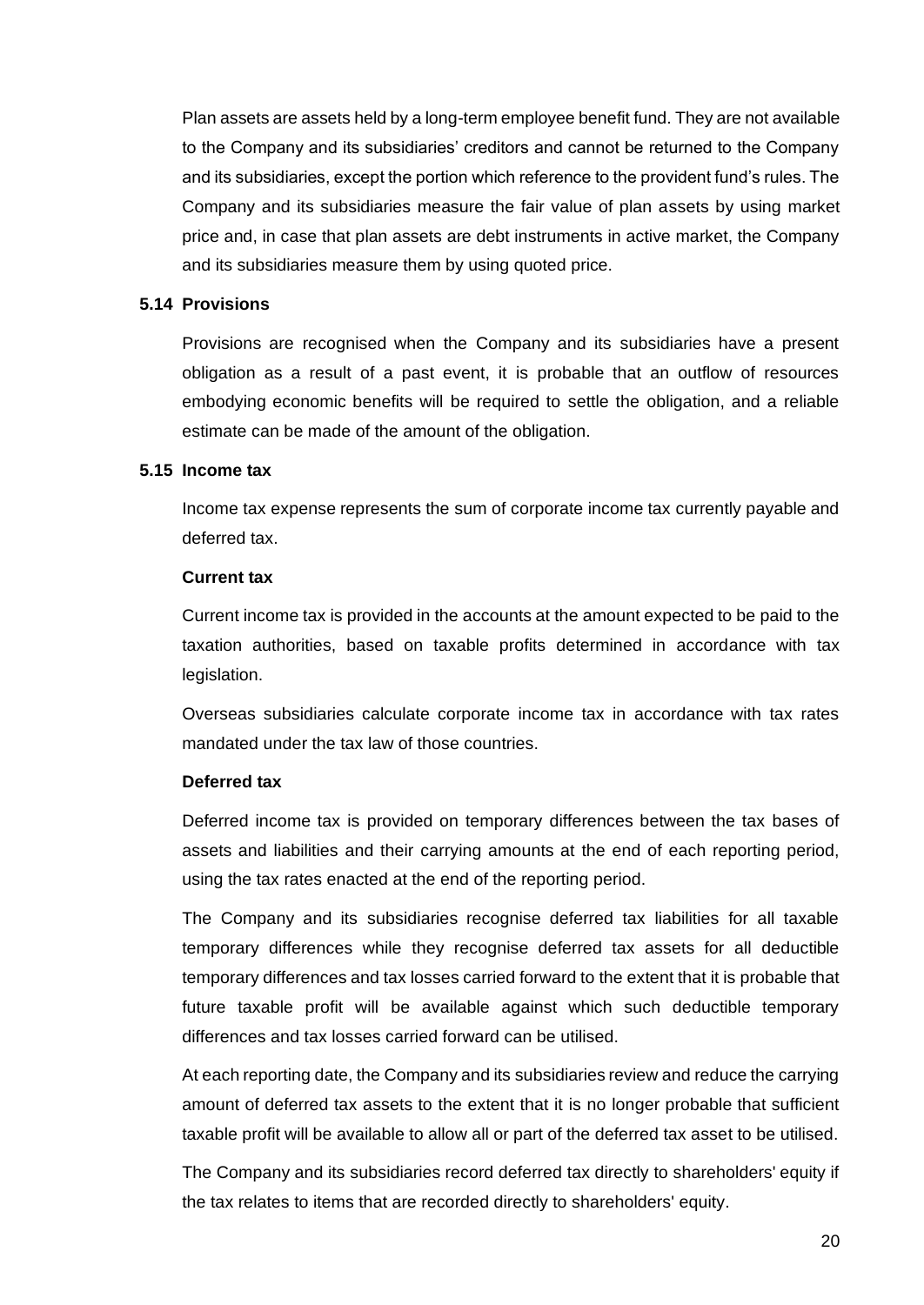Plan assets are assets held by a long-term employee benefit fund. They are not available to the Company and its subsidiaries' creditors and cannot be returned to the Company and its subsidiaries, except the portion which reference to the provident fund's rules. The Company and its subsidiaries measure the fair value of plan assets by using market price and, in case that plan assets are debt instruments in active market, the Company and its subsidiaries measure them by using quoted price.

### 5.14 Provisions

Provisions are recognised when the Company and its subsidiaries have a present obligation as a result of a past event, it is probable that an outflow of resources embodying economic benefits will be required to settle the obligation, and a reliable estimate can be made of the amount of the obligation.

### 5.15 Income tax

Income tax expense represents the sum of corporate income tax currently payable and deferred tax.

**Current tax**

Current income tax is provided in the accounts at the amount expected to be paid to the taxation authorities, based on taxable profits determined in accordance with tax legislation.

Overseas subsidiaries calculate corporate income tax in accordance with tax rates mandated under the tax law of those countries.

**Deferred tax**

Deferred income tax is provided on temporary differences between the tax bases of assets and liabilities and their carrying amounts at the end of each reporting period, using the tax rates enacted at the end of the reporting period.

The Company and its subsidiaries recognise deferred tax liabilities for all taxable temporary differences while they recognise deferred tax assets for all deductible temporary differences and tax losses carried forward to the extent that it is probable that future taxable profit will be available against which such deductible temporary differences and tax losses carried forward can be utilised.

At each reporting date, the Company and its subsidiaries review and reduce the carrying amount of deferred tax assets to the extent that it is no longer probable that sufficient taxable profit will be available to allow all or part of the deferred tax asset to be utilised.

The Company and its subsidiaries record deferred tax directly to shareholders' equity if the tax relates to items that are recorded directly to shareholders' equity.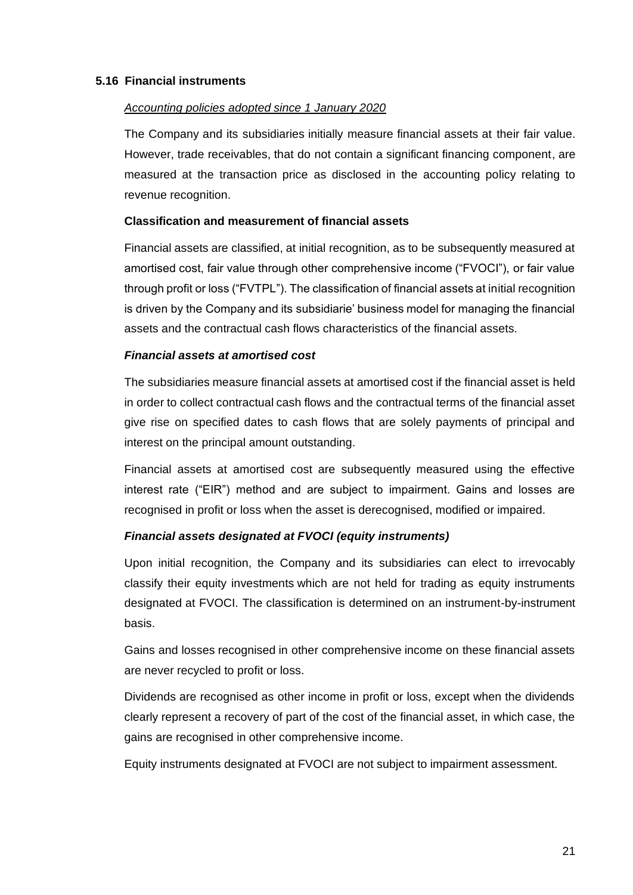### 5.16 Financial instruments

*Accounting policies adopted since 1 January 2020*

The Company and its subsidiaries initially measure financial assets at their fair value. However, trade receivables, that do not contain a significant financing component, are measured at the transaction price as disclosed in the accounting policy relating to revenue recognition.

**Classification and measurement of financial assets**

Financial assets are classified, at initial recognition, as to be subsequently measured at amortised cost, fair value through other comprehensive income ("FVOCI"), or fair value through profit or loss ("FVTPL"). The classification of financial assets at initial recognition is driven by the Company and its subsidiarie' business model for managing the financial assets and the contractual cash flows characteristics of the financial assets.

***Financial assets at amortised cost***

The subsidiaries measure financial assets at amortised cost if the financial asset is held in order to collect contractual cash flows and the contractual terms of the financial asset give rise on specified dates to cash flows that are solely payments of principal and interest on the principal amount outstanding.

Financial assets at amortised cost are subsequently measured using the effective interest rate ("EIR") method and are subject to impairment. Gains and losses are recognised in profit or loss when the asset is derecognised, modified or impaired.

***Financial assets designated at FVOCI (equity instruments)***

Upon initial recognition, the Company and its subsidiaries can elect to irrevocably classify their equity investments which are not held for trading as equity instruments designated at FVOCI. The classification is determined on an instrument-by-instrument basis.

Gains and losses recognised in other comprehensive income on these financial assets are never recycled to profit or loss.

Dividends are recognised as other income in profit or loss, except when the dividends clearly represent a recovery of part of the cost of the financial asset, in which case, the gains are recognised in other comprehensive income.

Equity instruments designated at FVOCI are not subject to impairment assessment.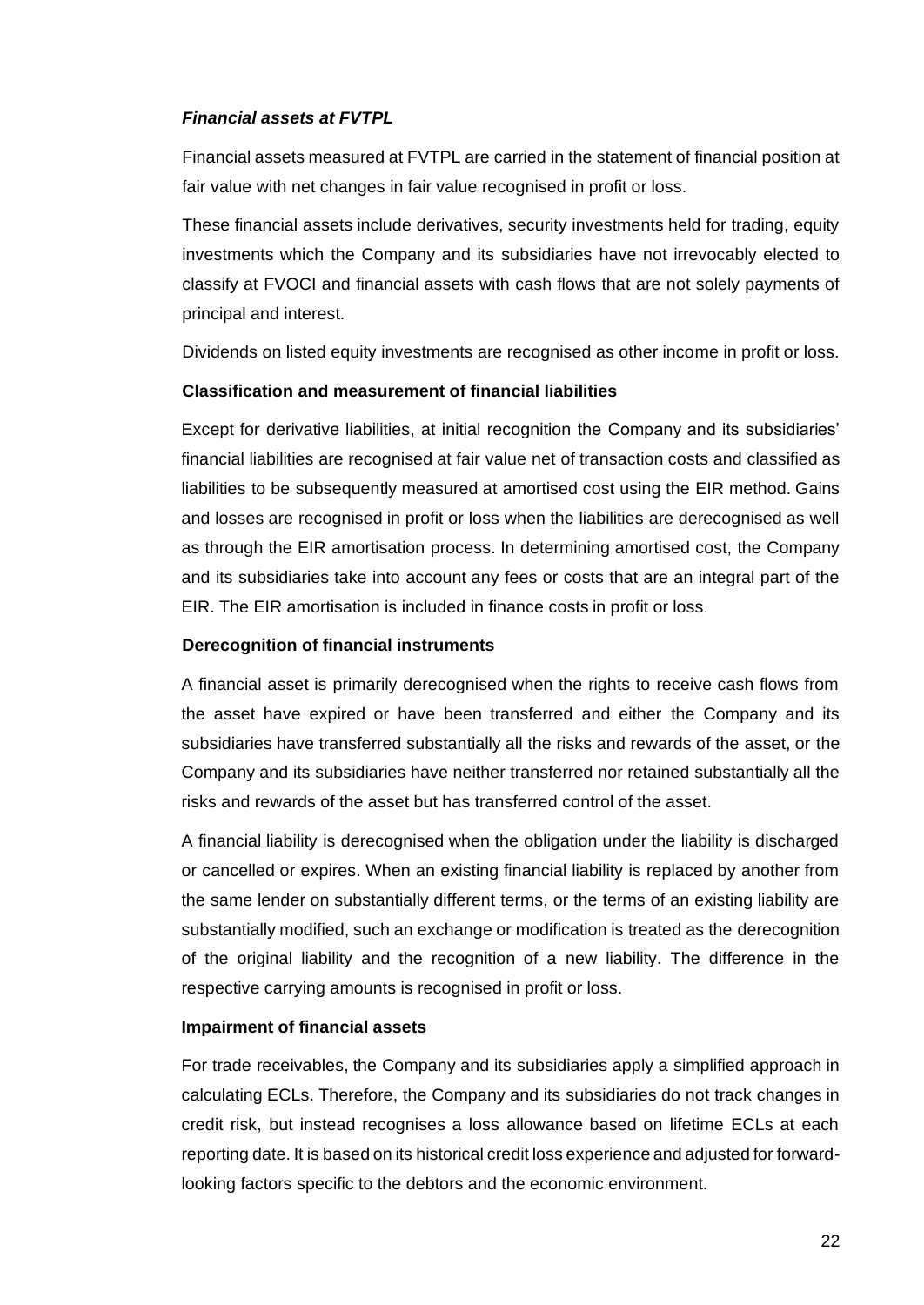***Financial assets at FVTPL***

Financial assets measured at FVTPL are carried in the statement of financial position at fair value with net changes in fair value recognised in profit or loss.

These financial assets include derivatives, security investments held for trading, equity investments which the Company and its subsidiaries have not irrevocably elected to classify at FVOCI and financial assets with cash flows that are not solely payments of principal and interest.

Dividends on listed equity investments are recognised as other income in profit or loss.

**Classification and measurement of financial liabilities**

Except for derivative liabilities, at initial recognition the Company and its subsidiaries' financial liabilities are recognised at fair value net of transaction costs and classified as liabilities to be subsequently measured at amortised cost using the EIR method. Gains and losses are recognised in profit or loss when the liabilities are derecognised as well as through the EIR amortisation process. In determining amortised cost, the Company and its subsidiaries take into account any fees or costs that are an integral part of the EIR. The EIR amortisation is included in finance costs in profit or loss.

**Derecognition of financial instruments**

A financial asset is primarily derecognised when the rights to receive cash flows from the asset have expired or have been transferred and either the Company and its subsidiaries have transferred substantially all the risks and rewards of the asset, or the Company and its subsidiaries have neither transferred nor retained substantially all the risks and rewards of the asset but has transferred control of the asset.

A financial liability is derecognised when the obligation under the liability is discharged or cancelled or expires. When an existing financial liability is replaced by another from the same lender on substantially different terms, or the terms of an existing liability are substantially modified, such an exchange or modification is treated as the derecognition of the original liability and the recognition of a new liability. The difference in the respective carrying amounts is recognised in profit or loss.

**Impairment of financial assets**

For trade receivables, the Company and its subsidiaries apply a simplified approach in calculating ECLs. Therefore, the Company and its subsidiaries do not track changes in credit risk, but instead recognises a loss allowance based on lifetime ECLs at each reporting date. It is based on its historical credit loss experience and adjusted for forward-looking factors specific to the debtors and the economic environment.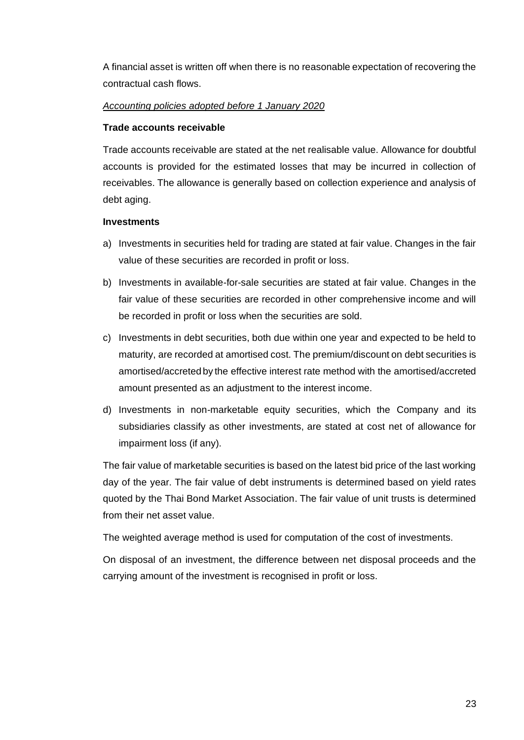A financial asset is written off when there is no reasonable expectation of recovering the contractual cash flows.

*Accounting policies adopted before 1 January 2020*

**Trade accounts receivable**

Trade accounts receivable are stated at the net realisable value. Allowance for doubtful accounts is provided for the estimated losses that may be incurred in collection of receivables. The allowance is generally based on collection experience and analysis of debt aging.

**Investments**

a) Investments in securities held for trading are stated at fair value. Changes in the fair value of these securities are recorded in profit or loss.

b) Investments in available-for-sale securities are stated at fair value. Changes in the fair value of these securities are recorded in other comprehensive income and will be recorded in profit or loss when the securities are sold.

c) Investments in debt securities, both due within one year and expected to be held to maturity, are recorded at amortised cost. The premium/discount on debt securities is amortised/accreted by the effective interest rate method with the amortised/accreted amount presented as an adjustment to the interest income.

d) Investments in non-marketable equity securities, which the Company and its subsidiaries classify as other investments, are stated at cost net of allowance for impairment loss (if any).

The fair value of marketable securities is based on the latest bid price of the last working day of the year. The fair value of debt instruments is determined based on yield rates quoted by the Thai Bond Market Association. The fair value of unit trusts is determined from their net asset value.

The weighted average method is used for computation of the cost of investments.

On disposal of an investment, the difference between net disposal proceeds and the carrying amount of the investment is recognised in profit or loss.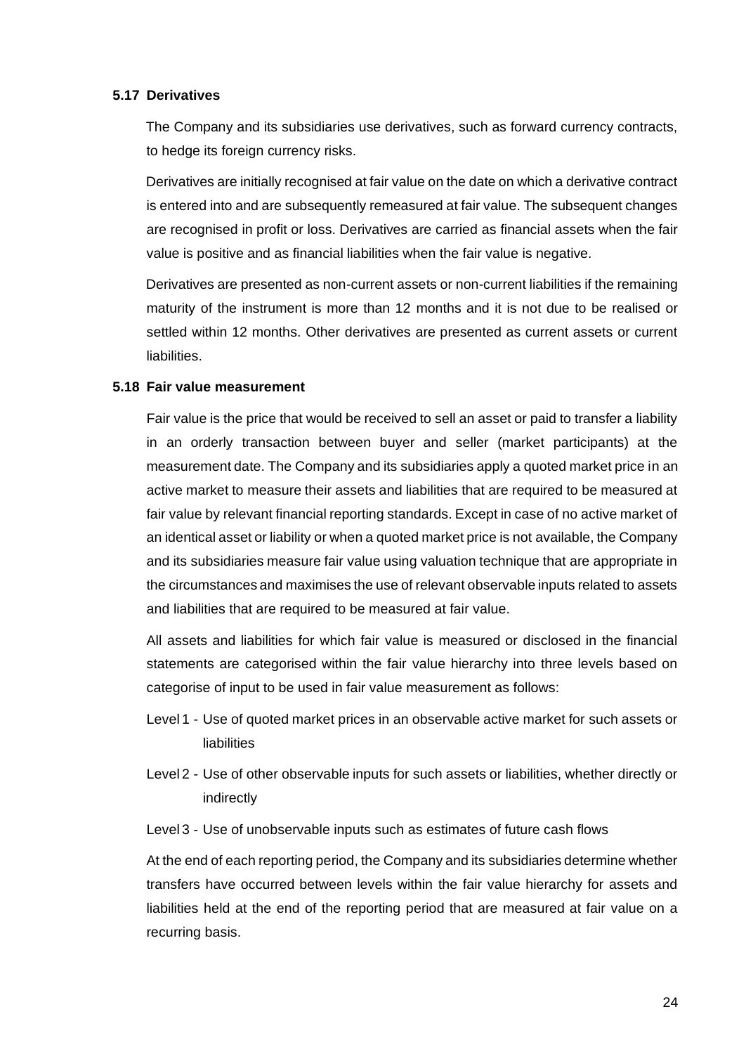### 5.17 Derivatives

The Company and its subsidiaries use derivatives, such as forward currency contracts, to hedge its foreign currency risks.

Derivatives are initially recognised at fair value on the date on which a derivative contract is entered into and are subsequently remeasured at fair value. The subsequent changes are recognised in profit or loss. Derivatives are carried as financial assets when the fair value is positive and as financial liabilities when the fair value is negative.

Derivatives are presented as non-current assets or non-current liabilities if the remaining maturity of the instrument is more than 12 months and it is not due to be realised or settled within 12 months. Other derivatives are presented as current assets or current liabilities.

### 5.18 Fair value measurement

Fair value is the price that would be received to sell an asset or paid to transfer a liability in an orderly transaction between buyer and seller (market participants) at the measurement date. The Company and its subsidiaries apply a quoted market price in an active market to measure their assets and liabilities that are required to be measured at fair value by relevant financial reporting standards. Except in case of no active market of an identical asset or liability or when a quoted market price is not available, the Company and its subsidiaries measure fair value using valuation technique that are appropriate in the circumstances and maximises the use of relevant observable inputs related to assets and liabilities that are required to be measured at fair value.

All assets and liabilities for which fair value is measured or disclosed in the financial statements are categorised within the fair value hierarchy into three levels based on categorise of input to be used in fair value measurement as follows:

Level 1 - Use of quoted market prices in an observable active market for such assets or liabilities

Level 2 - Use of other observable inputs for such assets or liabilities, whether directly or indirectly

Level 3 - Use of unobservable inputs such as estimates of future cash flows

At the end of each reporting period, the Company and its subsidiaries determine whether transfers have occurred between levels within the fair value hierarchy for assets and liabilities held at the end of the reporting period that are measured at fair value on a recurring basis.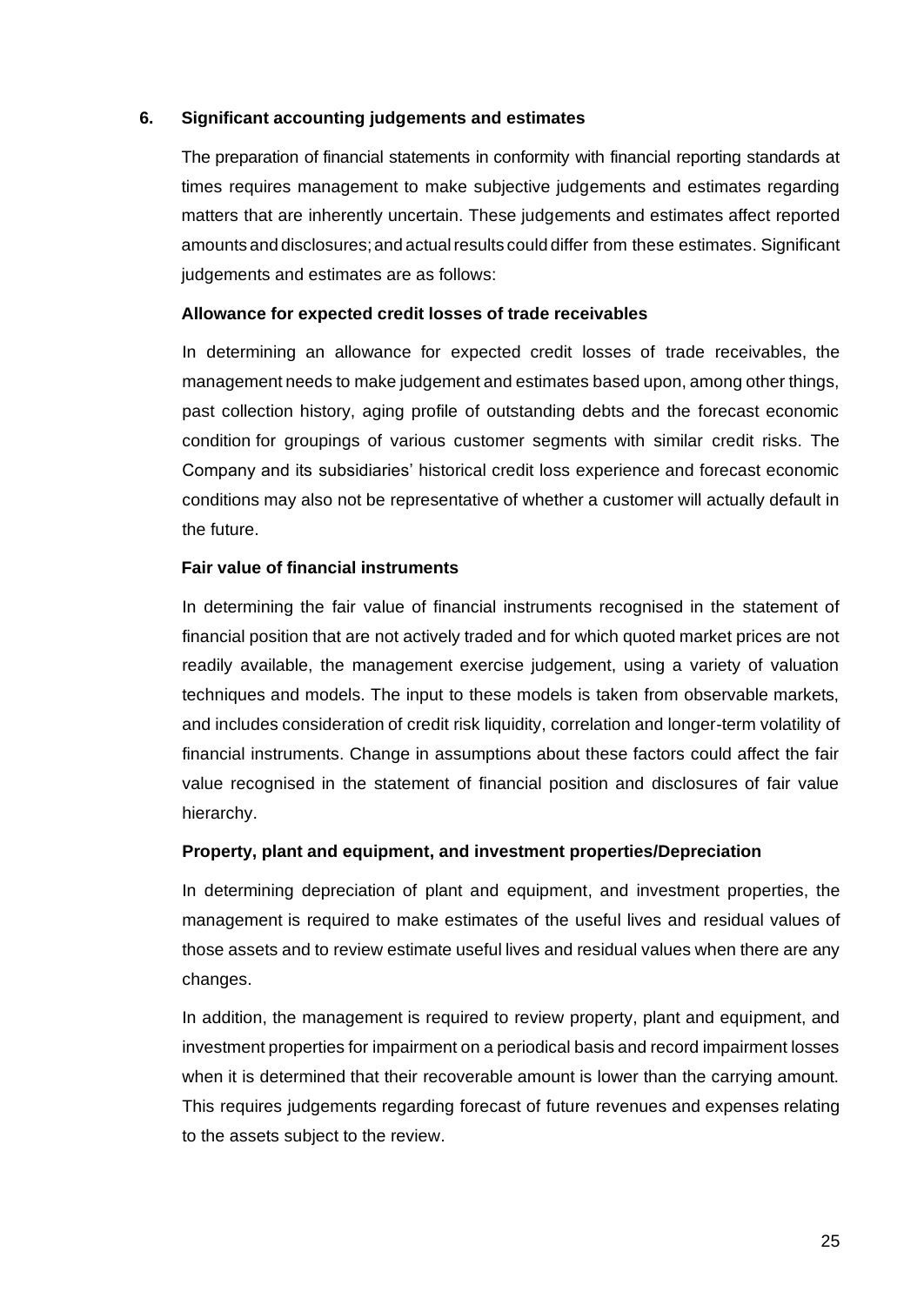## 6. Significant accounting judgements and estimates

The preparation of financial statements in conformity with financial reporting standards at times requires management to make subjective judgements and estimates regarding matters that are inherently uncertain. These judgements and estimates affect reported amounts and disclosures; and actual results could differ from these estimates. Significant judgements and estimates are as follows:

**Allowance for expected credit losses of trade receivables**

In determining an allowance for expected credit losses of trade receivables, the management needs to make judgement and estimates based upon, among other things, past collection history, aging profile of outstanding debts and the forecast economic condition for groupings of various customer segments with similar credit risks. The Company and its subsidiaries' historical credit loss experience and forecast economic conditions may also not be representative of whether a customer will actually default in the future.

**Fair value of financial instruments**

In determining the fair value of financial instruments recognised in the statement of financial position that are not actively traded and for which quoted market prices are not readily available, the management exercise judgement, using a variety of valuation techniques and models. The input to these models is taken from observable markets, and includes consideration of credit risk liquidity, correlation and longer-term volatility of financial instruments. Change in assumptions about these factors could affect the fair value recognised in the statement of financial position and disclosures of fair value hierarchy.

**Property, plant and equipment, and investment properties/Depreciation**

In determining depreciation of plant and equipment, and investment properties, the management is required to make estimates of the useful lives and residual values of those assets and to review estimate useful lives and residual values when there are any changes.

In addition, the management is required to review property, plant and equipment, and investment properties for impairment on a periodical basis and record impairment losses when it is determined that their recoverable amount is lower than the carrying amount. This requires judgements regarding forecast of future revenues and expenses relating to the assets subject to the review.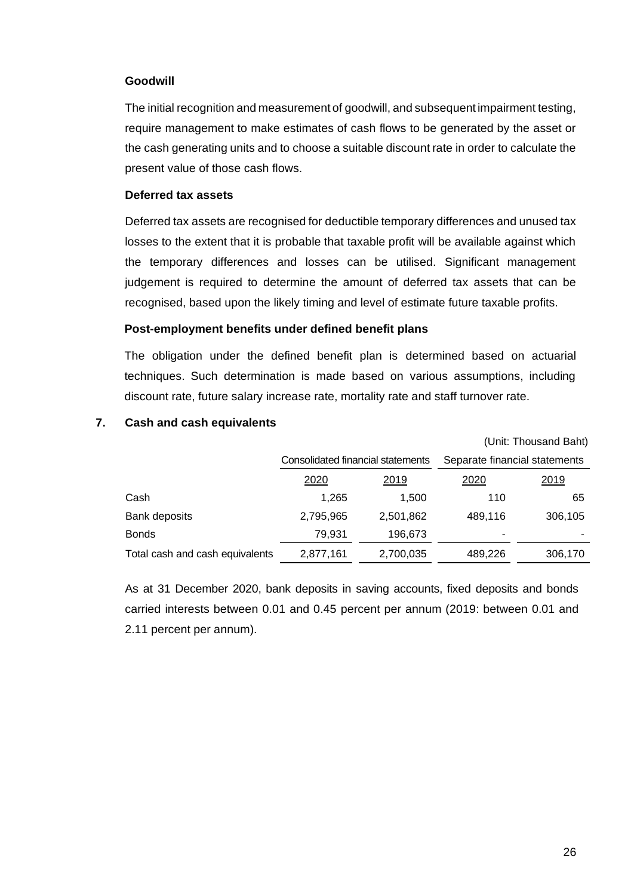**Goodwill**

The initial recognition and measurement of goodwill, and subsequent impairment testing, require management to make estimates of cash flows to be generated by the asset or the cash generating units and to choose a suitable discount rate in order to calculate the present value of those cash flows.

**Deferred tax assets**

Deferred tax assets are recognised for deductible temporary differences and unused tax losses to the extent that it is probable that taxable profit will be available against which the temporary differences and losses can be utilised. Significant management judgement is required to determine the amount of deferred tax assets that can be recognised, based upon the likely timing and level of estimate future taxable profits.

**Post-employment benefits under defined benefit plans**

The obligation under the defined benefit plan is determined based on actuarial techniques. Such determination is made based on various assumptions, including discount rate, future salary increase rate, mortality rate and staff turnover rate.

## 7. Cash and cash equivalents

(Unit: Thousand Baht)

| | Consolidated financial statements | | Separate financial statements | |
|---|---|---|---|---|
| | 2020 | 2019 | 2020 | 2019 |
| Cash | 1,265 | 1,500 | 110 | 65 |
| Bank deposits | 2,795,965 | 2,501,862 | 489,116 | 306,105 |
| Bonds | 79,931 | 196,673 | - | - |
| Total cash and cash equivalents | 2,877,161 | 2,700,035 | 489,226 | 306,170 |

As at 31 December 2020, bank deposits in saving accounts, fixed deposits and bonds carried interests between 0.01 and 0.45 percent per annum (2019: between 0.01 and 2.11 percent per annum).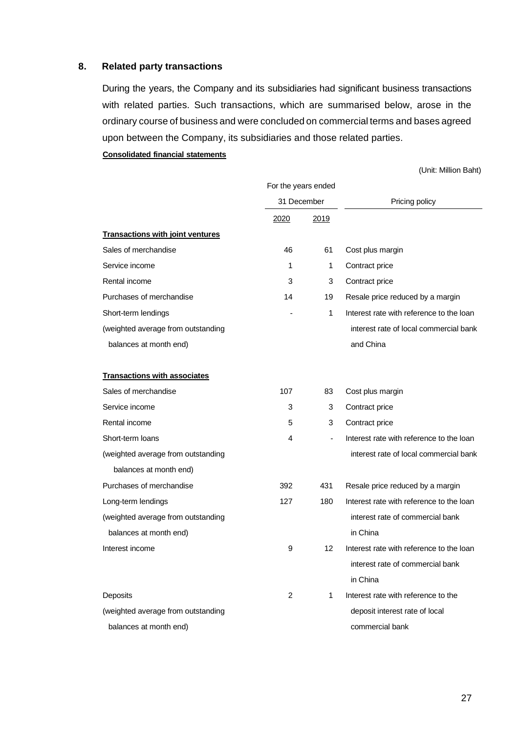## 8. Related party transactions

During the years, the Company and its subsidiaries had significant business transactions with related parties. Such transactions, which are summarised below, arose in the ordinary course of business and were concluded on commercial terms and bases agreed upon between the Company, its subsidiaries and those related parties.

**Consolidated financial statements**

(Unit: Million Baht)

| | For the years ended 31 December | | Pricing policy |
|---|---|---|---|
| | 2020 | 2019 | |
| **Transactions with joint ventures** | | | |
| Sales of merchandise | 46 | 61 | Cost plus margin |
| Service income | 1 | 1 | Contract price |
| Rental income | 3 | 3 | Contract price |
| Purchases of merchandise | 14 | 19 | Resale price reduced by a margin |
| Short-term lendings (weighted average from outstanding balances at month end) | - | 1 | Interest rate with reference to the loan interest rate of local commercial bank and China |
| **Transactions with associates** | | | |
| Sales of merchandise | 107 | 83 | Cost plus margin |
| Service income | 3 | 3 | Contract price |
| Rental income | 5 | 3 | Contract price |
| Short-term loans (weighted average from outstanding balances at month end) | 4 | - | Interest rate with reference to the loan interest rate of local commercial bank |
| Purchases of merchandise | 392 | 431 | Resale price reduced by a margin |
| Long-term lendings (weighted average from outstanding balances at month end) | 127 | 180 | Interest rate with reference to the loan interest rate of commercial bank in China |
| Interest income | 9 | 12 | Interest rate with reference to the loan interest rate of commercial bank in China |
| Deposits (weighted average from outstanding balances at month end) | 2 | 1 | Interest rate with reference to the deposit interest rate of local commercial bank |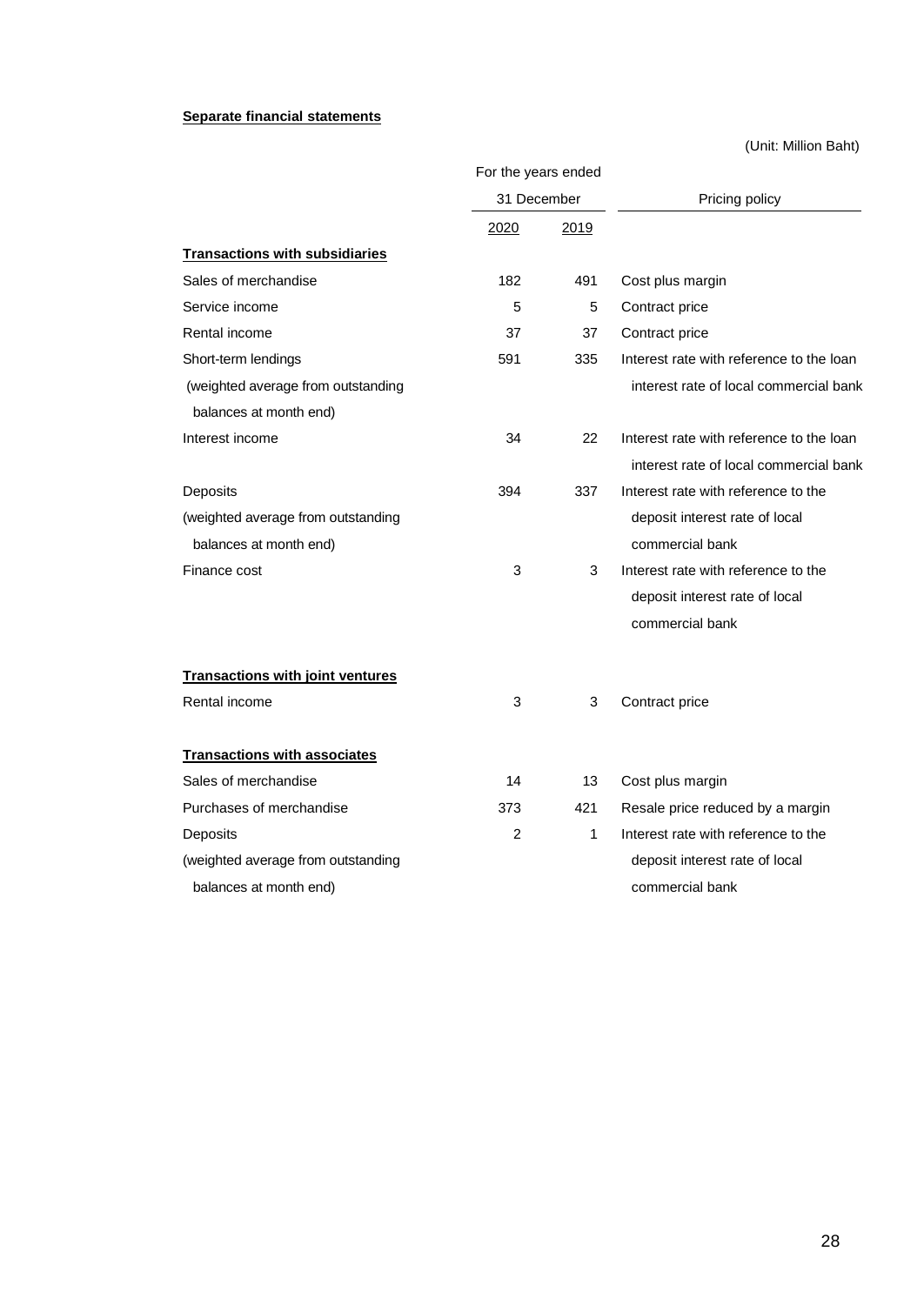**Separate financial statements**

(Unit: Million Baht)

| | For the years ended 31 December | | Pricing policy |
|---|---|---|---|
| | 2020 | 2019 | |
| **Transactions with subsidiaries** | | | |
| Sales of merchandise | 182 | 491 | Cost plus margin |
| Service income | 5 | 5 | Contract price |
| Rental income | 37 | 37 | Contract price |
| Short-term lendings (weighted average from outstanding balances at month end) | 591 | 335 | Interest rate with reference to the loan interest rate of local commercial bank |
| Interest income | 34 | 22 | Interest rate with reference to the loan interest rate of local commercial bank |
| Deposits (weighted average from outstanding balances at month end) | 394 | 337 | Interest rate with reference to the deposit interest rate of local commercial bank |
| Finance cost | 3 | 3 | Interest rate with reference to the deposit interest rate of local commercial bank |
| **Transactions with joint ventures** | | | |
| Rental income | 3 | 3 | Contract price |
| **Transactions with associates** | | | |
| Sales of merchandise | 14 | 13 | Cost plus margin |
| Purchases of merchandise | 373 | 421 | Resale price reduced by a margin |
| Deposits (weighted average from outstanding balances at month end) | 2 | 1 | Interest rate with reference to the deposit interest rate of local commercial bank |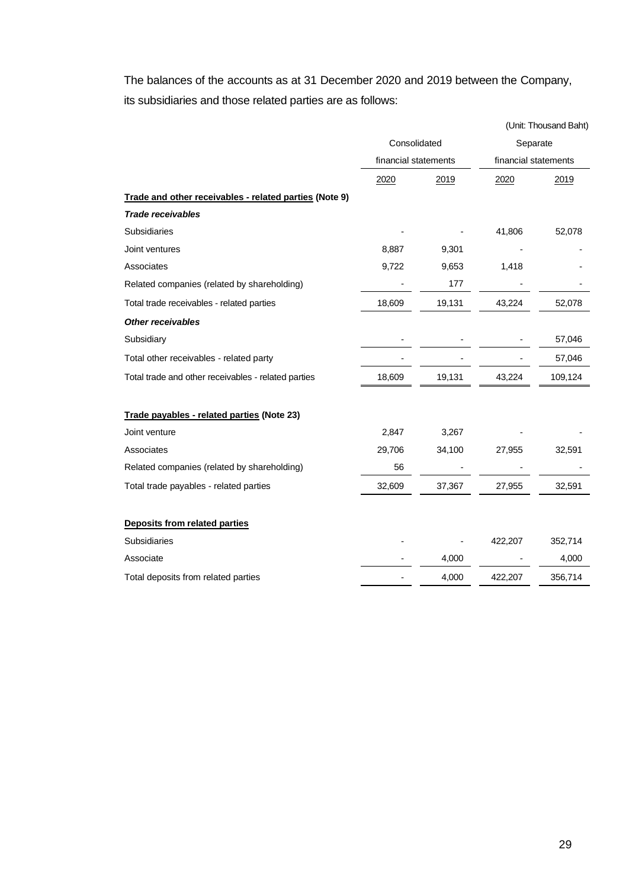The balances of the accounts as at 31 December 2020 and 2019 between the Company, its subsidiaries and those related parties are as follows:

(Unit: Thousand Baht)

| | Consolidated financial statements | | Separate financial statements | |
|---|---|---|---|---|
| | 2020 | 2019 | 2020 | 2019 |
| **Trade and other receivables - related parties (Note 9)** | | | | |
| ***Trade receivables*** | | | | |
| Subsidiaries | - | - | 41,806 | 52,078 |
| Joint ventures | 8,887 | 9,301 | - | - |
| Associates | 9,722 | 9,653 | 1,418 | - |
| Related companies (related by shareholding) | - | 177 | - | - |
| Total trade receivables - related parties | 18,609 | 19,131 | 43,224 | 52,078 |
| ***Other receivables*** | | | | |
| Subsidiary | - | - | - | 57,046 |
| Total other receivables - related party | - | - | - | 57,046 |
| Total trade and other receivables - related parties | 18,609 | 19,131 | 43,224 | 109,124 |
| | | | | |
| **Trade payables - related parties (Note 23)** | | | | |
| Joint venture | 2,847 | 3,267 | - | - |
| Associates | 29,706 | 34,100 | 27,955 | 32,591 |
| Related companies (related by shareholding) | 56 | - | - | - |
| Total trade payables - related parties | 32,609 | 37,367 | 27,955 | 32,591 |
| | | | | |
| **Deposits from related parties** | | | | |
| Subsidiaries | - | - | 422,207 | 352,714 |
| Associate | - | 4,000 | - | 4,000 |
| Total deposits from related parties | - | 4,000 | 422,207 | 356,714 |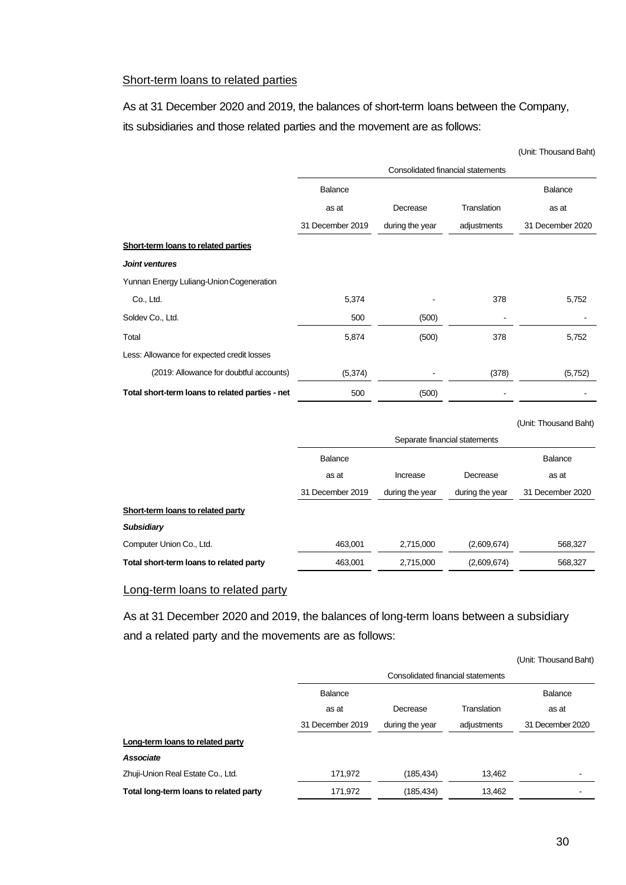Short-term loans to related parties

As at 31 December 2020 and 2019, the balances of short-term loans between the Company, its subsidiaries and those related parties and the movement are as follows:

(Unit: Thousand Baht)

| | Consolidated financial statements | | | |
|---|---|---|---|---|
| | Balance as at 31 December 2019 | Decrease during the year | Translation adjustments | Balance as at 31 December 2020 |
| **Short-term loans to related parties** | | | | |
| ***Joint ventures*** | | | | |
| Yunnan Energy Luliang-Union Cogeneration Co., Ltd. | 5,374 | - | 378 | 5,752 |
| Soldev Co., Ltd. | 500 | (500) | - | - |
| Total | 5,874 | (500) | 378 | 5,752 |
| Less: Allowance for expected credit losses (2019: Allowance for doubtful accounts) | (5,374) | - | (378) | (5,752) |
| **Total short-term loans to related parties - net** | 500 | (500) | - | - |

(Unit: Thousand Baht)

| | Separate financial statements | | | |
|---|---|---|---|---|
| | Balance as at 31 December 2019 | Increase during the year | Decrease during the year | Balance as at 31 December 2020 |
| **Short-term loans to related party** | | | | |
| ***Subsidiary*** | | | | |
| Computer Union Co., Ltd. | 463,001 | 2,715,000 | (2,609,674) | 568,327 |
| **Total short-term loans to related party** | 463,001 | 2,715,000 | (2,609,674) | 568,327 |

Long-term loans to related party

As at 31 December 2020 and 2019, the balances of long-term loans between a subsidiary and a related party and the movements are as follows:

(Unit: Thousand Baht)

| | Consolidated financial statements | | | |
|---|---|---|---|---|
| | Balance as at 31 December 2019 | Decrease during the year | Translation adjustments | Balance as at 31 December 2020 |
| **Long-term loans to related party** | | | | |
| ***Associate*** | | | | |
| Zhuji-Union Real Estate Co., Ltd. | 171,972 | (185,434) | 13,462 | - |
| **Total long-term loans to related party** | 171,972 | (185,434) | 13,462 | - |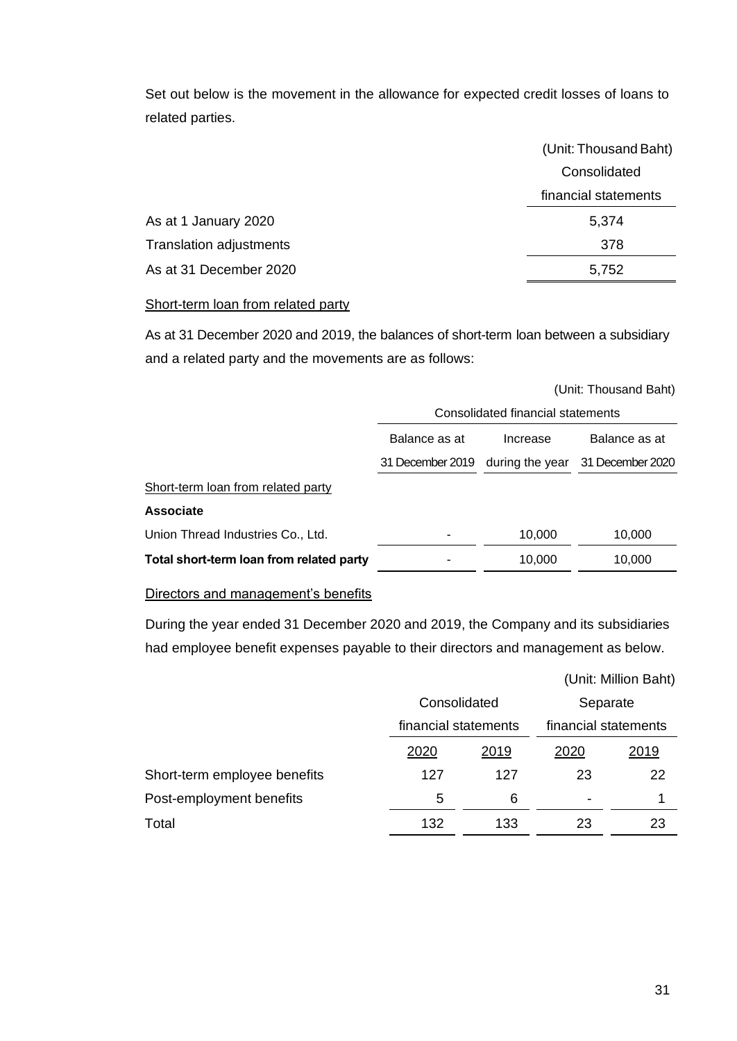Set out below is the movement in the allowance for expected credit losses of loans to related parties.

(Unit: Thousand Baht)

| | Consolidated financial statements |
|---|---|
| As at 1 January 2020 | 5,374 |
| Translation adjustments | 378 |
| As at 31 December 2020 | 5,752 |

Short-term loan from related party

As at 31 December 2020 and 2019, the balances of short-term loan between a subsidiary and a related party and the movements are as follows:

(Unit: Thousand Baht)

| | Consolidated financial statements | | |
|---|---|---|---|
| | Balance as at 31 December 2019 | Increase during the year | Balance as at 31 December 2020 |
| Short-term loan from related party | | | |
| **Associate** | | | |
| Union Thread Industries Co., Ltd. | - | 10,000 | 10,000 |
| **Total short-term loan from related party** | - | 10,000 | 10,000 |

Directors and management's benefits

During the year ended 31 December 2020 and 2019, the Company and its subsidiaries had employee benefit expenses payable to their directors and management as below.

(Unit: Million Baht)

| | Consolidated financial statements | | Separate financial statements | |
|---|---|---|---|---|
| | 2020 | 2019 | 2020 | 2019 |
| Short-term employee benefits | 127 | 127 | 23 | 22 |
| Post-employment benefits | 5 | 6 | - | 1 |
| Total | 132 | 133 | 23 | 23 |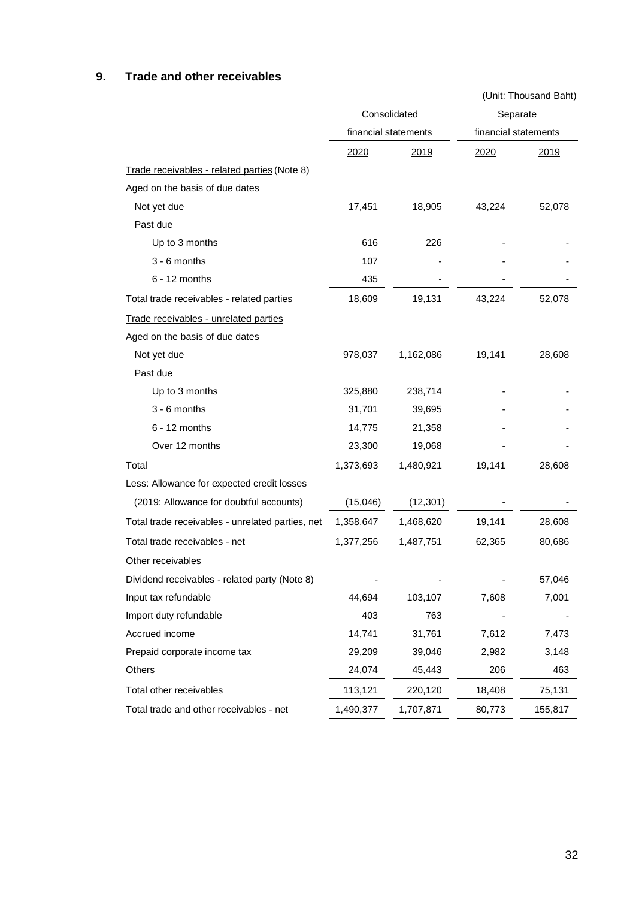## 9. Trade and other receivables

(Unit: Thousand Baht)

| | Consolidated financial statements | | Separate financial statements | |
|---|---|---|---|---|
| | 2020 | 2019 | 2020 | 2019 |
| Trade receivables - related parties (Note 8) | | | | |
| Aged on the basis of due dates | | | | |
| Not yet due | 17,451 | 18,905 | 43,224 | 52,078 |
| Past due | | | | |
| Up to 3 months | 616 | 226 | - | - |
| 3 - 6 months | 107 | - | - | - |
| 6 - 12 months | 435 | - | - | - |
| Total trade receivables - related parties | 18,609 | 19,131 | 43,224 | 52,078 |
| Trade receivables - unrelated parties | | | | |
| Aged on the basis of due dates | | | | |
| Not yet due | 978,037 | 1,162,086 | 19,141 | 28,608 |
| Past due | | | | |
| Up to 3 months | 325,880 | 238,714 | - | - |
| 3 - 6 months | 31,701 | 39,695 | - | - |
| 6 - 12 months | 14,775 | 21,358 | - | - |
| Over 12 months | 23,300 | 19,068 | - | - |
| Total | 1,373,693 | 1,480,921 | 19,141 | 28,608 |
| Less: Allowance for expected credit losses | | | | |
| (2019: Allowance for doubtful accounts) | (15,046) | (12,301) | - | - |
| Total trade receivables - unrelated parties, net | 1,358,647 | 1,468,620 | 19,141 | 28,608 |
| Total trade receivables - net | 1,377,256 | 1,487,751 | 62,365 | 80,686 |
| Other receivables | | | | |
| Dividend receivables - related party (Note 8) | - | - | - | 57,046 |
| Input tax refundable | 44,694 | 103,107 | 7,608 | 7,001 |
| Import duty refundable | 403 | 763 | - | - |
| Accrued income | 14,741 | 31,761 | 7,612 | 7,473 |
| Prepaid corporate income tax | 29,209 | 39,046 | 2,982 | 3,148 |
| Others | 24,074 | 45,443 | 206 | 463 |
| Total other receivables | 113,121 | 220,120 | 18,408 | 75,131 |
| Total trade and other receivables - net | 1,490,377 | 1,707,871 | 80,773 | 155,817 |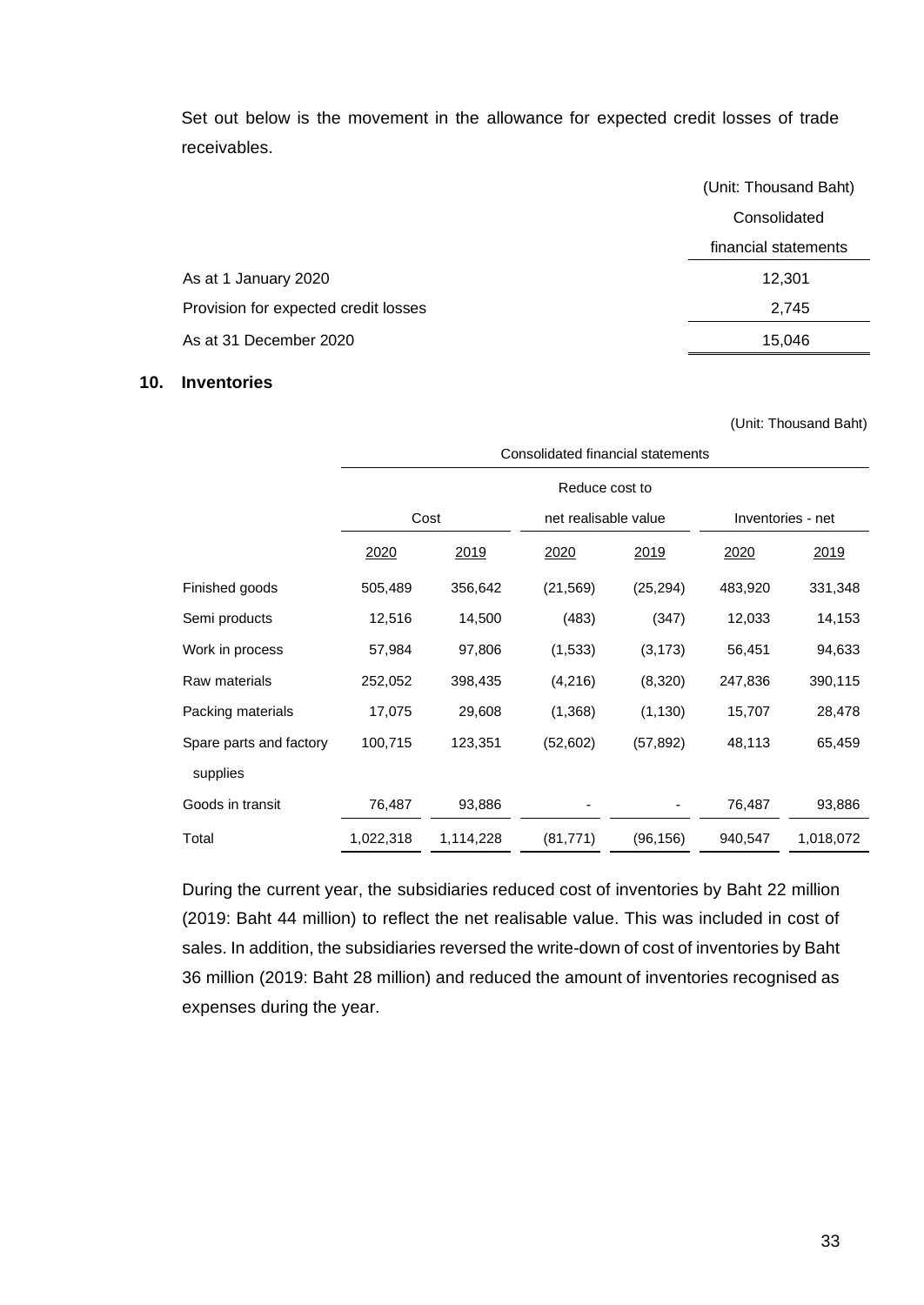Set out below is the movement in the allowance for expected credit losses of trade receivables.

| | (Unit: Thousand Baht) |
|---|---|
| | Consolidated financial statements |
| As at 1 January 2020 | 12,301 |
| Provision for expected credit losses | 2,745 |
| As at 31 December 2020 | 15,046 |

## 10. Inventories

(Unit: Thousand Baht)

| | Consolidated financial statements | | | | | |
|---|---|---|---|---|---|---|
| | Cost | | Reduce cost to net realisable value | | Inventories - net | |
| | 2020 | 2019 | 2020 | 2019 | 2020 | 2019 |
| Finished goods | 505,489 | 356,642 | (21,569) | (25,294) | 483,920 | 331,348 |
| Semi products | 12,516 | 14,500 | (483) | (347) | 12,033 | 14,153 |
| Work in process | 57,984 | 97,806 | (1,533) | (3,173) | 56,451 | 94,633 |
| Raw materials | 252,052 | 398,435 | (4,216) | (8,320) | 247,836 | 390,115 |
| Packing materials | 17,075 | 29,608 | (1,368) | (1,130) | 15,707 | 28,478 |
| Spare parts and factory supplies | 100,715 | 123,351 | (52,602) | (57,892) | 48,113 | 65,459 |
| Goods in transit | 76,487 | 93,886 | - | - | 76,487 | 93,886 |
| Total | 1,022,318 | 1,114,228 | (81,771) | (96,156) | 940,547 | 1,018,072 |

During the current year, the subsidiaries reduced cost of inventories by Baht 22 million (2019: Baht 44 million) to reflect the net realisable value. This was included in cost of sales. In addition, the subsidiaries reversed the write-down of cost of inventories by Baht 36 million (2019: Baht 28 million) and reduced the amount of inventories recognised as expenses during the year.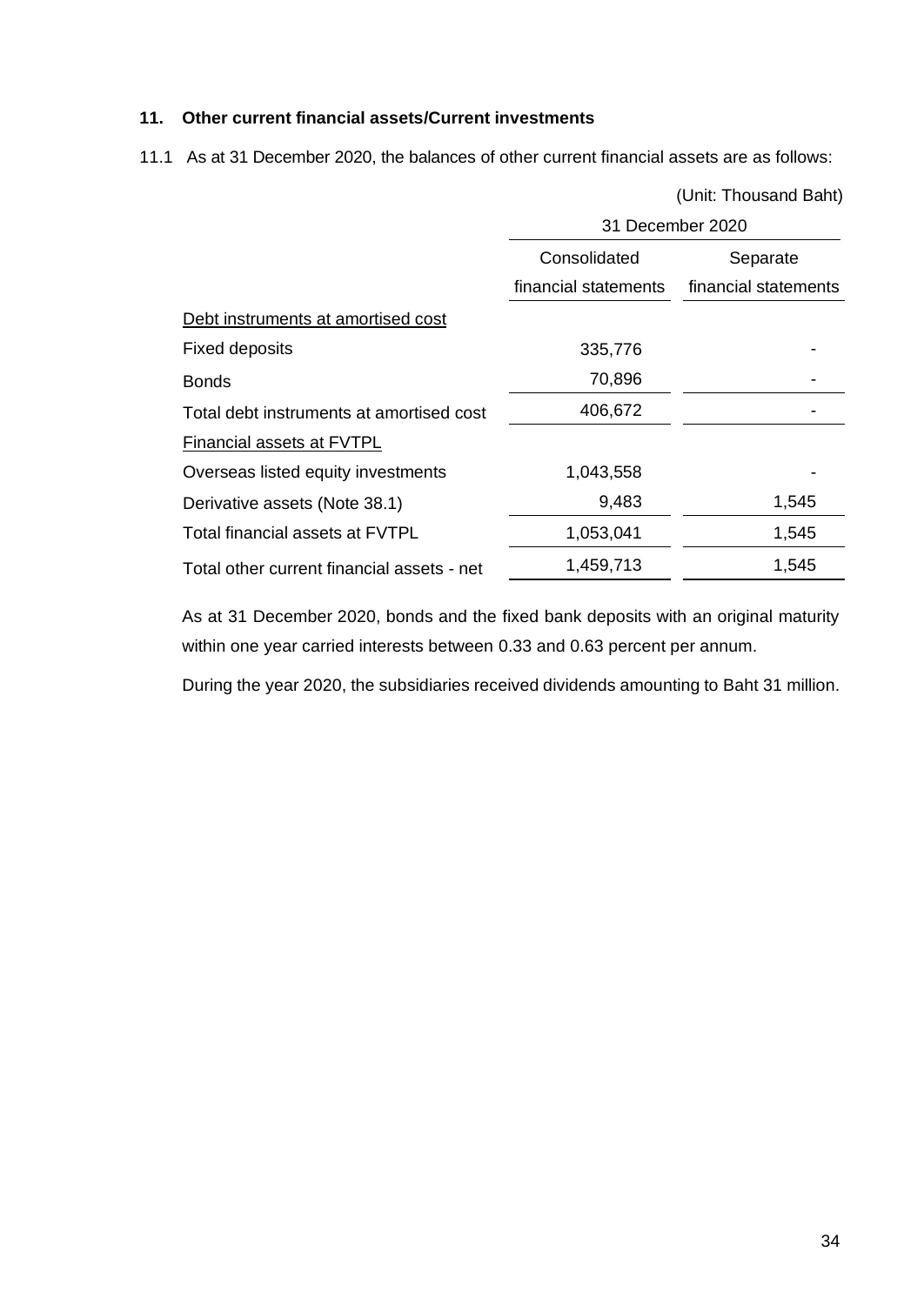## 11. Other current financial assets/Current investments

11.1 As at 31 December 2020, the balances of other current financial assets are as follows:

(Unit: Thousand Baht)

| | 31 December 2020 | |
|---|---|---|
| | Consolidated financial statements | Separate financial statements |
| <u>Debt instruments at amortised cost</u> | | |
| Fixed deposits | 335,776 | - |
| Bonds | 70,896 | - |
| Total debt instruments at amortised cost | 406,672 | - |
| <u>Financial assets at FVTPL</u> | | |
| Overseas listed equity investments | 1,043,558 | - |
| Derivative assets (Note 38.1) | 9,483 | 1,545 |
| Total financial assets at FVTPL | 1,053,041 | 1,545 |
| Total other current financial assets - net | 1,459,713 | 1,545 |

As at 31 December 2020, bonds and the fixed bank deposits with an original maturity within one year carried interests between 0.33 and 0.63 percent per annum.

During the year 2020, the subsidiaries received dividends amounting to Baht 31 million.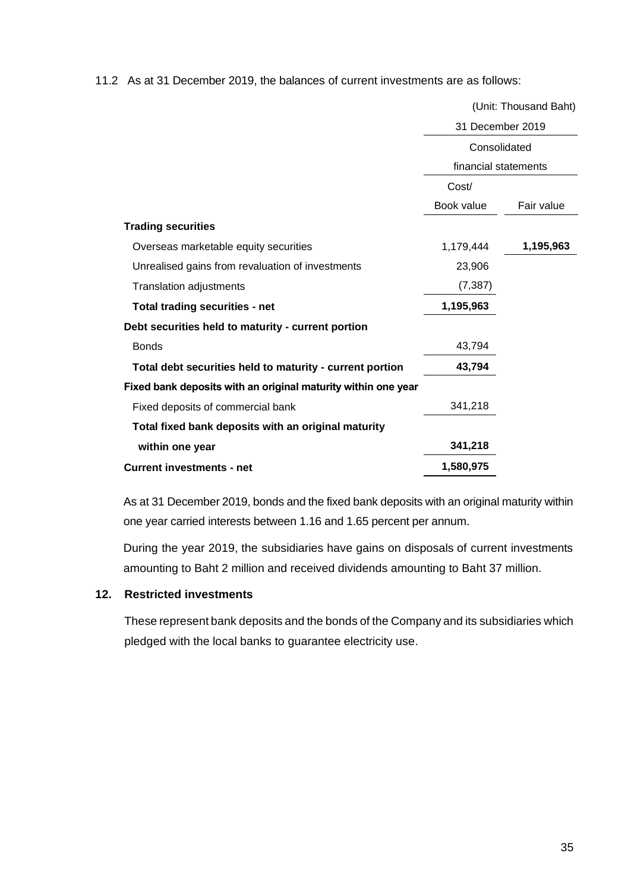11.2 As at 31 December 2019, the balances of current investments are as follows:

| | (Unit: Thousand Baht) | |
|---|---|---|
| | 31 December 2019 | |
| | Consolidated financial statements | |
| | Cost/ Book value | Fair value |
| **Trading securities** | | |
| Overseas marketable equity securities | 1,179,444 | **1,195,963** |
| Unrealised gains from revaluation of investments | 23,906 | |
| Translation adjustments | (7,387) | |
| **Total trading securities - net** | **1,195,963** | |
| **Debt securities held to maturity - current portion** | | |
| Bonds | 43,794 | |
| **Total debt securities held to maturity - current portion** | **43,794** | |
| **Fixed bank deposits with an original maturity within one year** | | |
| Fixed deposits of commercial bank | 341,218 | |
| **Total fixed bank deposits with an original maturity within one year** | **341,218** | |
| **Current investments - net** | **1,580,975** | |

As at 31 December 2019, bonds and the fixed bank deposits with an original maturity within one year carried interests between 1.16 and 1.65 percent per annum.

During the year 2019, the subsidiaries have gains on disposals of current investments amounting to Baht 2 million and received dividends amounting to Baht 37 million.

## 12. Restricted investments

These represent bank deposits and the bonds of the Company and its subsidiaries which pledged with the local banks to guarantee electricity use.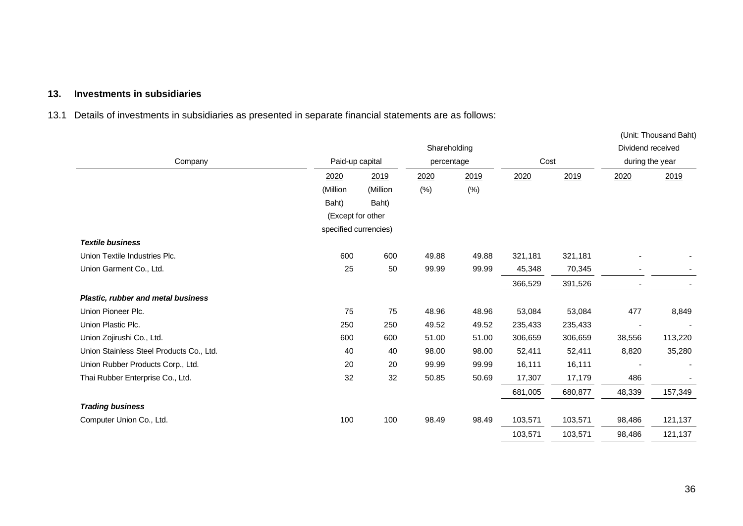## 13. Investments in subsidiaries

13.1 Details of investments in subsidiaries as presented in separate financial statements are as follows:

(Unit: Thousand Baht)

| Company | Paid-up capital | | Shareholding percentage | | Cost | | Dividend received during the year | |
|---|---|---|---|---|---|---|---|---|
| | 2020 | 2019 | 2020 | 2019 | 2020 | 2019 | 2020 | 2019 |
| | (Million Baht) (Except for other specified currencies) | (Million Baht) | (%) | (%) | | | | |
| ***Textile business*** | | | | | | | | |
| Union Textile Industries Plc. | 600 | 600 | 49.88 | 49.88 | 321,181 | 321,181 | - | - |
| Union Garment Co., Ltd. | 25 | 50 | 99.99 | 99.99 | 45,348 | 70,345 | - | - |
| | | | | | 366,529 | 391,526 | - | - |
| ***Plastic, rubber and metal business*** | | | | | | | | |
| Union Pioneer Plc. | 75 | 75 | 48.96 | 48.96 | 53,084 | 53,084 | 477 | 8,849 |
| Union Plastic Plc. | 250 | 250 | 49.52 | 49.52 | 235,433 | 235,433 | - | - |
| Union Zojirushi Co., Ltd. | 600 | 600 | 51.00 | 51.00 | 306,659 | 306,659 | 38,556 | 113,220 |
| Union Stainless Steel Products Co., Ltd. | 40 | 40 | 98.00 | 98.00 | 52,411 | 52,411 | 8,820 | 35,280 |
| Union Rubber Products Corp., Ltd. | 20 | 20 | 99.99 | 99.99 | 16,111 | 16,111 | - | - |
| Thai Rubber Enterprise Co., Ltd. | 32 | 32 | 50.85 | 50.69 | 17,307 | 17,179 | 486 | - |
| | | | | | 681,005 | 680,877 | 48,339 | 157,349 |
| ***Trading business*** | | | | | | | | |
| Computer Union Co., Ltd. | 100 | 100 | 98.49 | 98.49 | 103,571 | 103,571 | 98,486 | 121,137 |
| | | | | | 103,571 | 103,571 | 98,486 | 121,137 |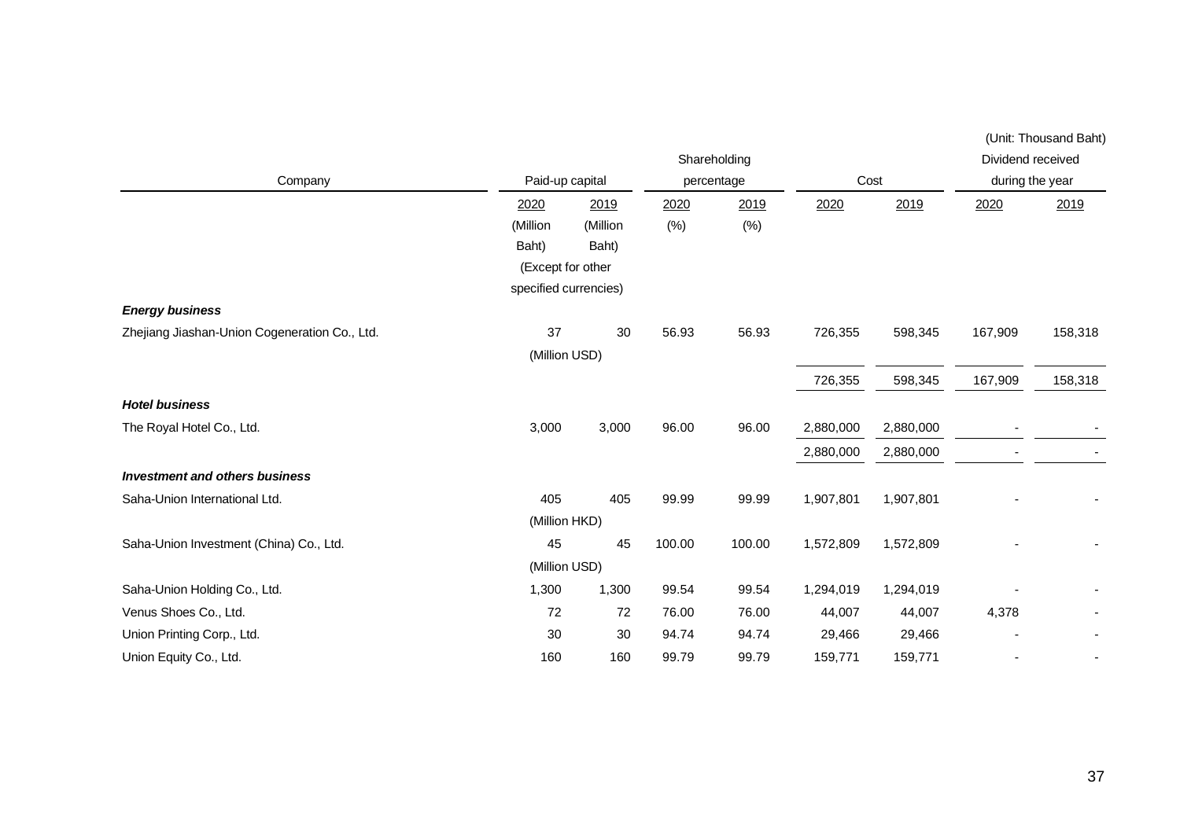(Unit: Thousand Baht)

| Company | Paid-up capital | | Shareholding percentage | | Cost | | Dividend received during the year | |
|---|---|---|---|---|---|---|---|---|
| | 2020 (Million Baht) | 2019 (Million Baht) | 2020 (%) | 2019 (%) | 2020 | 2019 | 2020 | 2019 |
| | (Except for other specified currencies) | | | | | | | |
| ***Energy business*** | | | | | | | | |
| Zhejiang Jiashan-Union Cogeneration Co., Ltd. | 37 | 30 | 56.93 | 56.93 | 726,355 | 598,345 | 167,909 | 158,318 |
| | (Million USD) | | | | | | | |
| | | | | | 726,355 | 598,345 | 167,909 | 158,318 |
| ***Hotel business*** | | | | | | | | |
| The Royal Hotel Co., Ltd. | 3,000 | 3,000 | 96.00 | 96.00 | 2,880,000 | 2,880,000 | - | - |
| | | | | | 2,880,000 | 2,880,000 | - | - |
| ***Investment and others business*** | | | | | | | | |
| Saha-Union International Ltd. | 405 | 405 | 99.99 | 99.99 | 1,907,801 | 1,907,801 | - | - |
| | (Million HKD) | | | | | | | |
| Saha-Union Investment (China) Co., Ltd. | 45 | 45 | 100.00 | 100.00 | 1,572,809 | 1,572,809 | - | - |
| | (Million USD) | | | | | | | |
| Saha-Union Holding Co., Ltd. | 1,300 | 1,300 | 99.54 | 99.54 | 1,294,019 | 1,294,019 | - | - |
| Venus Shoes Co., Ltd. | 72 | 72 | 76.00 | 76.00 | 44,007 | 44,007 | 4,378 | - |
| Union Printing Corp., Ltd. | 30 | 30 | 94.74 | 94.74 | 29,466 | 29,466 | - | - |
| Union Equity Co., Ltd. | 160 | 160 | 99.79 | 99.79 | 159,771 | 159,771 | - | - |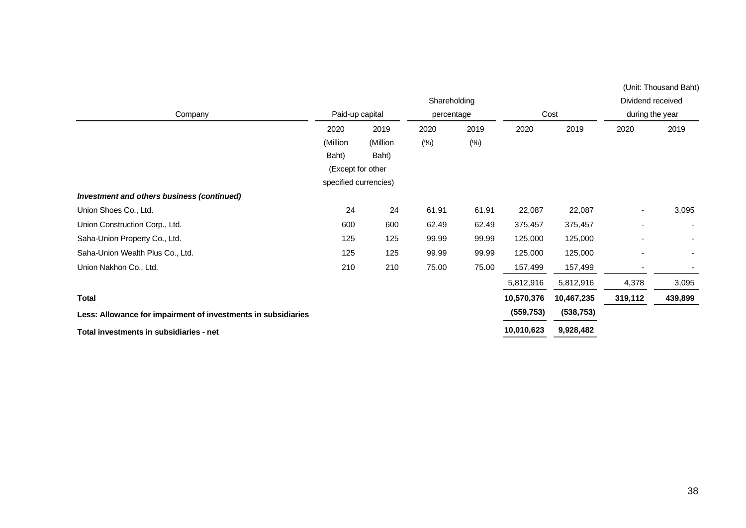(Unit: Thousand Baht)

| Company | Paid-up capital | | Shareholding percentage | | Cost | | Dividend received during the year | |
|---|---|---|---|---|---|---|---|---|
| | 2020 (Million Baht) (Except for other specified currencies) | 2019 (Million Baht) | 2020 (%) | 2019 (%) | 2020 | 2019 | 2020 | 2019 |
| ***Investment and others business (continued)*** | | | | | | | | |
| Union Shoes Co., Ltd. | 24 | 24 | 61.91 | 61.91 | 22,087 | 22,087 | - | 3,095 |
| Union Construction Corp., Ltd. | 600 | 600 | 62.49 | 62.49 | 375,457 | 375,457 | - | - |
| Saha-Union Property Co., Ltd. | 125 | 125 | 99.99 | 99.99 | 125,000 | 125,000 | - | - |
| Saha-Union Wealth Plus Co., Ltd. | 125 | 125 | 99.99 | 99.99 | 125,000 | 125,000 | - | - |
| Union Nakhon Co., Ltd. | 210 | 210 | 75.00 | 75.00 | 157,499 | 157,499 | - | - |
| | | | | | 5,812,916 | 5,812,916 | 4,378 | 3,095 |
| **Total** | | | | | **10,570,376** | **10,467,235** | **319,112** | **439,899** |
| **Less: Allowance for impairment of investments in subsidiaries** | | | | | **(559,753)** | **(538,753)** | | |
| **Total investments in subsidiaries - net** | | | | | **10,010,623** | **9,928,482** | | |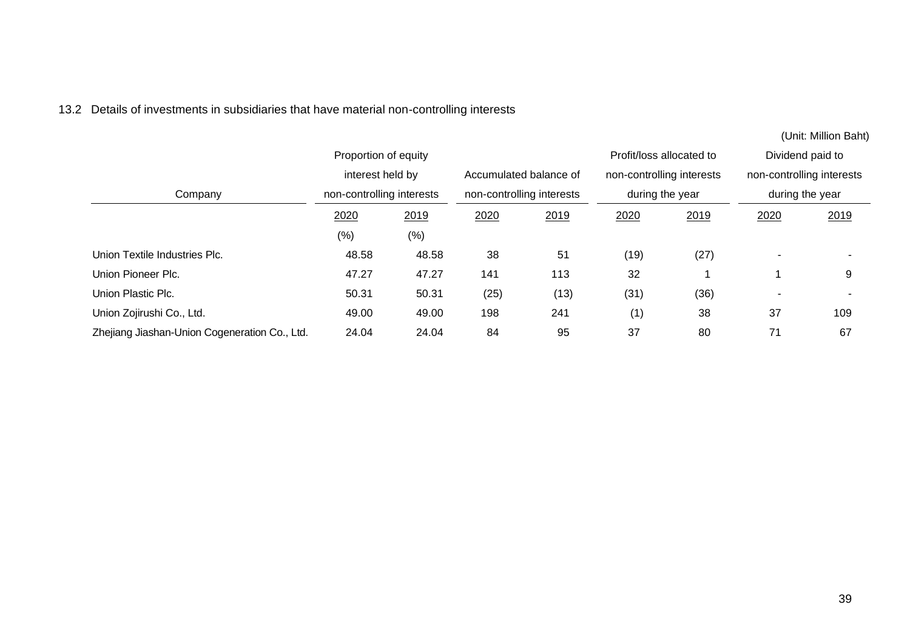13.2 Details of investments in subsidiaries that have material non-controlling interests

(Unit: Million Baht)

| Company | Proportion of equity interest held by non-controlling interests | | Accumulated balance of non-controlling interests | | Profit/loss allocated to non-controlling interests during the year | | Dividend paid to non-controlling interests during the year | |
|---|---|---|---|---|---|---|---|---|
| | 2020 | 2019 | 2020 | 2019 | 2020 | 2019 | 2020 | 2019 |
| | (%) | (%) | | | | | | |
| Union Textile Industries Plc. | 48.58 | 48.58 | 38 | 51 | (19) | (27) | - | - |
| Union Pioneer Plc. | 47.27 | 47.27 | 141 | 113 | 32 | 1 | 1 | 9 |
| Union Plastic Plc. | 50.31 | 50.31 | (25) | (13) | (31) | (36) | - | - |
| Union Zojirushi Co., Ltd. | 49.00 | 49.00 | 198 | 241 | (1) | 38 | 37 | 109 |
| Zhejiang Jiashan-Union Cogeneration Co., Ltd. | 24.04 | 24.04 | 84 | 95 | 37 | 80 | 71 | 67 |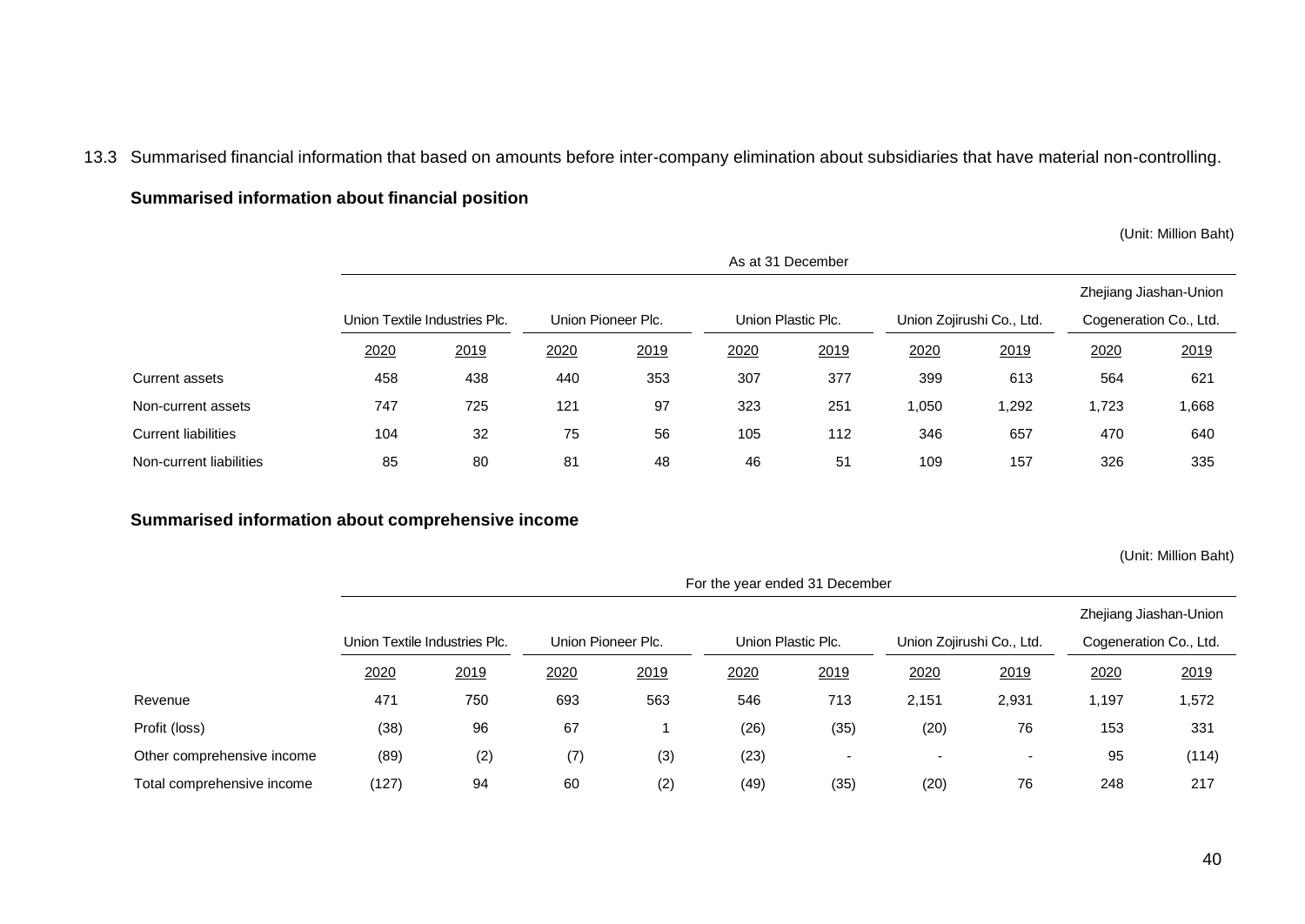13.3 Summarised financial information that based on amounts before inter-company elimination about subsidiaries that have material non-controlling.

**Summarised information about financial position**

(Unit: Million Baht)

| | As at 31 December | | | | | | | | | |
|---|---|---|---|---|---|---|---|---|---|---|
| | Union Textile Industries Plc. | | Union Pioneer Plc. | | Union Plastic Plc. | | Union Zojirushi Co., Ltd. | | Zhejiang Jiashan-Union Cogeneration Co., Ltd. | |
| | 2020 | 2019 | 2020 | 2019 | 2020 | 2019 | 2020 | 2019 | 2020 | 2019 |
| Current assets | 458 | 438 | 440 | 353 | 307 | 377 | 399 | 613 | 564 | 621 |
| Non-current assets | 747 | 725 | 121 | 97 | 323 | 251 | 1,050 | 1,292 | 1,723 | 1,668 |
| Current liabilities | 104 | 32 | 75 | 56 | 105 | 112 | 346 | 657 | 470 | 640 |
| Non-current liabilities | 85 | 80 | 81 | 48 | 46 | 51 | 109 | 157 | 326 | 335 |

**Summarised information about comprehensive income**

(Unit: Million Baht)

| | For the year ended 31 December | | | | | | | | | |
|---|---|---|---|---|---|---|---|---|---|---|
| | Union Textile Industries Plc. | | Union Pioneer Plc. | | Union Plastic Plc. | | Union Zojirushi Co., Ltd. | | Zhejiang Jiashan-Union Cogeneration Co., Ltd. | |
| | 2020 | 2019 | 2020 | 2019 | 2020 | 2019 | 2020 | 2019 | 2020 | 2019 |
| Revenue | 471 | 750 | 693 | 563 | 546 | 713 | 2,151 | 2,931 | 1,197 | 1,572 |
| Profit (loss) | (38) | 96 | 67 | 1 | (26) | (35) | (20) | 76 | 153 | 331 |
| Other comprehensive income | (89) | (2) | (7) | (3) | (23) | - | - | - | 95 | (114) |
| Total comprehensive income | (127) | 94 | 60 | (2) | (49) | (35) | (20) | 76 | 248 | 217 |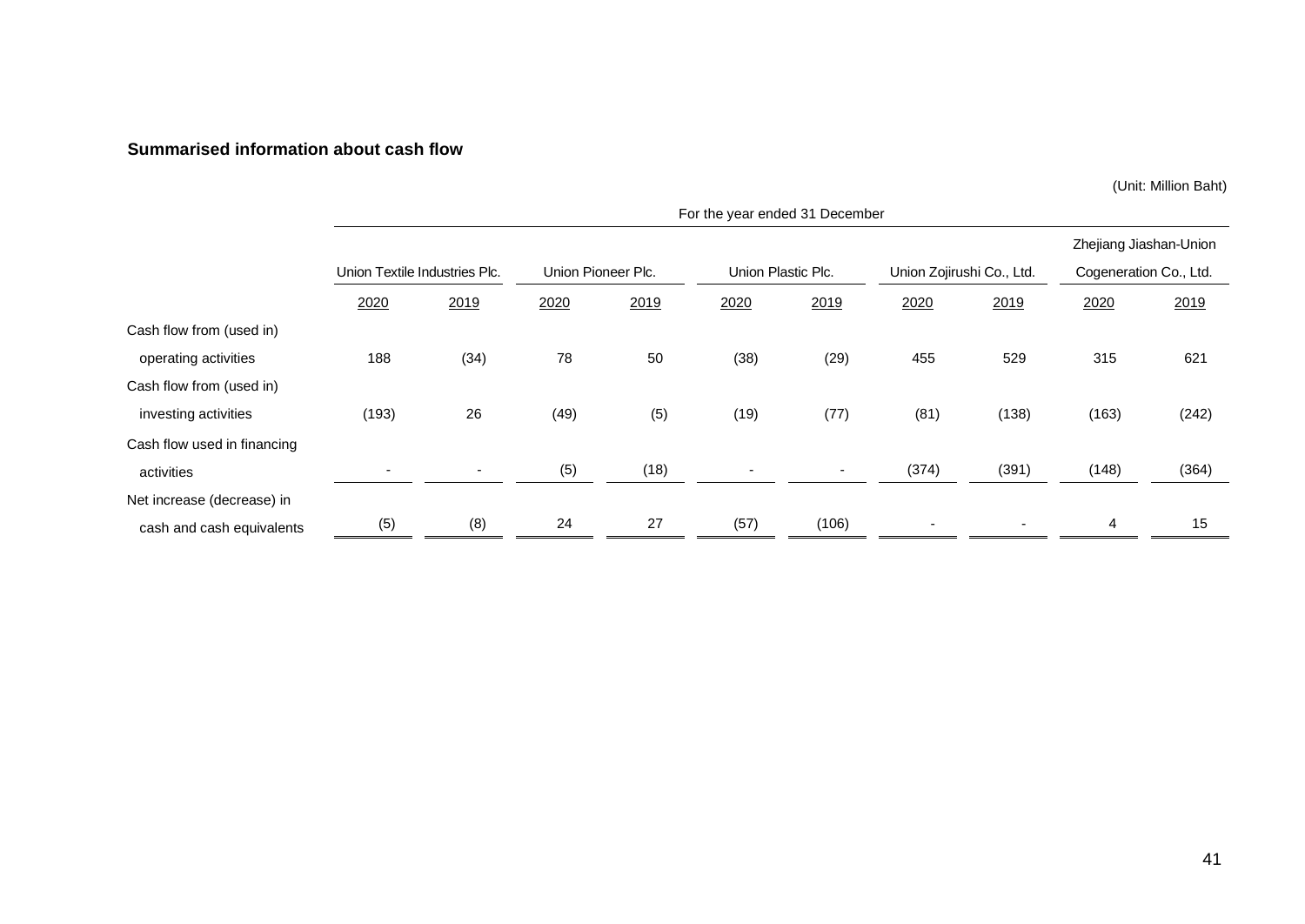**Summarised information about cash flow**

(Unit: Million Baht)

| | For the year ended 31 December | | | | | | | | | |
|---|---|---|---|---|---|---|---|---|---|---|
| | Union Textile Industries Plc. | | Union Pioneer Plc. | | Union Plastic Plc. | | Union Zojirushi Co., Ltd. | | Zhejiang Jiashan-Union Cogeneration Co., Ltd. | |
| | 2020 | 2019 | 2020 | 2019 | 2020 | 2019 | 2020 | 2019 | 2020 | 2019 |
| Cash flow from (used in) operating activities | 188 | (34) | 78 | 50 | (38) | (29) | 455 | 529 | 315 | 621 |
| Cash flow from (used in) investing activities | (193) | 26 | (49) | (5) | (19) | (77) | (81) | (138) | (163) | (242) |
| Cash flow used in financing activities | - | - | (5) | (18) | - | - | (374) | (391) | (148) | (364) |
| Net increase (decrease) in cash and cash equivalents | (5) | (8) | 24 | 27 | (57) | (106) | - | - | 4 | 15 |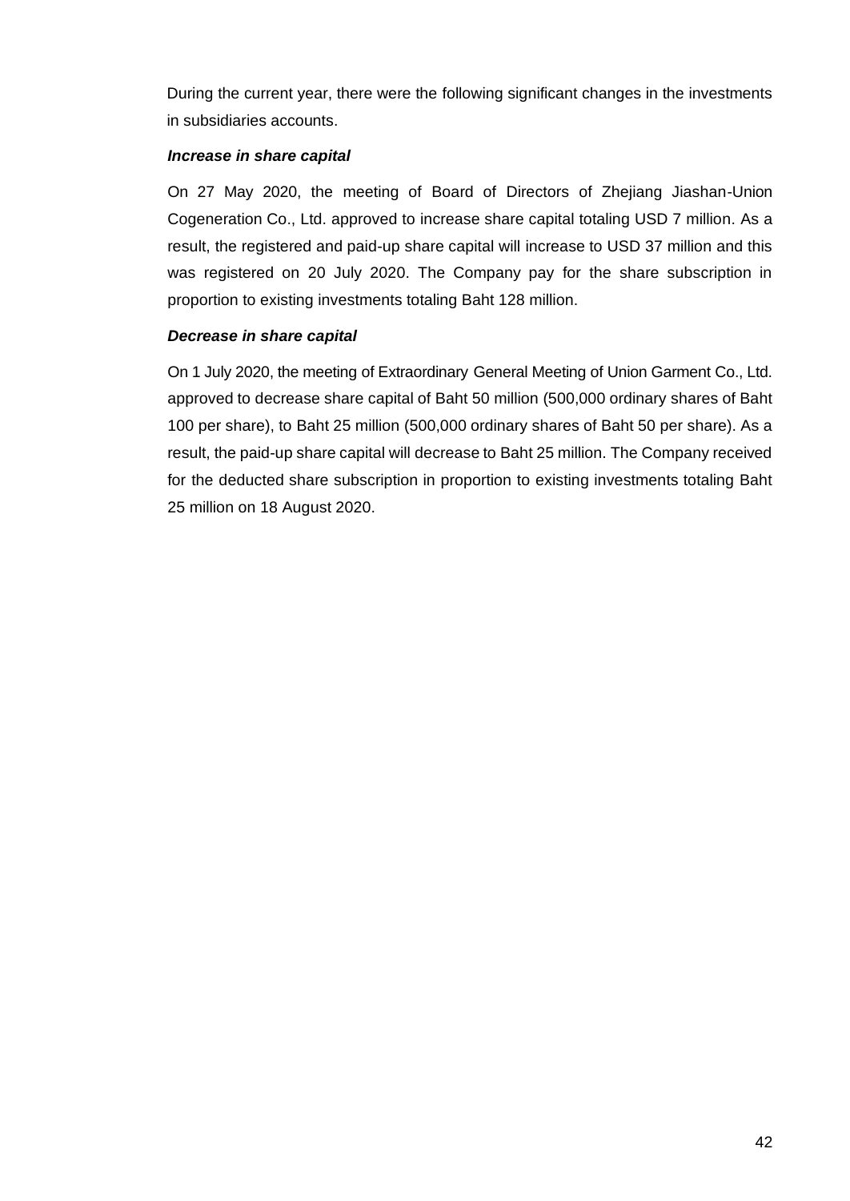During the current year, there were the following significant changes in the investments in subsidiaries accounts.

***Increase in share capital***

On 27 May 2020, the meeting of Board of Directors of Zhejiang Jiashan-Union Cogeneration Co., Ltd. approved to increase share capital totaling USD 7 million. As a result, the registered and paid-up share capital will increase to USD 37 million and this was registered on 20 July 2020. The Company pay for the share subscription in proportion to existing investments totaling Baht 128 million.

***Decrease in share capital***

On 1 July 2020, the meeting of Extraordinary General Meeting of Union Garment Co., Ltd. approved to decrease share capital of Baht 50 million (500,000 ordinary shares of Baht 100 per share), to Baht 25 million (500,000 ordinary shares of Baht 50 per share). As a result, the paid-up share capital will decrease to Baht 25 million. The Company received for the deducted share subscription in proportion to existing investments totaling Baht 25 million on 18 August 2020.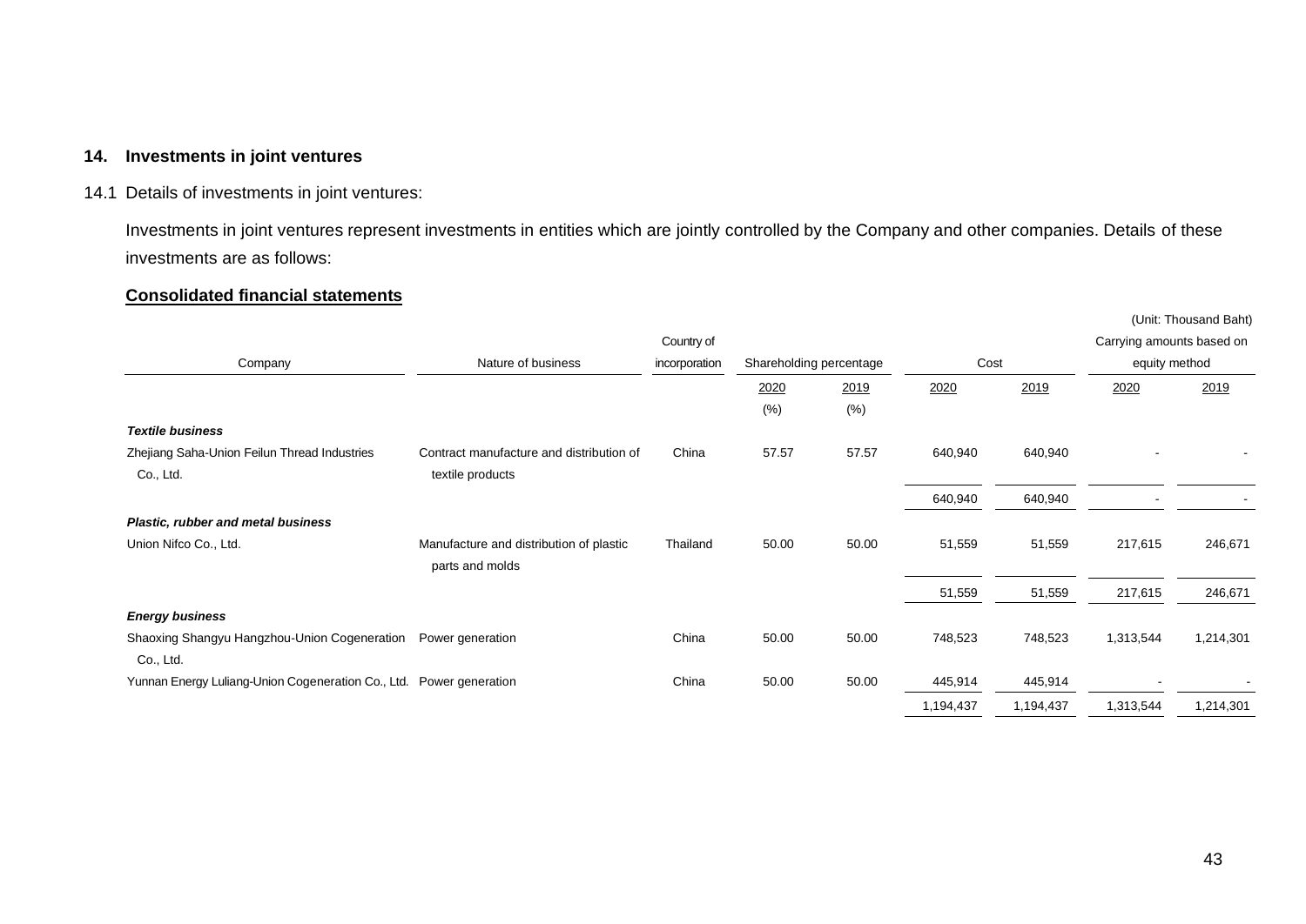## 14. Investments in joint ventures

14.1 Details of investments in joint ventures:

Investments in joint ventures represent investments in entities which are jointly controlled by the Company and other companies. Details of these investments are as follows:

**Consolidated financial statements**

(Unit: Thousand Baht)

| Company | Nature of business | Country of incorporation | Shareholding percentage | | Cost | | Carrying amounts based on equity method | |
|---|---|---|---|---|---|---|---|---|
| | | | 2020 | 2019 | 2020 | 2019 | 2020 | 2019 |
| | | | (%) | (%) | | | | |
| ***Textile business*** | | | | | | | | |
| Zhejiang Saha-Union Feilun Thread Industries Co., Ltd. | Contract manufacture and distribution of textile products | China | 57.57 | 57.57 | 640,940 | 640,940 | - | - |
| | | | | | 640,940 | 640,940 | - | - |
| ***Plastic, rubber and metal business*** | | | | | | | | |
| Union Nifco Co., Ltd. | Manufacture and distribution of plastic parts and molds | Thailand | 50.00 | 50.00 | 51,559 | 51,559 | 217,615 | 246,671 |
| | | | | | 51,559 | 51,559 | 217,615 | 246,671 |
| ***Energy business*** | | | | | | | | |
| Shaoxing Shangyu Hangzhou-Union Cogeneration Co., Ltd. | Power generation | China | 50.00 | 50.00 | 748,523 | 748,523 | 1,313,544 | 1,214,301 |
| Yunnan Energy Luliang-Union Cogeneration Co., Ltd. | Power generation | China | 50.00 | 50.00 | 445,914 | 445,914 | - | - |
| | | | | | 1,194,437 | 1,194,437 | 1,313,544 | 1,214,301 |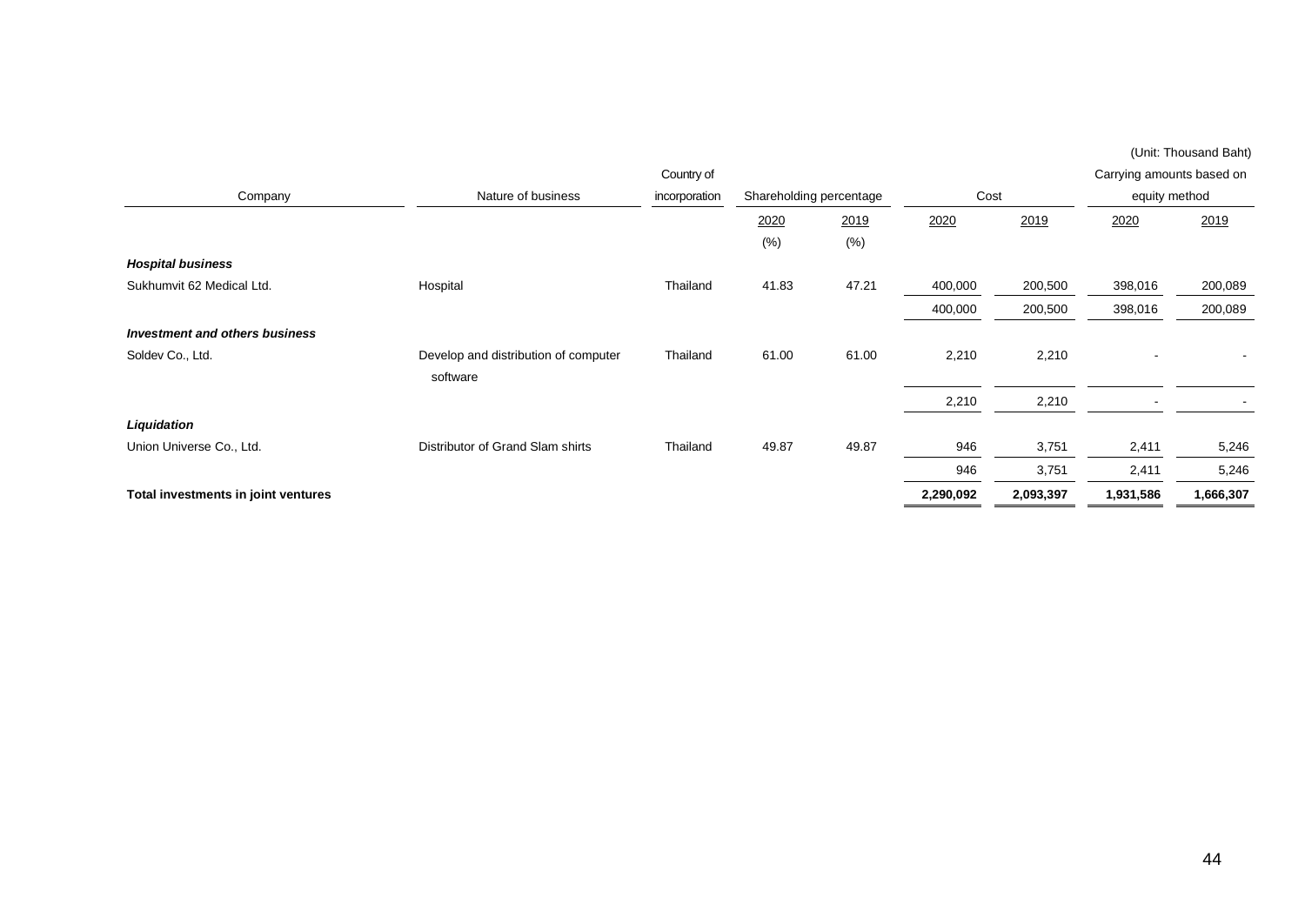(Unit: Thousand Baht)

| Company | Nature of business | Country of incorporation | Shareholding percentage | | Cost | | Carrying amounts based on equity method | |
|---|---|---|---|---|---|---|---|---|
| | | | 2020 | 2019 | 2020 | 2019 | 2020 | 2019 |
| | | | (%) | (%) | | | | |
| ***Hospital business*** | | | | | | | | |
| Sukhumvit 62 Medical Ltd. | Hospital | Thailand | 41.83 | 47.21 | 400,000 | 200,500 | 398,016 | 200,089 |
| | | | | | 400,000 | 200,500 | 398,016 | 200,089 |
| ***Investment and others business*** | | | | | | | | |
| Soldev Co., Ltd. | Develop and distribution of computer software | Thailand | 61.00 | 61.00 | 2,210 | 2,210 | - | - |
| | | | | | 2,210 | 2,210 | - | - |
| ***Liquidation*** | | | | | | | | |
| Union Universe Co., Ltd. | Distributor of Grand Slam shirts | Thailand | 49.87 | 49.87 | 946 | 3,751 | 2,411 | 5,246 |
| | | | | | 946 | 3,751 | 2,411 | 5,246 |
| **Total investments in joint ventures** | | | | | **2,290,092** | **2,093,397** | **1,931,586** | **1,666,307** |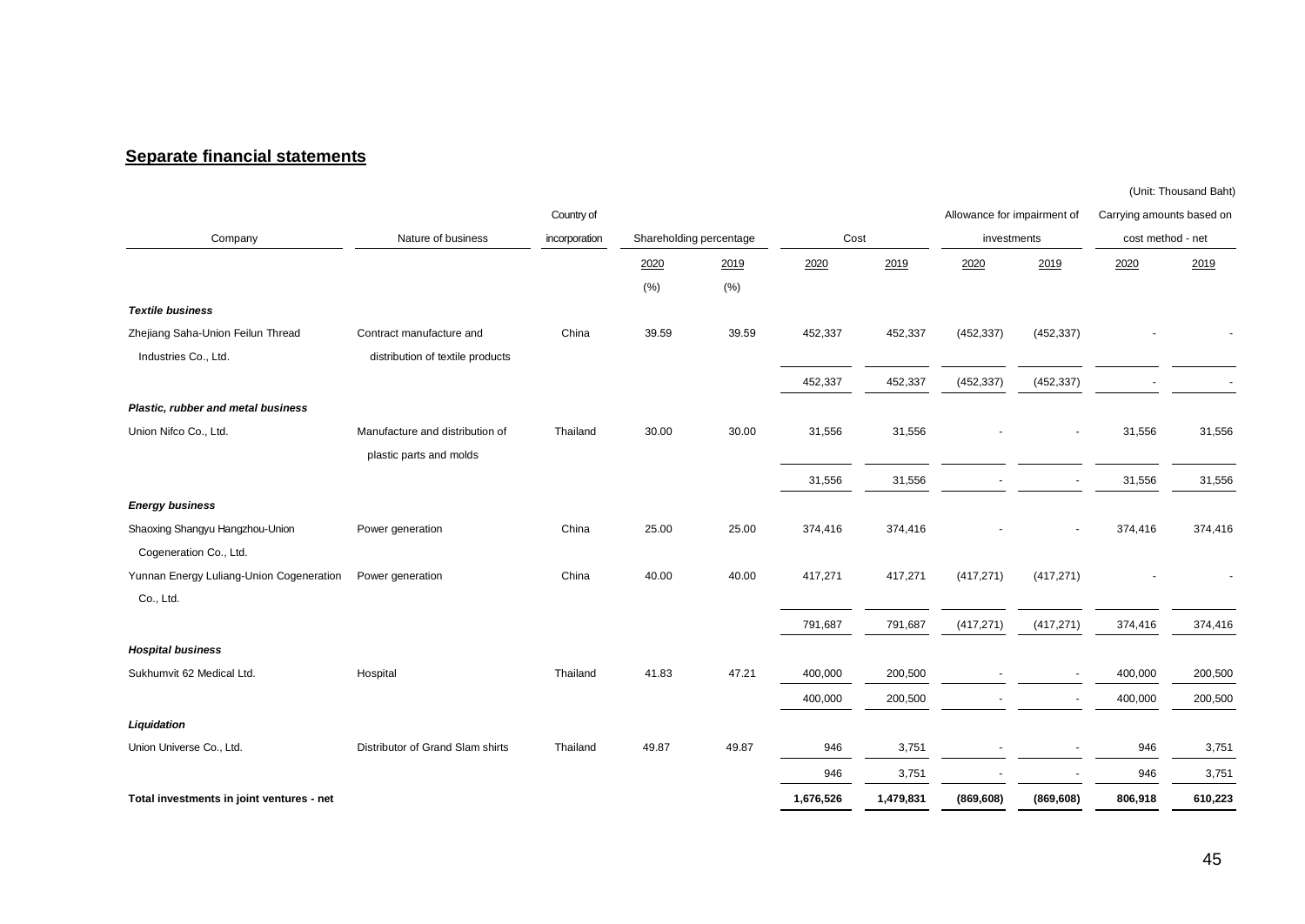## Separate financial statements

(Unit: Thousand Baht)

| Company | Nature of business | Country of incorporation | Shareholding percentage | | Cost | | Allowance for impairment of investments | | Carrying amounts based on cost method - net | |
|---|---|---|---|---|---|---|---|---|---|---|
| | | | 2020 | 2019 | 2020 | 2019 | 2020 | 2019 | 2020 | 2019 |
| | | | (%) | (%) | | | | | | |
| ***Textile business*** | | | | | | | | | | |
| Zhejiang Saha-Union Feilun Thread Industries Co., Ltd. | Contract manufacture and distribution of textile products | China | 39.59 | 39.59 | 452,337 | 452,337 | (452,337) | (452,337) | - | - |
| | | | | | 452,337 | 452,337 | (452,337) | (452,337) | - | - |
| ***Plastic, rubber and metal business*** | | | | | | | | | | |
| Union Nifco Co., Ltd. | Manufacture and distribution of plastic parts and molds | Thailand | 30.00 | 30.00 | 31,556 | 31,556 | - | - | 31,556 | 31,556 |
| | | | | | 31,556 | 31,556 | - | - | 31,556 | 31,556 |
| ***Energy business*** | | | | | | | | | | |
| Shaoxing Shangyu Hangzhou-Union Cogeneration Co., Ltd. | Power generation | China | 25.00 | 25.00 | 374,416 | 374,416 | - | - | 374,416 | 374,416 |
| Yunnan Energy Luliang-Union Cogeneration Co., Ltd. | Power generation | China | 40.00 | 40.00 | 417,271 | 417,271 | (417,271) | (417,271) | - | - |
| | | | | | 791,687 | 791,687 | (417,271) | (417,271) | 374,416 | 374,416 |
| ***Hospital business*** | | | | | | | | | | |
| Sukhumvit 62 Medical Ltd. | Hospital | Thailand | 41.83 | 47.21 | 400,000 | 200,500 | - | - | 400,000 | 200,500 |
| | | | | | 400,000 | 200,500 | - | - | 400,000 | 200,500 |
| ***Liquidation*** | | | | | | | | | | |
| Union Universe Co., Ltd. | Distributor of Grand Slam shirts | Thailand | 49.87 | 49.87 | 946 | 3,751 | - | - | 946 | 3,751 |
| | | | | | 946 | 3,751 | - | - | 946 | 3,751 |
| **Total investments in joint ventures - net** | | | | | **1,676,526** | **1,479,831** | **(869,608)** | **(869,608)** | **806,918** | **610,223** |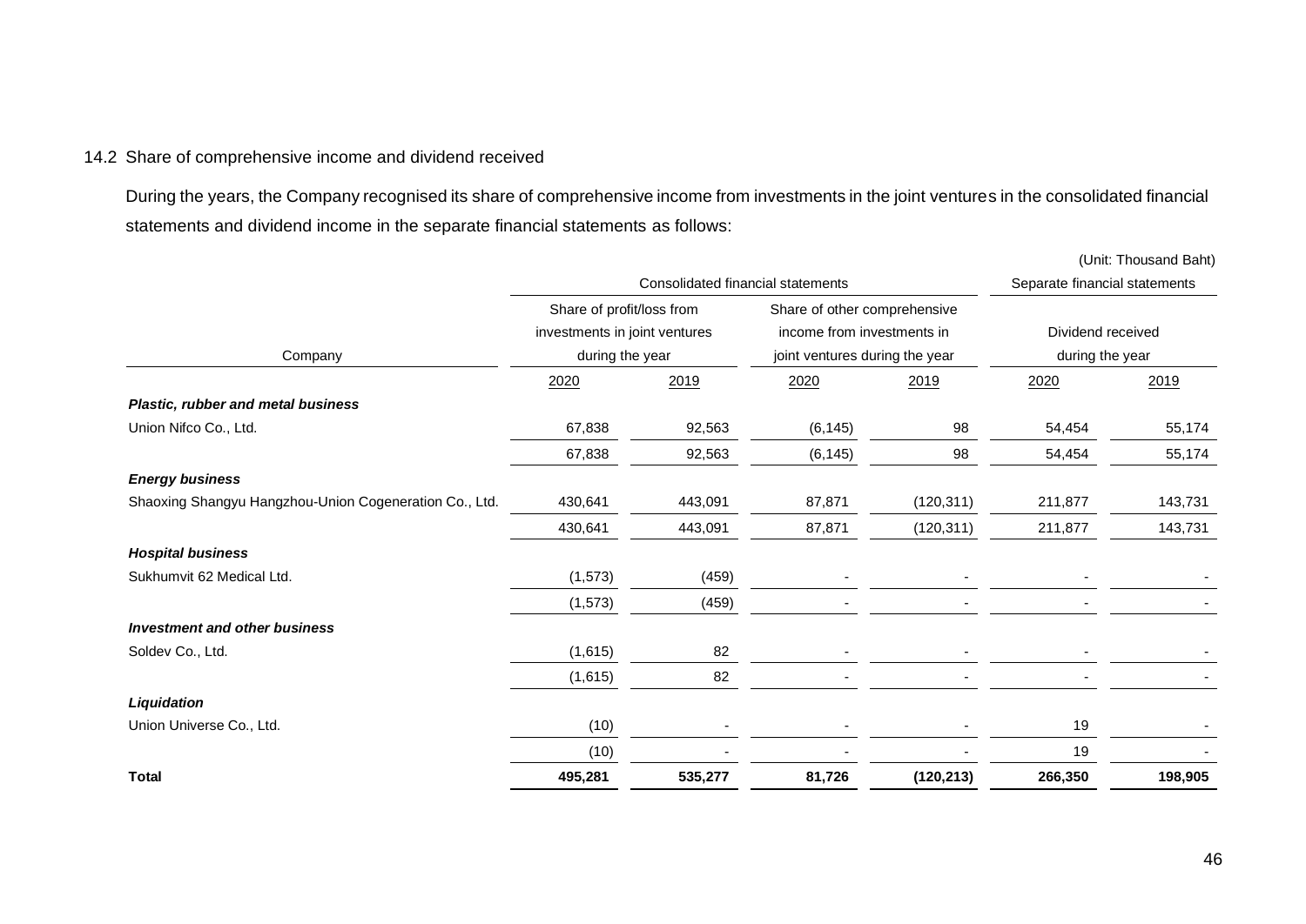14.2 Share of comprehensive income and dividend received

During the years, the Company recognised its share of comprehensive income from investments in the joint ventures in the consolidated financial statements and dividend income in the separate financial statements as follows:

(Unit: Thousand Baht)

| Company | Consolidated financial statements | | | | Separate financial statements | |
|---|---|---|---|---|---|---|
| | Share of profit/loss from investments in joint ventures during the year | | Share of other comprehensive income from investments in joint ventures during the year | | Dividend received during the year | |
| | 2020 | 2019 | 2020 | 2019 | 2020 | 2019 |
| ***Plastic, rubber and metal business*** | | | | | | |
| Union Nifco Co., Ltd. | 67,838 | 92,563 | (6,145) | 98 | 54,454 | 55,174 |
| | 67,838 | 92,563 | (6,145) | 98 | 54,454 | 55,174 |
| ***Energy business*** | | | | | | |
| Shaoxing Shangyu Hangzhou-Union Cogeneration Co., Ltd. | 430,641 | 443,091 | 87,871 | (120,311) | 211,877 | 143,731 |
| | 430,641 | 443,091 | 87,871 | (120,311) | 211,877 | 143,731 |
| ***Hospital business*** | | | | | | |
| Sukhumvit 62 Medical Ltd. | (1,573) | (459) | - | - | - | - |
| | (1,573) | (459) | - | - | - | - |
| ***Investment and other business*** | | | | | | |
| Soldev Co., Ltd. | (1,615) | 82 | - | - | - | - |
| | (1,615) | 82 | - | - | - | - |
| ***Liquidation*** | | | | | | |
| Union Universe Co., Ltd. | (10) | - | - | - | 19 | - |
| | (10) | - | - | - | 19 | - |
| **Total** | **495,281** | **535,277** | **81,726** | **(120,213)** | **266,350** | **198,905** |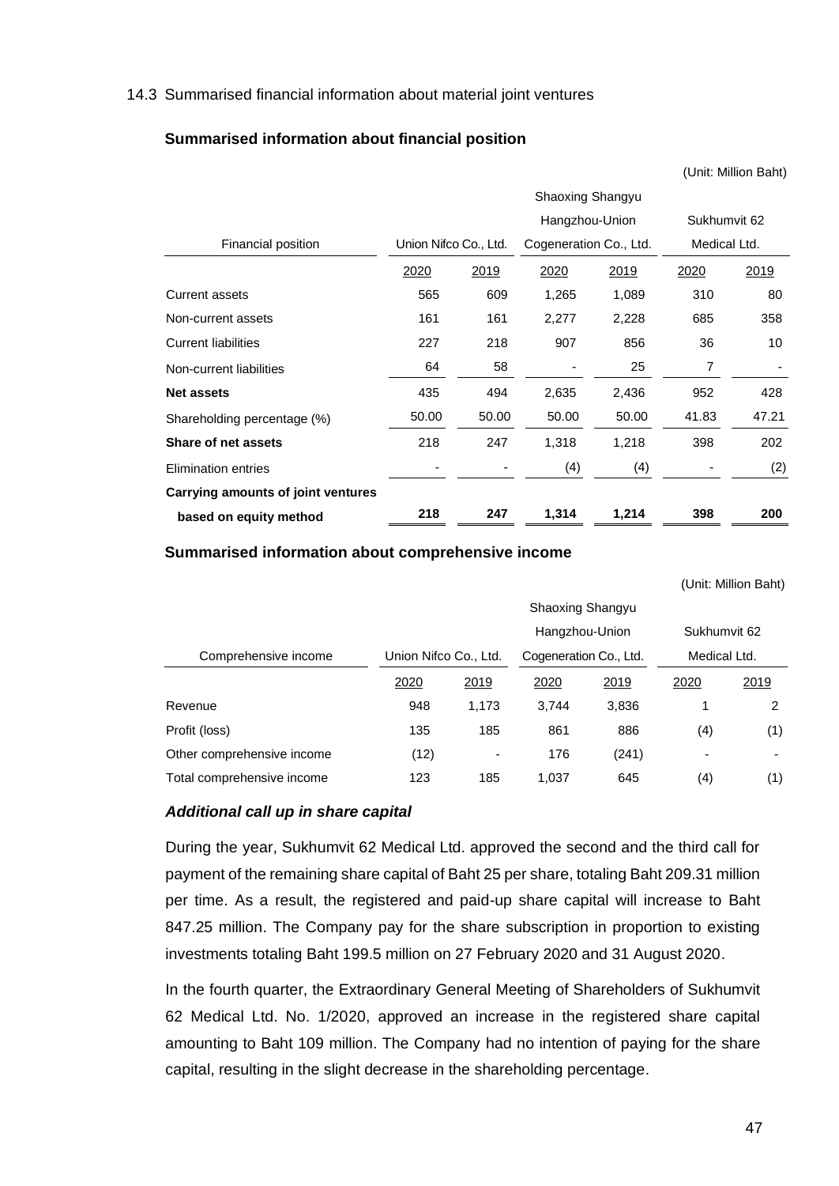14.3 Summarised financial information about material joint ventures

**Summarised information about financial position**

(Unit: Million Baht)

| Financial position | Union Nifco Co., Ltd. | | Shaoxing Shangyu Hangzhou-Union Cogeneration Co., Ltd. | | Sukhumvit 62 Medical Ltd. | |
|---|---|---|---|---|---|---|
| | 2020 | 2019 | 2020 | 2019 | 2020 | 2019 |
| Current assets | 565 | 609 | 1,265 | 1,089 | 310 | 80 |
| Non-current assets | 161 | 161 | 2,277 | 2,228 | 685 | 358 |
| Current liabilities | 227 | 218 | 907 | 856 | 36 | 10 |
| Non-current liabilities | 64 | 58 | - | 25 | 7 | - |
| **Net assets** | 435 | 494 | 2,635 | 2,436 | 952 | 428 |
| Shareholding percentage (%) | 50.00 | 50.00 | 50.00 | 50.00 | 41.83 | 47.21 |
| **Share of net assets** | 218 | 247 | 1,318 | 1,218 | 398 | 202 |
| Elimination entries | - | - | (4) | (4) | - | (2) |
| **Carrying amounts of joint ventures based on equity method** | **218** | **247** | **1,314** | **1,214** | **398** | **200** |

**Summarised information about comprehensive income**

(Unit: Million Baht)

| Comprehensive income | Union Nifco Co., Ltd. | | Shaoxing Shangyu Hangzhou-Union Cogeneration Co., Ltd. | | Sukhumvit 62 Medical Ltd. | |
|---|---|---|---|---|---|---|
| | 2020 | 2019 | 2020 | 2019 | 2020 | 2019 |
| Revenue | 948 | 1,173 | 3,744 | 3,836 | 1 | 2 |
| Profit (loss) | 135 | 185 | 861 | 886 | (4) | (1) |
| Other comprehensive income | (12) | - | 176 | (241) | - | - |
| Total comprehensive income | 123 | 185 | 1,037 | 645 | (4) | (1) |

***Additional call up in share capital***

During the year, Sukhumvit 62 Medical Ltd. approved the second and the third call for payment of the remaining share capital of Baht 25 per share, totaling Baht 209.31 million per time. As a result, the registered and paid-up share capital will increase to Baht 847.25 million. The Company pay for the share subscription in proportion to existing investments totaling Baht 199.5 million on 27 February 2020 and 31 August 2020.

In the fourth quarter, the Extraordinary General Meeting of Shareholders of Sukhumvit 62 Medical Ltd. No. 1/2020, approved an increase in the registered share capital amounting to Baht 109 million. The Company had no intention of paying for the share capital, resulting in the slight decrease in the shareholding percentage.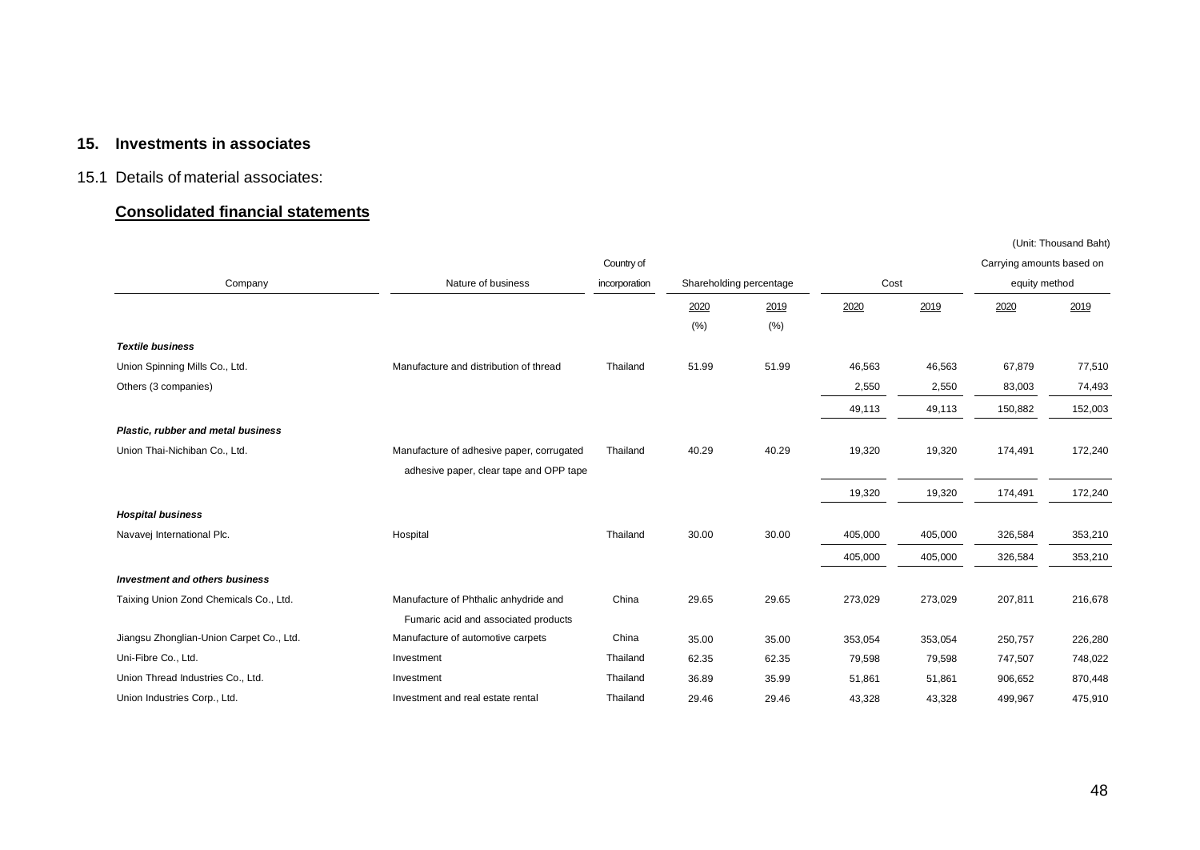## 15. Investments in associates

15.1 Details of material associates:

**Consolidated financial statements**

(Unit: Thousand Baht)

| Company | Nature of business | Country of incorporation | Shareholding percentage | | Cost | | Carrying amounts based on equity method | |
|---|---|---|---|---|---|---|---|---|
| | | | 2020 | 2019 | 2020 | 2019 | 2020 | 2019 |
| | | | (%) | (%) | | | | |
| ***Textile business*** | | | | | | | | |
| Union Spinning Mills Co., Ltd. | Manufacture and distribution of thread | Thailand | 51.99 | 51.99 | 46,563 | 46,563 | 67,879 | 77,510 |
| Others (3 companies) | | | | | 2,550 | 2,550 | 83,003 | 74,493 |
| | | | | | 49,113 | 49,113 | 150,882 | 152,003 |
| ***Plastic, rubber and metal business*** | | | | | | | | |
| Union Thai-Nichiban Co., Ltd. | Manufacture of adhesive paper, corrugated adhesive paper, clear tape and OPP tape | Thailand | 40.29 | 40.29 | 19,320 | 19,320 | 174,491 | 172,240 |
| | | | | | 19,320 | 19,320 | 174,491 | 172,240 |
| ***Hospital business*** | | | | | | | | |
| Navavej International Plc. | Hospital | Thailand | 30.00 | 30.00 | 405,000 | 405,000 | 326,584 | 353,210 |
| | | | | | 405,000 | 405,000 | 326,584 | 353,210 |
| ***Investment and others business*** | | | | | | | | |
| Taixing Union Zond Chemicals Co., Ltd. | Manufacture of Phthalic anhydride and Fumaric acid and associated products | China | 29.65 | 29.65 | 273,029 | 273,029 | 207,811 | 216,678 |
| Jiangsu Zhonglian-Union Carpet Co., Ltd. | Manufacture of automotive carpets | China | 35.00 | 35.00 | 353,054 | 353,054 | 250,757 | 226,280 |
| Uni-Fibre Co., Ltd. | Investment | Thailand | 62.35 | 62.35 | 79,598 | 79,598 | 747,507 | 748,022 |
| Union Thread Industries Co., Ltd. | Investment | Thailand | 36.89 | 35.99 | 51,861 | 51,861 | 906,652 | 870,448 |
| Union Industries Corp., Ltd. | Investment and real estate rental | Thailand | 29.46 | 29.46 | 43,328 | 43,328 | 499,967 | 475,910 |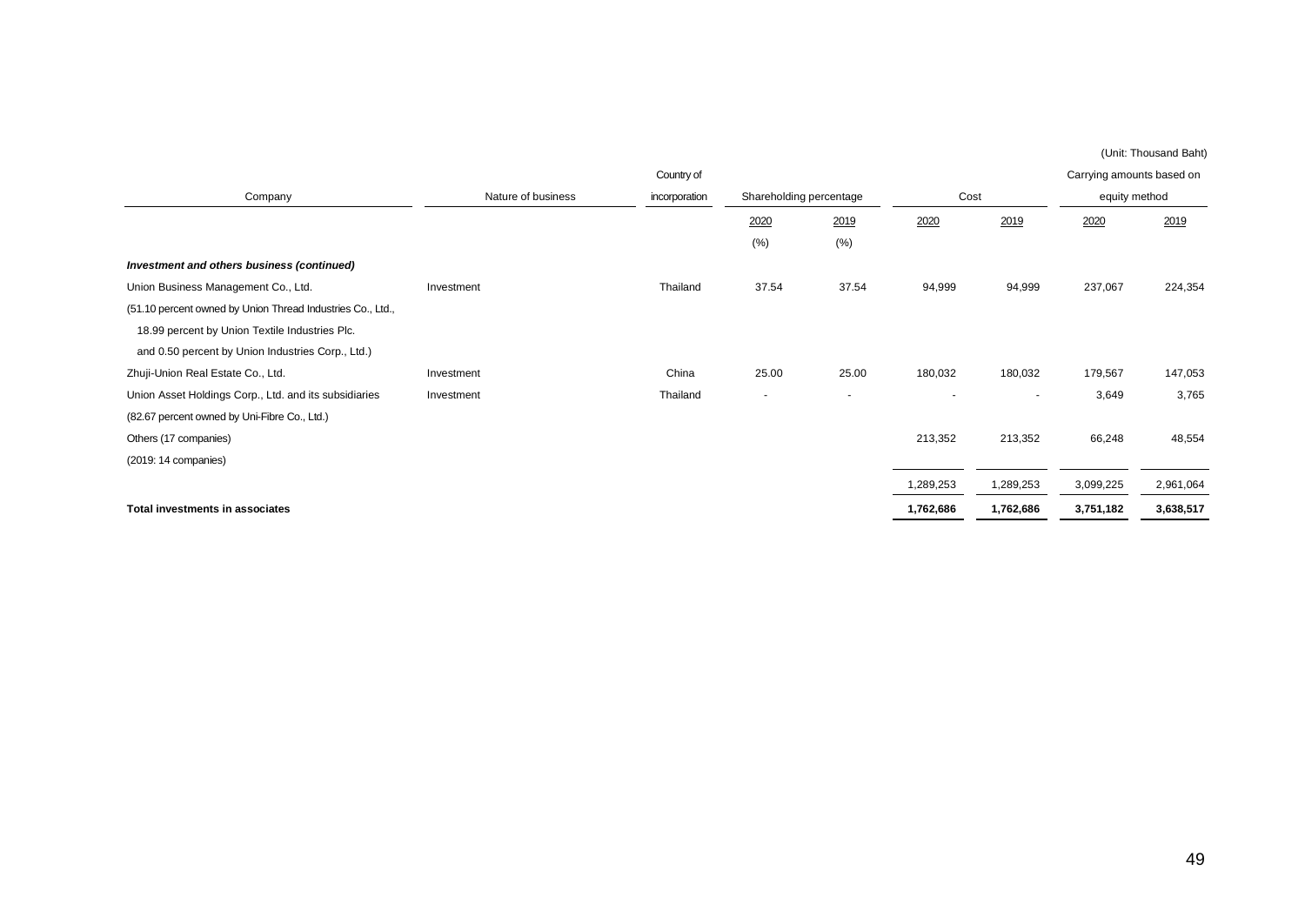(Unit: Thousand Baht)

| Company | Nature of business | Country of incorporation | Shareholding percentage | | Cost | | Carrying amounts based on equity method | |
|---|---|---|---|---|---|---|---|---|
| | | | 2020 | 2019 | 2020 | 2019 | 2020 | 2019 |
| | | | (%) | (%) | | | | |
| ***Investment and others business (continued)*** | | | | | | | | |
| Union Business Management Co., Ltd. | Investment | Thailand | 37.54 | 37.54 | 94,999 | 94,999 | 237,067 | 224,354 |
| (51.10 percent owned by Union Thread Industries Co., Ltd., | | | | | | | | |
| 18.99 percent by Union Textile Industries Plc. | | | | | | | | |
| and 0.50 percent by Union Industries Corp., Ltd.) | | | | | | | | |
| Zhuji-Union Real Estate Co., Ltd. | Investment | China | 25.00 | 25.00 | 180,032 | 180,032 | 179,567 | 147,053 |
| Union Asset Holdings Corp., Ltd. and its subsidiaries | Investment | Thailand | - | - | - | - | 3,649 | 3,765 |
| (82.67 percent owned by Uni-Fibre Co., Ltd.) | | | | | | | | |
| Others (17 companies) | | | | | 213,352 | 213,352 | 66,248 | 48,554 |
| (2019: 14 companies) | | | | | | | | |
| | | | | | 1,289,253 | 1,289,253 | 3,099,225 | 2,961,064 |
| **Total investments in associates** | | | | | **1,762,686** | **1,762,686** | **3,751,182** | **3,638,517** |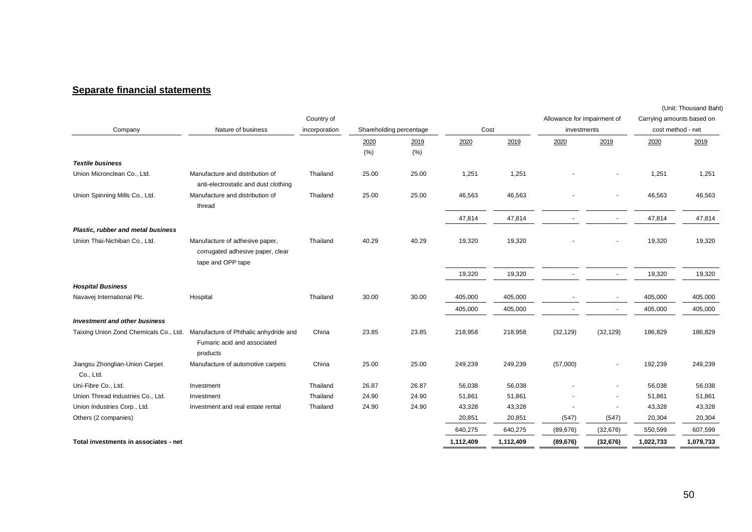## Separate financial statements

(Unit: Thousand Baht)

| Company | Nature of business | Country of incorporation | Shareholding percentage | | Cost | | Allowance for impairment of investments | | Carrying amounts based on cost method - net | |
|---|---|---|---|---|---|---|---|---|---|---|
| | | | 2020 | 2019 | 2020 | 2019 | 2020 | 2019 | 2020 | 2019 |
| | | | (%) | (%) | | | | | | |
| ***Textile business*** | | | | | | | | | | |
| Union Micronclean Co., Ltd. | Manufacture and distribution of anti-electrostatic and dust clothing | Thailand | 25.00 | 25.00 | 1,251 | 1,251 | - | - | 1,251 | 1,251 |
| Union Spinning Mills Co., Ltd. | Manufacture and distribution of thread | Thailand | 25.00 | 25.00 | 46,563 | 46,563 | - | - | 46,563 | 46,563 |
| | | | | | 47,814 | 47,814 | - | - | 47,814 | 47,814 |
| ***Plastic, rubber and metal business*** | | | | | | | | | | |
| Union Thai-Nichiban Co., Ltd. | Manufacture of adhesive paper, corrugated adhesive paper, clear tape and OPP tape | Thailand | 40.29 | 40.29 | 19,320 | 19,320 | - | - | 19,320 | 19,320 |
| | | | | | 19,320 | 19,320 | - | - | 19,320 | 19,320 |
| ***Hospital Business*** | | | | | | | | | | |
| Navavej International Plc. | Hospital | Thailand | 30.00 | 30.00 | 405,000 | 405,000 | - | - | 405,000 | 405,000 |
| | | | | | 405,000 | 405,000 | - | - | 405,000 | 405,000 |
| ***Investment and other business*** | | | | | | | | | | |
| Taixing Union Zond Chemicals Co., Ltd. | Manufacture of Phthalic anhydride and Fumaric acid and associated products | China | 23.85 | 23.85 | 218,958 | 218,958 | (32,129) | (32,129) | 186,829 | 186,829 |
| Jiangsu Zhonglian-Union Carpet Co., Ltd. | Manufacture of automotive carpets | China | 25.00 | 25.00 | 249,239 | 249,239 | (57,000) | - | 192,239 | 249,239 |
| Uni-Fibre Co., Ltd. | Investment | Thailand | 26.87 | 26.87 | 56,038 | 56,038 | - | - | 56,038 | 56,038 |
| Union Thread Industries Co., Ltd. | Investment | Thailand | 24.90 | 24.90 | 51,861 | 51,861 | - | - | 51,861 | 51,861 |
| Union Industries Corp., Ltd. | Investment and real estate rental | Thailand | 24.90 | 24.90 | 43,328 | 43,328 | - | - | 43,328 | 43,328 |
| Others (2 companies) | | | | | 20,851 | 20,851 | (547) | (547) | 20,304 | 20,304 |
| | | | | | 640,275 | 640,275 | (89,676) | (32,676) | 550,599 | 607,599 |
| **Total investments in associates - net** | | | | | **1,112,409** | **1,112,409** | **(89,676)** | **(32,676)** | **1,022,733** | **1,079,733** |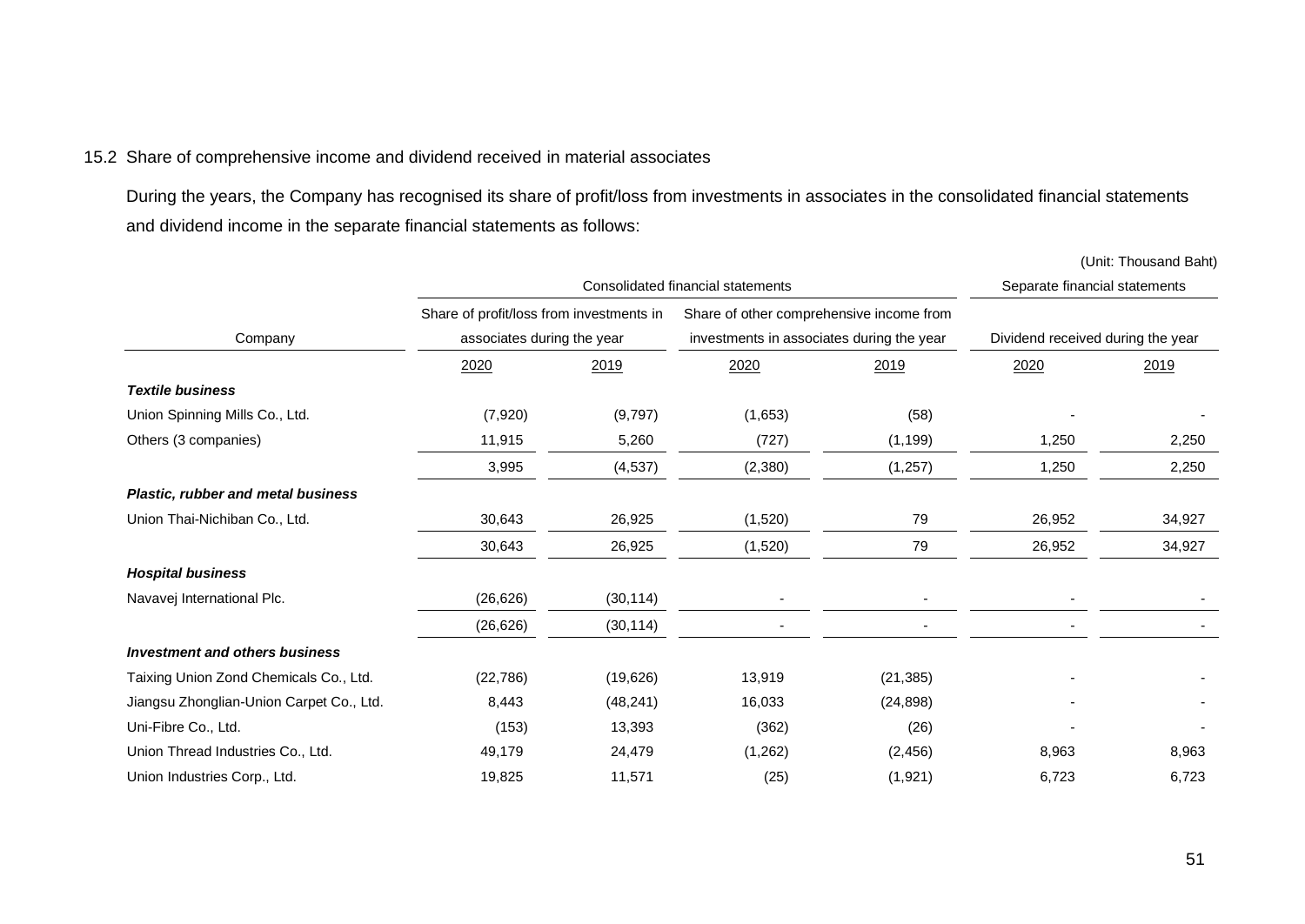15.2 Share of comprehensive income and dividend received in material associates

During the years, the Company has recognised its share of profit/loss from investments in associates in the consolidated financial statements and dividend income in the separate financial statements as follows:

(Unit: Thousand Baht)

| Company | Consolidated financial statements | | | | Separate financial statements | |
|---|---|---|---|---|---|---|
| | Share of profit/loss from investments in associates during the year | | Share of other comprehensive income from investments in associates during the year | | Dividend received during the year | |
| | 2020 | 2019 | 2020 | 2019 | 2020 | 2019 |
| ***Textile business*** | | | | | | |
| Union Spinning Mills Co., Ltd. | (7,920) | (9,797) | (1,653) | (58) | - | - |
| Others (3 companies) | 11,915 | 5,260 | (727) | (1,199) | 1,250 | 2,250 |
| | 3,995 | (4,537) | (2,380) | (1,257) | 1,250 | 2,250 |
| ***Plastic, rubber and metal business*** | | | | | | |
| Union Thai-Nichiban Co., Ltd. | 30,643 | 26,925 | (1,520) | 79 | 26,952 | 34,927 |
| | 30,643 | 26,925 | (1,520) | 79 | 26,952 | 34,927 |
| ***Hospital business*** | | | | | | |
| Navavej International Plc. | (26,626) | (30,114) | - | - | - | - |
| | (26,626) | (30,114) | - | - | - | - |
| ***Investment and others business*** | | | | | | |
| Taixing Union Zond Chemicals Co., Ltd. | (22,786) | (19,626) | 13,919 | (21,385) | - | - |
| Jiangsu Zhonglian-Union Carpet Co., Ltd. | 8,443 | (48,241) | 16,033 | (24,898) | - | - |
| Uni-Fibre Co., Ltd. | (153) | 13,393 | (362) | (26) | - | - |
| Union Thread Industries Co., Ltd. | 49,179 | 24,479 | (1,262) | (2,456) | 8,963 | 8,963 |
| Union Industries Corp., Ltd. | 19,825 | 11,571 | (25) | (1,921) | 6,723 | 6,723 |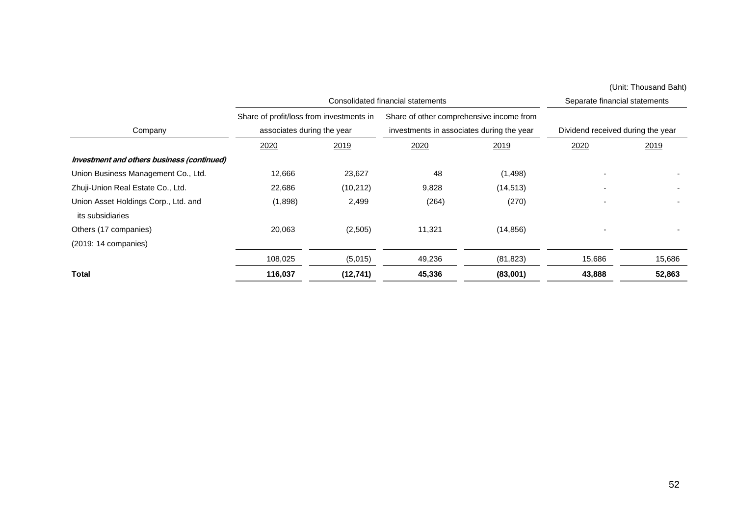(Unit: Thousand Baht)

| Company | Consolidated financial statements | | | | Separate financial statements | |
|---|---|---|---|---|---|---|
| | Share of profit/loss from investments in associates during the year | | Share of other comprehensive income from investments in associates during the year | | Dividend received during the year | |
| | 2020 | 2019 | 2020 | 2019 | 2020 | 2019 |
| ***Investment and others business (continued)*** | | | | | | |
| Union Business Management Co., Ltd. | 12,666 | 23,627 | 48 | (1,498) | - | - |
| Zhuji-Union Real Estate Co., Ltd. | 22,686 | (10,212) | 9,828 | (14,513) | - | - |
| Union Asset Holdings Corp., Ltd. and its subsidiaries | (1,898) | 2,499 | (264) | (270) | - | - |
| Others (17 companies) (2019: 14 companies) | 20,063 | (2,505) | 11,321 | (14,856) | - | - |
| | 108,025 | (5,015) | 49,236 | (81,823) | 15,686 | 15,686 |
| **Total** | **116,037** | **(12,741)** | **45,336** | **(83,001)** | **43,888** | **52,863** |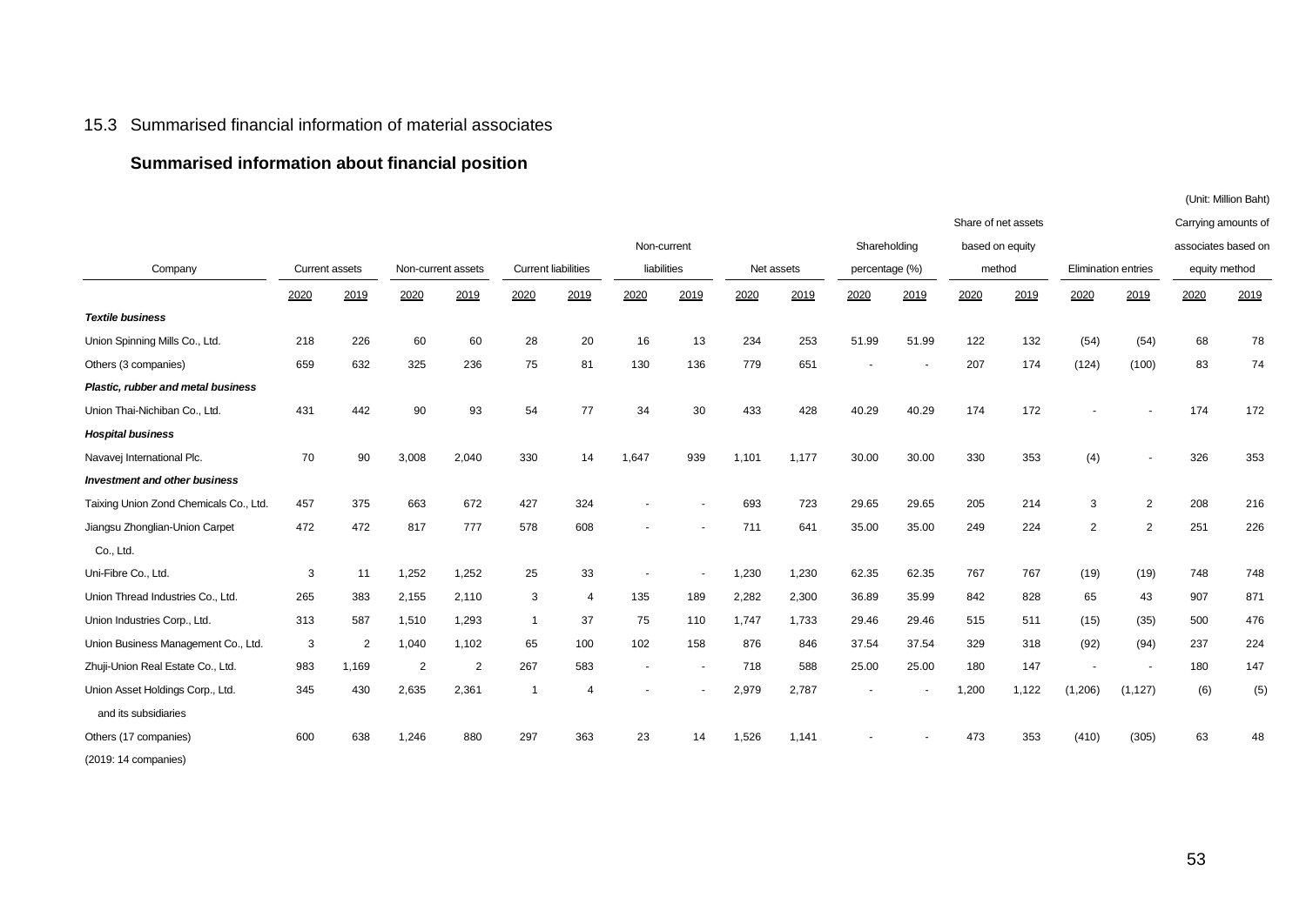## 15.3 Summarised financial information of material associates

### Summarised information about financial position

(Unit: Million Baht)

| Company | Current assets | | Non-current assets | | Current liabilities | | Non-current liabilities | | Net assets | | Shareholding percentage (%) | | Share of net assets based on equity method | | Elimination entries | | Carrying amounts of associates based on equity method | |
|---|---|---|---|---|---|---|---|---|---|---|---|---|---|---|---|---|---|---|
| | 2020 | 2019 | 2020 | 2019 | 2020 | 2019 | 2020 | 2019 | 2020 | 2019 | 2020 | 2019 | 2020 | 2019 | 2020 | 2019 | 2020 | 2019 |
| ***Textile business*** | | | | | | | | | | | | | | | | | | |
| Union Spinning Mills Co., Ltd. | 218 | 226 | 60 | 60 | 28 | 20 | 16 | 13 | 234 | 253 | 51.99 | 51.99 | 122 | 132 | (54) | (54) | 68 | 78 |
| Others (3 companies) | 659 | 632 | 325 | 236 | 75 | 81 | 130 | 136 | 779 | 651 | - | - | 207 | 174 | (124) | (100) | 83 | 74 |
| ***Plastic, rubber and metal business*** | | | | | | | | | | | | | | | | | | |
| Union Thai-Nichiban Co., Ltd. | 431 | 442 | 90 | 93 | 54 | 77 | 34 | 30 | 433 | 428 | 40.29 | 40.29 | 174 | 172 | - | - | 174 | 172 |
| ***Hospital business*** | | | | | | | | | | | | | | | | | | |
| Navavej International Plc. | 70 | 90 | 3,008 | 2,040 | 330 | 14 | 1,647 | 939 | 1,101 | 1,177 | 30.00 | 30.00 | 330 | 353 | (4) | - | 326 | 353 |
| ***Investment and other business*** | | | | | | | | | | | | | | | | | | |
| Taixing Union Zond Chemicals Co., Ltd. | 457 | 375 | 663 | 672 | 427 | 324 | - | - | 693 | 723 | 29.65 | 29.65 | 205 | 214 | 3 | 2 | 208 | 216 |
| Jiangsu Zhonglian-Union Carpet Co., Ltd. | 472 | 472 | 817 | 777 | 578 | 608 | - | - | 711 | 641 | 35.00 | 35.00 | 249 | 224 | 2 | 2 | 251 | 226 |
| Uni-Fibre Co., Ltd. | 3 | 11 | 1,252 | 1,252 | 25 | 33 | - | - | 1,230 | 1,230 | 62.35 | 62.35 | 767 | 767 | (19) | (19) | 748 | 748 |
| Union Thread Industries Co., Ltd. | 265 | 383 | 2,155 | 2,110 | 3 | 4 | 135 | 189 | 2,282 | 2,300 | 36.89 | 35.99 | 842 | 828 | 65 | 43 | 907 | 871 |
| Union Industries Corp., Ltd. | 313 | 587 | 1,510 | 1,293 | 1 | 37 | 75 | 110 | 1,747 | 1,733 | 29.46 | 29.46 | 515 | 511 | (15) | (35) | 500 | 476 |
| Union Business Management Co., Ltd. | 3 | 2 | 1,040 | 1,102 | 65 | 100 | 102 | 158 | 876 | 846 | 37.54 | 37.54 | 329 | 318 | (92) | (94) | 237 | 224 |
| Zhuji-Union Real Estate Co., Ltd. | 983 | 1,169 | 2 | 2 | 267 | 583 | - | - | 718 | 588 | 25.00 | 25.00 | 180 | 147 | - | - | 180 | 147 |
| Union Asset Holdings Corp., Ltd. and its subsidiaries | 345 | 430 | 2,635 | 2,361 | 1 | 4 | - | - | 2,979 | 2,787 | - | - | 1,200 | 1,122 | (1,206) | (1,127) | (6) | (5) |
| Others (17 companies) (2019: 14 companies) | 600 | 638 | 1,246 | 880 | 297 | 363 | 23 | 14 | 1,526 | 1,141 | - | - | 473 | 353 | (410) | (305) | 63 | 48 |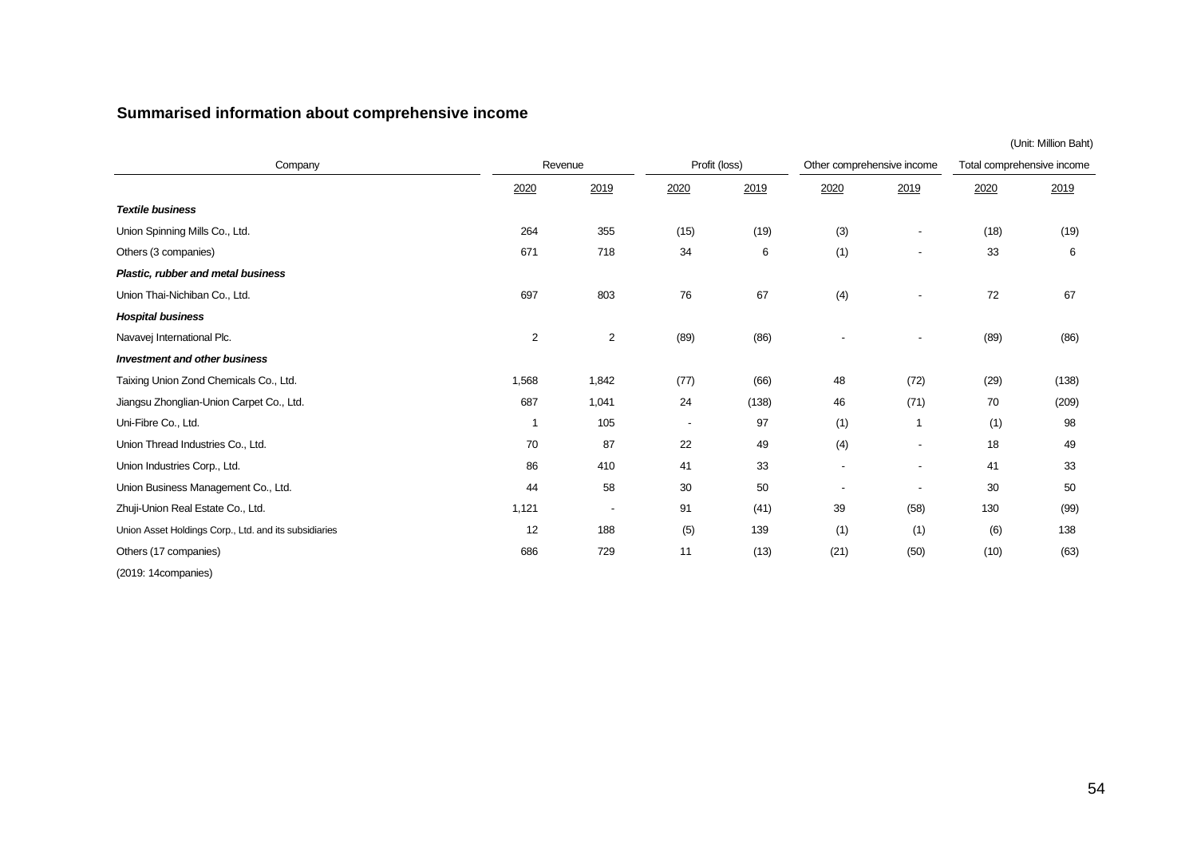## Summarised information about comprehensive income

(Unit: Million Baht)

| Company | Revenue | | Profit (loss) | | Other comprehensive income | | Total comprehensive income | |
|---|---|---|---|---|---|---|---|---|
| | 2020 | 2019 | 2020 | 2019 | 2020 | 2019 | 2020 | 2019 |
| ***Textile business*** | | | | | | | | |
| Union Spinning Mills Co., Ltd. | 264 | 355 | (15) | (19) | (3) | - | (18) | (19) |
| Others (3 companies) | 671 | 718 | 34 | 6 | (1) | - | 33 | 6 |
| ***Plastic, rubber and metal business*** | | | | | | | | |
| Union Thai-Nichiban Co., Ltd. | 697 | 803 | 76 | 67 | (4) | - | 72 | 67 |
| ***Hospital business*** | | | | | | | | |
| Navavej International Plc. | 2 | 2 | (89) | (86) | - | - | (89) | (86) |
| ***Investment and other business*** | | | | | | | | |
| Taixing Union Zond Chemicals Co., Ltd. | 1,568 | 1,842 | (77) | (66) | 48 | (72) | (29) | (138) |
| Jiangsu Zhonglian-Union Carpet Co., Ltd. | 687 | 1,041 | 24 | (138) | 46 | (71) | 70 | (209) |
| Uni-Fibre Co., Ltd. | 1 | 105 | - | 97 | (1) | 1 | (1) | 98 |
| Union Thread Industries Co., Ltd. | 70 | 87 | 22 | 49 | (4) | - | 18 | 49 |
| Union Industries Corp., Ltd. | 86 | 410 | 41 | 33 | - | - | 41 | 33 |
| Union Business Management Co., Ltd. | 44 | 58 | 30 | 50 | - | - | 30 | 50 |
| Zhuji-Union Real Estate Co., Ltd. | 1,121 | - | 91 | (41) | 39 | (58) | 130 | (99) |
| Union Asset Holdings Corp., Ltd. and its subsidiaries | 12 | 188 | (5) | 139 | (1) | (1) | (6) | 138 |
| Others (17 companies) | 686 | 729 | 11 | (13) | (21) | (50) | (10) | (63) |
| (2019: 14companies) | | | | | | | | |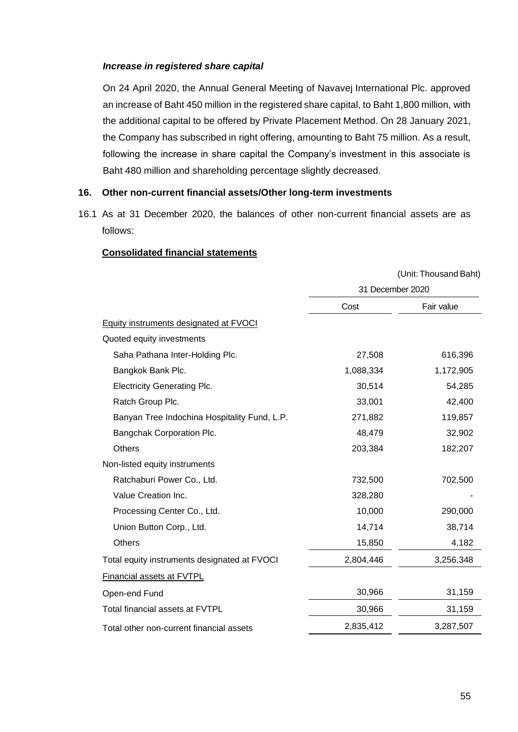***Increase in registered share capital***

On 24 April 2020, the Annual General Meeting of Navavej International Plc. approved an increase of Baht 450 million in the registered share capital, to Baht 1,800 million, with the additional capital to be offered by Private Placement Method. On 28 January 2021, the Company has subscribed in right offering, amounting to Baht 75 million. As a result, following the increase in share capital the Company's investment in this associate is Baht 480 million and shareholding percentage slightly decreased.

## 16. Other non-current financial assets/Other long-term investments

16.1 As at 31 December 2020, the balances of other non-current financial assets are as follows:

**Consolidated financial statements**

(Unit: Thousand Baht)

| | 31 December 2020 | |
|---|---|---|
| | Cost | Fair value |
| Equity instruments designated at FVOCI | | |
| Quoted equity investments | | |
| Saha Pathana Inter-Holding Plc. | 27,508 | 616,396 |
| Bangkok Bank Plc. | 1,088,334 | 1,172,905 |
| Electricity Generating Plc. | 30,514 | 54,285 |
| Ratch Group Plc. | 33,001 | 42,400 |
| Banyan Tree Indochina Hospitality Fund, L.P. | 271,882 | 119,857 |
| Bangchak Corporation Plc. | 48,479 | 32,902 |
| Others | 203,384 | 182,207 |
| Non-listed equity instruments | | |
| Ratchaburi Power Co., Ltd. | 732,500 | 702,500 |
| Value Creation Inc. | 328,280 | - |
| Processing Center Co., Ltd. | 10,000 | 290,000 |
| Union Button Corp., Ltd. | 14,714 | 38,714 |
| Others | 15,850 | 4,182 |
| Total equity instruments designated at FVOCI | 2,804,446 | 3,256,348 |
| Financial assets at FVTPL | | |
| Open-end Fund | 30,966 | 31,159 |
| Total financial assets at FVTPL | 30,966 | 31,159 |
| Total other non-current financial assets | 2,835,412 | 3,287,507 |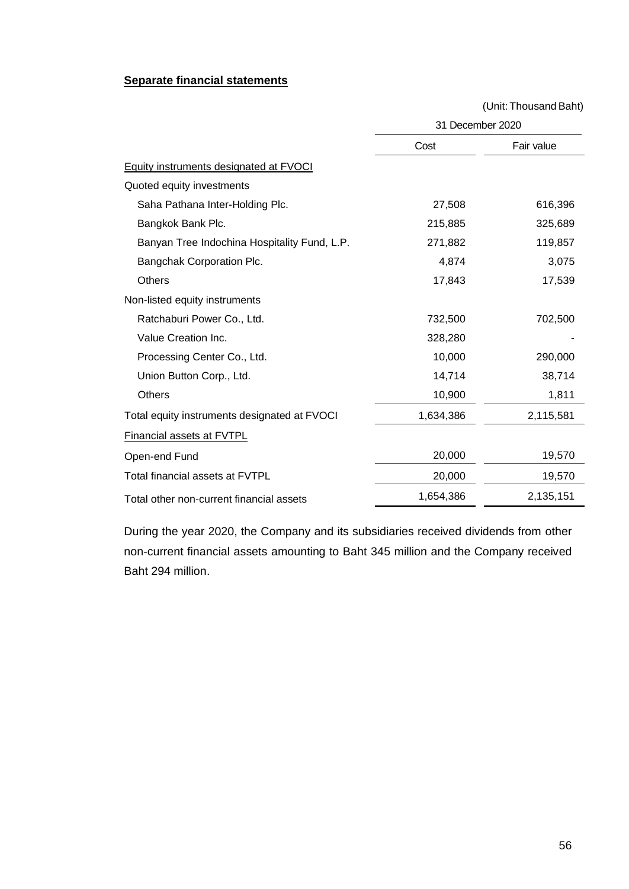**Separate financial statements**

(Unit: Thousand Baht)

| | 31 December 2020 | |
|---|---|---|
| | Cost | Fair value |
| Equity instruments designated at FVOCI | | |
| Quoted equity investments | | |
| Saha Pathana Inter-Holding Plc. | 27,508 | 616,396 |
| Bangkok Bank Plc. | 215,885 | 325,689 |
| Banyan Tree Indochina Hospitality Fund, L.P. | 271,882 | 119,857 |
| Bangchak Corporation Plc. | 4,874 | 3,075 |
| Others | 17,843 | 17,539 |
| Non-listed equity instruments | | |
| Ratchaburi Power Co., Ltd. | 732,500 | 702,500 |
| Value Creation Inc. | 328,280 | - |
| Processing Center Co., Ltd. | 10,000 | 290,000 |
| Union Button Corp., Ltd. | 14,714 | 38,714 |
| Others | 10,900 | 1,811 |
| Total equity instruments designated at FVOCI | 1,634,386 | 2,115,581 |
| Financial assets at FVTPL | | |
| Open-end Fund | 20,000 | 19,570 |
| Total financial assets at FVTPL | 20,000 | 19,570 |
| Total other non-current financial assets | 1,654,386 | 2,135,151 |

During the year 2020, the Company and its subsidiaries received dividends from other non-current financial assets amounting to Baht 345 million and the Company received Baht 294 million.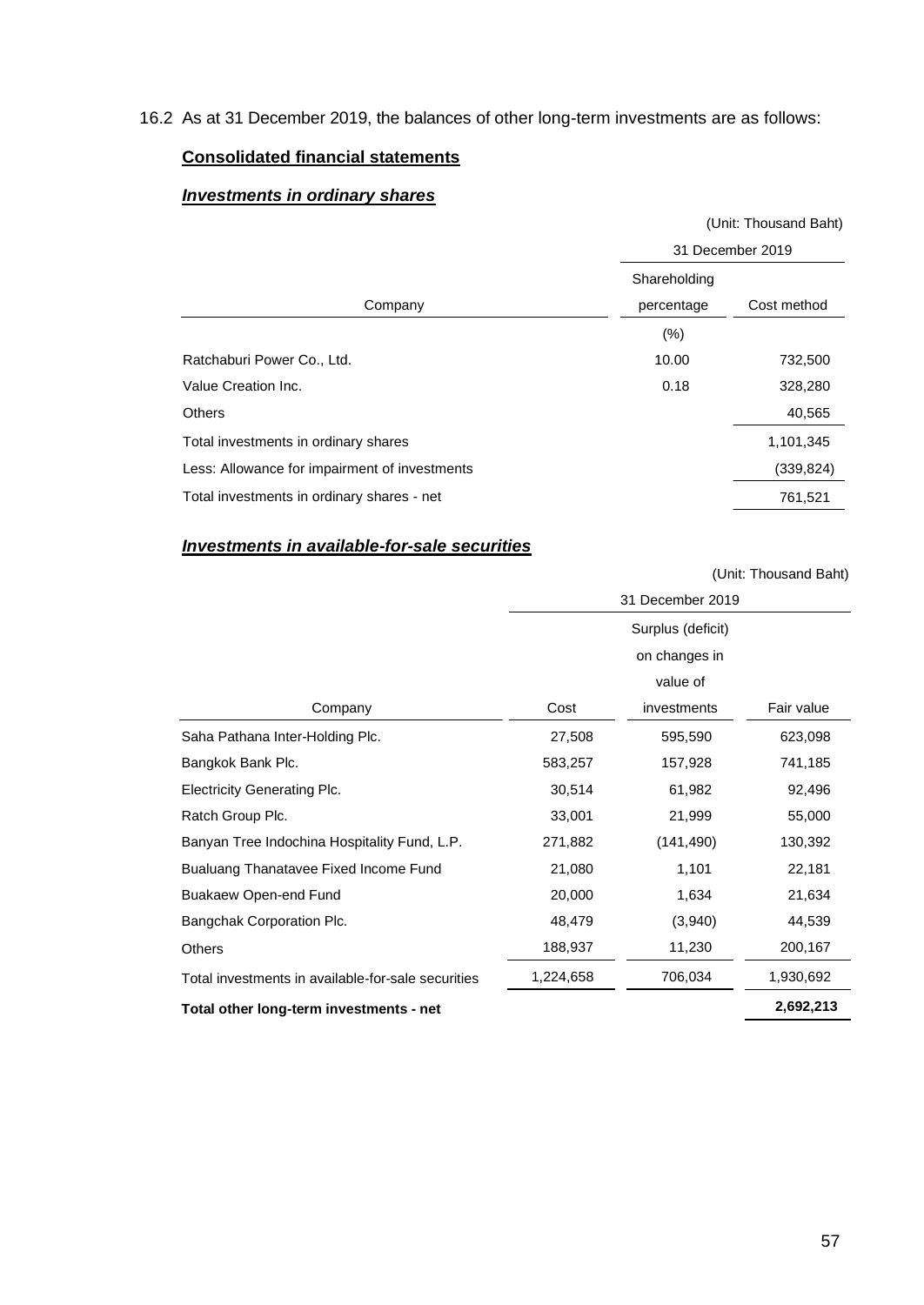16.2 As at 31 December 2019, the balances of other long-term investments are as follows:

**Consolidated financial statements**

***Investments in ordinary shares***

(Unit: Thousand Baht)

| Company | 31 December 2019 | |
|---|---|---|
| | Shareholding percentage | Cost method |
| | (%) | |
| Ratchaburi Power Co., Ltd. | 10.00 | 732,500 |
| Value Creation Inc. | 0.18 | 328,280 |
| Others | | 40,565 |
| Total investments in ordinary shares | | 1,101,345 |
| Less: Allowance for impairment of investments | | (339,824) |
| Total investments in ordinary shares - net | | 761,521 |

***Investments in available-for-sale securities***

(Unit: Thousand Baht)

| Company | 31 December 2019 | | |
|---|---|---|---|
| | Cost | Surplus (deficit) on changes in value of investments | Fair value |
| Saha Pathana Inter-Holding Plc. | 27,508 | 595,590 | 623,098 |
| Bangkok Bank Plc. | 583,257 | 157,928 | 741,185 |
| Electricity Generating Plc. | 30,514 | 61,982 | 92,496 |
| Ratch Group Plc. | 33,001 | 21,999 | 55,000 |
| Banyan Tree Indochina Hospitality Fund, L.P. | 271,882 | (141,490) | 130,392 |
| Bualuang Thanatavee Fixed Income Fund | 21,080 | 1,101 | 22,181 |
| Buakaew Open-end Fund | 20,000 | 1,634 | 21,634 |
| Bangchak Corporation Plc. | 48,479 | (3,940) | 44,539 |
| Others | 188,937 | 11,230 | 200,167 |
| Total investments in available-for-sale securities | 1,224,658 | 706,034 | 1,930,692 |
| **Total other long-term investments - net** | | | **2,692,213** |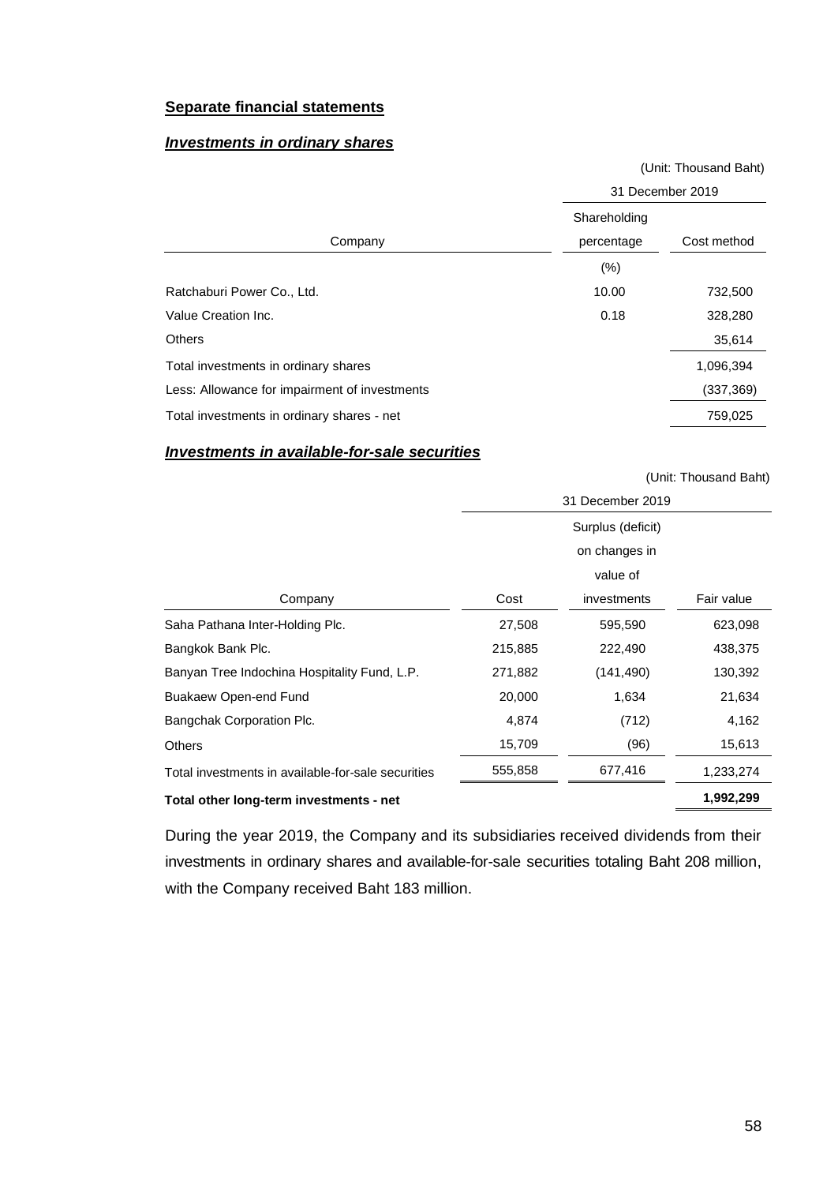**Separate financial statements**

***Investments in ordinary shares***

(Unit: Thousand Baht)

| Company | 31 December 2019 | |
|---|---|---|
| | Shareholding percentage | Cost method |
| | (%) | |
| Ratchaburi Power Co., Ltd. | 10.00 | 732,500 |
| Value Creation Inc. | 0.18 | 328,280 |
| Others | | 35,614 |
| Total investments in ordinary shares | | 1,096,394 |
| Less: Allowance for impairment of investments | | (337,369) |
| Total investments in ordinary shares - net | | 759,025 |

***Investments in available-for-sale securities***

(Unit: Thousand Baht)

| Company | 31 December 2019 | | |
|---|---|---|---|
| | Cost | Surplus (deficit) on changes in value of investments | Fair value |
| Saha Pathana Inter-Holding Plc. | 27,508 | 595,590 | 623,098 |
| Bangkok Bank Plc. | 215,885 | 222,490 | 438,375 |
| Banyan Tree Indochina Hospitality Fund, L.P. | 271,882 | (141,490) | 130,392 |
| Buakaew Open-end Fund | 20,000 | 1,634 | 21,634 |
| Bangchak Corporation Plc. | 4,874 | (712) | 4,162 |
| Others | 15,709 | (96) | 15,613 |
| Total investments in available-for-sale securities | 555,858 | 677,416 | 1,233,274 |
| **Total other long-term investments - net** | | | **1,992,299** |

During the year 2019, the Company and its subsidiaries received dividends from their investments in ordinary shares and available-for-sale securities totaling Baht 208 million, with the Company received Baht 183 million.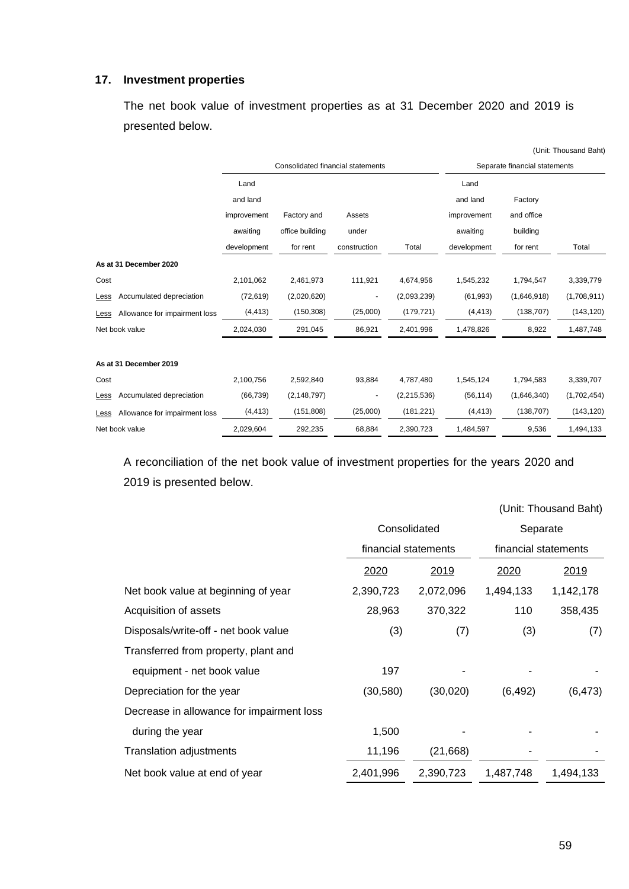## 17. Investment properties

The net book value of investment properties as at 31 December 2020 and 2019 is presented below.

(Unit: Thousand Baht)

| | Consolidated financial statements | | | | Separate financial statements | | |
|---|---|---|---|---|---|---|---|
| | Land and land improvement awaiting development | Factory and office building for rent | Assets under construction | Total | Land and land improvement awaiting development | Factory and office building for rent | Total |
| **As at 31 December 2020** | | | | | | | |
| Cost | 2,101,062 | 2,461,973 | 111,921 | 4,674,956 | 1,545,232 | 1,794,547 | 3,339,779 |
| Less Accumulated depreciation | (72,619) | (2,020,620) | - | (2,093,239) | (61,993) | (1,646,918) | (1,708,911) |
| Less Allowance for impairment loss | (4,413) | (150,308) | (25,000) | (179,721) | (4,413) | (138,707) | (143,120) |
| Net book value | 2,024,030 | 291,045 | 86,921 | 2,401,996 | 1,478,826 | 8,922 | 1,487,748 |
| **As at 31 December 2019** | | | | | | | |
| Cost | 2,100,756 | 2,592,840 | 93,884 | 4,787,480 | 1,545,124 | 1,794,583 | 3,339,707 |
| Less Accumulated depreciation | (66,739) | (2,148,797) | - | (2,215,536) | (56,114) | (1,646,340) | (1,702,454) |
| Less Allowance for impairment loss | (4,413) | (151,808) | (25,000) | (181,221) | (4,413) | (138,707) | (143,120) |
| Net book value | 2,029,604 | 292,235 | 68,884 | 2,390,723 | 1,484,597 | 9,536 | 1,494,133 |

A reconciliation of the net book value of investment properties for the years 2020 and 2019 is presented below.

(Unit: Thousand Baht)

| | Consolidated financial statements | | Separate financial statements | |
|---|---|---|---|---|
| | 2020 | 2019 | 2020 | 2019 |
| Net book value at beginning of year | 2,390,723 | 2,072,096 | 1,494,133 | 1,142,178 |
| Acquisition of assets | 28,963 | 370,322 | 110 | 358,435 |
| Disposals/write-off - net book value | (3) | (7) | (3) | (7) |
| Transferred from property, plant and equipment - net book value | 197 | - | - | - |
| Depreciation for the year | (30,580) | (30,020) | (6,492) | (6,473) |
| Decrease in allowance for impairment loss during the year | 1,500 | - | - | - |
| Translation adjustments | 11,196 | (21,668) | - | - |
| Net book value at end of year | 2,401,996 | 2,390,723 | 1,487,748 | 1,494,133 |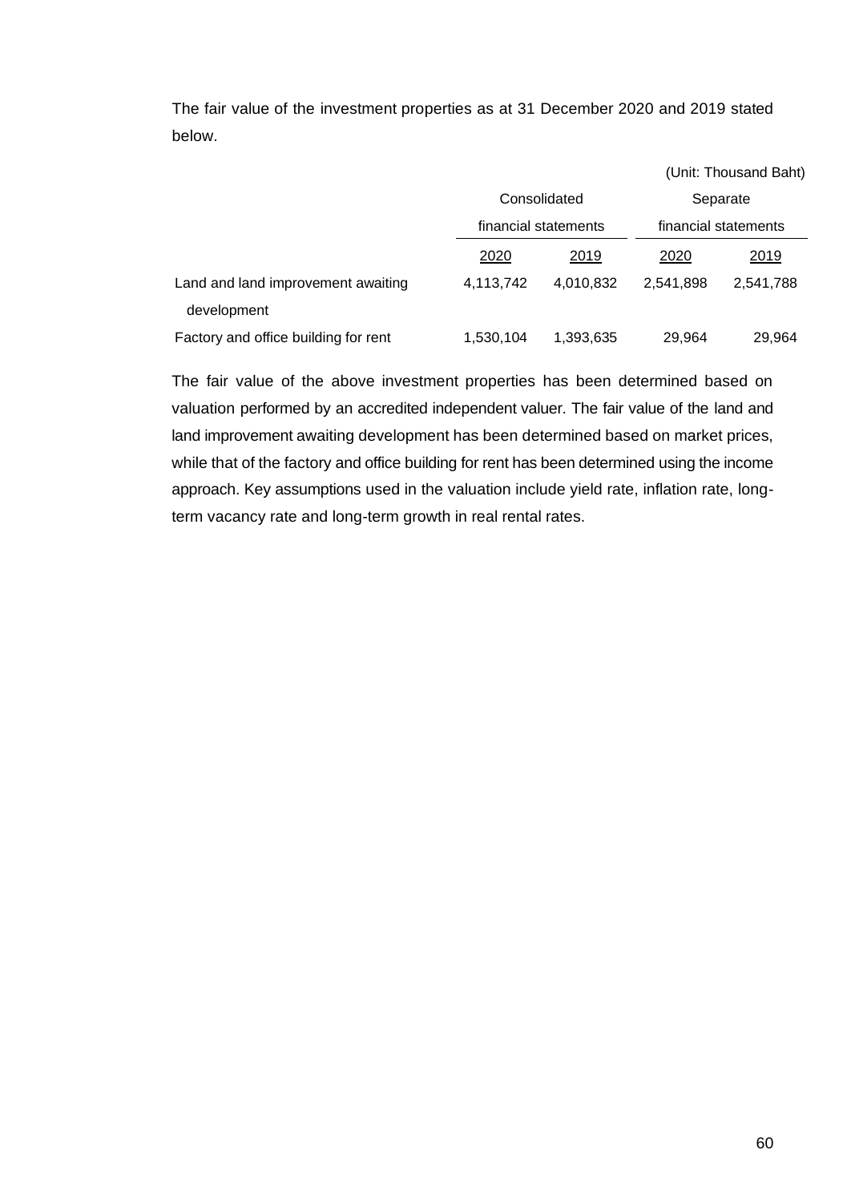The fair value of the investment properties as at 31 December 2020 and 2019 stated below.

(Unit: Thousand Baht)

| | Consolidated financial statements | | Separate financial statements | |
|---|---|---|---|---|
| | 2020 | 2019 | 2020 | 2019 |
| Land and land improvement awaiting development | 4,113,742 | 4,010,832 | 2,541,898 | 2,541,788 |
| Factory and office building for rent | 1,530,104 | 1,393,635 | 29,964 | 29,964 |

The fair value of the above investment properties has been determined based on valuation performed by an accredited independent valuer. The fair value of the land and land improvement awaiting development has been determined based on market prices, while that of the factory and office building for rent has been determined using the income approach. Key assumptions used in the valuation include yield rate, inflation rate, long-term vacancy rate and long-term growth in real rental rates.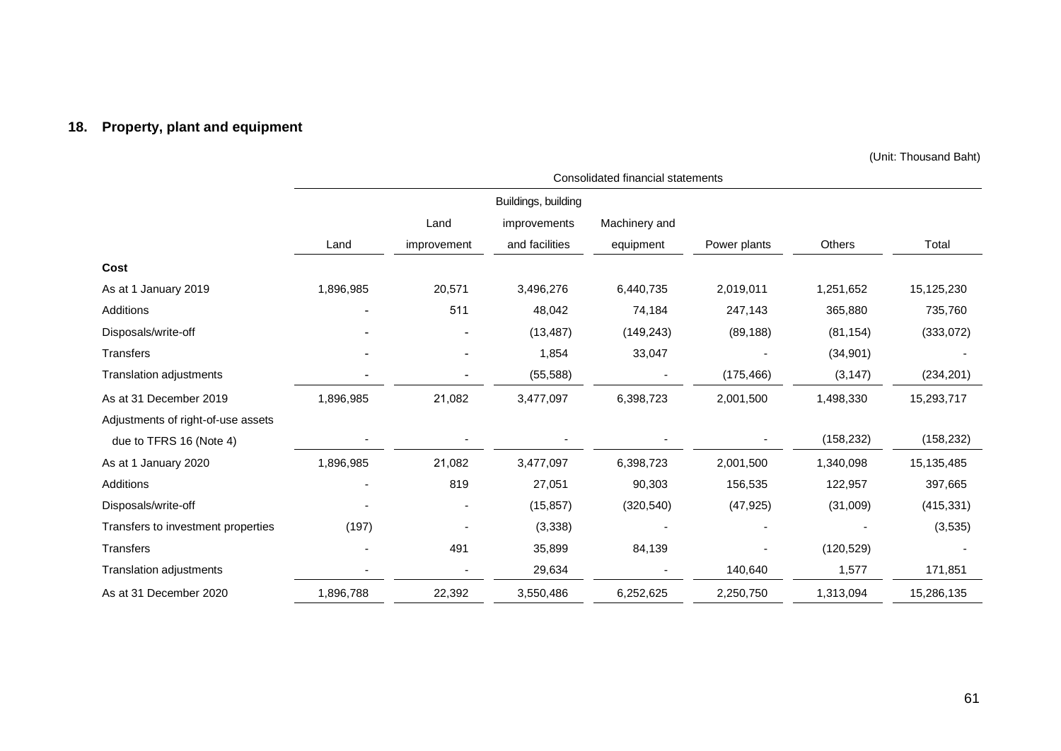## 18. Property, plant and equipment

(Unit: Thousand Baht)

| | Consolidated financial statements | | | | | | |
|---|---|---|---|---|---|---|---|
| | Land | Land improvement | Buildings, building improvements and facilities | Machinery and equipment | Power plants | Others | Total |
| **Cost** | | | | | | | |
| As at 1 January 2019 | 1,896,985 | 20,571 | 3,496,276 | 6,440,735 | 2,019,011 | 1,251,652 | 15,125,230 |
| Additions | - | 511 | 48,042 | 74,184 | 247,143 | 365,880 | 735,760 |
| Disposals/write-off | - | - | (13,487) | (149,243) | (89,188) | (81,154) | (333,072) |
| Transfers | - | - | 1,854 | 33,047 | - | (34,901) | - |
| Translation adjustments | - | - | (55,588) | - | (175,466) | (3,147) | (234,201) |
| As at 31 December 2019 | 1,896,985 | 21,082 | 3,477,097 | 6,398,723 | 2,001,500 | 1,498,330 | 15,293,717 |
| Adjustments of right-of-use assets due to TFRS 16 (Note 4) | - | - | - | - | - | (158,232) | (158,232) |
| As at 1 January 2020 | 1,896,985 | 21,082 | 3,477,097 | 6,398,723 | 2,001,500 | 1,340,098 | 15,135,485 |
| Additions | - | 819 | 27,051 | 90,303 | 156,535 | 122,957 | 397,665 |
| Disposals/write-off | - | - | (15,857) | (320,540) | (47,925) | (31,009) | (415,331) |
| Transfers to investment properties | (197) | - | (3,338) | - | - | - | (3,535) |
| Transfers | - | 491 | 35,899 | 84,139 | - | (120,529) | - |
| Translation adjustments | - | - | 29,634 | - | 140,640 | 1,577 | 171,851 |
| As at 31 December 2020 | 1,896,788 | 22,392 | 3,550,486 | 6,252,625 | 2,250,750 | 1,313,094 | 15,286,135 |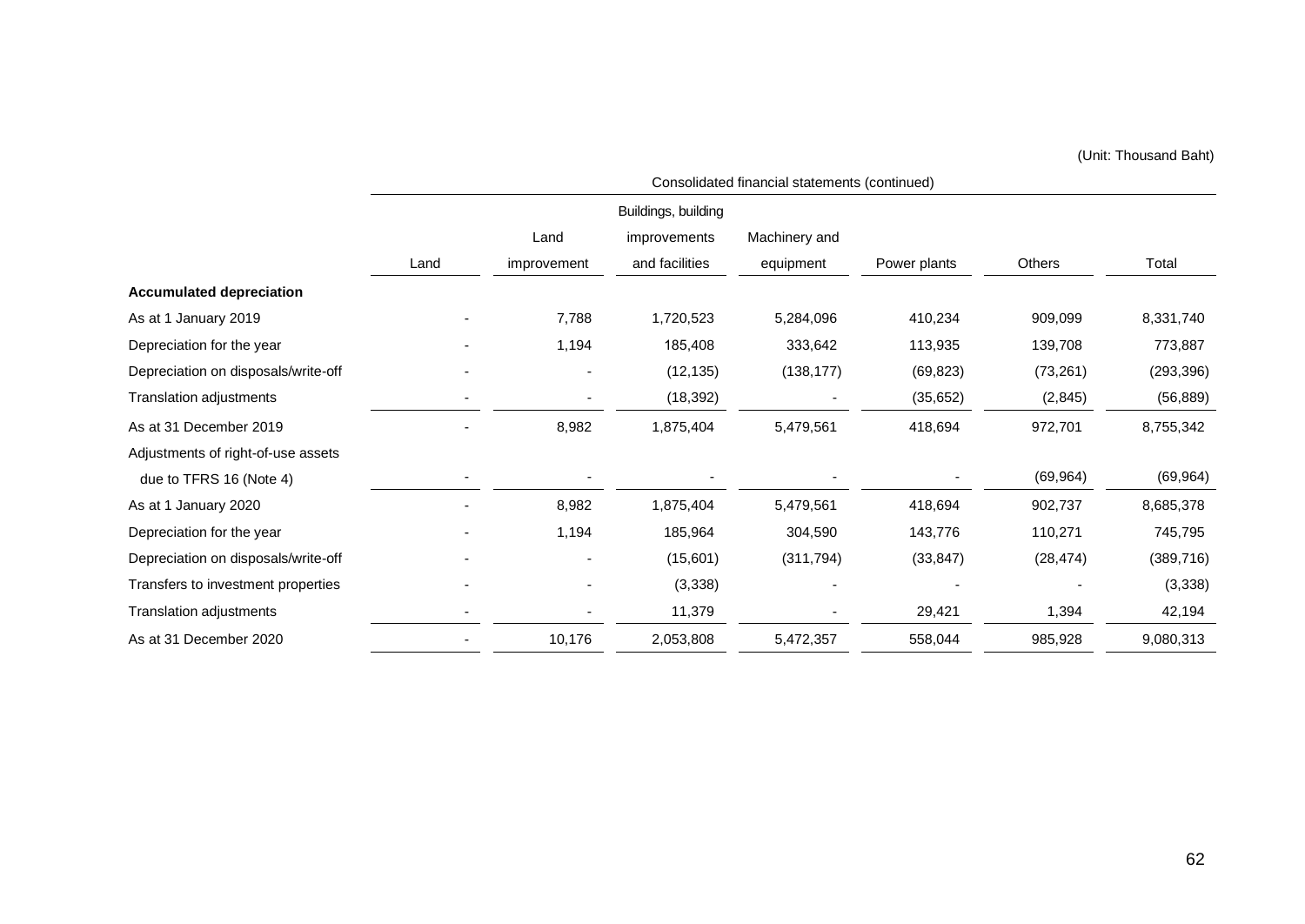(Unit: Thousand Baht)

| | Consolidated financial statements (continued) | | | | | | |
|---|---|---|---|---|---|---|---|
| | Land | Land improvement | Buildings, building improvements and facilities | Machinery and equipment | Power plants | Others | Total |
| **Accumulated depreciation** | | | | | | | |
| As at 1 January 2019 | - | 7,788 | 1,720,523 | 5,284,096 | 410,234 | 909,099 | 8,331,740 |
| Depreciation for the year | - | 1,194 | 185,408 | 333,642 | 113,935 | 139,708 | 773,887 |
| Depreciation on disposals/write-off | - | - | (12,135) | (138,177) | (69,823) | (73,261) | (293,396) |
| Translation adjustments | - | - | (18,392) | - | (35,652) | (2,845) | (56,889) |
| As at 31 December 2019 | - | 8,982 | 1,875,404 | 5,479,561 | 418,694 | 972,701 | 8,755,342 |
| Adjustments of right-of-use assets due to TFRS 16 (Note 4) | - | - | - | - | - | (69,964) | (69,964) |
| As at 1 January 2020 | - | 8,982 | 1,875,404 | 5,479,561 | 418,694 | 902,737 | 8,685,378 |
| Depreciation for the year | - | 1,194 | 185,964 | 304,590 | 143,776 | 110,271 | 745,795 |
| Depreciation on disposals/write-off | - | - | (15,601) | (311,794) | (33,847) | (28,474) | (389,716) |
| Transfers to investment properties | - | - | (3,338) | - | - | - | (3,338) |
| Translation adjustments | - | - | 11,379 | - | 29,421 | 1,394 | 42,194 |
| As at 31 December 2020 | - | 10,176 | 2,053,808 | 5,472,357 | 558,044 | 985,928 | 9,080,313 |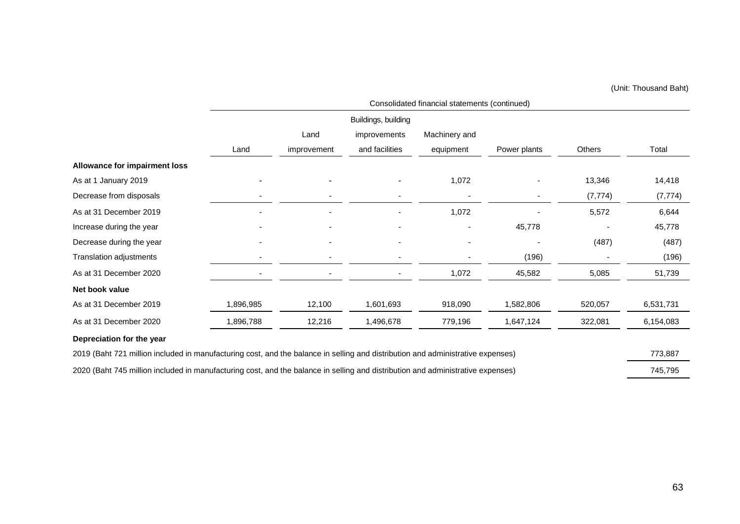(Unit: Thousand Baht)

| | Consolidated financial statements (continued) | | | | | | |
|---|---|---|---|---|---|---|---|
| | Land | Land improvement | Buildings, building improvements and facilities | Machinery and equipment | Power plants | Others | Total |
| **Allowance for impairment loss** | | | | | | | |
| As at 1 January 2019 | - | - | - | 1,072 | - | 13,346 | 14,418 |
| Decrease from disposals | - | - | - | - | - | (7,774) | (7,774) |
| As at 31 December 2019 | - | - | - | 1,072 | - | 5,572 | 6,644 |
| Increase during the year | - | - | - | - | 45,778 | - | 45,778 |
| Decrease during the year | - | - | - | - | - | (487) | (487) |
| Translation adjustments | - | - | - | - | (196) | - | (196) |
| As at 31 December 2020 | - | - | - | 1,072 | 45,582 | 5,085 | 51,739 |
| **Net book value** | | | | | | | |
| As at 31 December 2019 | 1,896,985 | 12,100 | 1,601,693 | 918,090 | 1,582,806 | 520,057 | 6,531,731 |
| As at 31 December 2020 | 1,896,788 | 12,216 | 1,496,678 | 779,196 | 1,647,124 | 322,081 | 6,154,083 |

**Depreciation for the year**

| | |
|---|---|
| 2019 (Baht 721 million included in manufacturing cost, and the balance in selling and distribution and administrative expenses) | 773,887 |
| 2020 (Baht 745 million included in manufacturing cost, and the balance in selling and distribution and administrative expenses) | 745,795 |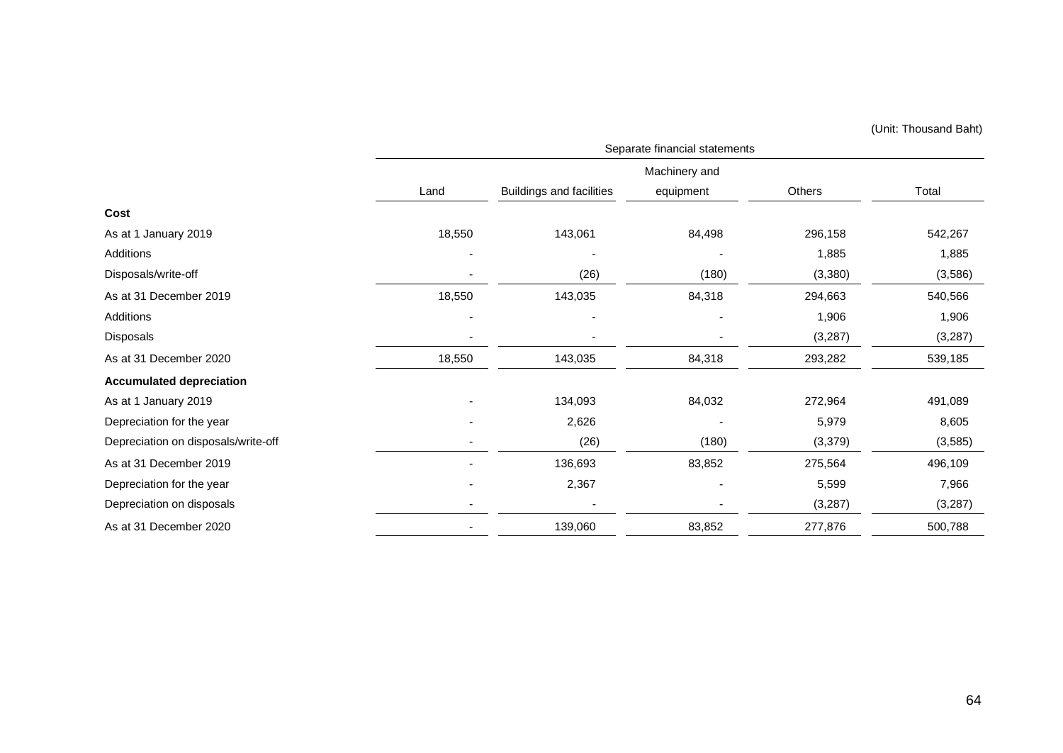(Unit: Thousand Baht)

| | Separate financial statements | | | | |
|---|---|---|---|---|---|
| | Land | Buildings and facilities | Machinery and equipment | Others | Total |
| **Cost** | | | | | |
| As at 1 January 2019 | 18,550 | 143,061 | 84,498 | 296,158 | 542,267 |
| Additions | - | - | - | 1,885 | 1,885 |
| Disposals/write-off | - | (26) | (180) | (3,380) | (3,586) |
| As at 31 December 2019 | 18,550 | 143,035 | 84,318 | 294,663 | 540,566 |
| Additions | - | - | - | 1,906 | 1,906 |
| Disposals | - | - | - | (3,287) | (3,287) |
| As at 31 December 2020 | 18,550 | 143,035 | 84,318 | 293,282 | 539,185 |
| **Accumulated depreciation** | | | | | |
| As at 1 January 2019 | - | 134,093 | 84,032 | 272,964 | 491,089 |
| Depreciation for the year | - | 2,626 | - | 5,979 | 8,605 |
| Depreciation on disposals/write-off | - | (26) | (180) | (3,379) | (3,585) |
| As at 31 December 2019 | - | 136,693 | 83,852 | 275,564 | 496,109 |
| Depreciation for the year | - | 2,367 | - | 5,599 | 7,966 |
| Depreciation on disposals | - | - | - | (3,287) | (3,287) |
| As at 31 December 2020 | - | 139,060 | 83,852 | 277,876 | 500,788 |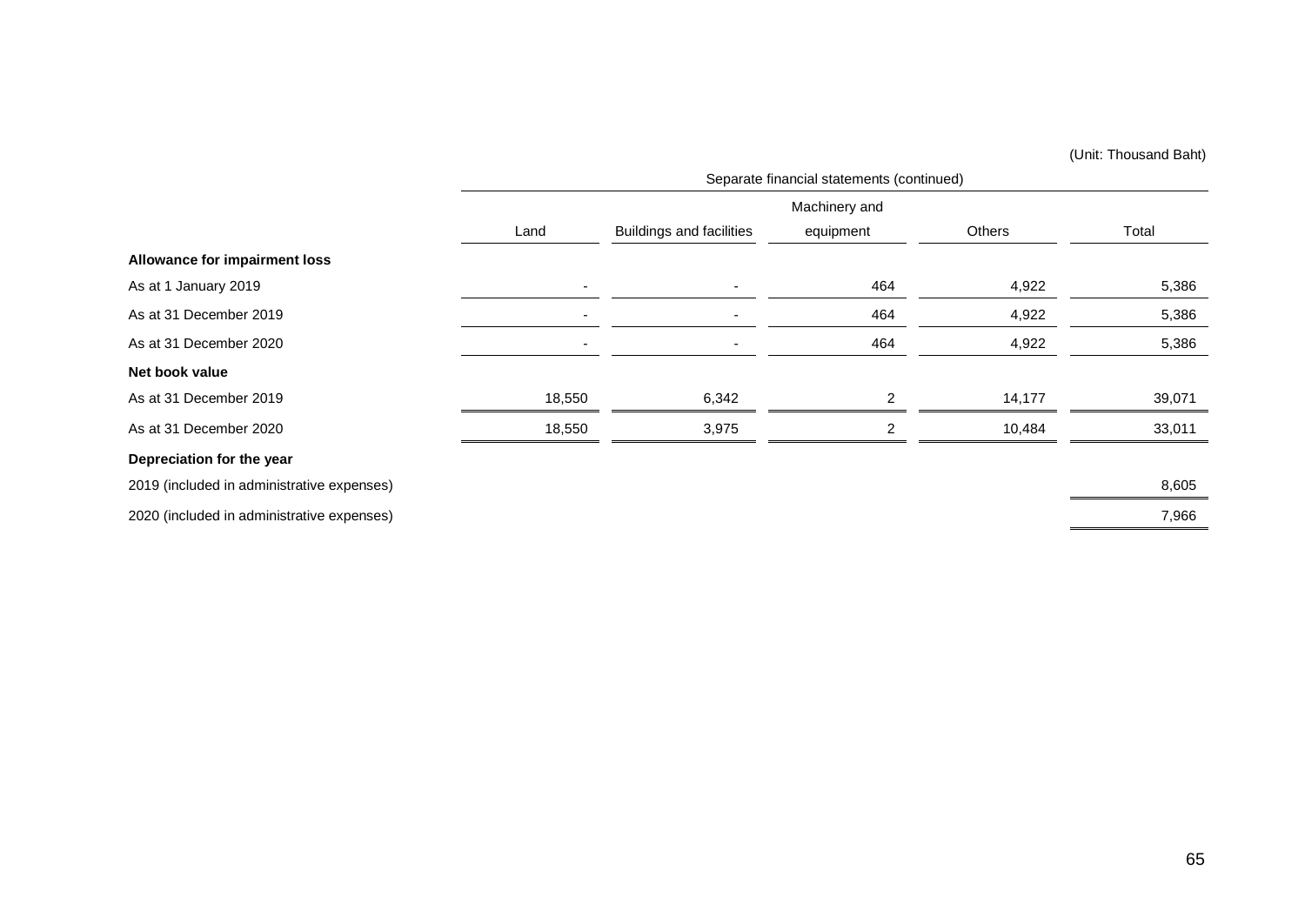(Unit: Thousand Baht)

| | Separate financial statements (continued) | | | | |
|---|---|---|---|---|---|
| | Land | Buildings and facilities | Machinery and equipment | Others | Total |
| **Allowance for impairment loss** | | | | | |
| As at 1 January 2019 | - | - | 464 | 4,922 | 5,386 |
| As at 31 December 2019 | - | - | 464 | 4,922 | 5,386 |
| As at 31 December 2020 | - | - | 464 | 4,922 | 5,386 |
| **Net book value** | | | | | |
| As at 31 December 2019 | 18,550 | 6,342 | 2 | 14,177 | 39,071 |
| As at 31 December 2020 | 18,550 | 3,975 | 2 | 10,484 | 33,011 |
| **Depreciation for the year** | | | | | |
| 2019 (included in administrative expenses) | | | | | 8,605 |
| 2020 (included in administrative expenses) | | | | | 7,966 |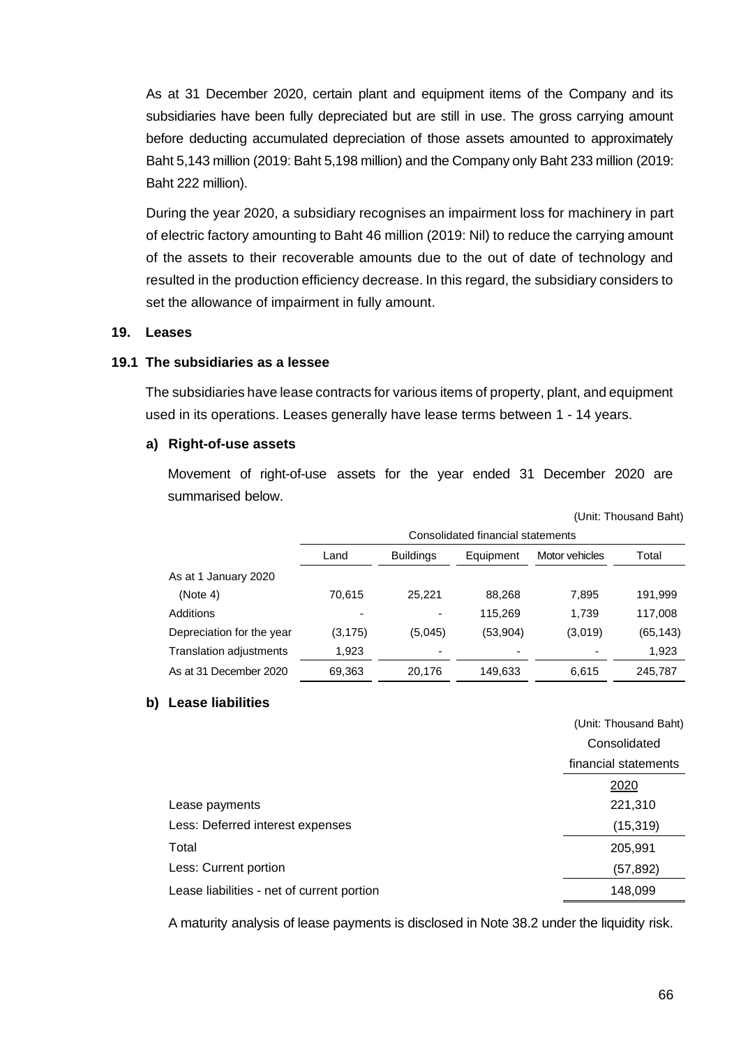As at 31 December 2020, certain plant and equipment items of the Company and its subsidiaries have been fully depreciated but are still in use. The gross carrying amount before deducting accumulated depreciation of those assets amounted to approximately Baht 5,143 million (2019: Baht 5,198 million) and the Company only Baht 233 million (2019: Baht 222 million).

During the year 2020, a subsidiary recognises an impairment loss for machinery in part of electric factory amounting to Baht 46 million (2019: Nil) to reduce the carrying amount of the assets to their recoverable amounts due to the out of date of technology and resulted in the production efficiency decrease. In this regard, the subsidiary considers to set the allowance of impairment in fully amount.

## 19. Leases

### 19.1 The subsidiaries as a lessee

The subsidiaries have lease contracts for various items of property, plant, and equipment used in its operations. Leases generally have lease terms between 1 - 14 years.

#### a) Right-of-use assets

Movement of right-of-use assets for the year ended 31 December 2020 are summarised below.

(Unit: Thousand Baht)

| | Consolidated financial statements | | | | |
|---|---|---|---|---|---|
| | Land | Buildings | Equipment | Motor vehicles | Total |
| As at 1 January 2020 (Note 4) | 70,615 | 25,221 | 88,268 | 7,895 | 191,999 |
| Additions | - | - | 115,269 | 1,739 | 117,008 |
| Depreciation for the year | (3,175) | (5,045) | (53,904) | (3,019) | (65,143) |
| Translation adjustments | 1,923 | - | - | - | 1,923 |
| As at 31 December 2020 | 69,363 | 20,176 | 149,633 | 6,615 | 245,787 |

#### b) Lease liabilities

(Unit: Thousand Baht)

| | Consolidated financial statements |
|---|---|
| | 2020 |
| Lease payments | 221,310 |
| Less: Deferred interest expenses | (15,319) |
| Total | 205,991 |
| Less: Current portion | (57,892) |
| Lease liabilities - net of current portion | 148,099 |

A maturity analysis of lease payments is disclosed in Note 38.2 under the liquidity risk.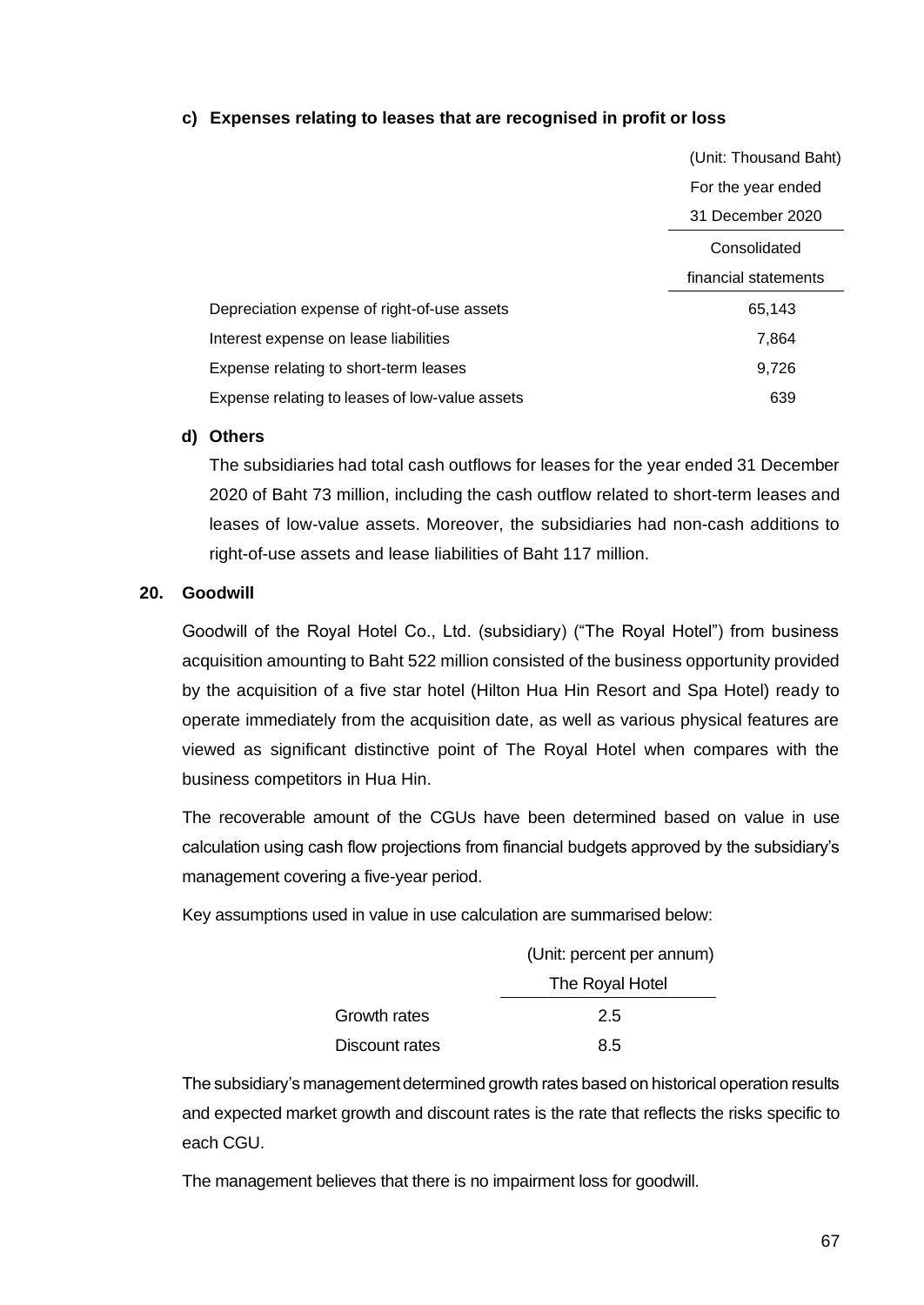**c) Expenses relating to leases that are recognised in profit or loss**

| | (Unit: Thousand Baht) |
|---|---|
| | For the year ended 31 December 2020 |
| | Consolidated financial statements |
| Depreciation expense of right-of-use assets | 65,143 |
| Interest expense on lease liabilities | 7,864 |
| Expense relating to short-term leases | 9,726 |
| Expense relating to leases of low-value assets | 639 |

**d) Others**

The subsidiaries had total cash outflows for leases for the year ended 31 December 2020 of Baht 73 million, including the cash outflow related to short-term leases and leases of low-value assets. Moreover, the subsidiaries had non-cash additions to right-of-use assets and lease liabilities of Baht 117 million.

## 20. Goodwill

Goodwill of the Royal Hotel Co., Ltd. (subsidiary) ("The Royal Hotel") from business acquisition amounting to Baht 522 million consisted of the business opportunity provided by the acquisition of a five star hotel (Hilton Hua Hin Resort and Spa Hotel) ready to operate immediately from the acquisition date, as well as various physical features are viewed as significant distinctive point of The Royal Hotel when compares with the business competitors in Hua Hin.

The recoverable amount of the CGUs have been determined based on value in use calculation using cash flow projections from financial budgets approved by the subsidiary's management covering a five-year period.

Key assumptions used in value in use calculation are summarised below:

| | (Unit: percent per annum) |
|---|---|
| | The Royal Hotel |
| Growth rates | 2.5 |
| Discount rates | 8.5 |

The subsidiary's management determined growth rates based on historical operation results and expected market growth and discount rates is the rate that reflects the risks specific to each CGU.

The management believes that there is no impairment loss for goodwill.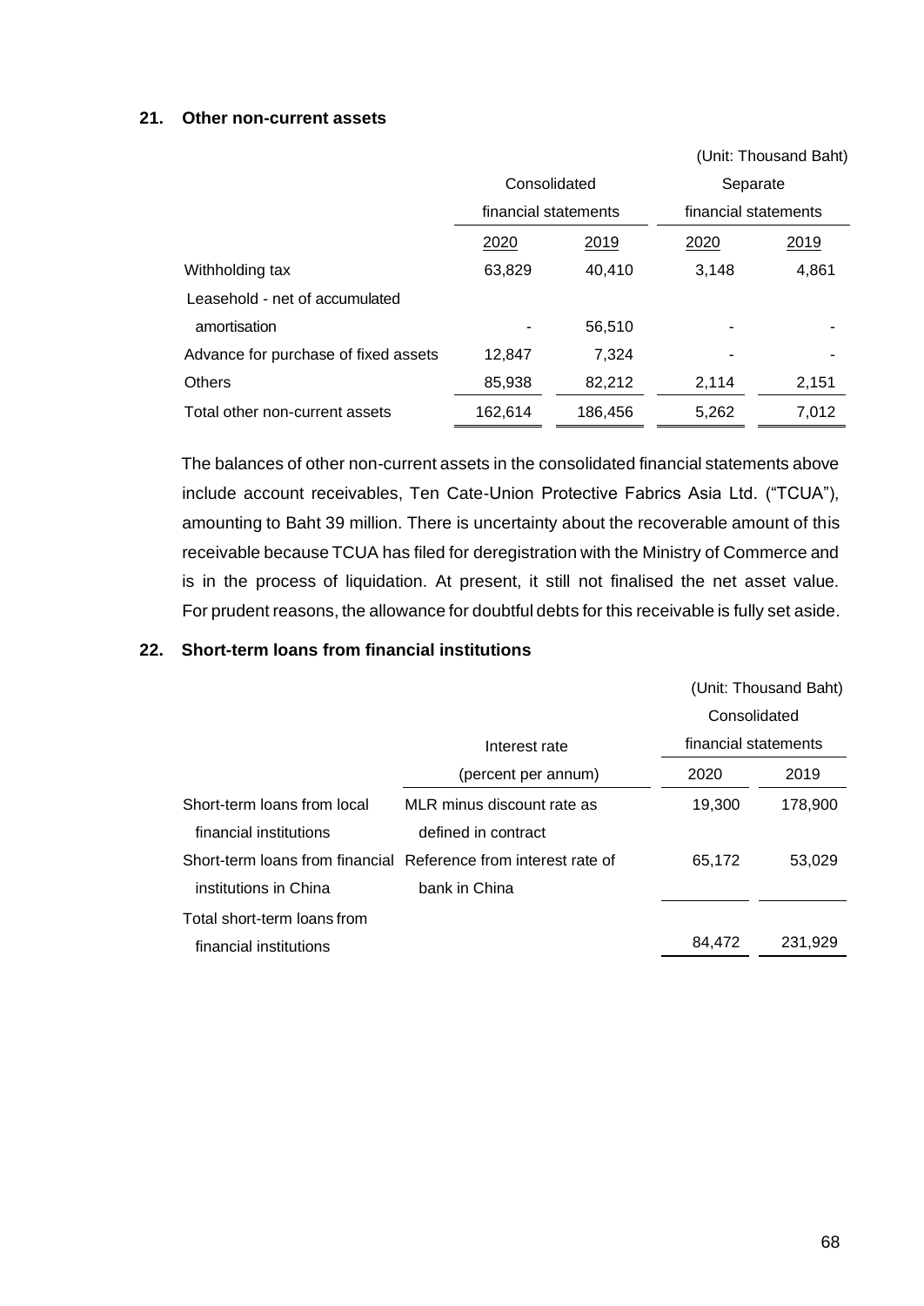## 21. Other non-current assets

(Unit: Thousand Baht)

| | Consolidated financial statements | | Separate financial statements | |
|---|---|---|---|---|
| | 2020 | 2019 | 2020 | 2019 |
| Withholding tax | 63,829 | 40,410 | 3,148 | 4,861 |
| Leasehold - net of accumulated amortisation | - | 56,510 | - | - |
| Advance for purchase of fixed assets | 12,847 | 7,324 | - | - |
| Others | 85,938 | 82,212 | 2,114 | 2,151 |
| Total other non-current assets | 162,614 | 186,456 | 5,262 | 7,012 |

The balances of other non-current assets in the consolidated financial statements above include account receivables, Ten Cate-Union Protective Fabrics Asia Ltd. ("TCUA"), amounting to Baht 39 million. There is uncertainty about the recoverable amount of this receivable because TCUA has filed for deregistration with the Ministry of Commerce and is in the process of liquidation. At present, it still not finalised the net asset value. For prudent reasons, the allowance for doubtful debts for this receivable is fully set aside.

## 22. Short-term loans from financial institutions

(Unit: Thousand Baht)

| | Interest rate (percent per annum) | Consolidated financial statements | |
|---|---|---|---|
| | | 2020 | 2019 |
| Short-term loans from local financial institutions | MLR minus discount rate as defined in contract | 19,300 | 178,900 |
| Short-term loans from financial institutions in China | Reference from interest rate of bank in China | 65,172 | 53,029 |
| Total short-term loans from financial institutions | | 84,472 | 231,929 |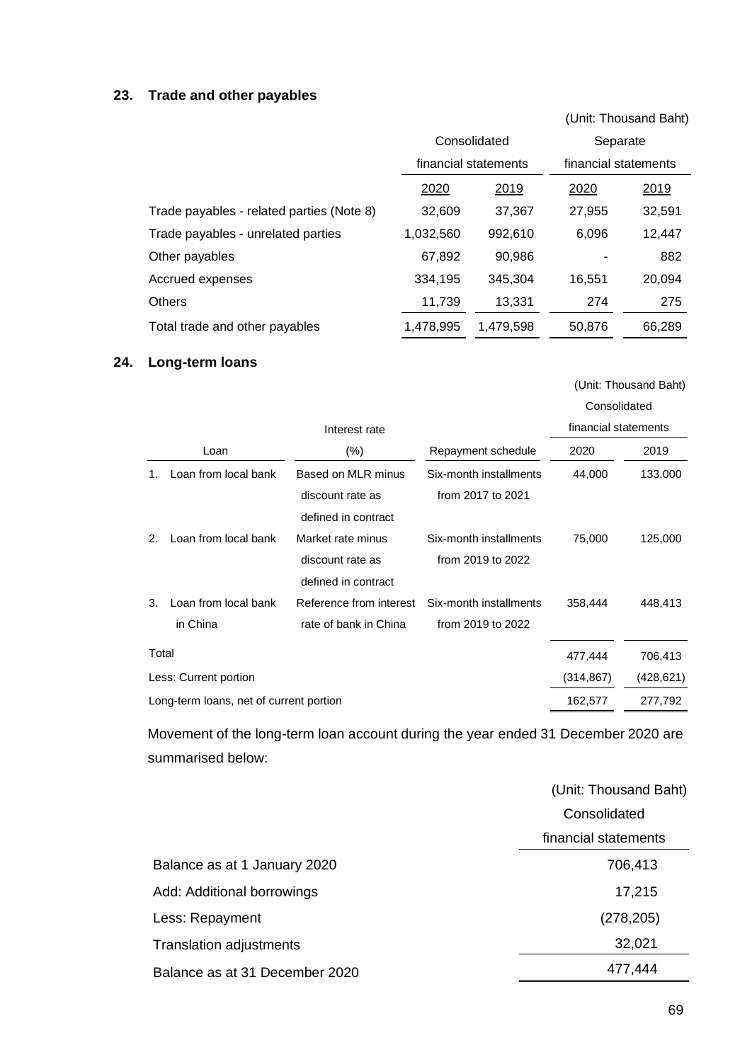## 23. Trade and other payables

(Unit: Thousand Baht)

| | Consolidated financial statements | | Separate financial statements | |
|---|---|---|---|---|
| | 2020 | 2019 | 2020 | 2019 |
| Trade payables - related parties (Note 8) | 32,609 | 37,367 | 27,955 | 32,591 |
| Trade payables - unrelated parties | 1,032,560 | 992,610 | 6,096 | 12,447 |
| Other payables | 67,892 | 90,986 | - | 882 |
| Accrued expenses | 334,195 | 345,304 | 16,551 | 20,094 |
| Others | 11,739 | 13,331 | 274 | 275 |
| Total trade and other payables | 1,478,995 | 1,479,598 | 50,876 | 66,289 |

## 24. Long-term loans

(Unit: Thousand Baht)

| Loan | Interest rate (%) | Repayment schedule | Consolidated financial statements 2020 | Consolidated financial statements 2019 |
|---|---|---|---|---|
| 1. Loan from local bank | Based on MLR minus discount rate as defined in contract | Six-month installments from 2017 to 2021 | 44,000 | 133,000 |
| 2. Loan from local bank | Market rate minus discount rate as defined in contract | Six-month installments from 2019 to 2022 | 75,000 | 125,000 |
| 3. Loan from local bank in China | Reference from interest rate of bank in China | Six-month installments from 2019 to 2022 | 358,444 | 448,413 |
| Total | | | 477,444 | 706,413 |
| Less: Current portion | | | (314,867) | (428,621) |
| Long-term loans, net of current portion | | | 162,577 | 277,792 |

Movement of the long-term loan account during the year ended 31 December 2020 are summarised below:

(Unit: Thousand Baht)

| | Consolidated financial statements |
|---|---|
| Balance as at 1 January 2020 | 706,413 |
| Add: Additional borrowings | 17,215 |
| Less: Repayment | (278,205) |
| Translation adjustments | 32,021 |
| Balance as at 31 December 2020 | 477,444 |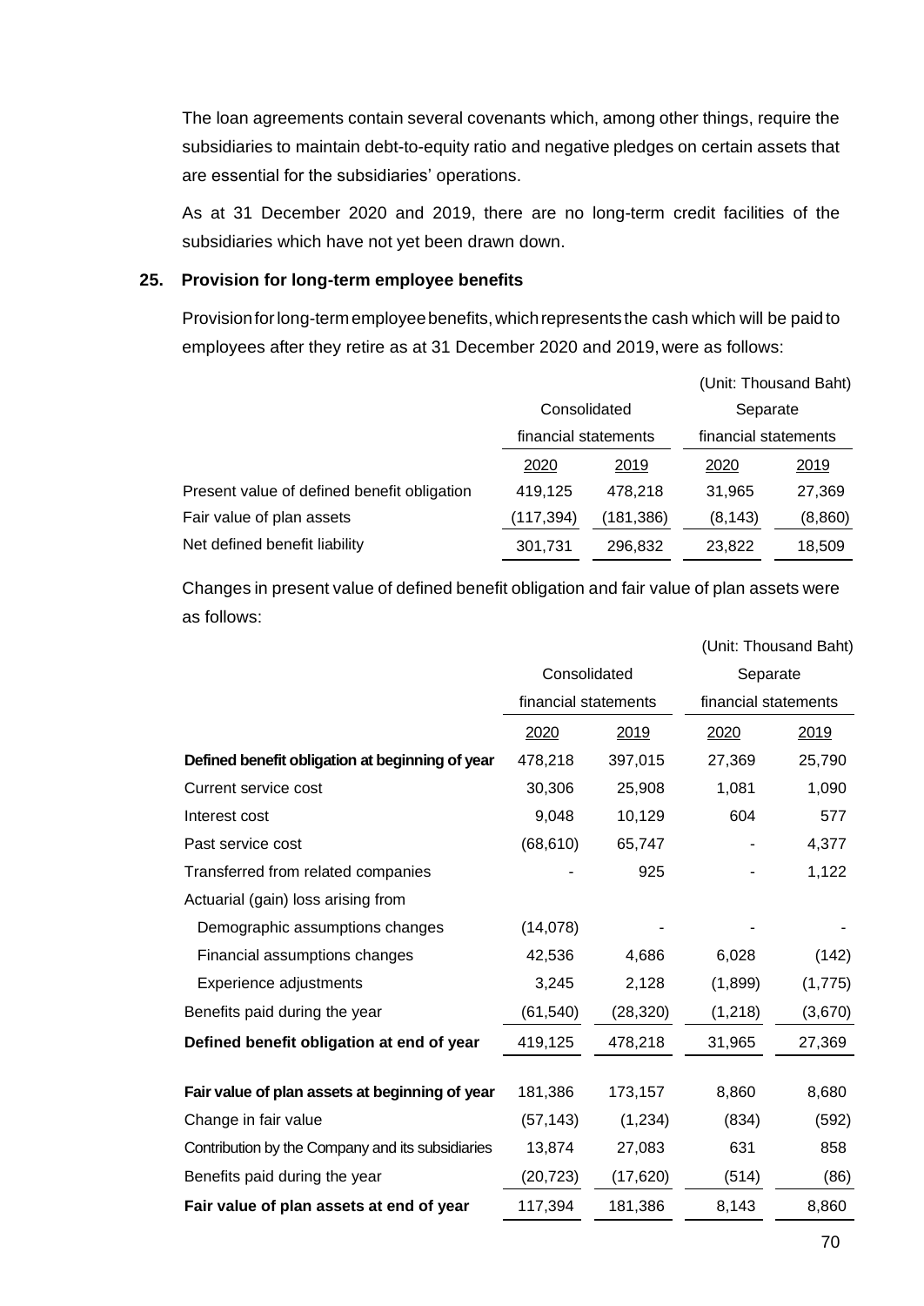The loan agreements contain several covenants which, among other things, require the subsidiaries to maintain debt-to-equity ratio and negative pledges on certain assets that are essential for the subsidiaries' operations.

As at 31 December 2020 and 2019, there are no long-term credit facilities of the subsidiaries which have not yet been drawn down.

## 25. Provision for long-term employee benefits

Provision for long-term employee benefits, which represents the cash which will be paid to employees after they retire as at 31 December 2020 and 2019, were as follows:

(Unit: Thousand Baht)

| | Consolidated financial statements | | Separate financial statements | |
|---|---|---|---|---|
| | 2020 | 2019 | 2020 | 2019 |
| Present value of defined benefit obligation | 419,125 | 478,218 | 31,965 | 27,369 |
| Fair value of plan assets | (117,394) | (181,386) | (8,143) | (8,860) |
| Net defined benefit liability | 301,731 | 296,832 | 23,822 | 18,509 |

Changes in present value of defined benefit obligation and fair value of plan assets were as follows:

(Unit: Thousand Baht)

| | Consolidated financial statements | | Separate financial statements | |
|---|---|---|---|---|
| | 2020 | 2019 | 2020 | 2019 |
| **Defined benefit obligation at beginning of year** | 478,218 | 397,015 | 27,369 | 25,790 |
| Current service cost | 30,306 | 25,908 | 1,081 | 1,090 |
| Interest cost | 9,048 | 10,129 | 604 | 577 |
| Past service cost | (68,610) | 65,747 | - | 4,377 |
| Transferred from related companies | - | 925 | - | 1,122 |
| Actuarial (gain) loss arising from | | | | |
| Demographic assumptions changes | (14,078) | - | - | - |
| Financial assumptions changes | 42,536 | 4,686 | 6,028 | (142) |
| Experience adjustments | 3,245 | 2,128 | (1,899) | (1,775) |
| Benefits paid during the year | (61,540) | (28,320) | (1,218) | (3,670) |
| **Defined benefit obligation at end of year** | 419,125 | 478,218 | 31,965 | 27,369 |
| | | | | |
| **Fair value of plan assets at beginning of year** | 181,386 | 173,157 | 8,860 | 8,680 |
| Change in fair value | (57,143) | (1,234) | (834) | (592) |
| Contribution by the Company and its subsidiaries | 13,874 | 27,083 | 631 | 858 |
| Benefits paid during the year | (20,723) | (17,620) | (514) | (86) |
| **Fair value of plan assets at end of year** | 117,394 | 181,386 | 8,143 | 8,860 |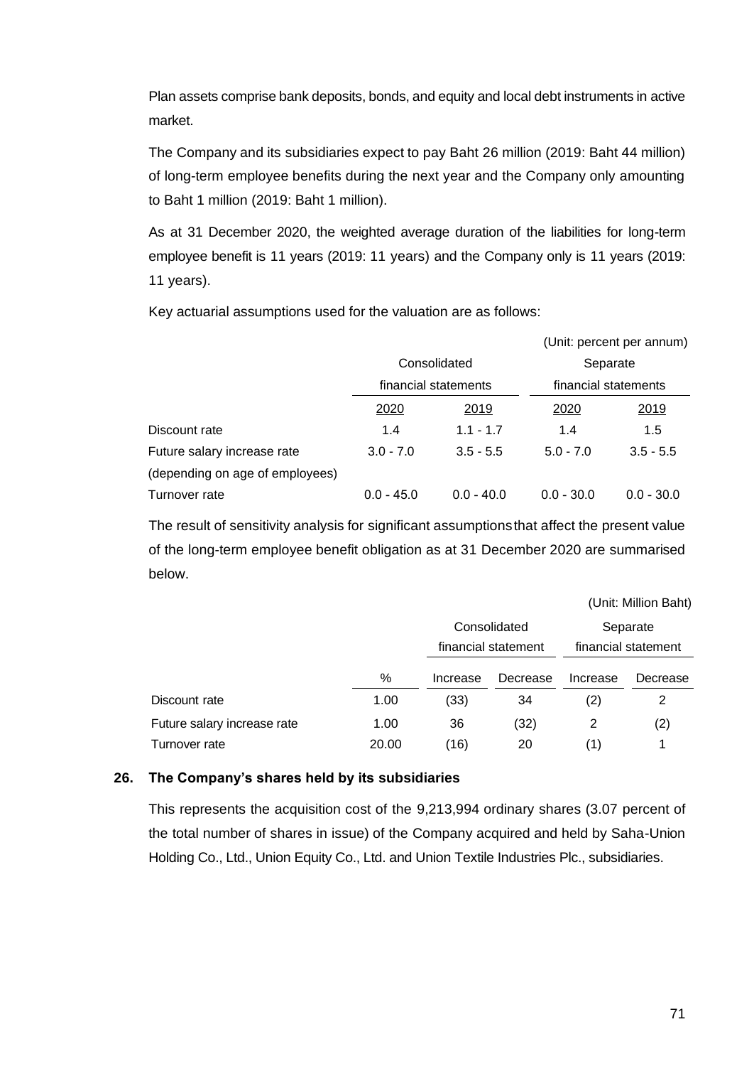Plan assets comprise bank deposits, bonds, and equity and local debt instruments in active market.

The Company and its subsidiaries expect to pay Baht 26 million (2019: Baht 44 million) of long-term employee benefits during the next year and the Company only amounting to Baht 1 million (2019: Baht 1 million).

As at 31 December 2020, the weighted average duration of the liabilities for long-term employee benefit is 11 years (2019: 11 years) and the Company only is 11 years (2019: 11 years).

Key actuarial assumptions used for the valuation are as follows:

(Unit: percent per annum)

| | Consolidated financial statements | | Separate financial statements | |
|---|---|---|---|---|
| | 2020 | 2019 | 2020 | 2019 |
| Discount rate | 1.4 | 1.1 - 1.7 | 1.4 | 1.5 |
| Future salary increase rate (depending on age of employees) | 3.0 - 7.0 | 3.5 - 5.5 | 5.0 - 7.0 | 3.5 - 5.5 |
| Turnover rate | 0.0 - 45.0 | 0.0 - 40.0 | 0.0 - 30.0 | 0.0 - 30.0 |

The result of sensitivity analysis for significant assumptions that affect the present value of the long-term employee benefit obligation as at 31 December 2020 are summarised below.

(Unit: Million Baht)

| | | Consolidated financial statement | | Separate financial statement | |
|---|---|---|---|---|---|
| | % | Increase | Decrease | Increase | Decrease |
| Discount rate | 1.00 | (33) | 34 | (2) | 2 |
| Future salary increase rate | 1.00 | 36 | (32) | 2 | (2) |
| Turnover rate | 20.00 | (16) | 20 | (1) | 1 |

## 26. The Company's shares held by its subsidiaries

This represents the acquisition cost of the 9,213,994 ordinary shares (3.07 percent of the total number of shares in issue) of the Company acquired and held by Saha-Union Holding Co., Ltd., Union Equity Co., Ltd. and Union Textile Industries Plc., subsidiaries.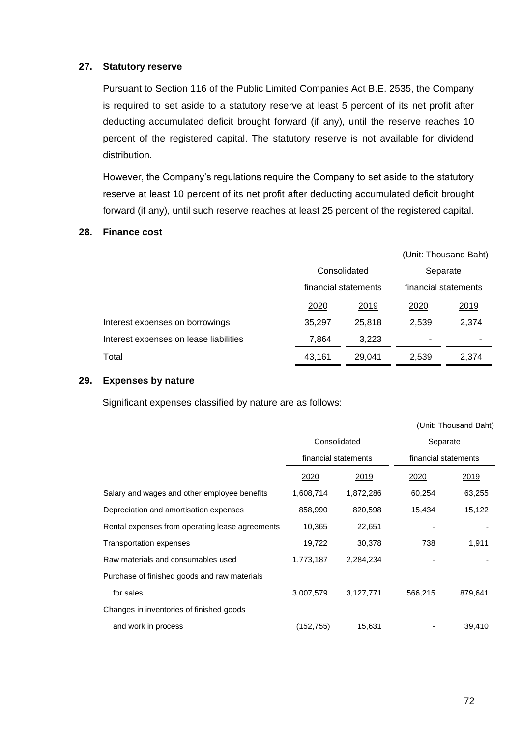## 27. Statutory reserve

Pursuant to Section 116 of the Public Limited Companies Act B.E. 2535, the Company is required to set aside to a statutory reserve at least 5 percent of its net profit after deducting accumulated deficit brought forward (if any), until the reserve reaches 10 percent of the registered capital. The statutory reserve is not available for dividend distribution.

However, the Company's regulations require the Company to set aside to the statutory reserve at least 10 percent of its net profit after deducting accumulated deficit brought forward (if any), until such reserve reaches at least 25 percent of the registered capital.

## 28. Finance cost

(Unit: Thousand Baht)

| | Consolidated financial statements | | Separate financial statements | |
|---|---|---|---|---|
| | 2020 | 2019 | 2020 | 2019 |
| Interest expenses on borrowings | 35,297 | 25,818 | 2,539 | 2,374 |
| Interest expenses on lease liabilities | 7,864 | 3,223 | - | - |
| Total | 43,161 | 29,041 | 2,539 | 2,374 |

## 29. Expenses by nature

Significant expenses classified by nature are as follows:

(Unit: Thousand Baht)

| | Consolidated financial statements | | Separate financial statements | |
|---|---|---|---|---|
| | 2020 | 2019 | 2020 | 2019 |
| Salary and wages and other employee benefits | 1,608,714 | 1,872,286 | 60,254 | 63,255 |
| Depreciation and amortisation expenses | 858,990 | 820,598 | 15,434 | 15,122 |
| Rental expenses from operating lease agreements | 10,365 | 22,651 | - | - |
| Transportation expenses | 19,722 | 30,378 | 738 | 1,911 |
| Raw materials and consumables used | 1,773,187 | 2,284,234 | - | - |
| Purchase of finished goods and raw materials for sales | 3,007,579 | 3,127,771 | 566,215 | 879,641 |
| Changes in inventories of finished goods and work in process | (152,755) | 15,631 | - | 39,410 |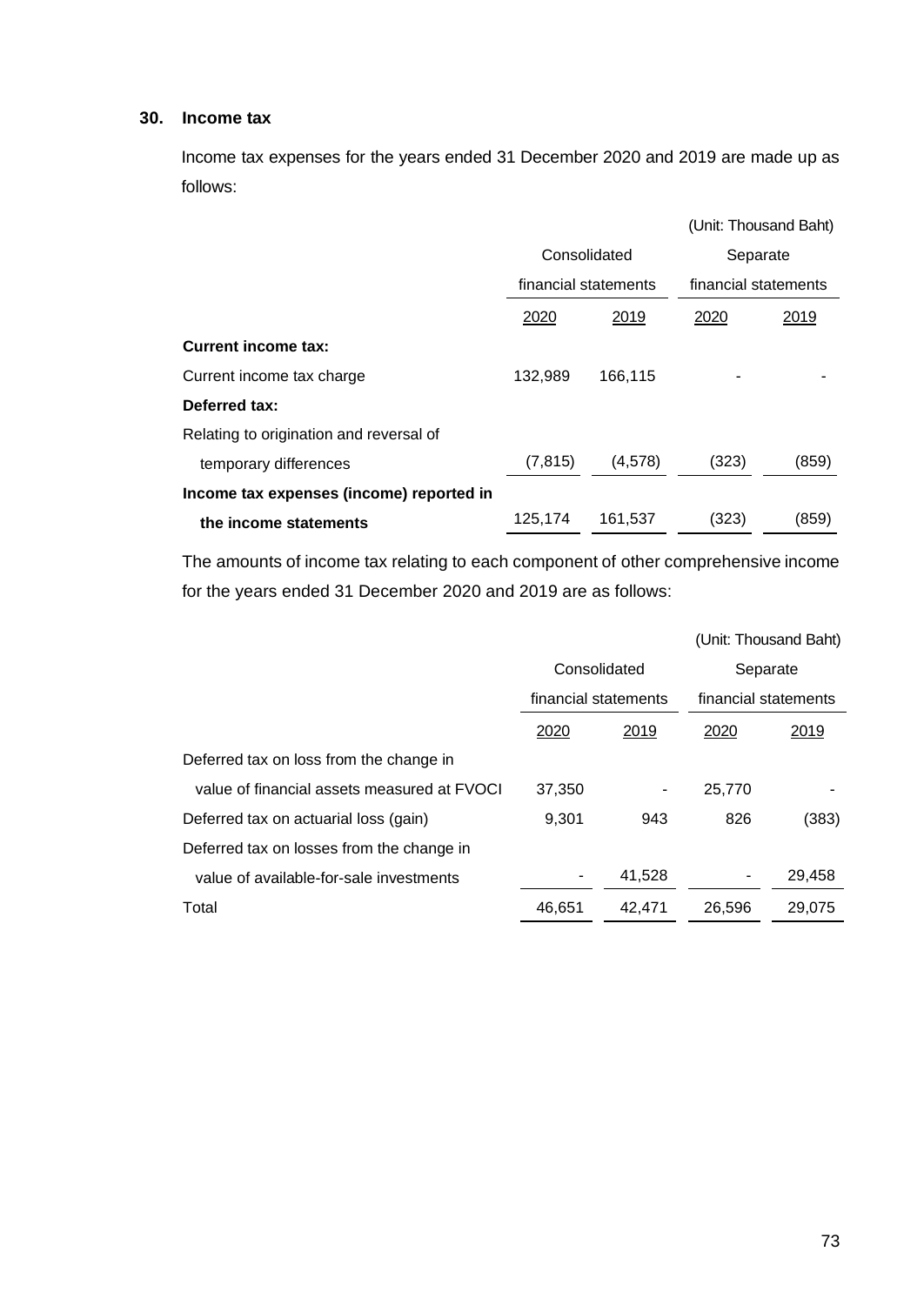## 30. Income tax

Income tax expenses for the years ended 31 December 2020 and 2019 are made up as follows:

(Unit: Thousand Baht)

| | Consolidated financial statements | | Separate financial statements | |
|---|---|---|---|---|
| | 2020 | 2019 | 2020 | 2019 |
| **Current income tax:** | | | | |
| Current income tax charge | 132,989 | 166,115 | - | - |
| **Deferred tax:** | | | | |
| Relating to origination and reversal of temporary differences | (7,815) | (4,578) | (323) | (859) |
| **Income tax expenses (income) reported in the income statements** | 125,174 | 161,537 | (323) | (859) |

The amounts of income tax relating to each component of other comprehensive income for the years ended 31 December 2020 and 2019 are as follows:

(Unit: Thousand Baht)

| | Consolidated financial statements | | Separate financial statements | |
|---|---|---|---|---|
| | 2020 | 2019 | 2020 | 2019 |
| Deferred tax on loss from the change in value of financial assets measured at FVOCI | 37,350 | - | 25,770 | - |
| Deferred tax on actuarial loss (gain) | 9,301 | 943 | 826 | (383) |
| Deferred tax on losses from the change in value of available-for-sale investments | - | 41,528 | - | 29,458 |
| Total | 46,651 | 42,471 | 26,596 | 29,075 |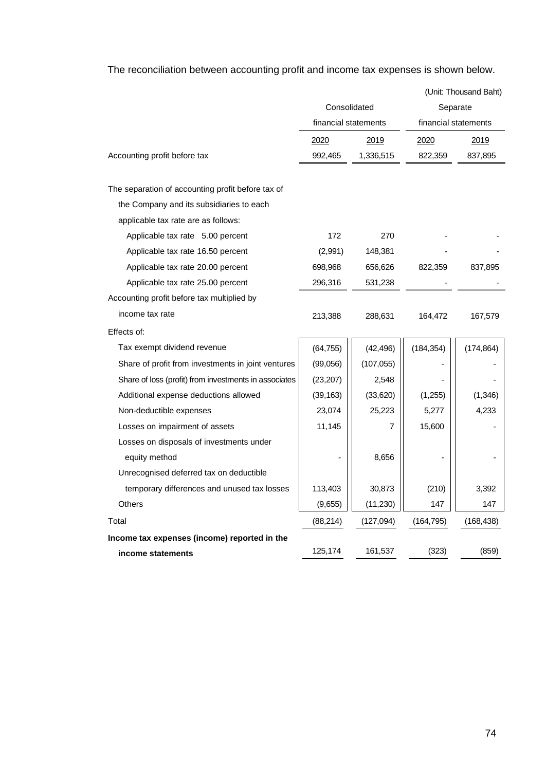The reconciliation between accounting profit and income tax expenses is shown below.

(Unit: Thousand Baht)

| | Consolidated financial statements | | Separate financial statements | |
|---|---|---|---|---|
| | 2020 | 2019 | 2020 | 2019 |
| Accounting profit before tax | 992,465 | 1,336,515 | 822,359 | 837,895 |
| The separation of accounting profit before tax of the Company and its subsidiaries to each applicable tax rate are as follows: | | | | |
| Applicable tax rate 5.00 percent | 172 | 270 | - | - |
| Applicable tax rate 16.50 percent | (2,991) | 148,381 | - | - |
| Applicable tax rate 20.00 percent | 698,968 | 656,626 | 822,359 | 837,895 |
| Applicable tax rate 25.00 percent | 296,316 | 531,238 | - | - |
| Accounting profit before tax multiplied by income tax rate | 213,388 | 288,631 | 164,472 | 167,579 |
| Effects of: | | | | |
| Tax exempt dividend revenue | (64,755) | (42,496) | (184,354) | (174,864) |
| Share of profit from investments in joint ventures | (99,056) | (107,055) | - | - |
| Share of loss (profit) from investments in associates | (23,207) | 2,548 | - | - |
| Additional expense deductions allowed | (39,163) | (33,620) | (1,255) | (1,346) |
| Non-deductible expenses | 23,074 | 25,223 | 5,277 | 4,233 |
| Losses on impairment of assets | 11,145 | 7 | 15,600 | - |
| Losses on disposals of investments under equity method | - | 8,656 | - | - |
| Unrecognised deferred tax on deductible temporary differences and unused tax losses | 113,403 | 30,873 | (210) | 3,392 |
| Others | (9,655) | (11,230) | 147 | 147 |
| Total | (88,214) | (127,094) | (164,795) | (168,438) |
| **Income tax expenses (income) reported in the income statements** | 125,174 | 161,537 | (323) | (859) |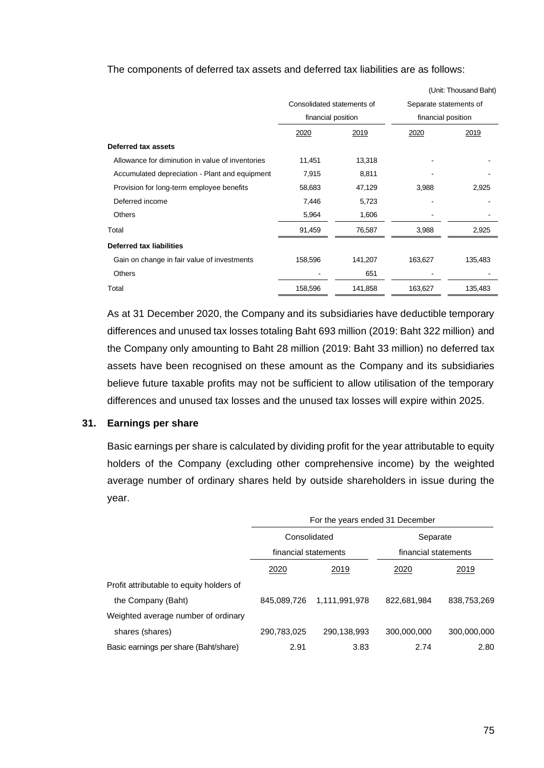The components of deferred tax assets and deferred tax liabilities are as follows:

(Unit: Thousand Baht)

| | Consolidated statements of financial position | | Separate statements of financial position | |
|---|---|---|---|---|
| | 2020 | 2019 | 2020 | 2019 |
| **Deferred tax assets** | | | | |
| Allowance for diminution in value of inventories | 11,451 | 13,318 | - | - |
| Accumulated depreciation - Plant and equipment | 7,915 | 8,811 | - | - |
| Provision for long-term employee benefits | 58,683 | 47,129 | 3,988 | 2,925 |
| Deferred income | 7,446 | 5,723 | - | - |
| Others | 5,964 | 1,606 | - | - |
| Total | 91,459 | 76,587 | 3,988 | 2,925 |
| **Deferred tax liabilities** | | | | |
| Gain on change in fair value of investments | 158,596 | 141,207 | 163,627 | 135,483 |
| Others | - | 651 | - | - |
| Total | 158,596 | 141,858 | 163,627 | 135,483 |

As at 31 December 2020, the Company and its subsidiaries have deductible temporary differences and unused tax losses totaling Baht 693 million (2019: Baht 322 million) and the Company only amounting to Baht 28 million (2019: Baht 33 million) no deferred tax assets have been recognised on these amount as the Company and its subsidiaries believe future taxable profits may not be sufficient to allow utilisation of the temporary differences and unused tax losses and the unused tax losses will expire within 2025.

## 31. Earnings per share

Basic earnings per share is calculated by dividing profit for the year attributable to equity holders of the Company (excluding other comprehensive income) by the weighted average number of ordinary shares held by outside shareholders in issue during the year.

| | For the years ended 31 December | | | |
|---|---|---|---|---|
| | Consolidated financial statements | | Separate financial statements | |
| | 2020 | 2019 | 2020 | 2019 |
| Profit attributable to equity holders of the Company (Baht) | 845,089,726 | 1,111,991,978 | 822,681,984 | 838,753,269 |
| Weighted average number of ordinary shares (shares) | 290,783,025 | 290,138,993 | 300,000,000 | 300,000,000 |
| Basic earnings per share (Baht/share) | 2.91 | 3.83 | 2.74 | 2.80 |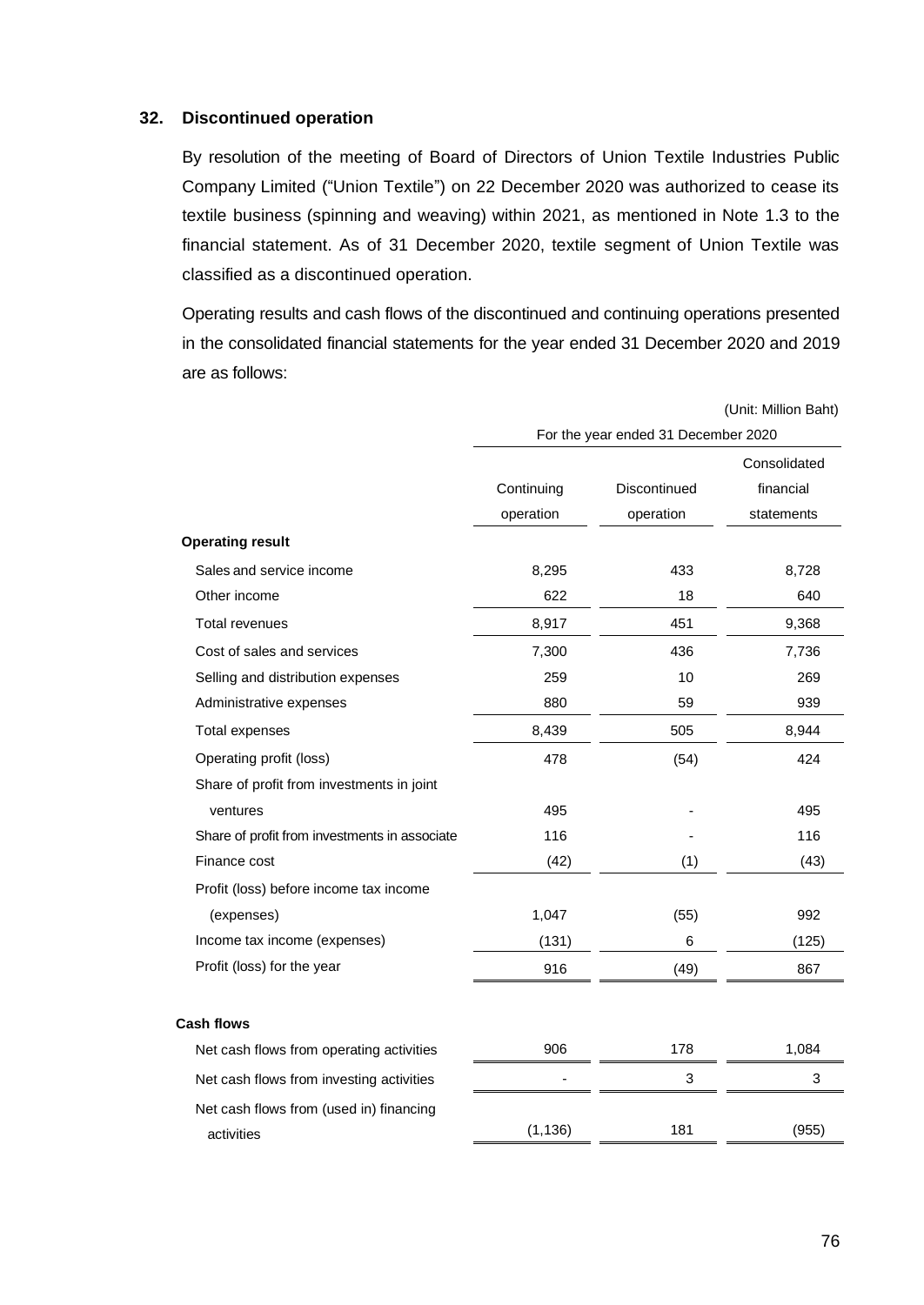## 32. Discontinued operation

By resolution of the meeting of Board of Directors of Union Textile Industries Public Company Limited ("Union Textile") on 22 December 2020 was authorized to cease its textile business (spinning and weaving) within 2021, as mentioned in Note 1.3 to the financial statement. As of 31 December 2020, textile segment of Union Textile was classified as a discontinued operation.

Operating results and cash flows of the discontinued and continuing operations presented in the consolidated financial statements for the year ended 31 December 2020 and 2019 are as follows:

(Unit: Million Baht)

| | For the year ended 31 December 2020 | | |
|---|---|---|---|
| | Continuing operation | Discontinued operation | Consolidated financial statements |
| **Operating result** | | | |
| Sales and service income | 8,295 | 433 | 8,728 |
| Other income | 622 | 18 | 640 |
| Total revenues | 8,917 | 451 | 9,368 |
| Cost of sales and services | 7,300 | 436 | 7,736 |
| Selling and distribution expenses | 259 | 10 | 269 |
| Administrative expenses | 880 | 59 | 939 |
| Total expenses | 8,439 | 505 | 8,944 |
| Operating profit (loss) | 478 | (54) | 424 |
| Share of profit from investments in joint ventures | 495 | - | 495 |
| Share of profit from investments in associate | 116 | - | 116 |
| Finance cost | (42) | (1) | (43) |
| Profit (loss) before income tax income (expenses) | 1,047 | (55) | 992 |
| Income tax income (expenses) | (131) | 6 | (125) |
| Profit (loss) for the year | 916 | (49) | 867 |
| **Cash flows** | | | |
| Net cash flows from operating activities | 906 | 178 | 1,084 |
| Net cash flows from investing activities | - | 3 | 3 |
| Net cash flows from (used in) financing activities | (1,136) | 181 | (955) |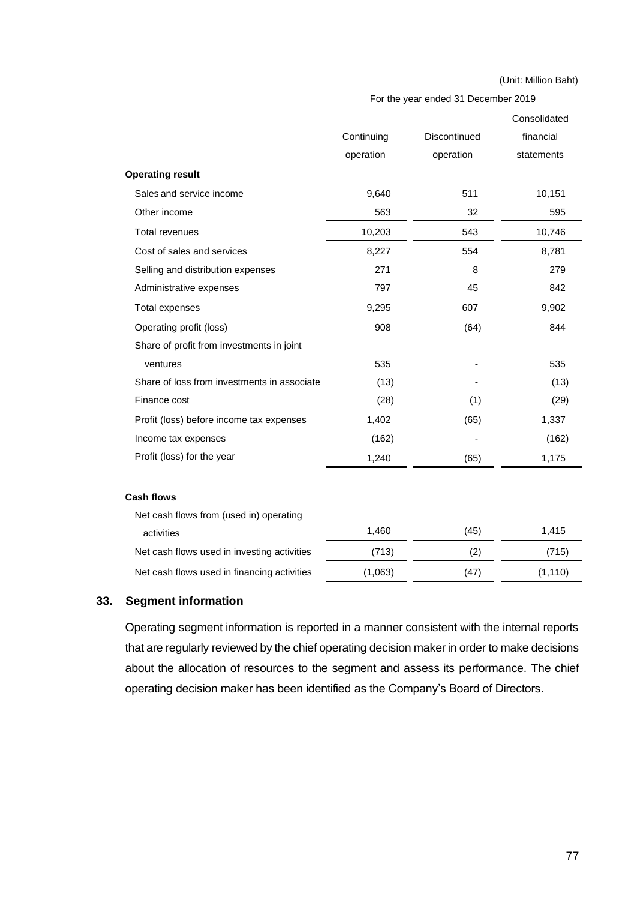(Unit: Million Baht)

| | For the year ended 31 December 2019 | | |
|---|---|---|---|
| | Continuing operation | Discontinued operation | Consolidated financial statements |
| **Operating result** | | | |
| Sales and service income | 9,640 | 511 | 10,151 |
| Other income | 563 | 32 | 595 |
| Total revenues | 10,203 | 543 | 10,746 |
| Cost of sales and services | 8,227 | 554 | 8,781 |
| Selling and distribution expenses | 271 | 8 | 279 |
| Administrative expenses | 797 | 45 | 842 |
| Total expenses | 9,295 | 607 | 9,902 |
| Operating profit (loss) | 908 | (64) | 844 |
| Share of profit from investments in joint ventures | 535 | - | 535 |
| Share of loss from investments in associate | (13) | - | (13) |
| Finance cost | (28) | (1) | (29) |
| Profit (loss) before income tax expenses | 1,402 | (65) | 1,337 |
| Income tax expenses | (162) | - | (162) |
| Profit (loss) for the year | 1,240 | (65) | 1,175 |
| **Cash flows** | | | |
| Net cash flows from (used in) operating activities | 1,460 | (45) | 1,415 |
| Net cash flows used in investing activities | (713) | (2) | (715) |
| Net cash flows used in financing activities | (1,063) | (47) | (1,110) |

## 33. Segment information

Operating segment information is reported in a manner consistent with the internal reports that are regularly reviewed by the chief operating decision maker in order to make decisions about the allocation of resources to the segment and assess its performance. The chief operating decision maker has been identified as the Company's Board of Directors.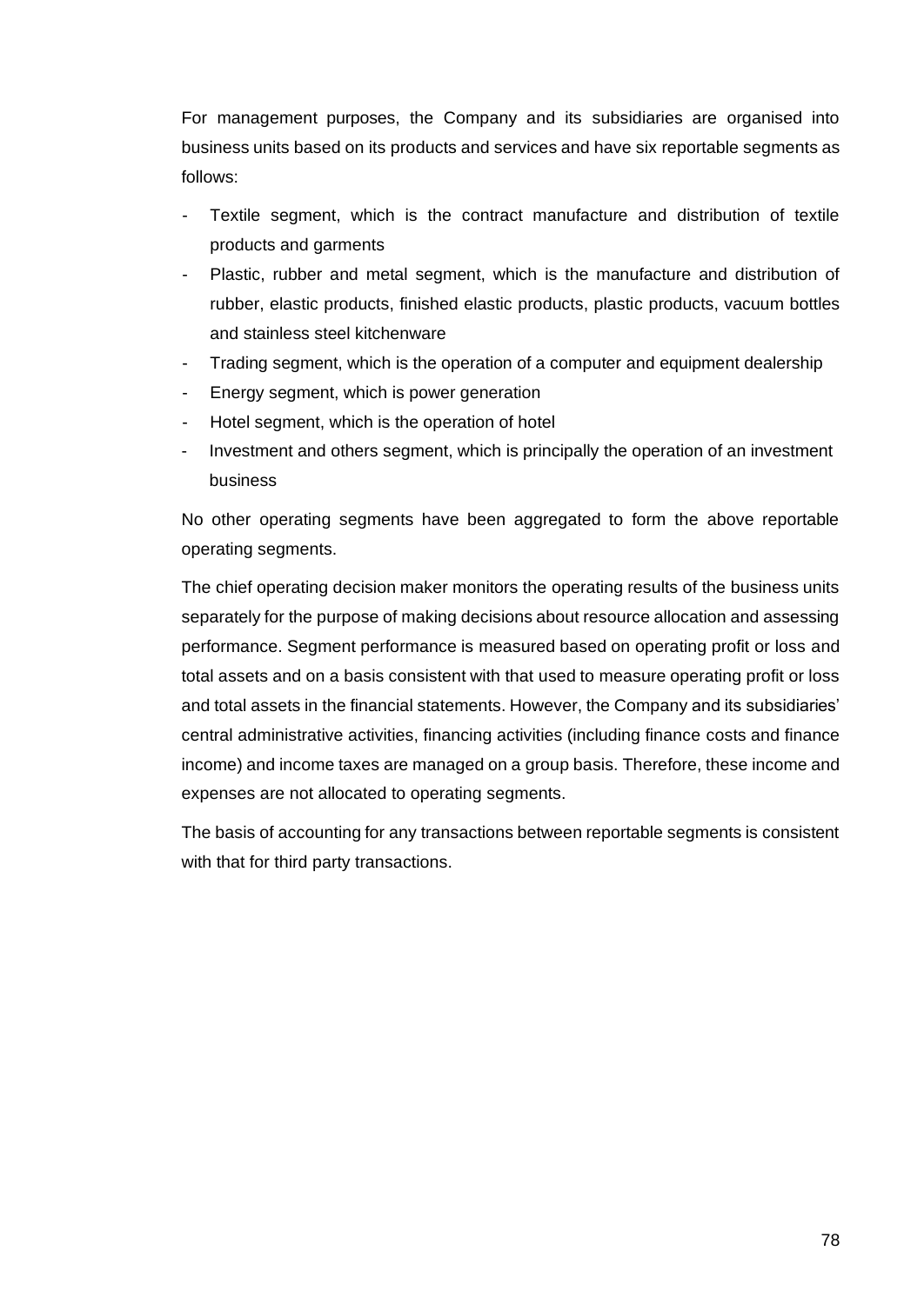For management purposes, the Company and its subsidiaries are organised into business units based on its products and services and have six reportable segments as follows:

- Textile segment, which is the contract manufacture and distribution of textile products and garments
- Plastic, rubber and metal segment, which is the manufacture and distribution of rubber, elastic products, finished elastic products, plastic products, vacuum bottles and stainless steel kitchenware
- Trading segment, which is the operation of a computer and equipment dealership
- Energy segment, which is power generation
- Hotel segment, which is the operation of hotel
- Investment and others segment, which is principally the operation of an investment business

No other operating segments have been aggregated to form the above reportable operating segments.

The chief operating decision maker monitors the operating results of the business units separately for the purpose of making decisions about resource allocation and assessing performance. Segment performance is measured based on operating profit or loss and total assets and on a basis consistent with that used to measure operating profit or loss and total assets in the financial statements. However, the Company and its subsidiaries' central administrative activities, financing activities (including finance costs and finance income) and income taxes are managed on a group basis. Therefore, these income and expenses are not allocated to operating segments.

The basis of accounting for any transactions between reportable segments is consistent with that for third party transactions.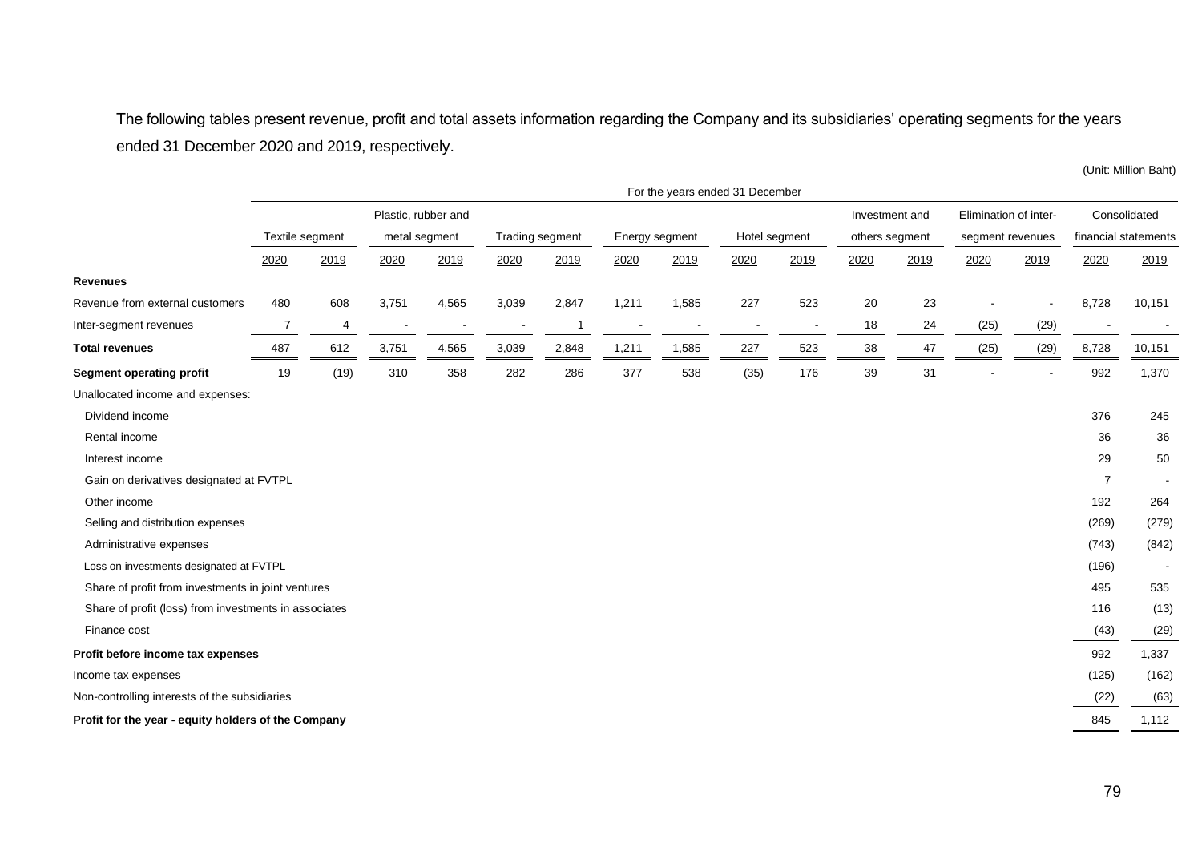The following tables present revenue, profit and total assets information regarding the Company and its subsidiaries' operating segments for the years ended 31 December 2020 and 2019, respectively.

(Unit: Million Baht)

| | For the years ended 31 December | | | | | | | | | | | | | | | |
|---|---|---|---|---|---|---|---|---|---|---|---|---|---|---|---|---|
| | Textile segment | | Plastic, rubber and metal segment | | Trading segment | | Energy segment | | Hotel segment | | Investment and others segment | | Elimination of inter-segment revenues | | Consolidated financial statements | |
| | 2020 | 2019 | 2020 | 2019 | 2020 | 2019 | 2020 | 2019 | 2020 | 2019 | 2020 | 2019 | 2020 | 2019 | 2020 | 2019 |
| **Revenues** | | | | | | | | | | | | | | | | |
| Revenue from external customers | 480 | 608 | 3,751 | 4,565 | 3,039 | 2,847 | 1,211 | 1,585 | 227 | 523 | 20 | 23 | - | - | 8,728 | 10,151 |
| Inter-segment revenues | 7 | 4 | - | - | - | 1 | - | - | - | - | 18 | 24 | (25) | (29) | - | - |
| **Total revenues** | 487 | 612 | 3,751 | 4,565 | 3,039 | 2,848 | 1,211 | 1,585 | 227 | 523 | 38 | 47 | (25) | (29) | 8,728 | 10,151 |
| **Segment operating profit** | 19 | (19) | 310 | 358 | 282 | 286 | 377 | 538 | (35) | 176 | 39 | 31 | - | - | 992 | 1,370 |
| Unallocated income and expenses: | | | | | | | | | | | | | | | | |
| Dividend income | | | | | | | | | | | | | | | 376 | 245 |
| Rental income | | | | | | | | | | | | | | | 36 | 36 |
| Interest income | | | | | | | | | | | | | | | 29 | 50 |
| Gain on derivatives designated at FVTPL | | | | | | | | | | | | | | | 7 | - |
| Other income | | | | | | | | | | | | | | | 192 | 264 |
| Selling and distribution expenses | | | | | | | | | | | | | | | (269) | (279) |
| Administrative expenses | | | | | | | | | | | | | | | (743) | (842) |
| Loss on investments designated at FVTPL | | | | | | | | | | | | | | | (196) | - |
| Share of profit from investments in joint ventures | | | | | | | | | | | | | | | 495 | 535 |
| Share of profit (loss) from investments in associates | | | | | | | | | | | | | | | 116 | (13) |
| Finance cost | | | | | | | | | | | | | | | (43) | (29) |
| **Profit before income tax expenses** | | | | | | | | | | | | | | | 992 | 1,337 |
| Income tax expenses | | | | | | | | | | | | | | | (125) | (162) |
| Non-controlling interests of the subsidiaries | | | | | | | | | | | | | | | (22) | (63) |
| **Profit for the year - equity holders of the Company** | | | | | | | | | | | | | | | 845 | 1,112 |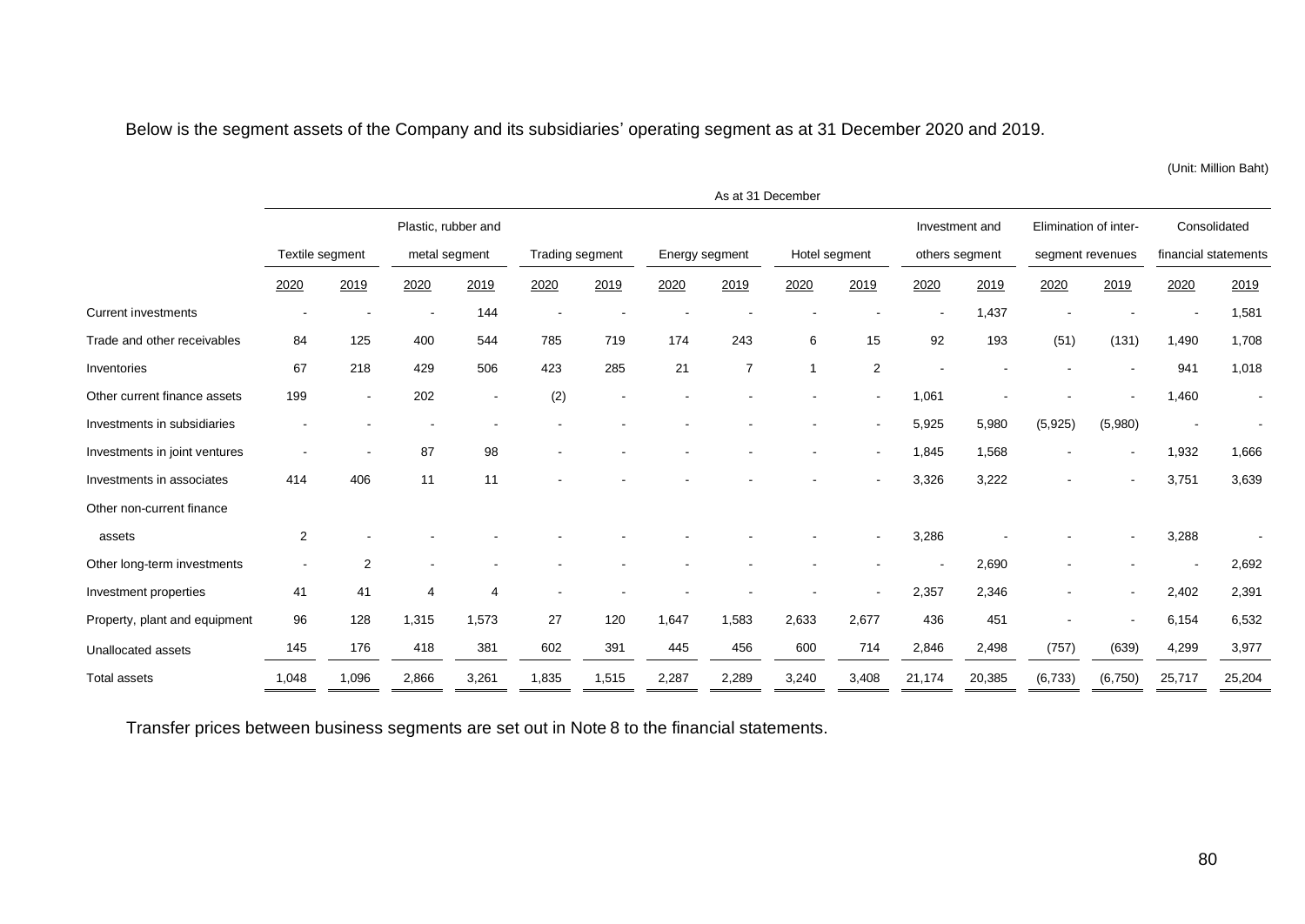Below is the segment assets of the Company and its subsidiaries' operating segment as at 31 December 2020 and 2019.

(Unit: Million Baht)

| | As at 31 December | | | | | | | | | | | | | | | |
|---|---|---|---|---|---|---|---|---|---|---|---|---|---|---|---|---|
| | Textile segment | | Plastic, rubber and metal segment | | Trading segment | | Energy segment | | Hotel segment | | Investment and others segment | | Elimination of inter-segment revenues | | Consolidated financial statements | |
| | 2020 | 2019 | 2020 | 2019 | 2020 | 2019 | 2020 | 2019 | 2020 | 2019 | 2020 | 2019 | 2020 | 2019 | 2020 | 2019 |
| Current investments | - | - | - | 144 | - | - | - | - | - | - | - | 1,437 | - | - | - | 1,581 |
| Trade and other receivables | 84 | 125 | 400 | 544 | 785 | 719 | 174 | 243 | 6 | 15 | 92 | 193 | (51) | (131) | 1,490 | 1,708 |
| Inventories | 67 | 218 | 429 | 506 | 423 | 285 | 21 | 7 | 1 | 2 | - | - | - | - | 941 | 1,018 |
| Other current finance assets | 199 | - | 202 | - | (2) | - | - | - | - | - | 1,061 | - | - | - | 1,460 | - |
| Investments in subsidiaries | - | - | - | - | - | - | - | - | - | - | 5,925 | 5,980 | (5,925) | (5,980) | - | - |
| Investments in joint ventures | - | - | 87 | 98 | - | - | - | - | - | - | 1,845 | 1,568 | - | - | 1,932 | 1,666 |
| Investments in associates | 414 | 406 | 11 | 11 | - | - | - | - | - | - | 3,326 | 3,222 | - | - | 3,751 | 3,639 |
| Other non-current finance assets | 2 | - | - | - | - | - | - | - | - | - | 3,286 | - | - | - | 3,288 | - |
| Other long-term investments | - | 2 | - | - | - | - | - | - | - | - | - | 2,690 | - | - | - | 2,692 |
| Investment properties | 41 | 41 | 4 | 4 | - | - | - | - | - | - | 2,357 | 2,346 | - | - | 2,402 | 2,391 |
| Property, plant and equipment | 96 | 128 | 1,315 | 1,573 | 27 | 120 | 1,647 | 1,583 | 2,633 | 2,677 | 436 | 451 | - | - | 6,154 | 6,532 |
| Unallocated assets | 145 | 176 | 418 | 381 | 602 | 391 | 445 | 456 | 600 | 714 | 2,846 | 2,498 | (757) | (639) | 4,299 | 3,977 |
| Total assets | 1,048 | 1,096 | 2,866 | 3,261 | 1,835 | 1,515 | 2,287 | 2,289 | 3,240 | 3,408 | 21,174 | 20,385 | (6,733) | (6,750) | 25,717 | 25,204 |

Transfer prices between business segments are set out in Note 8 to the financial statements.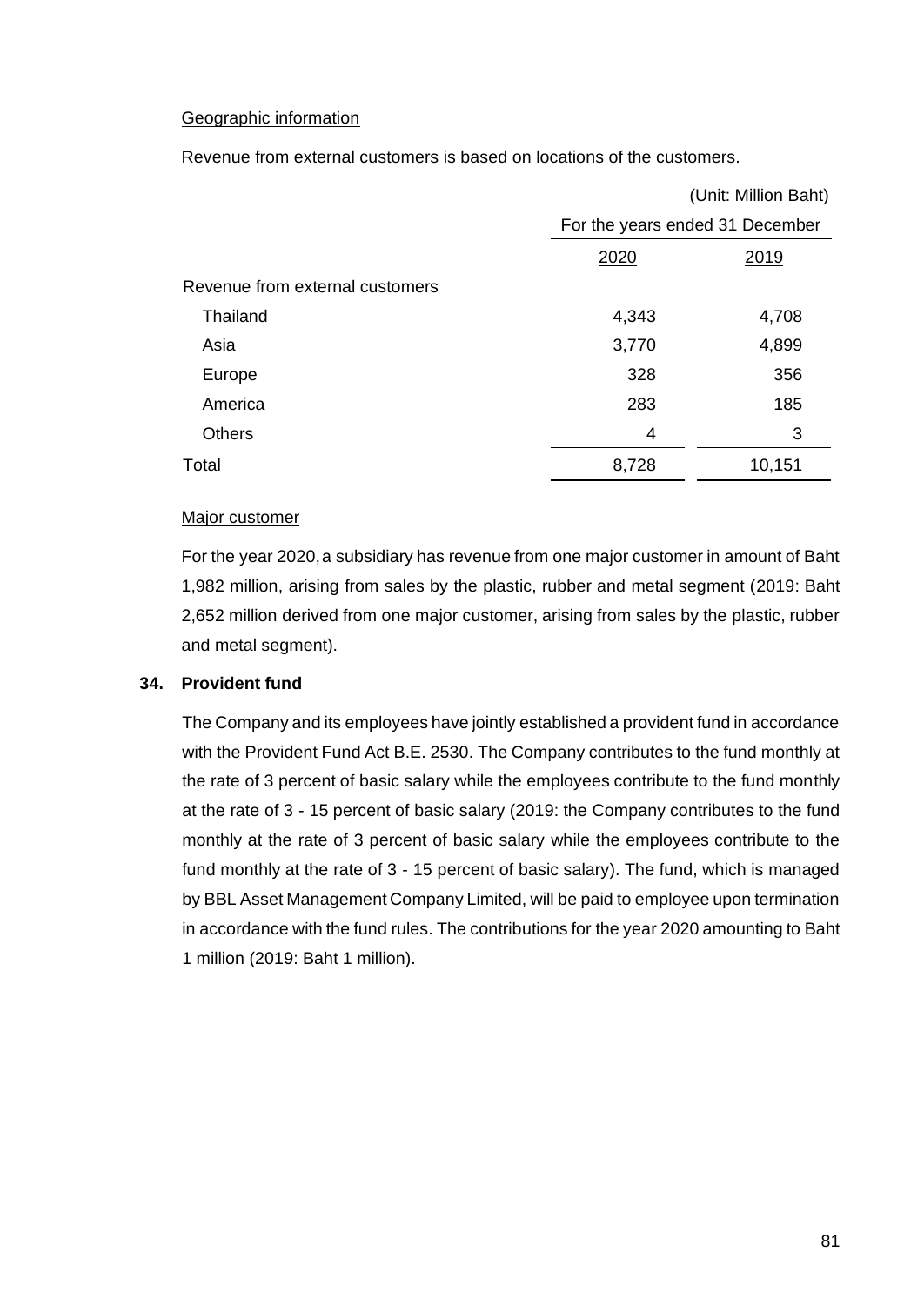Geographic information

Revenue from external customers is based on locations of the customers.

| | (Unit: Million Baht) | |
|---|---|---|
| | For the years ended 31 December | |
| | 2020 | 2019 |
| Revenue from external customers | | |
| Thailand | 4,343 | 4,708 |
| Asia | 3,770 | 4,899 |
| Europe | 328 | 356 |
| America | 283 | 185 |
| Others | 4 | 3 |
| Total | 8,728 | 10,151 |

Major customer

For the year 2020, a subsidiary has revenue from one major customer in amount of Baht 1,982 million, arising from sales by the plastic, rubber and metal segment (2019: Baht 2,652 million derived from one major customer, arising from sales by the plastic, rubber and metal segment).

## 34. Provident fund

The Company and its employees have jointly established a provident fund in accordance with the Provident Fund Act B.E. 2530. The Company contributes to the fund monthly at the rate of 3 percent of basic salary while the employees contribute to the fund monthly at the rate of 3 - 15 percent of basic salary (2019: the Company contributes to the fund monthly at the rate of 3 percent of basic salary while the employees contribute to the fund monthly at the rate of 3 - 15 percent of basic salary). The fund, which is managed by BBL Asset Management Company Limited, will be paid to employee upon termination in accordance with the fund rules. The contributions for the year 2020 amounting to Baht 1 million (2019: Baht 1 million).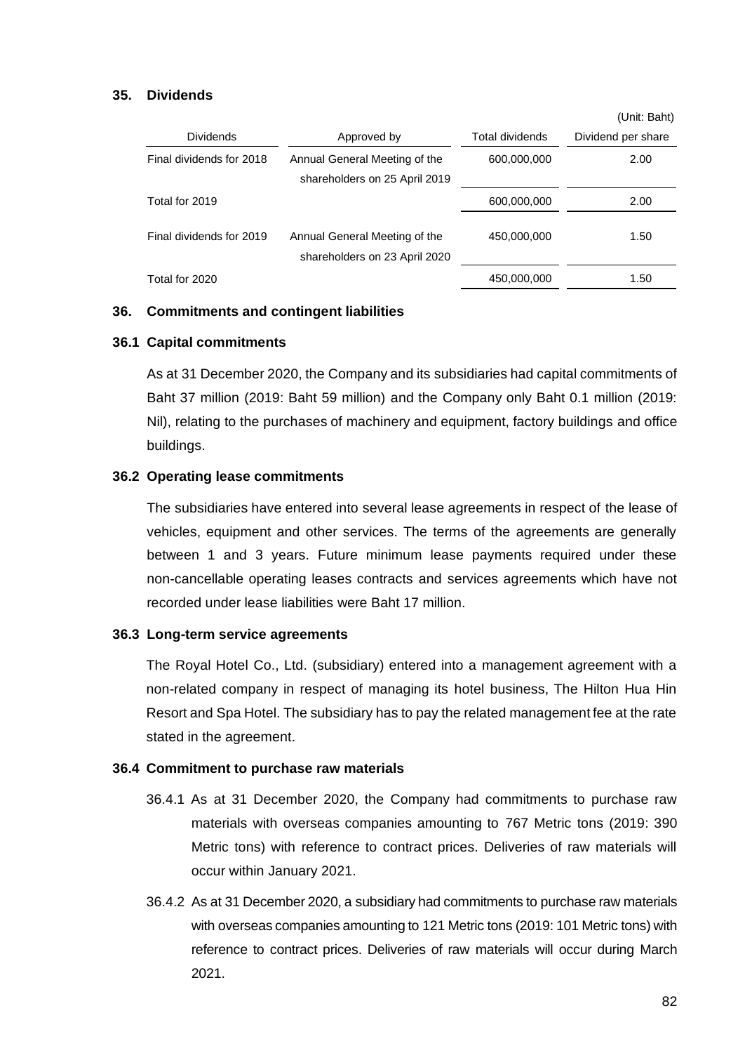## 35. Dividends

(Unit: Baht)

| Dividends | Approved by | Total dividends | Dividend per share |
|---|---|---|---|
| Final dividends for 2018 | Annual General Meeting of the shareholders on 25 April 2019 | 600,000,000 | 2.00 |
| Total for 2019 | | 600,000,000 | 2.00 |
| Final dividends for 2019 | Annual General Meeting of the shareholders on 23 April 2020 | 450,000,000 | 1.50 |
| Total for 2020 | | 450,000,000 | 1.50 |

## 36. Commitments and contingent liabilities

### 36.1 Capital commitments

As at 31 December 2020, the Company and its subsidiaries had capital commitments of Baht 37 million (2019: Baht 59 million) and the Company only Baht 0.1 million (2019: Nil), relating to the purchases of machinery and equipment, factory buildings and office buildings.

### 36.2 Operating lease commitments

The subsidiaries have entered into several lease agreements in respect of the lease of vehicles, equipment and other services. The terms of the agreements are generally between 1 and 3 years. Future minimum lease payments required under these non-cancellable operating leases contracts and services agreements which have not recorded under lease liabilities were Baht 17 million.

### 36.3 Long-term service agreements

The Royal Hotel Co., Ltd. (subsidiary) entered into a management agreement with a non-related company in respect of managing its hotel business, The Hilton Hua Hin Resort and Spa Hotel. The subsidiary has to pay the related management fee at the rate stated in the agreement.

### 36.4 Commitment to purchase raw materials

36.4.1 As at 31 December 2020, the Company had commitments to purchase raw materials with overseas companies amounting to 767 Metric tons (2019: 390 Metric tons) with reference to contract prices. Deliveries of raw materials will occur within January 2021.

36.4.2 As at 31 December 2020, a subsidiary had commitments to purchase raw materials with overseas companies amounting to 121 Metric tons (2019: 101 Metric tons) with reference to contract prices. Deliveries of raw materials will occur during March 2021.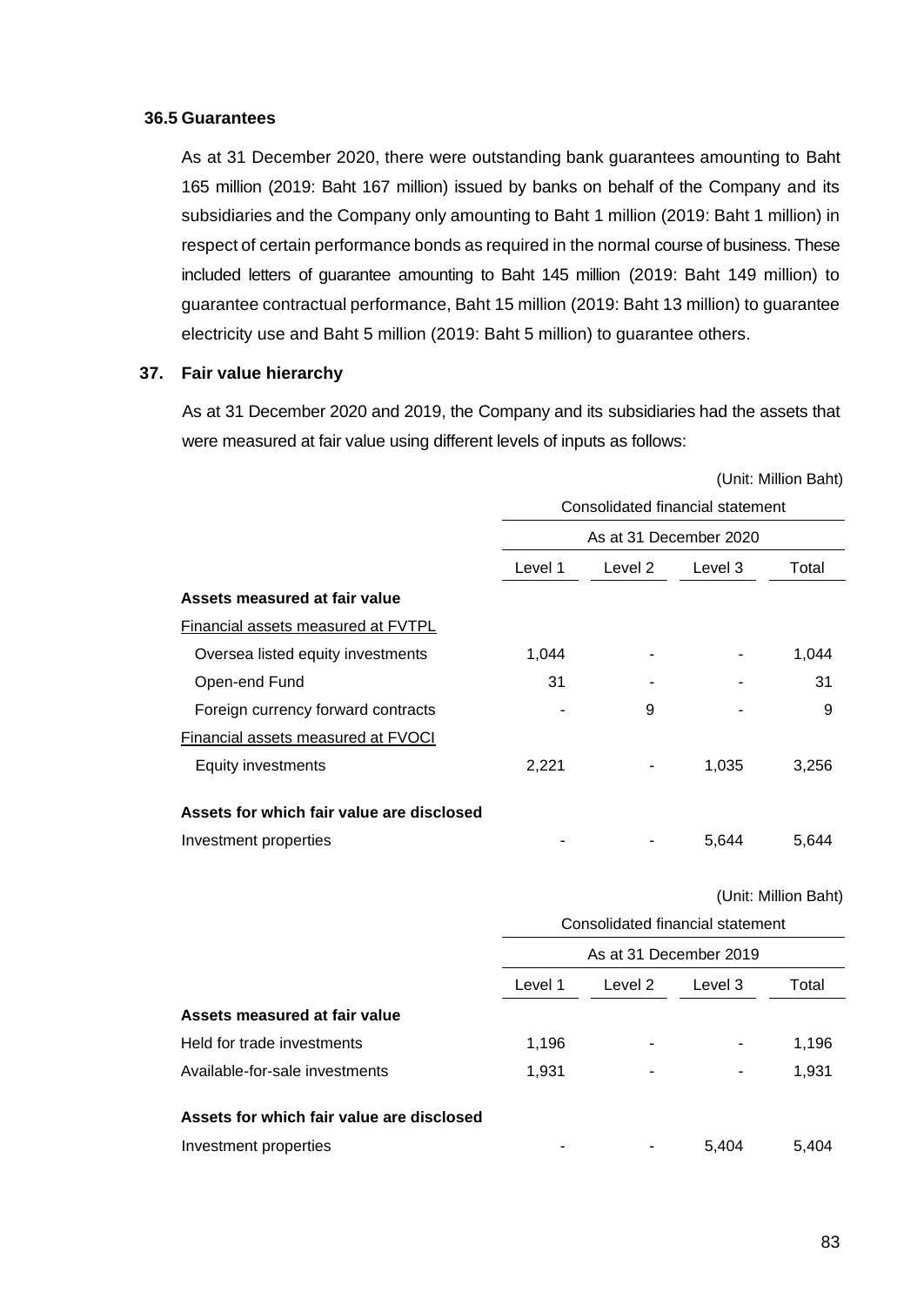### 36.5 Guarantees

As at 31 December 2020, there were outstanding bank guarantees amounting to Baht 165 million (2019: Baht 167 million) issued by banks on behalf of the Company and its subsidiaries and the Company only amounting to Baht 1 million (2019: Baht 1 million) in respect of certain performance bonds as required in the normal course of business. These included letters of guarantee amounting to Baht 145 million (2019: Baht 149 million) to guarantee contractual performance, Baht 15 million (2019: Baht 13 million) to guarantee electricity use and Baht 5 million (2019: Baht 5 million) to guarantee others.

## 37. Fair value hierarchy

As at 31 December 2020 and 2019, the Company and its subsidiaries had the assets that were measured at fair value using different levels of inputs as follows:

(Unit: Million Baht)

| | Consolidated financial statement | | | |
|---|---|---|---|---|
| | As at 31 December 2020 | | | |
| | Level 1 | Level 2 | Level 3 | Total |
| **Assets measured at fair value** | | | | |
| Financial assets measured at FVTPL | | | | |
| Oversea listed equity investments | 1,044 | - | - | 1,044 |
| Open-end Fund | 31 | - | - | 31 |
| Foreign currency forward contracts | - | 9 | - | 9 |
| Financial assets measured at FVOCI | | | | |
| Equity investments | 2,221 | - | 1,035 | 3,256 |
| **Assets for which fair value are disclosed** | | | | |
| Investment properties | - | - | 5,644 | 5,644 |

(Unit: Million Baht)

| | Consolidated financial statement | | | |
|---|---|---|---|---|
| | As at 31 December 2019 | | | |
| | Level 1 | Level 2 | Level 3 | Total |
| **Assets measured at fair value** | | | | |
| Held for trade investments | 1,196 | - | - | 1,196 |
| Available-for-sale investments | 1,931 | - | - | 1,931 |
| **Assets for which fair value are disclosed** | | | | |
| Investment properties | - | - | 5,404 | 5,404 |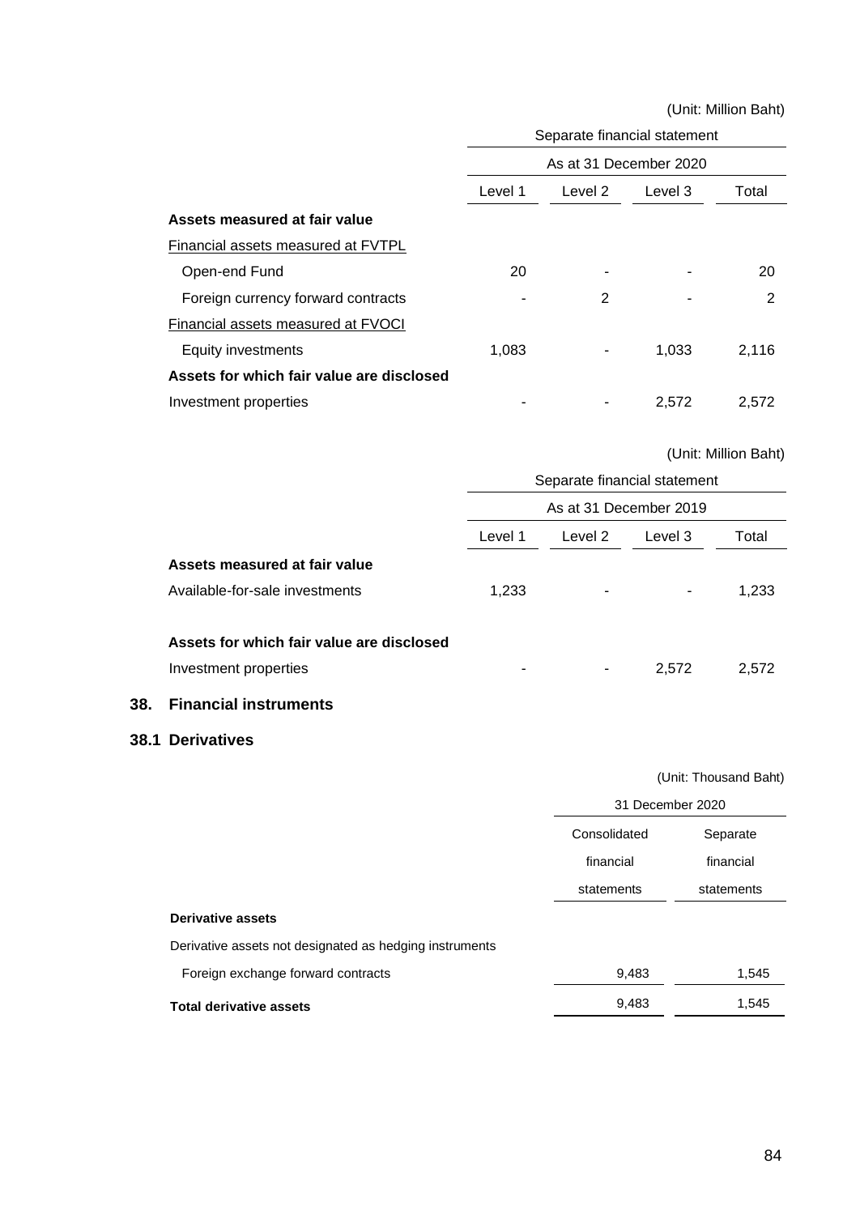(Unit: Million Baht)

| | Separate financial statement | | | |
|---|---|---|---|---|
| | As at 31 December 2020 | | | |
| | Level 1 | Level 2 | Level 3 | Total |
| **Assets measured at fair value** | | | | |
| Financial assets measured at FVTPL | | | | |
| Open-end Fund | 20 | - | - | 20 |
| Foreign currency forward contracts | - | 2 | - | 2 |
| Financial assets measured at FVOCI | | | | |
| Equity investments | 1,083 | - | 1,033 | 2,116 |
| **Assets for which fair value are disclosed** | | | | |
| Investment properties | - | - | 2,572 | 2,572 |

(Unit: Million Baht)

| | Separate financial statement | | | |
|---|---|---|---|---|
| | As at 31 December 2019 | | | |
| | Level 1 | Level 2 | Level 3 | Total |
| **Assets measured at fair value** | | | | |
| Available-for-sale investments | 1,233 | - | - | 1,233 |
| **Assets for which fair value are disclosed** | | | | |
| Investment properties | - | - | 2,572 | 2,572 |

## 38. Financial instruments

### 38.1 Derivatives

(Unit: Thousand Baht)

| | 31 December 2020 | |
|---|---|---|
| | Consolidated financial statements | Separate financial statements |
| **Derivative assets** | | |
| Derivative assets not designated as hedging instruments | | |
| Foreign exchange forward contracts | 9,483 | 1,545 |
| **Total derivative assets** | 9,483 | 1,545 |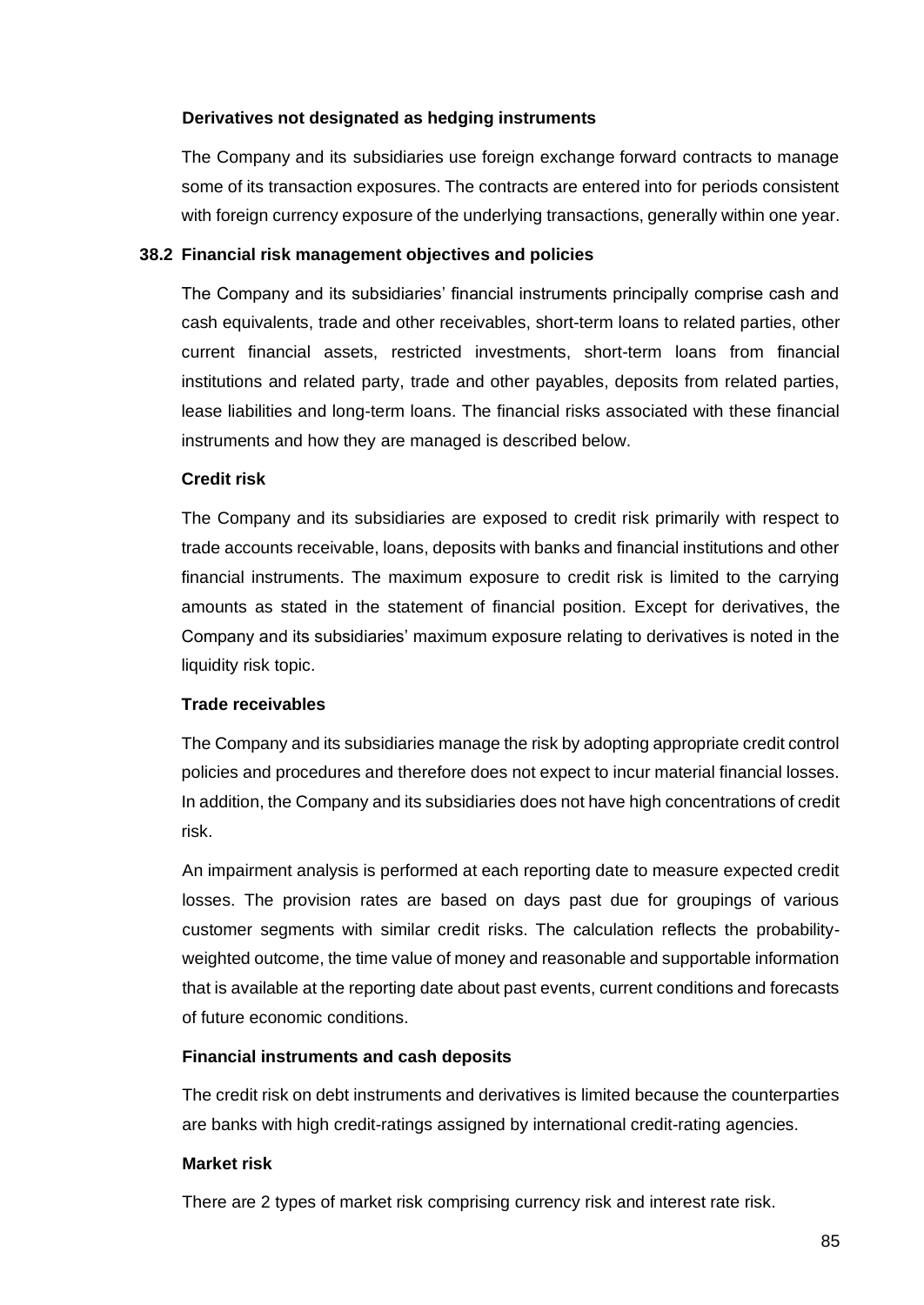**Derivatives not designated as hedging instruments**

The Company and its subsidiaries use foreign exchange forward contracts to manage some of its transaction exposures. The contracts are entered into for periods consistent with foreign currency exposure of the underlying transactions, generally within one year.

## 38.2 Financial risk management objectives and policies

The Company and its subsidiaries' financial instruments principally comprise cash and cash equivalents, trade and other receivables, short-term loans to related parties, other current financial assets, restricted investments, short-term loans from financial institutions and related party, trade and other payables, deposits from related parties, lease liabilities and long-term loans. The financial risks associated with these financial instruments and how they are managed is described below.

**Credit risk**

The Company and its subsidiaries are exposed to credit risk primarily with respect to trade accounts receivable, loans, deposits with banks and financial institutions and other financial instruments. The maximum exposure to credit risk is limited to the carrying amounts as stated in the statement of financial position. Except for derivatives, the Company and its subsidiaries' maximum exposure relating to derivatives is noted in the liquidity risk topic.

**Trade receivables**

The Company and its subsidiaries manage the risk by adopting appropriate credit control policies and procedures and therefore does not expect to incur material financial losses. In addition, the Company and its subsidiaries does not have high concentrations of credit risk.

An impairment analysis is performed at each reporting date to measure expected credit losses. The provision rates are based on days past due for groupings of various customer segments with similar credit risks. The calculation reflects the probability-weighted outcome, the time value of money and reasonable and supportable information that is available at the reporting date about past events, current conditions and forecasts of future economic conditions.

**Financial instruments and cash deposits**

The credit risk on debt instruments and derivatives is limited because the counterparties are banks with high credit-ratings assigned by international credit-rating agencies.

**Market risk**

There are 2 types of market risk comprising currency risk and interest rate risk.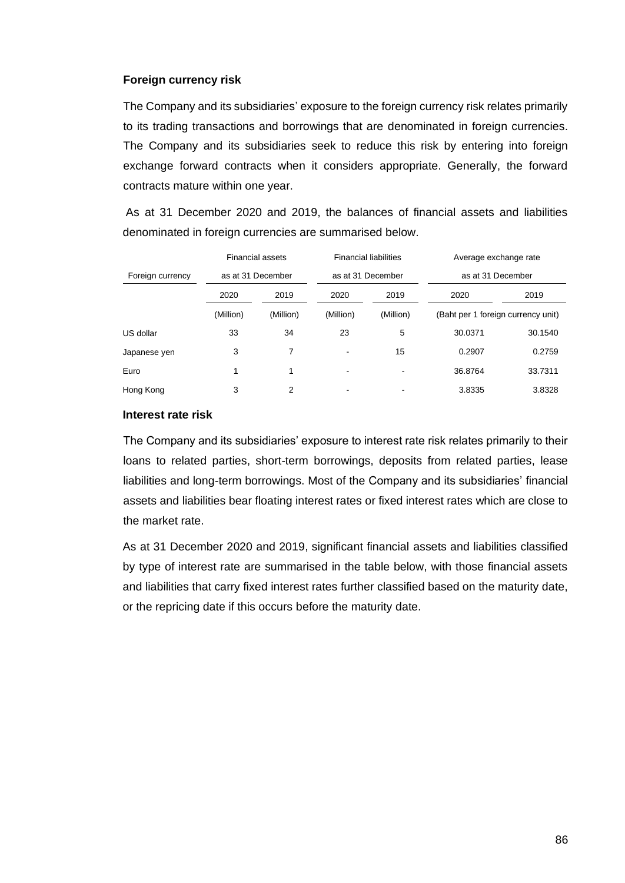**Foreign currency risk**

The Company and its subsidiaries' exposure to the foreign currency risk relates primarily to its trading transactions and borrowings that are denominated in foreign currencies. The Company and its subsidiaries seek to reduce this risk by entering into foreign exchange forward contracts when it considers appropriate. Generally, the forward contracts mature within one year.

As at 31 December 2020 and 2019, the balances of financial assets and liabilities denominated in foreign currencies are summarised below.

| Foreign currency | Financial assets as at 31 December | | Financial liabilities as at 31 December | | Average exchange rate as at 31 December | |
|---|---|---|---|---|---|---|
| | 2020 | 2019 | 2020 | 2019 | 2020 | 2019 |
| | (Million) | (Million) | (Million) | (Million) | (Baht per 1 foreign currency unit) | |
| US dollar | 33 | 34 | 23 | 5 | 30.0371 | 30.1540 |
| Japanese yen | 3 | 7 | - | 15 | 0.2907 | 0.2759 |
| Euro | 1 | 1 | - | - | 36.8764 | 33.7311 |
| Hong Kong | 3 | 2 | - | - | 3.8335 | 3.8328 |

**Interest rate risk**

The Company and its subsidiaries' exposure to interest rate risk relates primarily to their loans to related parties, short-term borrowings, deposits from related parties, lease liabilities and long-term borrowings. Most of the Company and its subsidiaries' financial assets and liabilities bear floating interest rates or fixed interest rates which are close to the market rate.

As at 31 December 2020 and 2019, significant financial assets and liabilities classified by type of interest rate are summarised in the table below, with those financial assets and liabilities that carry fixed interest rates further classified based on the maturity date, or the repricing date if this occurs before the maturity date.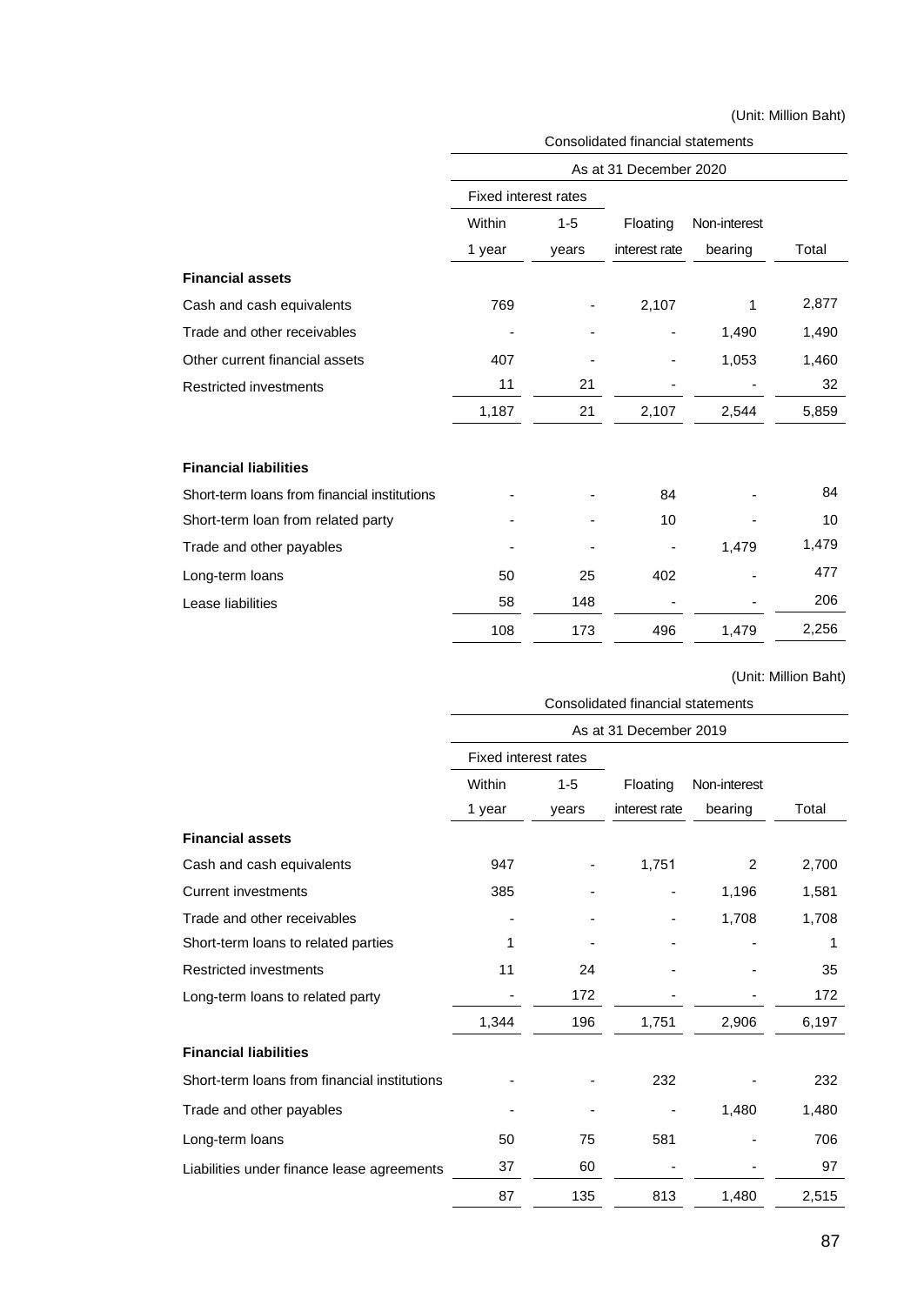(Unit: Million Baht)

| | Consolidated financial statements | | | | |
|---|---|---|---|---|---|
| | As at 31 December 2020 | | | | |
| | Fixed interest rates | | | | |
| | Within 1 year | 1-5 years | Floating interest rate | Non-interest bearing | Total |
| **Financial assets** | | | | | |
| Cash and cash equivalents | 769 | - | 2,107 | 1 | 2,877 |
| Trade and other receivables | - | - | - | 1,490 | 1,490 |
| Other current financial assets | 407 | - | - | 1,053 | 1,460 |
| Restricted investments | 11 | 21 | - | - | 32 |
| | 1,187 | 21 | 2,107 | 2,544 | 5,859 |
| **Financial liabilities** | | | | | |
| Short-term loans from financial institutions | - | - | 84 | - | 84 |
| Short-term loan from related party | - | - | 10 | - | 10 |
| Trade and other payables | - | - | - | 1,479 | 1,479 |
| Long-term loans | 50 | 25 | 402 | - | 477 |
| Lease liabilities | 58 | 148 | - | - | 206 |
| | 108 | 173 | 496 | 1,479 | 2,256 |

(Unit: Million Baht)

| | Consolidated financial statements | | | | |
|---|---|---|---|---|---|
| | As at 31 December 2019 | | | | |
| | Fixed interest rates | | | | |
| | Within 1 year | 1-5 years | Floating interest rate | Non-interest bearing | Total |
| **Financial assets** | | | | | |
| Cash and cash equivalents | 947 | - | 1,751 | 2 | 2,700 |
| Current investments | 385 | - | - | 1,196 | 1,581 |
| Trade and other receivables | - | - | - | 1,708 | 1,708 |
| Short-term loans to related parties | 1 | - | - | - | 1 |
| Restricted investments | 11 | 24 | - | - | 35 |
| Long-term loans to related party | - | 172 | - | - | 172 |
| | 1,344 | 196 | 1,751 | 2,906 | 6,197 |
| **Financial liabilities** | | | | | |
| Short-term loans from financial institutions | - | - | 232 | - | 232 |
| Trade and other payables | - | - | - | 1,480 | 1,480 |
| Long-term loans | 50 | 75 | 581 | - | 706 |
| Liabilities under finance lease agreements | 37 | 60 | - | - | 97 |
| | 87 | 135 | 813 | 1,480 | 2,515 |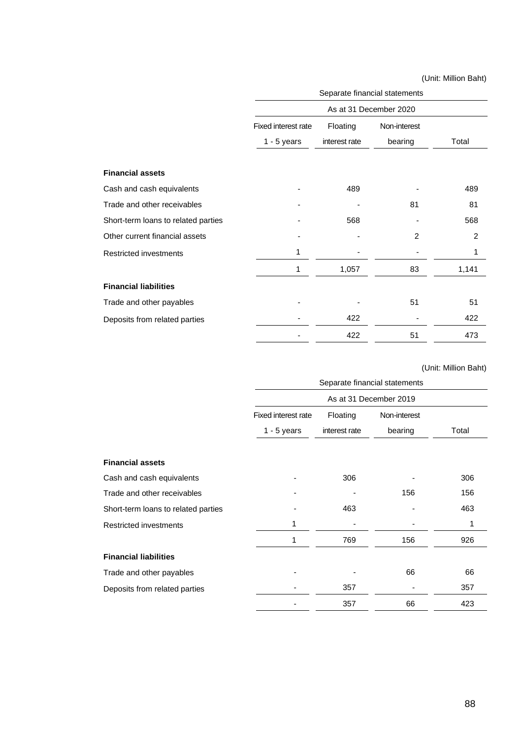(Unit: Million Baht)

| | Separate financial statements | | | |
|---|---|---|---|---|
| | As at 31 December 2020 | | | |
| | Fixed interest rate 1 - 5 years | Floating interest rate | Non-interest bearing | Total |
| **Financial assets** | | | | |
| Cash and cash equivalents | - | 489 | - | 489 |
| Trade and other receivables | - | - | 81 | 81 |
| Short-term loans to related parties | - | 568 | - | 568 |
| Other current financial assets | - | - | 2 | 2 |
| Restricted investments | 1 | - | - | 1 |
| | 1 | 1,057 | 83 | 1,141 |
| **Financial liabilities** | | | | |
| Trade and other payables | - | - | 51 | 51 |
| Deposits from related parties | - | 422 | - | 422 |
| | - | 422 | 51 | 473 |

(Unit: Million Baht)

| | Separate financial statements | | | |
|---|---|---|---|---|
| | As at 31 December 2019 | | | |
| | Fixed interest rate 1 - 5 years | Floating interest rate | Non-interest bearing | Total |
| **Financial assets** | | | | |
| Cash and cash equivalents | - | 306 | - | 306 |
| Trade and other receivables | - | - | 156 | 156 |
| Short-term loans to related parties | - | 463 | - | 463 |
| Restricted investments | 1 | - | - | 1 |
| | 1 | 769 | 156 | 926 |
| **Financial liabilities** | | | | |
| Trade and other payables | - | - | 66 | 66 |
| Deposits from related parties | - | 357 | - | 357 |
| | - | 357 | 66 | 423 |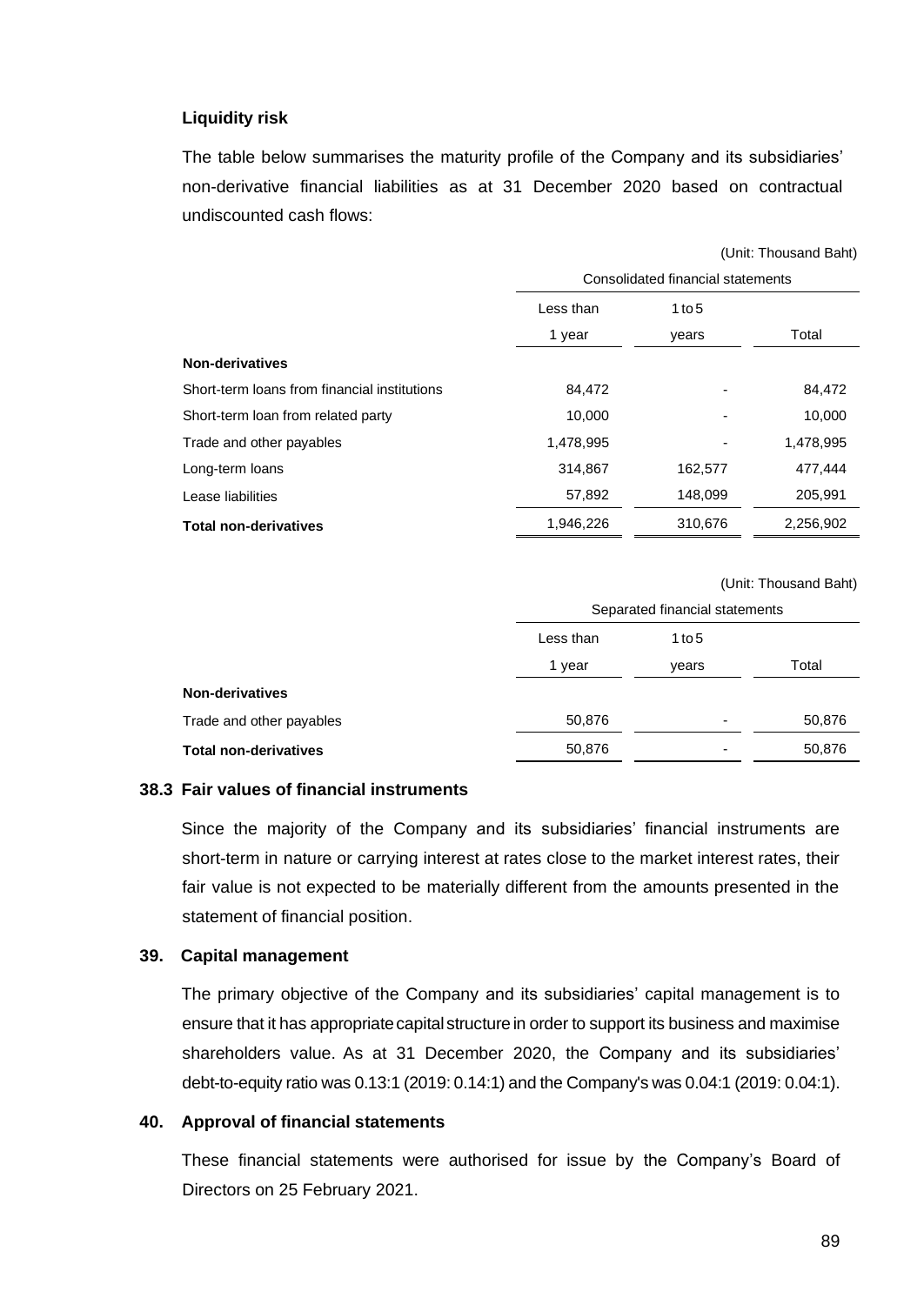**Liquidity risk**

The table below summarises the maturity profile of the Company and its subsidiaries' non-derivative financial liabilities as at 31 December 2020 based on contractual undiscounted cash flows:

(Unit: Thousand Baht)

| | Consolidated financial statements | | |
|---|---|---|---|
| | Less than 1 year | 1 to 5 years | Total |
| **Non-derivatives** | | | |
| Short-term loans from financial institutions | 84,472 | - | 84,472 |
| Short-term loan from related party | 10,000 | - | 10,000 |
| Trade and other payables | 1,478,995 | - | 1,478,995 |
| Long-term loans | 314,867 | 162,577 | 477,444 |
| Lease liabilities | 57,892 | 148,099 | 205,991 |
| **Total non-derivatives** | 1,946,226 | 310,676 | 2,256,902 |

(Unit: Thousand Baht)

| | Separated financial statements | | |
|---|---|---|---|
| | Less than 1 year | 1 to 5 years | Total |
| **Non-derivatives** | | | |
| Trade and other payables | 50,876 | - | 50,876 |
| **Total non-derivatives** | 50,876 | - | 50,876 |

### 38.3 Fair values of financial instruments

Since the majority of the Company and its subsidiaries' financial instruments are short-term in nature or carrying interest at rates close to the market interest rates, their fair value is not expected to be materially different from the amounts presented in the statement of financial position.

## 39. Capital management

The primary objective of the Company and its subsidiaries' capital management is to ensure that it has appropriate capital structure in order to support its business and maximise shareholders value. As at 31 December 2020, the Company and its subsidiaries' debt-to-equity ratio was 0.13:1 (2019: 0.14:1) and the Company's was 0.04:1 (2019: 0.04:1).

## 40. Approval of financial statements

These financial statements were authorised for issue by the Company's Board of Directors on 25 February 2021.